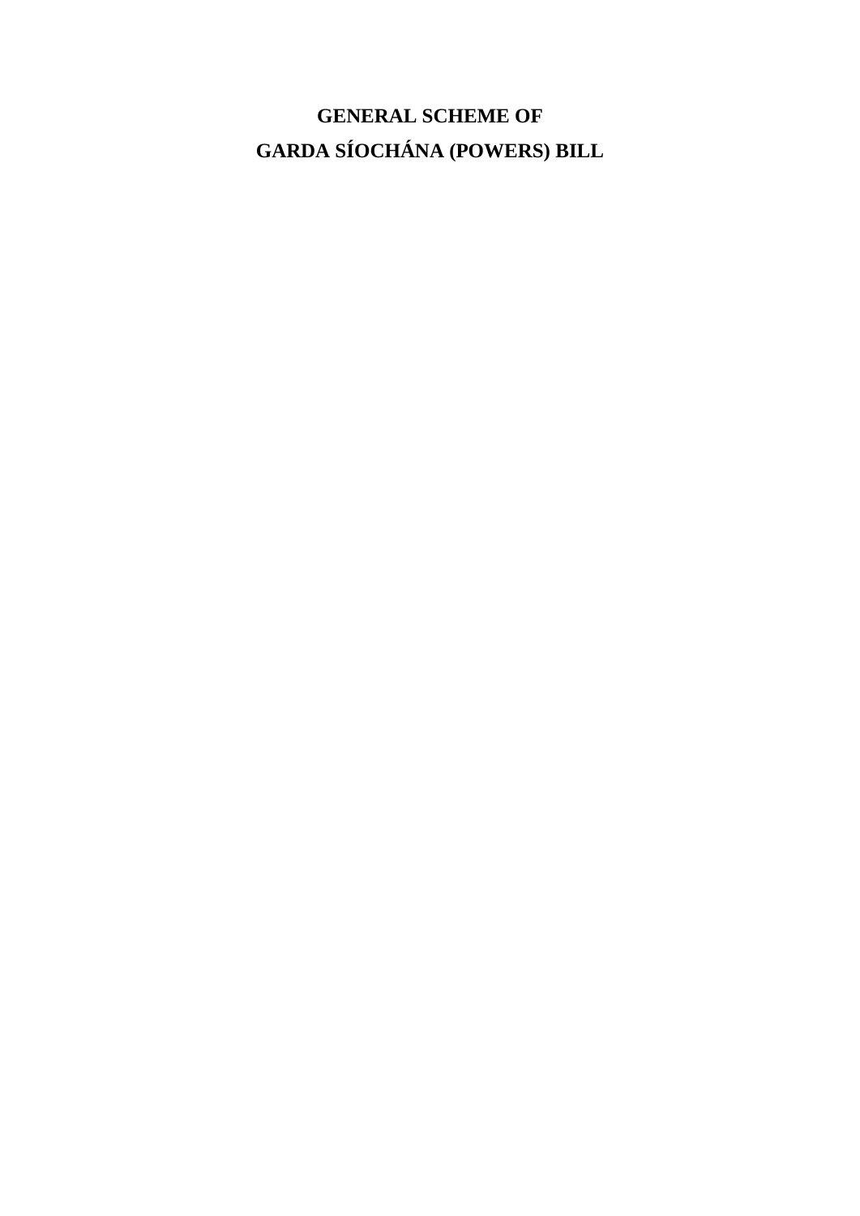# GENERAL SCHEME OF
# GARDA SÍOCHÁNA (POWERS) BILL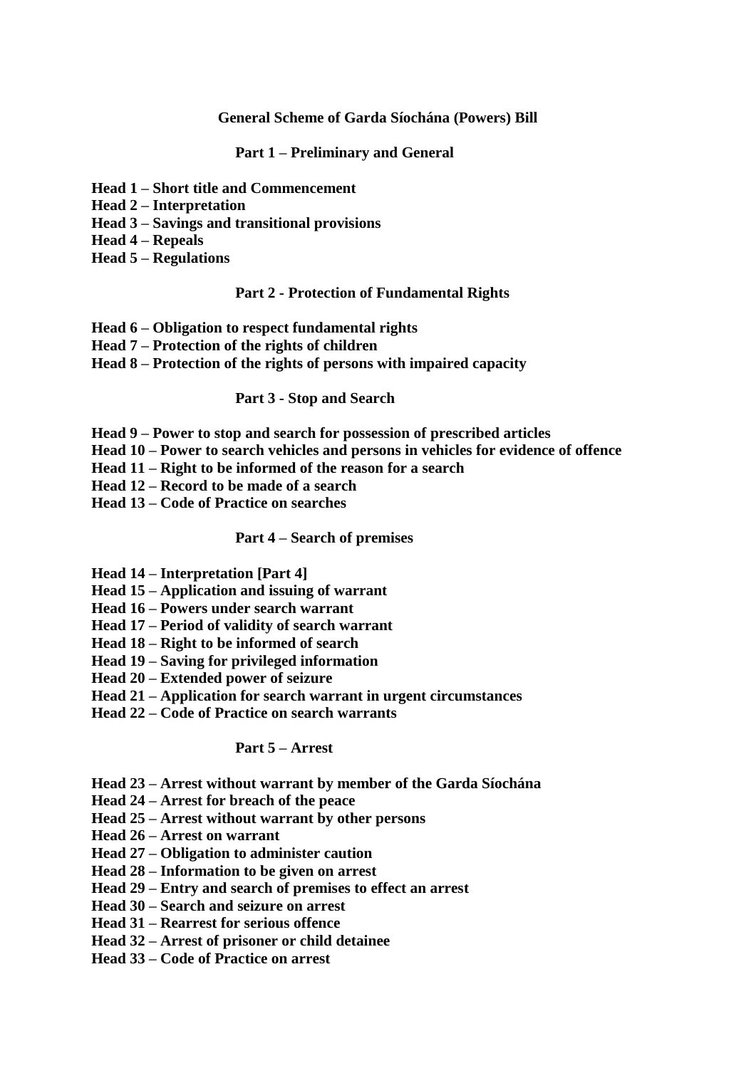# General Scheme of Garda Síochána (Powers) Bill

## Part 1 – Preliminary and General

**Head 1 – Short title and Commencement**
**Head 2 – Interpretation**
**Head 3 – Savings and transitional provisions**
**Head 4 – Repeals**
**Head 5 – Regulations**

## Part 2 - Protection of Fundamental Rights

**Head 6 – Obligation to respect fundamental rights**
**Head 7 – Protection of the rights of children**
**Head 8 – Protection of the rights of persons with impaired capacity**

## Part 3 - Stop and Search

**Head 9 – Power to stop and search for possession of prescribed articles**
**Head 10 – Power to search vehicles and persons in vehicles for evidence of offence**
**Head 11 – Right to be informed of the reason for a search**
**Head 12 – Record to be made of a search**
**Head 13 – Code of Practice on searches**

## Part 4 – Search of premises

**Head 14 – Interpretation [Part 4]**
**Head 15 – Application and issuing of warrant**
**Head 16 – Powers under search warrant**
**Head 17 – Period of validity of search warrant**
**Head 18 – Right to be informed of search**
**Head 19 – Saving for privileged information**
**Head 20 – Extended power of seizure**
**Head 21 – Application for search warrant in urgent circumstances**
**Head 22 – Code of Practice on search warrants**

## Part 5 – Arrest

**Head 23 – Arrest without warrant by member of the Garda Síochána**
**Head 24 – Arrest for breach of the peace**
**Head 25 – Arrest without warrant by other persons**
**Head 26 – Arrest on warrant**
**Head 27 – Obligation to administer caution**
**Head 28 – Information to be given on arrest**
**Head 29 – Entry and search of premises to effect an arrest**
**Head 30 – Search and seizure on arrest**
**Head 31 – Rearrest for serious offence**
**Head 32 – Arrest of prisoner or child detainee**
**Head 33 – Code of Practice on arrest**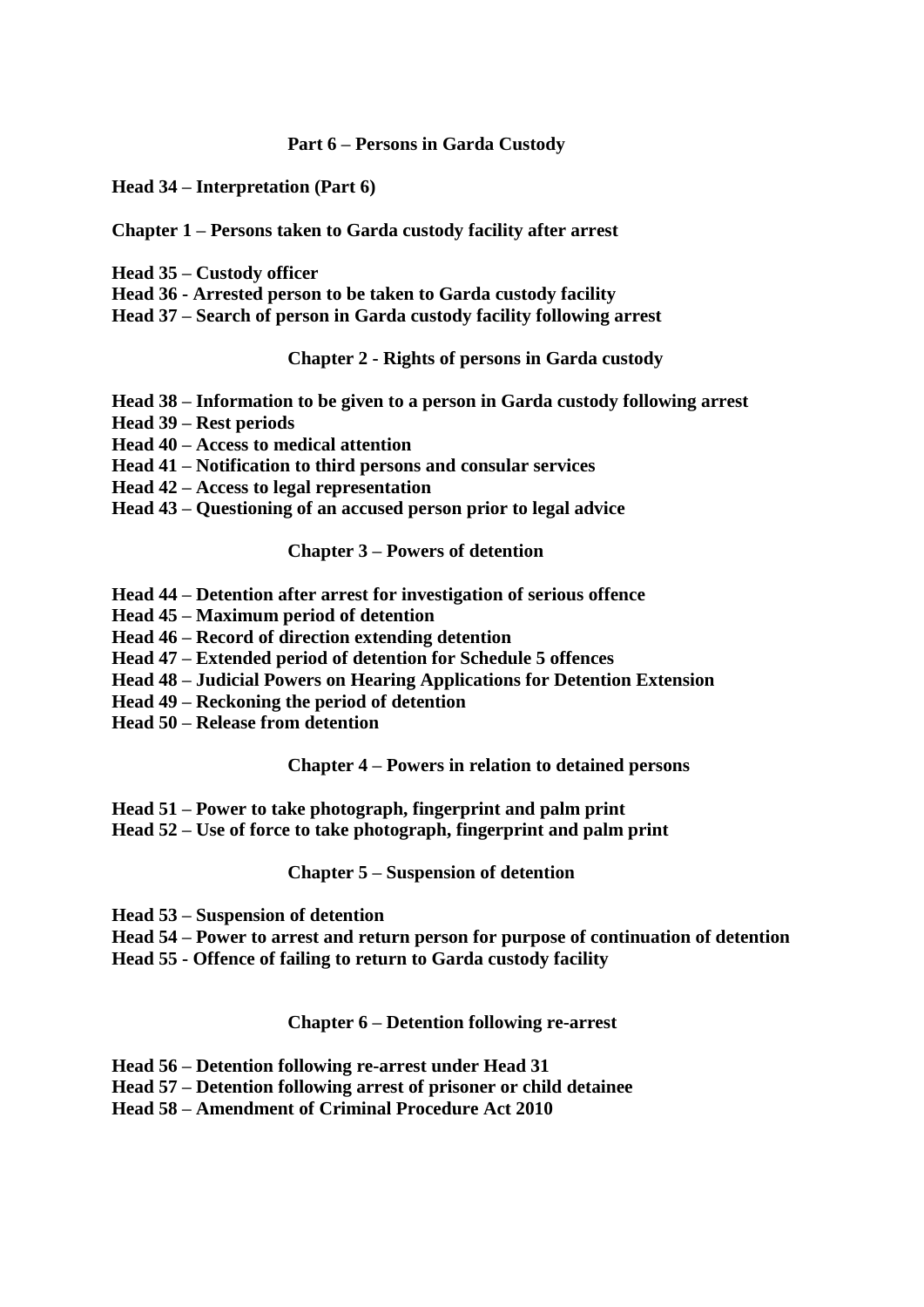**Part 6 – Persons in Garda Custody**

**Head 34 – Interpretation (Part 6)**

**Chapter 1 – Persons taken to Garda custody facility after arrest**

**Head 35 – Custody officer**
**Head 36 - Arrested person to be taken to Garda custody facility**
**Head 37 – Search of person in Garda custody facility following arrest**

**Chapter 2 - Rights of persons in Garda custody**

**Head 38 – Information to be given to a person in Garda custody following arrest**
**Head 39 – Rest periods**
**Head 40 – Access to medical attention**
**Head 41 – Notification to third persons and consular services**
**Head 42 – Access to legal representation**
**Head 43 – Questioning of an accused person prior to legal advice**

**Chapter 3 – Powers of detention**

**Head 44 – Detention after arrest for investigation of serious offence**
**Head 45 – Maximum period of detention**
**Head 46 – Record of direction extending detention**
**Head 47 – Extended period of detention for Schedule 5 offences**
**Head 48 – Judicial Powers on Hearing Applications for Detention Extension**
**Head 49 – Reckoning the period of detention**
**Head 50 – Release from detention**

**Chapter 4 – Powers in relation to detained persons**

**Head 51 – Power to take photograph, fingerprint and palm print**
**Head 52 – Use of force to take photograph, fingerprint and palm print**

**Chapter 5 – Suspension of detention**

**Head 53 – Suspension of detention**
**Head 54 – Power to arrest and return person for purpose of continuation of detention**
**Head 55 - Offence of failing to return to Garda custody facility**

**Chapter 6 – Detention following re-arrest**

**Head 56 – Detention following re-arrest under Head 31**
**Head 57 – Detention following arrest of prisoner or child detainee**
**Head 58 – Amendment of Criminal Procedure Act 2010**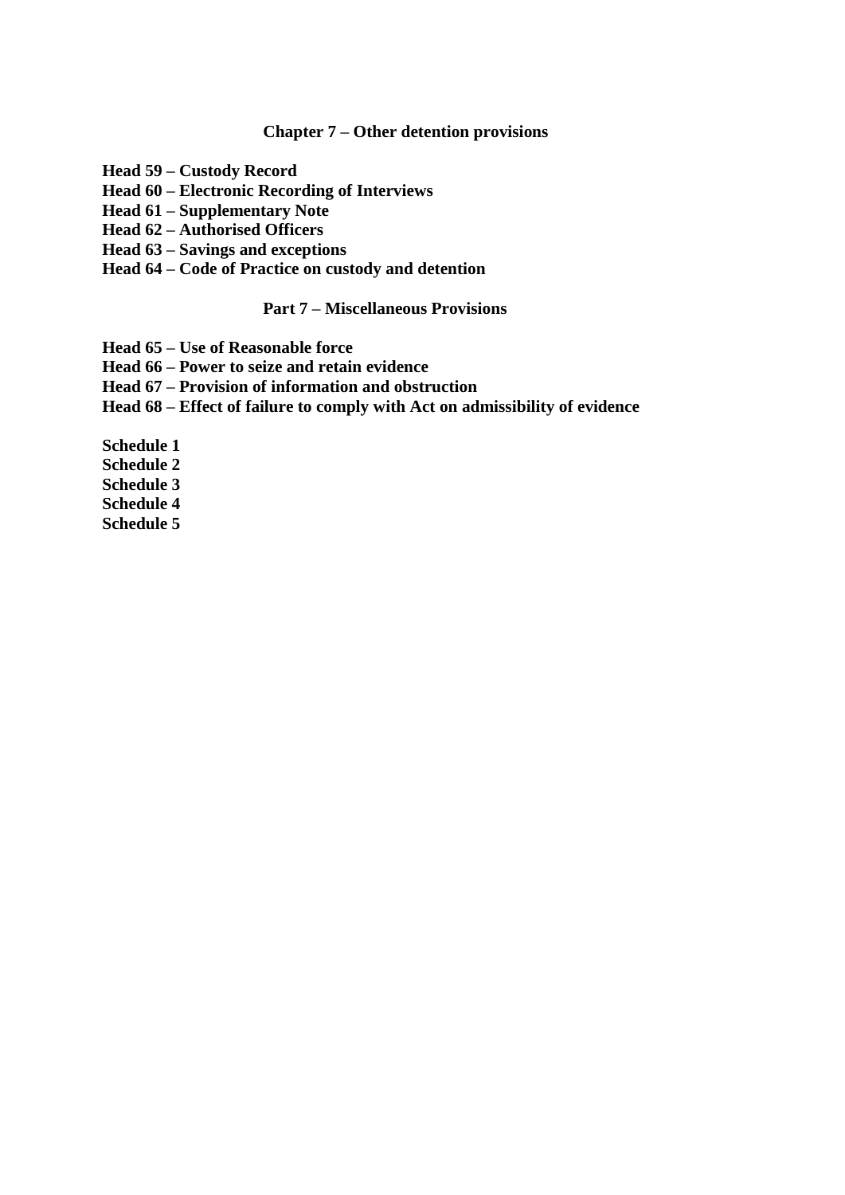**Chapter 7 – Other detention provisions**

**Head 59 – Custody Record**
**Head 60 – Electronic Recording of Interviews**
**Head 61 – Supplementary Note**
**Head 62 – Authorised Officers**
**Head 63 – Savings and exceptions**
**Head 64 – Code of Practice on custody and detention**

**Part 7 – Miscellaneous Provisions**

**Head 65 – Use of Reasonable force**
**Head 66 – Power to seize and retain evidence**
**Head 67 – Provision of information and obstruction**
**Head 68 – Effect of failure to comply with Act on admissibility of evidence**

**Schedule 1**
**Schedule 2**
**Schedule 3**
**Schedule 4**
**Schedule 5**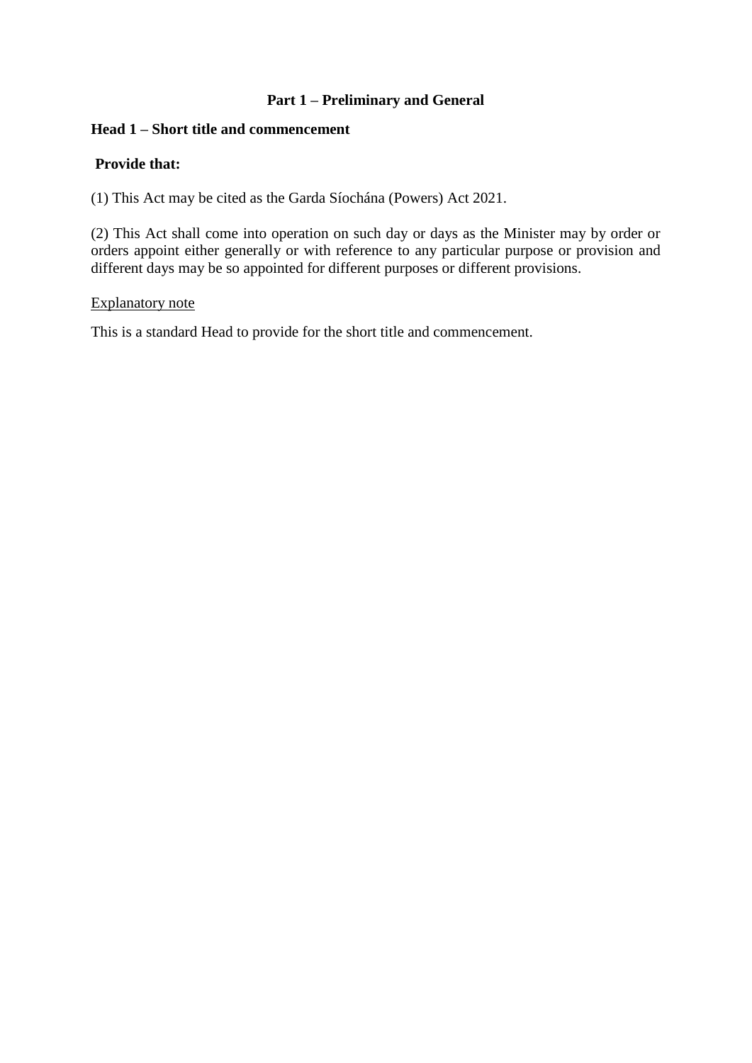## Part 1 – Preliminary and General

### Head 1 – Short title and commencement

**Provide that:**

(1) This Act may be cited as the Garda Síochána (Powers) Act 2021.

(2) This Act shall come into operation on such day or days as the Minister may by order or orders appoint either generally or with reference to any particular purpose or provision and different days may be so appointed for different purposes or different provisions.

Explanatory note

This is a standard Head to provide for the short title and commencement.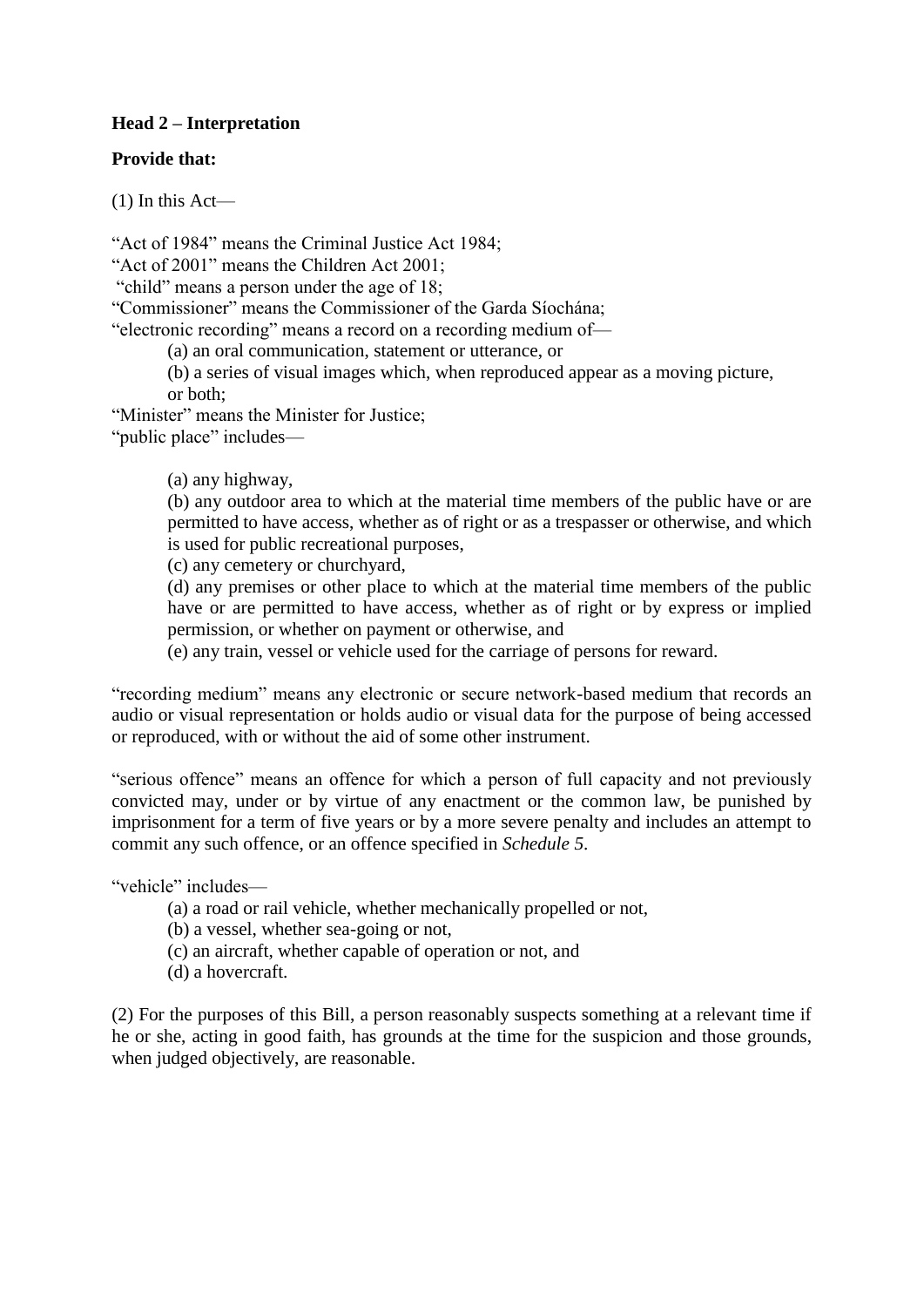**Head 2 – Interpretation**

**Provide that:**

(1) In this Act—

"Act of 1984" means the Criminal Justice Act 1984;
"Act of 2001" means the Children Act 2001;
"child" means a person under the age of 18;
"Commissioner" means the Commissioner of the Garda Síochána;
"electronic recording" means a record on a recording medium of—

> (a) an oral communication, statement or utterance, or
> (b) a series of visual images which, when reproduced appear as a moving picture,
> or both;

"Minister" means the Minister for Justice;
"public place" includes—

> (a) any highway,
> (b) any outdoor area to which at the material time members of the public have or are permitted to have access, whether as of right or as a trespasser or otherwise, and which is used for public recreational purposes,
> (c) any cemetery or churchyard,
> (d) any premises or other place to which at the material time members of the public have or are permitted to have access, whether as of right or by express or implied permission, or whether on payment or otherwise, and
> (e) any train, vessel or vehicle used for the carriage of persons for reward.

"recording medium" means any electronic or secure network-based medium that records an audio or visual representation or holds audio or visual data for the purpose of being accessed or reproduced, with or without the aid of some other instrument.

"serious offence" means an offence for which a person of full capacity and not previously convicted may, under or by virtue of any enactment or the common law, be punished by imprisonment for a term of five years or by a more severe penalty and includes an attempt to commit any such offence, or an offence specified in *Schedule 5*.

"vehicle" includes—

> (a) a road or rail vehicle, whether mechanically propelled or not,
> (b) a vessel, whether sea-going or not,
> (c) an aircraft, whether capable of operation or not, and
> (d) a hovercraft.

(2) For the purposes of this Bill, a person reasonably suspects something at a relevant time if he or she, acting in good faith, has grounds at the time for the suspicion and those grounds, when judged objectively, are reasonable.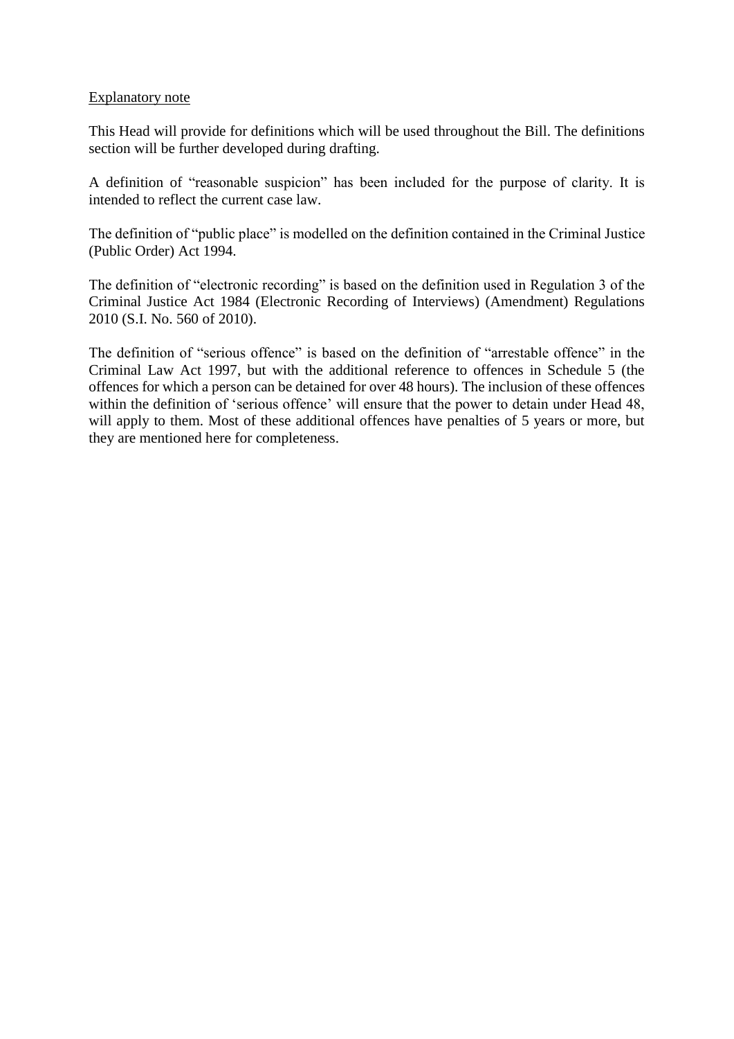<u>Explanatory note</u>

This Head will provide for definitions which will be used throughout the Bill. The definitions section will be further developed during drafting.

A definition of "reasonable suspicion" has been included for the purpose of clarity. It is intended to reflect the current case law.

The definition of "public place" is modelled on the definition contained in the Criminal Justice (Public Order) Act 1994.

The definition of "electronic recording" is based on the definition used in Regulation 3 of the Criminal Justice Act 1984 (Electronic Recording of Interviews) (Amendment) Regulations 2010 (S.I. No. 560 of 2010).

The definition of "serious offence" is based on the definition of "arrestable offence" in the Criminal Law Act 1997, but with the additional reference to offences in Schedule 5 (the offences for which a person can be detained for over 48 hours). The inclusion of these offences within the definition of 'serious offence' will ensure that the power to detain under Head 48, will apply to them. Most of these additional offences have penalties of 5 years or more, but they are mentioned here for completeness.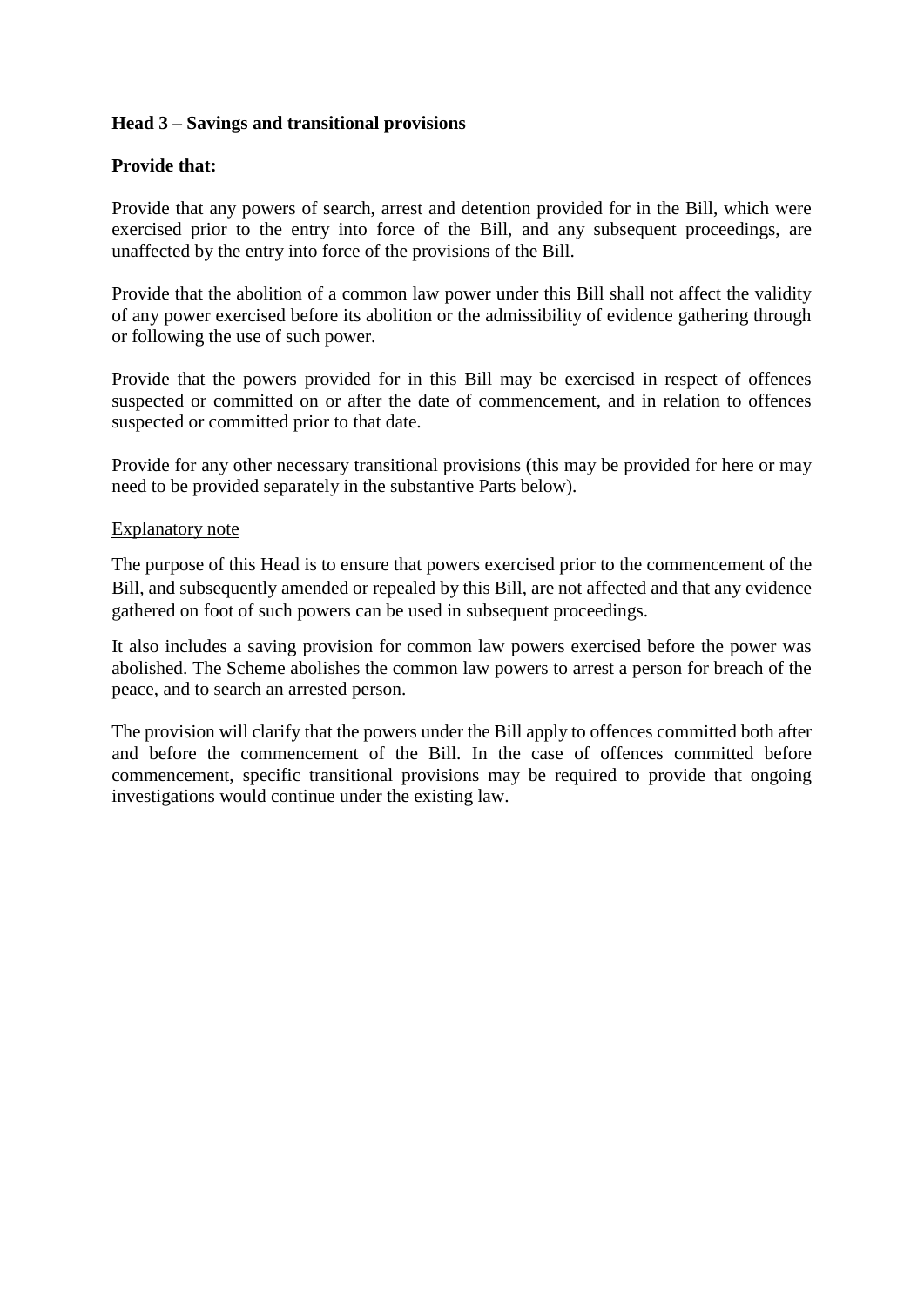**Head 3 – Savings and transitional provisions**

**Provide that:**

Provide that any powers of search, arrest and detention provided for in the Bill, which were exercised prior to the entry into force of the Bill, and any subsequent proceedings, are unaffected by the entry into force of the provisions of the Bill.

Provide that the abolition of a common law power under this Bill shall not affect the validity of any power exercised before its abolition or the admissibility of evidence gathering through or following the use of such power.

Provide that the powers provided for in this Bill may be exercised in respect of offences suspected or committed on or after the date of commencement, and in relation to offences suspected or committed prior to that date.

Provide for any other necessary transitional provisions (this may be provided for here or may need to be provided separately in the substantive Parts below).

<u>Explanatory note</u>

The purpose of this Head is to ensure that powers exercised prior to the commencement of the Bill, and subsequently amended or repealed by this Bill, are not affected and that any evidence gathered on foot of such powers can be used in subsequent proceedings.

It also includes a saving provision for common law powers exercised before the power was abolished. The Scheme abolishes the common law powers to arrest a person for breach of the peace, and to search an arrested person.

The provision will clarify that the powers under the Bill apply to offences committed both after and before the commencement of the Bill. In the case of offences committed before commencement, specific transitional provisions may be required to provide that ongoing investigations would continue under the existing law.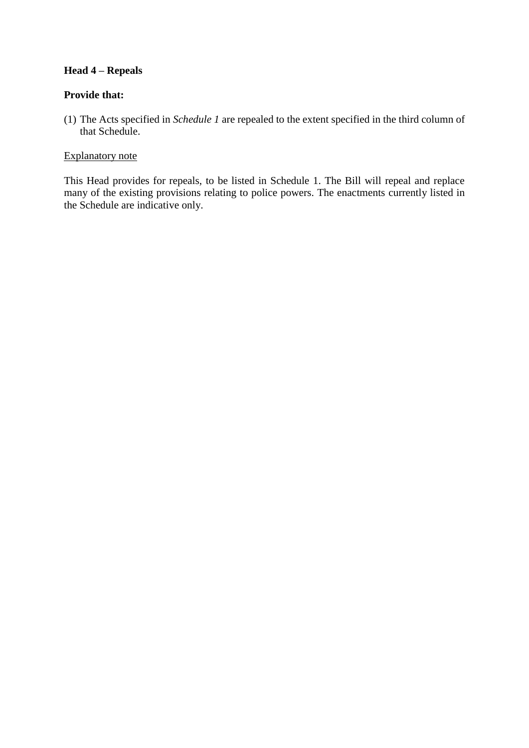**Head 4 – Repeals**

**Provide that:**

(1) The Acts specified in *Schedule 1* are repealed to the extent specified in the third column of that Schedule.

<u>Explanatory note</u>

This Head provides for repeals, to be listed in Schedule 1. The Bill will repeal and replace many of the existing provisions relating to police powers. The enactments currently listed in the Schedule are indicative only.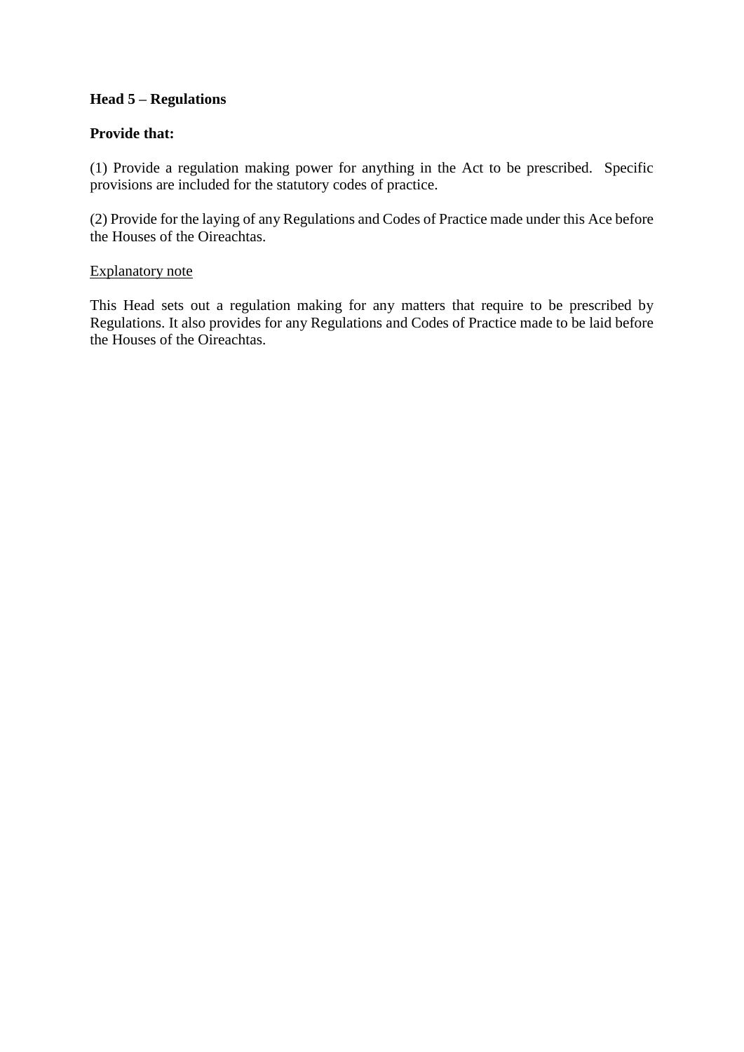**Head 5 – Regulations**

**Provide that:**

(1) Provide a regulation making power for anything in the Act to be prescribed. Specific provisions are included for the statutory codes of practice.

(2) Provide for the laying of any Regulations and Codes of Practice made under this Ace before the Houses of the Oireachtas.

<u>Explanatory note</u>

This Head sets out a regulation making for any matters that require to be prescribed by Regulations. It also provides for any Regulations and Codes of Practice made to be laid before the Houses of the Oireachtas.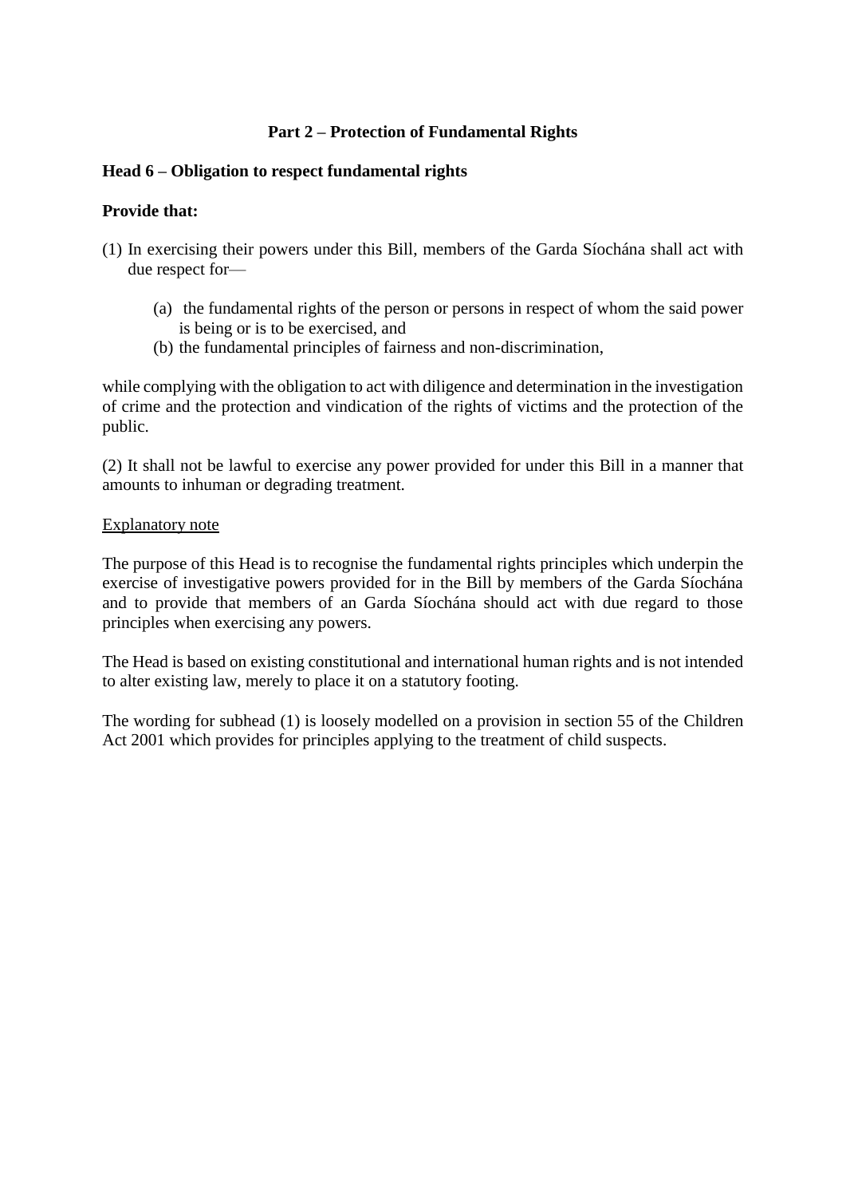## Part 2 – Protection of Fundamental Rights

### Head 6 – Obligation to respect fundamental rights

**Provide that:**

(1) In exercising their powers under this Bill, members of the Garda Síochána shall act with due respect for—

- (a) the fundamental rights of the person or persons in respect of whom the said power is being or is to be exercised, and
- (b) the fundamental principles of fairness and non-discrimination,

while complying with the obligation to act with diligence and determination in the investigation of crime and the protection and vindication of the rights of victims and the protection of the public.

(2) It shall not be lawful to exercise any power provided for under this Bill in a manner that amounts to inhuman or degrading treatment.

Explanatory note

The purpose of this Head is to recognise the fundamental rights principles which underpin the exercise of investigative powers provided for in the Bill by members of the Garda Síochána and to provide that members of an Garda Síochána should act with due regard to those principles when exercising any powers.

The Head is based on existing constitutional and international human rights and is not intended to alter existing law, merely to place it on a statutory footing.

The wording for subhead (1) is loosely modelled on a provision in section 55 of the Children Act 2001 which provides for principles applying to the treatment of child suspects.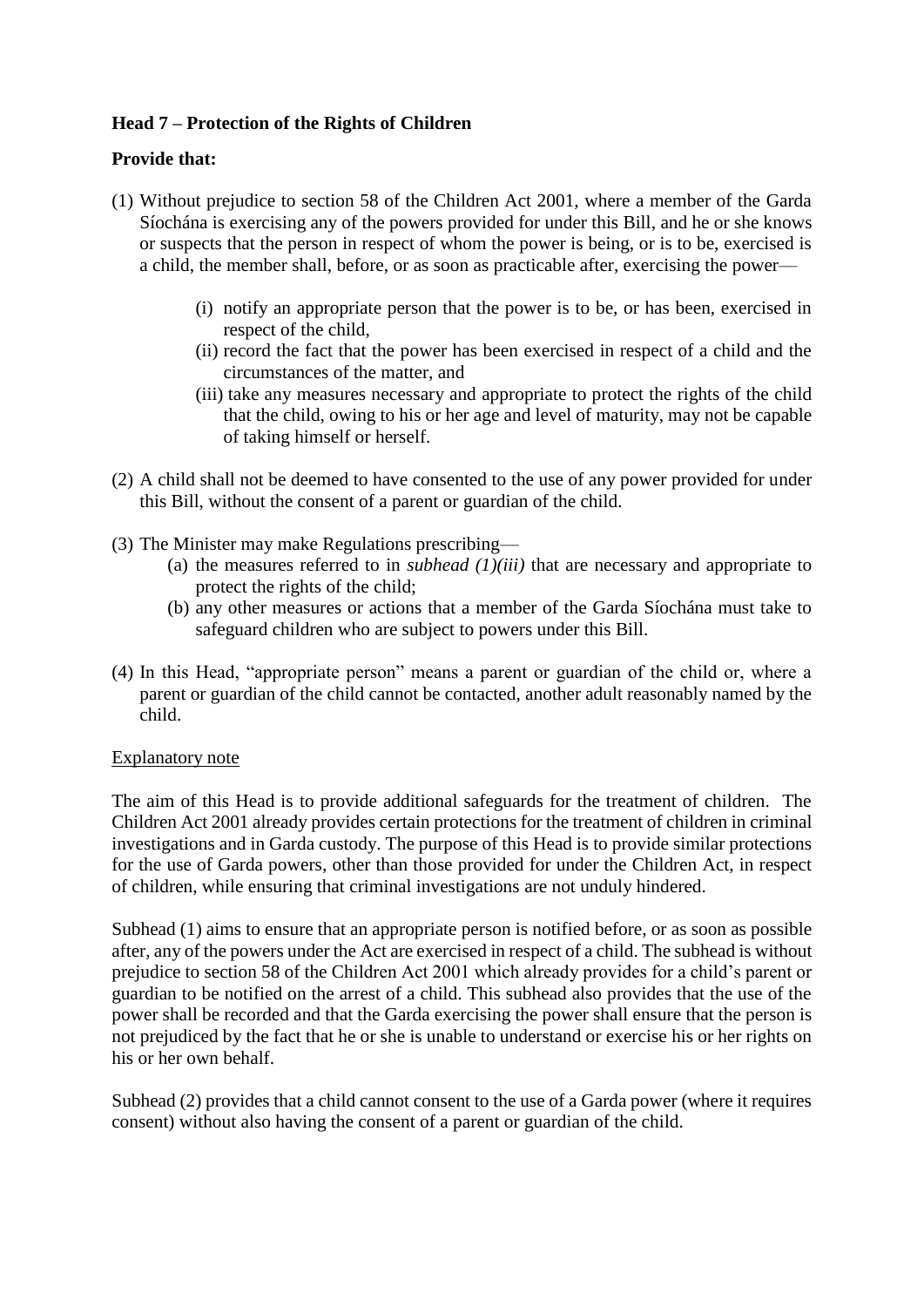**Head 7 – Protection of the Rights of Children**

**Provide that:**

(1) Without prejudice to section 58 of the Children Act 2001, where a member of the Garda Síochána is exercising any of the powers provided for under this Bill, and he or she knows or suspects that the person in respect of whom the power is being, or is to be, exercised is a child, the member shall, before, or as soon as practicable after, exercising the power—

   (i) notify an appropriate person that the power is to be, or has been, exercised in respect of the child,
   
   (ii) record the fact that the power has been exercised in respect of a child and the circumstances of the matter, and
   
   (iii) take any measures necessary and appropriate to protect the rights of the child that the child, owing to his or her age and level of maturity, may not be capable of taking himself or herself.

(2) A child shall not be deemed to have consented to the use of any power provided for under this Bill, without the consent of a parent or guardian of the child.

(3) The Minister may make Regulations prescribing—

   (a) the measures referred to in *subhead (1)(iii)* that are necessary and appropriate to protect the rights of the child;
   
   (b) any other measures or actions that a member of the Garda Síochána must take to safeguard children who are subject to powers under this Bill.

(4) In this Head, "appropriate person" means a parent or guardian of the child or, where a parent or guardian of the child cannot be contacted, another adult reasonably named by the child.

<u>Explanatory note</u>

The aim of this Head is to provide additional safeguards for the treatment of children. The Children Act 2001 already provides certain protections for the treatment of children in criminal investigations and in Garda custody. The purpose of this Head is to provide similar protections for the use of Garda powers, other than those provided for under the Children Act, in respect of children, while ensuring that criminal investigations are not unduly hindered.

Subhead (1) aims to ensure that an appropriate person is notified before, or as soon as possible after, any of the powers under the Act are exercised in respect of a child. The subhead is without prejudice to section 58 of the Children Act 2001 which already provides for a child's parent or guardian to be notified on the arrest of a child. This subhead also provides that the use of the power shall be recorded and that the Garda exercising the power shall ensure that the person is not prejudiced by the fact that he or she is unable to understand or exercise his or her rights on his or her own behalf.

Subhead (2) provides that a child cannot consent to the use of a Garda power (where it requires consent) without also having the consent of a parent or guardian of the child.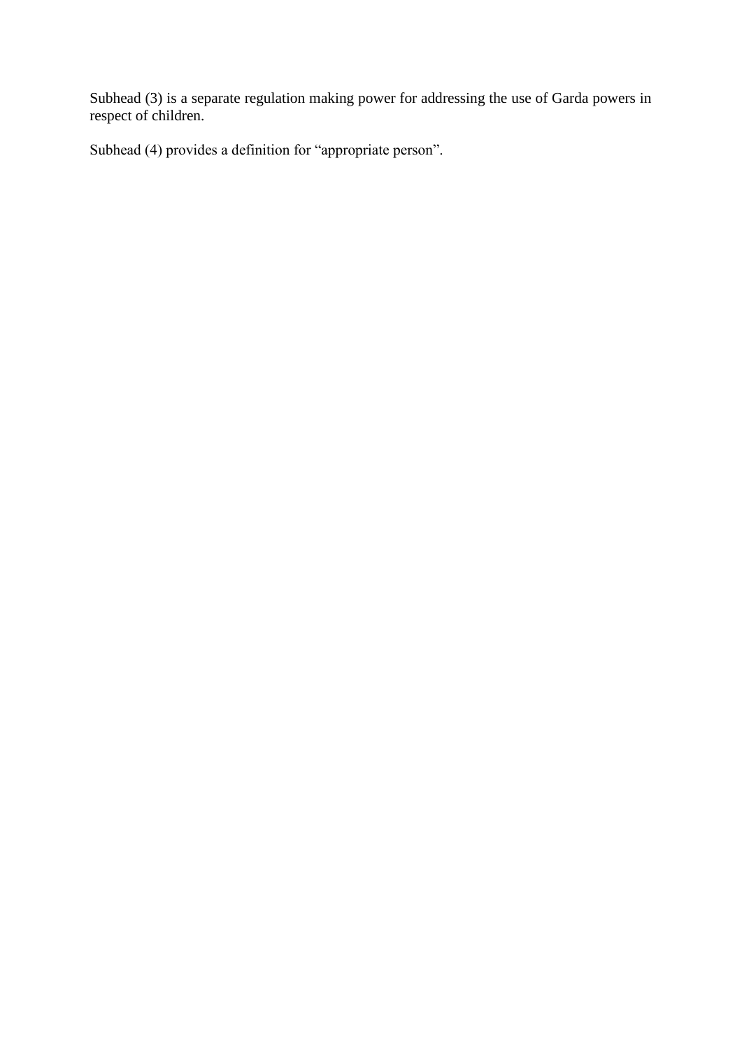Subhead (3) is a separate regulation making power for addressing the use of Garda powers in respect of children.

Subhead (4) provides a definition for “appropriate person”.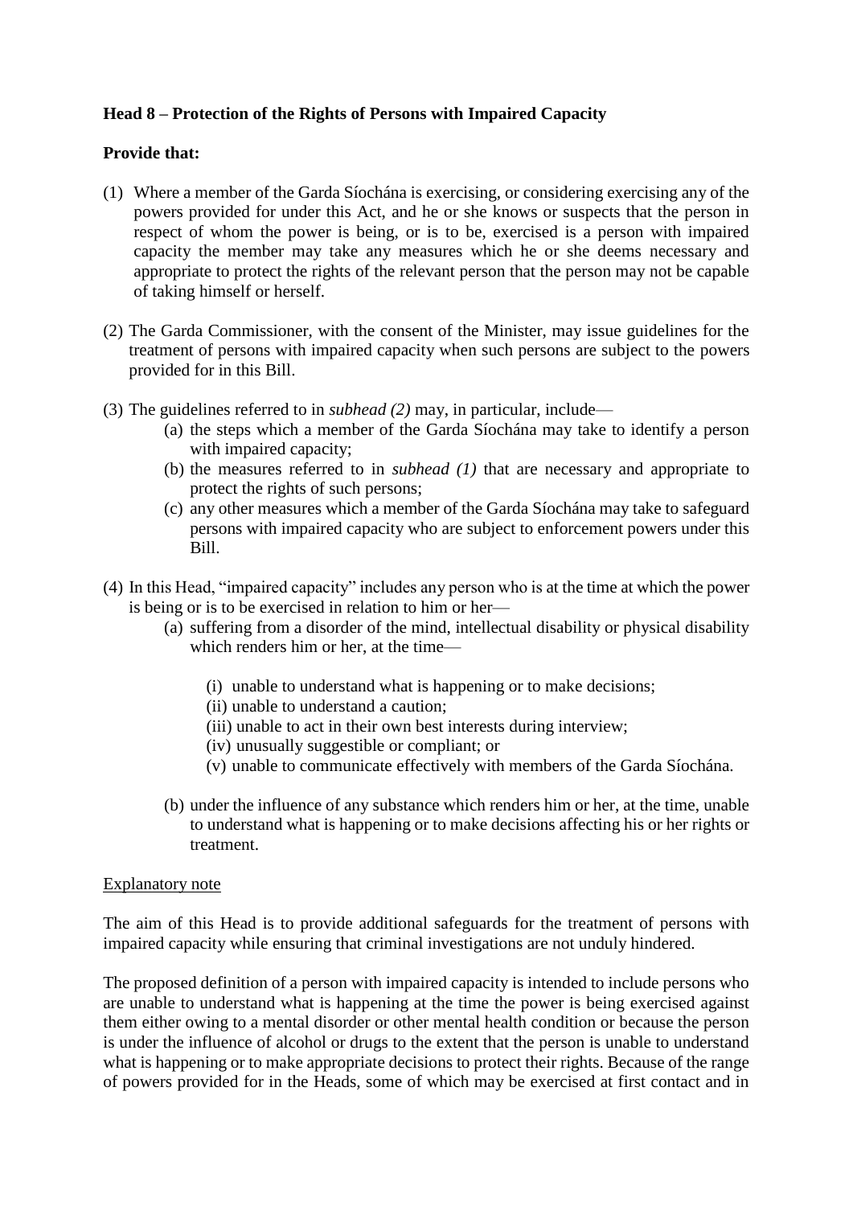**Head 8 – Protection of the Rights of Persons with Impaired Capacity**

**Provide that:**

(1) Where a member of the Garda Síochána is exercising, or considering exercising any of the powers provided for under this Act, and he or she knows or suspects that the person in respect of whom the power is being, or is to be, exercised is a person with impaired capacity the member may take any measures which he or she deems necessary and appropriate to protect the rights of the relevant person that the person may not be capable of taking himself or herself.

(2) The Garda Commissioner, with the consent of the Minister, may issue guidelines for the treatment of persons with impaired capacity when such persons are subject to the powers provided for in this Bill.

(3) The guidelines referred to in *subhead (2)* may, in particular, include—

   (a) the steps which a member of the Garda Síochána may take to identify a person with impaired capacity;

   (b) the measures referred to in *subhead (1)* that are necessary and appropriate to protect the rights of such persons;

   (c) any other measures which a member of the Garda Síochána may take to safeguard persons with impaired capacity who are subject to enforcement powers under this Bill.

(4) In this Head, "impaired capacity" includes any person who is at the time at which the power is being or is to be exercised in relation to him or her—

   (a) suffering from a disorder of the mind, intellectual disability or physical disability which renders him or her, at the time—

      (i) unable to understand what is happening or to make decisions;

      (ii) unable to understand a caution;

      (iii) unable to act in their own best interests during interview;

      (iv) unusually suggestible or compliant; or

      (v) unable to communicate effectively with members of the Garda Síochána.

   (b) under the influence of any substance which renders him or her, at the time, unable to understand what is happening or to make decisions affecting his or her rights or treatment.

Explanatory note

The aim of this Head is to provide additional safeguards for the treatment of persons with impaired capacity while ensuring that criminal investigations are not unduly hindered.

The proposed definition of a person with impaired capacity is intended to include persons who are unable to understand what is happening at the time the power is being exercised against them either owing to a mental disorder or other mental health condition or because the person is under the influence of alcohol or drugs to the extent that the person is unable to understand what is happening or to make appropriate decisions to protect their rights. Because of the range of powers provided for in the Heads, some of which may be exercised at first contact and in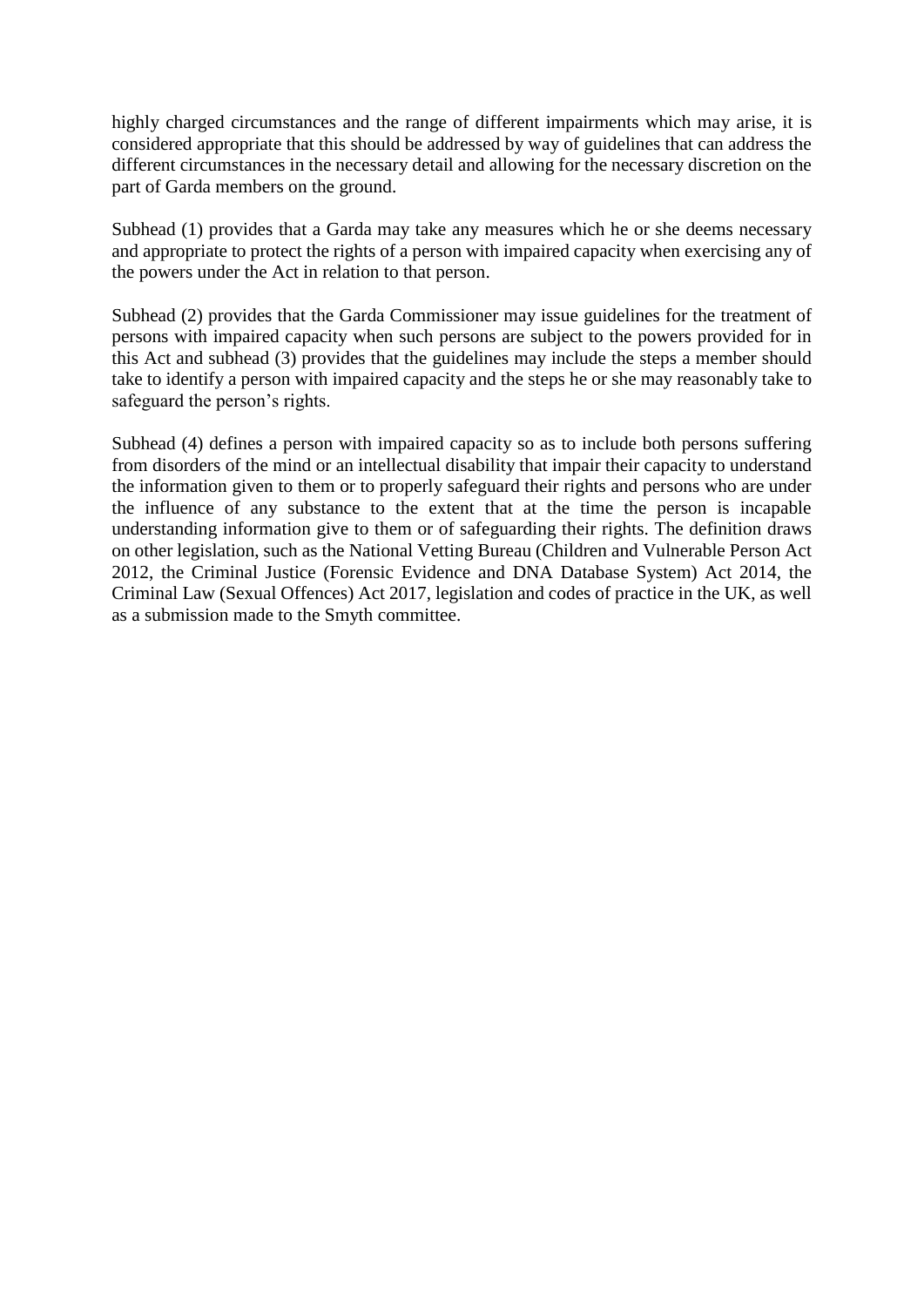highly charged circumstances and the range of different impairments which may arise, it is considered appropriate that this should be addressed by way of guidelines that can address the different circumstances in the necessary detail and allowing for the necessary discretion on the part of Garda members on the ground.

Subhead (1) provides that a Garda may take any measures which he or she deems necessary and appropriate to protect the rights of a person with impaired capacity when exercising any of the powers under the Act in relation to that person.

Subhead (2) provides that the Garda Commissioner may issue guidelines for the treatment of persons with impaired capacity when such persons are subject to the powers provided for in this Act and subhead (3) provides that the guidelines may include the steps a member should take to identify a person with impaired capacity and the steps he or she may reasonably take to safeguard the person's rights.

Subhead (4) defines a person with impaired capacity so as to include both persons suffering from disorders of the mind or an intellectual disability that impair their capacity to understand the information given to them or to properly safeguard their rights and persons who are under the influence of any substance to the extent that at the time the person is incapable understanding information give to them or of safeguarding their rights. The definition draws on other legislation, such as the National Vetting Bureau (Children and Vulnerable Person Act 2012, the Criminal Justice (Forensic Evidence and DNA Database System) Act 2014, the Criminal Law (Sexual Offences) Act 2017, legislation and codes of practice in the UK, as well as a submission made to the Smyth committee.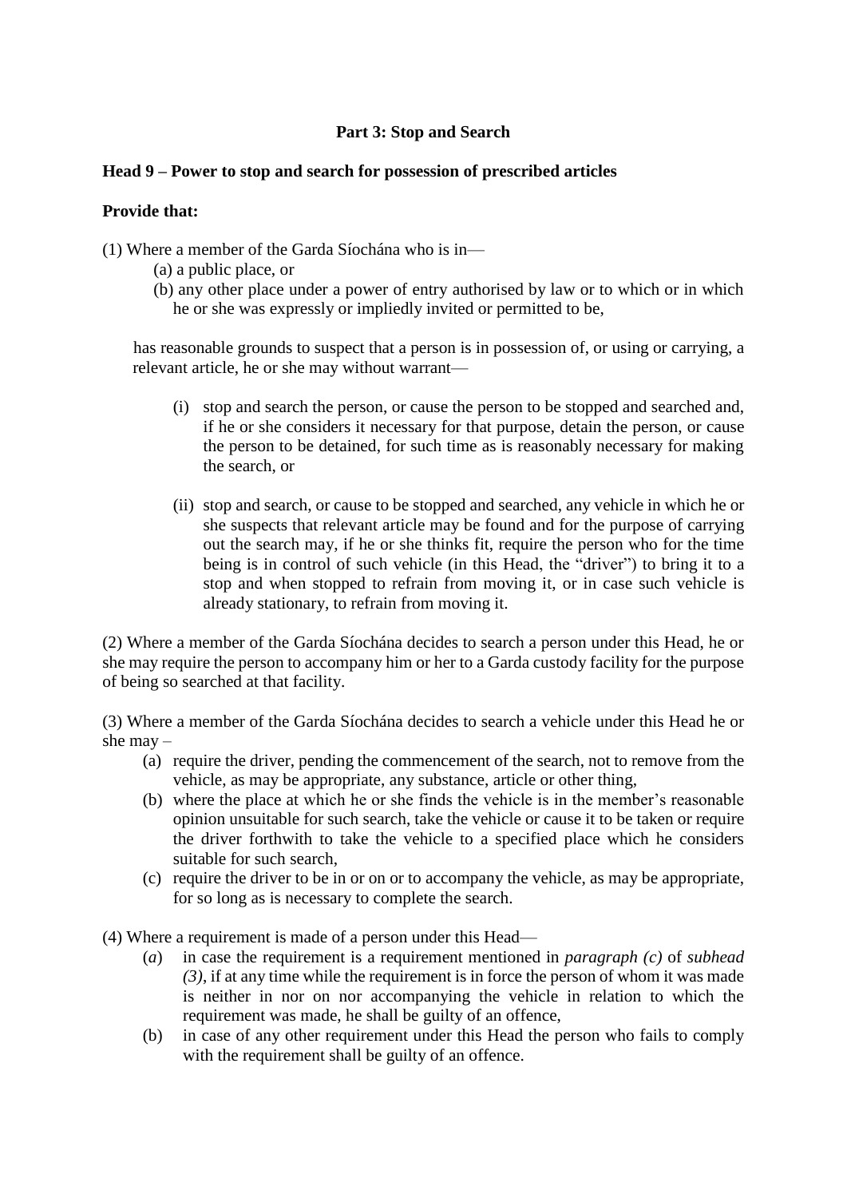**Part 3: Stop and Search**

**Head 9 – Power to stop and search for possession of prescribed articles**

**Provide that:**

(1) Where a member of the Garda Síochána who is in—

(a) a public place, or

(b) any other place under a power of entry authorised by law or to which or in which he or she was expressly or impliedly invited or permitted to be,

has reasonable grounds to suspect that a person is in possession of, or using or carrying, a relevant article, he or she may without warrant—

(i) stop and search the person, or cause the person to be stopped and searched and, if he or she considers it necessary for that purpose, detain the person, or cause the person to be detained, for such time as is reasonably necessary for making the search, or

(ii) stop and search, or cause to be stopped and searched, any vehicle in which he or she suspects that relevant article may be found and for the purpose of carrying out the search may, if he or she thinks fit, require the person who for the time being is in control of such vehicle (in this Head, the "driver") to bring it to a stop and when stopped to refrain from moving it, or in case such vehicle is already stationary, to refrain from moving it.

(2) Where a member of the Garda Síochána decides to search a person under this Head, he or she may require the person to accompany him or her to a Garda custody facility for the purpose of being so searched at that facility.

(3) Where a member of the Garda Síochána decides to search a vehicle under this Head he or she may –

(a) require the driver, pending the commencement of the search, not to remove from the vehicle, as may be appropriate, any substance, article or other thing,

(b) where the place at which he or she finds the vehicle is in the member's reasonable opinion unsuitable for such search, take the vehicle or cause it to be taken or require the driver forthwith to take the vehicle to a specified place which he considers suitable for such search,

(c) require the driver to be in or on or to accompany the vehicle, as may be appropriate, for so long as is necessary to complete the search.

(4) Where a requirement is made of a person under this Head—

(*a*) in case the requirement is a requirement mentioned in *paragraph (c)* of *subhead (3)*, if at any time while the requirement is in force the person of whom it was made is neither in nor on nor accompanying the vehicle in relation to which the requirement was made, he shall be guilty of an offence,

(b) in case of any other requirement under this Head the person who fails to comply with the requirement shall be guilty of an offence.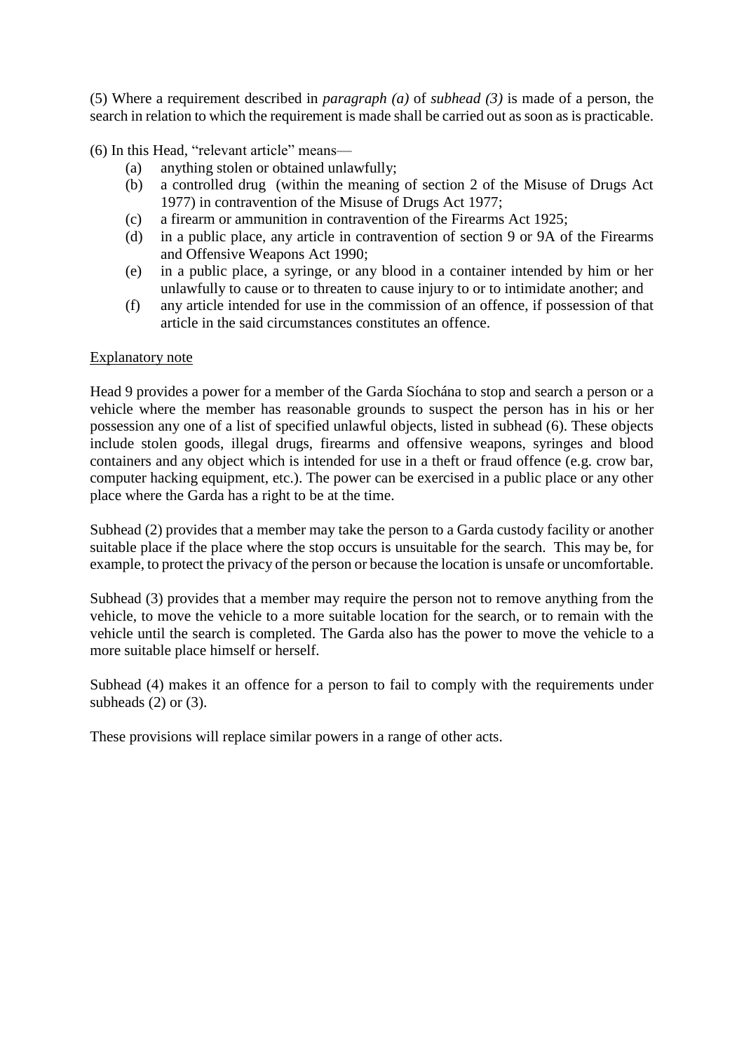(5) Where a requirement described in *paragraph (a)* of *subhead (3)* is made of a person, the search in relation to which the requirement is made shall be carried out as soon as is practicable.

(6) In this Head, "relevant article" means—

(a) anything stolen or obtained unlawfully;

(b) a controlled drug (within the meaning of section 2 of the Misuse of Drugs Act 1977) in contravention of the Misuse of Drugs Act 1977;

(c) a firearm or ammunition in contravention of the Firearms Act 1925;

(d) in a public place, any article in contravention of section 9 or 9A of the Firearms and Offensive Weapons Act 1990;

(e) in a public place, a syringe, or any blood in a container intended by him or her unlawfully to cause or to threaten to cause injury to or to intimidate another; and

(f) any article intended for use in the commission of an offence, if possession of that article in the said circumstances constitutes an offence.

<u>Explanatory note</u>

Head 9 provides a power for a member of the Garda Síochána to stop and search a person or a vehicle where the member has reasonable grounds to suspect the person has in his or her possession any one of a list of specified unlawful objects, listed in subhead (6). These objects include stolen goods, illegal drugs, firearms and offensive weapons, syringes and blood containers and any object which is intended for use in a theft or fraud offence (e.g. crow bar, computer hacking equipment, etc.). The power can be exercised in a public place or any other place where the Garda has a right to be at the time.

Subhead (2) provides that a member may take the person to a Garda custody facility or another suitable place if the place where the stop occurs is unsuitable for the search. This may be, for example, to protect the privacy of the person or because the location is unsafe or uncomfortable.

Subhead (3) provides that a member may require the person not to remove anything from the vehicle, to move the vehicle to a more suitable location for the search, or to remain with the vehicle until the search is completed. The Garda also has the power to move the vehicle to a more suitable place himself or herself.

Subhead (4) makes it an offence for a person to fail to comply with the requirements under subheads (2) or (3).

These provisions will replace similar powers in a range of other acts.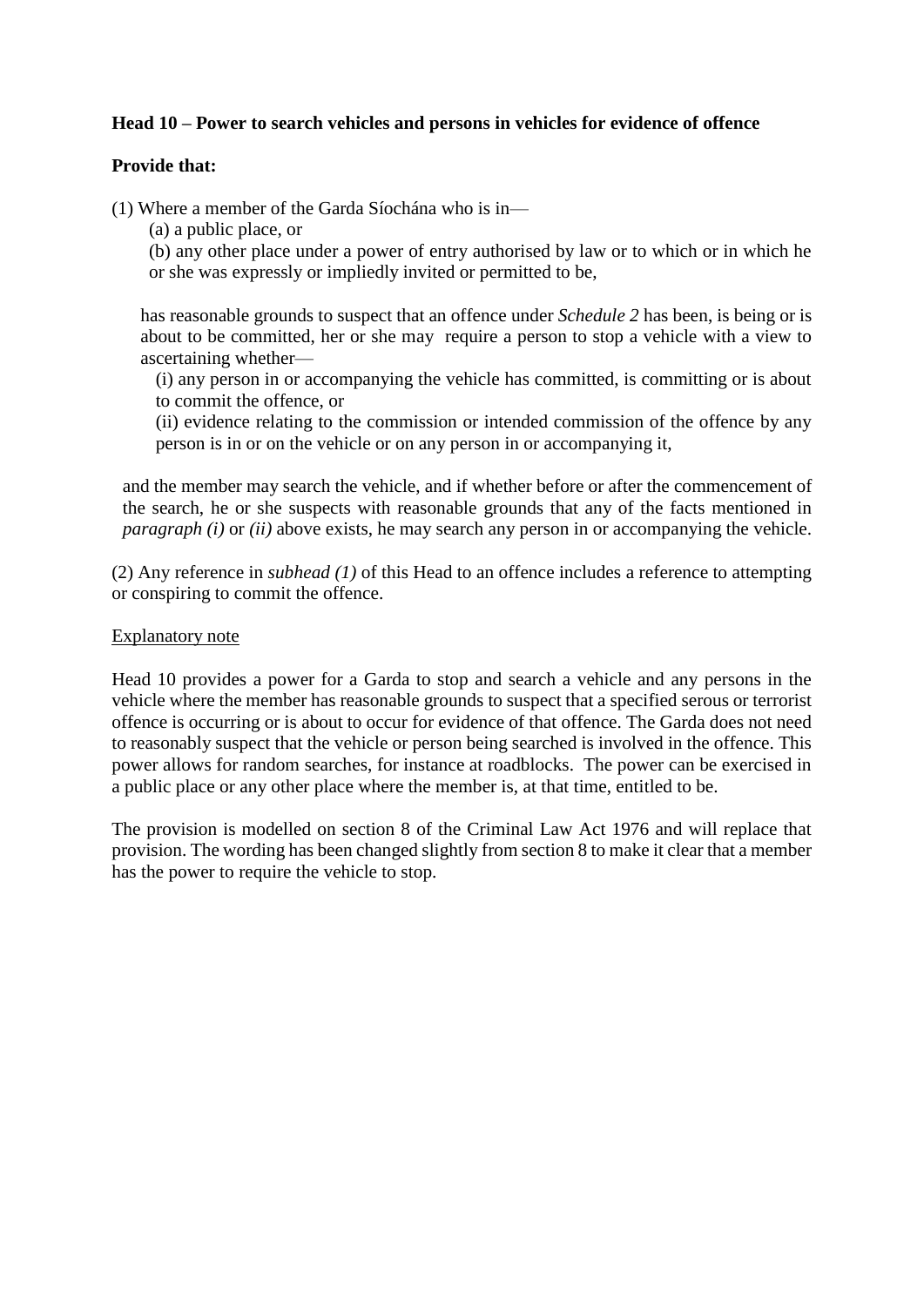**Head 10 – Power to search vehicles and persons in vehicles for evidence of offence**

**Provide that:**

(1) Where a member of the Garda Síochána who is in—

(a) a public place, or

(b) any other place under a power of entry authorised by law or to which or in which he or she was expressly or impliedly invited or permitted to be,

has reasonable grounds to suspect that an offence under *Schedule 2* has been, is being or is about to be committed, her or she may require a person to stop a vehicle with a view to ascertaining whether—

(i) any person in or accompanying the vehicle has committed, is committing or is about to commit the offence, or

(ii) evidence relating to the commission or intended commission of the offence by any person is in or on the vehicle or on any person in or accompanying it,

and the member may search the vehicle, and if whether before or after the commencement of the search, he or she suspects with reasonable grounds that any of the facts mentioned in *paragraph (i)* or *(ii)* above exists, he may search any person in or accompanying the vehicle.

(2) Any reference in *subhead (1)* of this Head to an offence includes a reference to attempting or conspiring to commit the offence.

<u>Explanatory note</u>

Head 10 provides a power for a Garda to stop and search a vehicle and any persons in the vehicle where the member has reasonable grounds to suspect that a specified serous or terrorist offence is occurring or is about to occur for evidence of that offence. The Garda does not need to reasonably suspect that the vehicle or person being searched is involved in the offence. This power allows for random searches, for instance at roadblocks. The power can be exercised in a public place or any other place where the member is, at that time, entitled to be.

The provision is modelled on section 8 of the Criminal Law Act 1976 and will replace that provision. The wording has been changed slightly from section 8 to make it clear that a member has the power to require the vehicle to stop.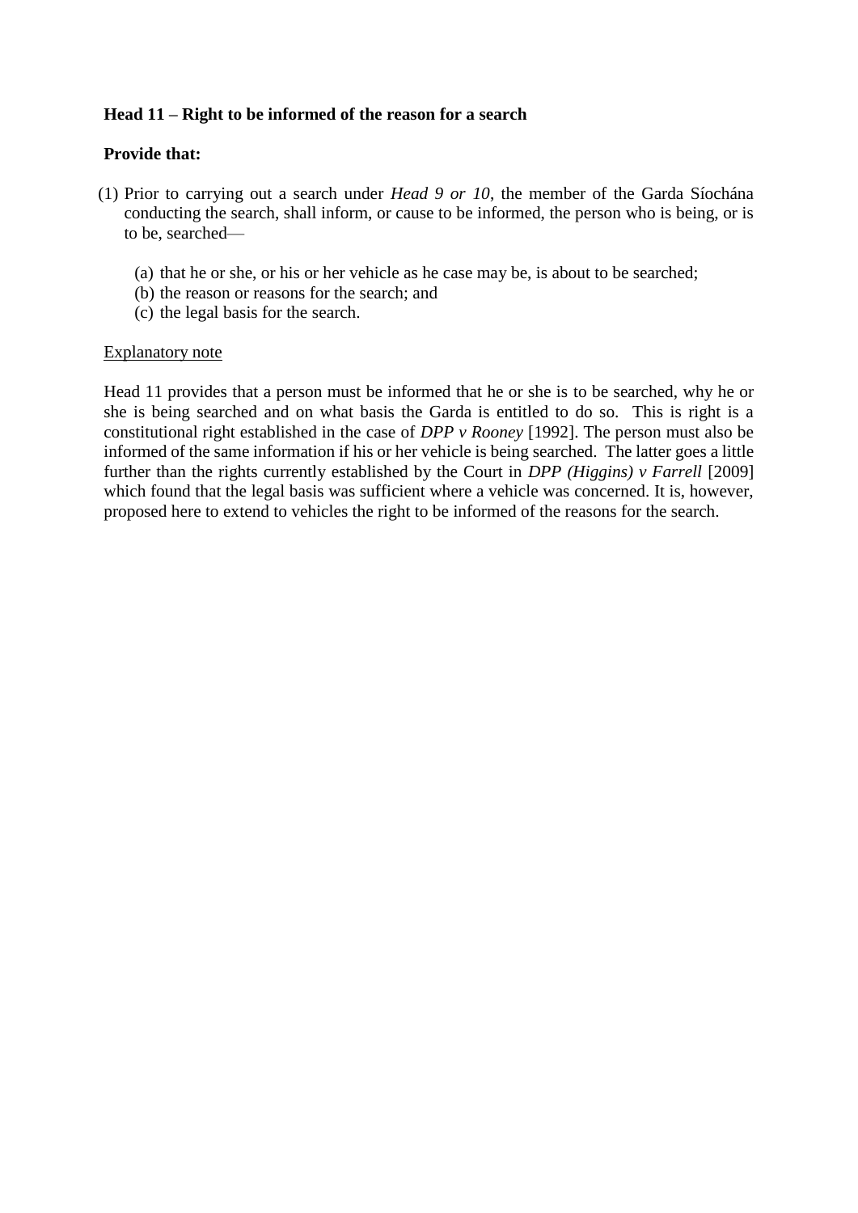**Head 11 – Right to be informed of the reason for a search**

**Provide that:**

(1) Prior to carrying out a search under *Head 9 or 10*, the member of the Garda Síochána conducting the search, shall inform, or cause to be informed, the person who is being, or is to be, searched—

 (a) that he or she, or his or her vehicle as he case may be, is about to be searched;
 (b) the reason or reasons for the search; and
 (c) the legal basis for the search.

<u>Explanatory note</u>

Head 11 provides that a person must be informed that he or she is to be searched, why he or she is being searched and on what basis the Garda is entitled to do so. This is right is a constitutional right established in the case of *DPP v Rooney* [1992]. The person must also be informed of the same information if his or her vehicle is being searched. The latter goes a little further than the rights currently established by the Court in *DPP (Higgins) v Farrell* [2009] which found that the legal basis was sufficient where a vehicle was concerned. It is, however, proposed here to extend to vehicles the right to be informed of the reasons for the search.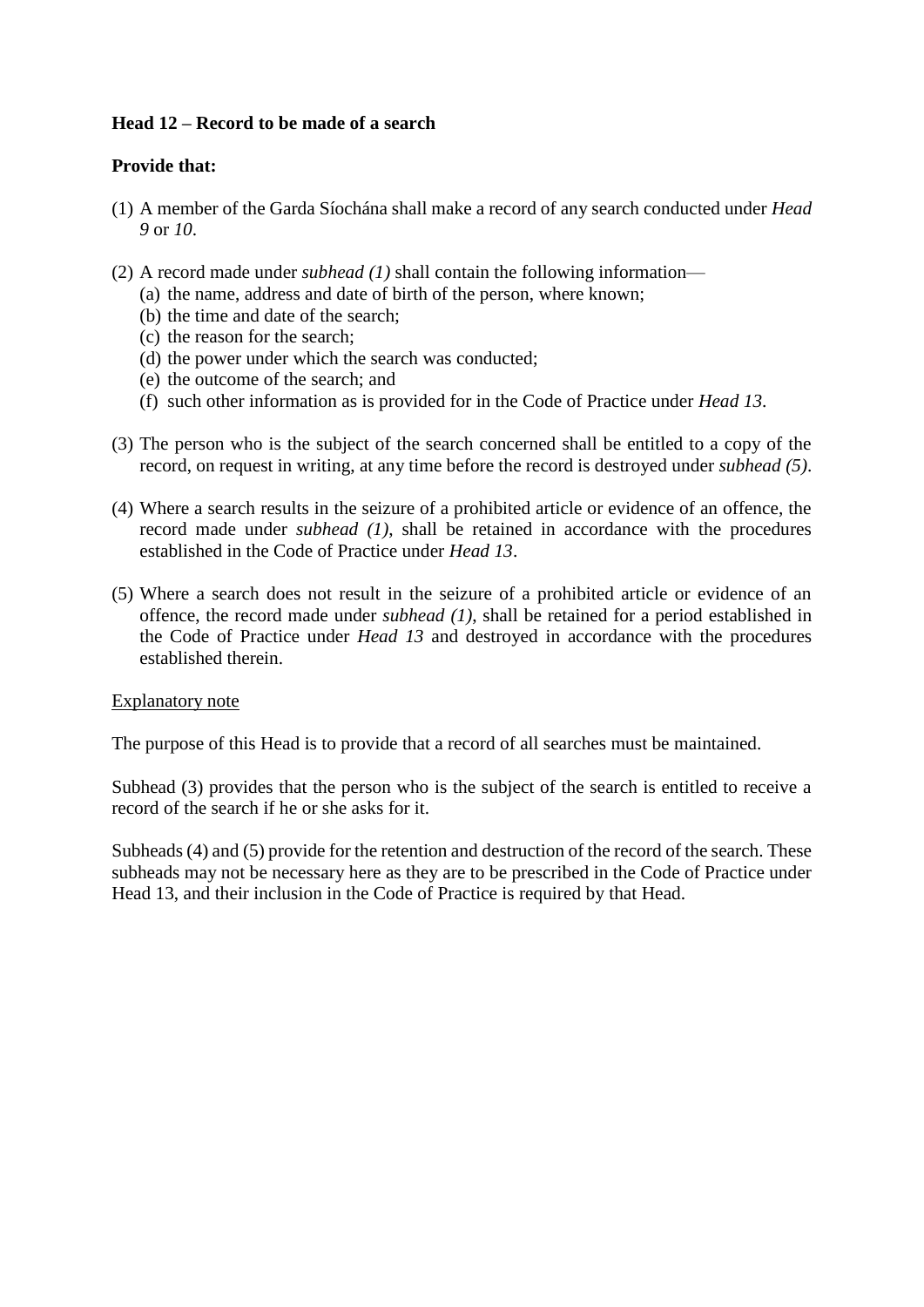**Head 12 – Record to be made of a search**

**Provide that:**

(1) A member of the Garda Síochána shall make a record of any search conducted under *Head 9* or *10*.

(2) A record made under *subhead (1)* shall contain the following information—
   (a) the name, address and date of birth of the person, where known;
   (b) the time and date of the search;
   (c) the reason for the search;
   (d) the power under which the search was conducted;
   (e) the outcome of the search; and
   (f) such other information as is provided for in the Code of Practice under *Head 13*.

(3) The person who is the subject of the search concerned shall be entitled to a copy of the record, on request in writing, at any time before the record is destroyed under *subhead (5)*.

(4) Where a search results in the seizure of a prohibited article or evidence of an offence, the record made under *subhead (1)*, shall be retained in accordance with the procedures established in the Code of Practice under *Head 13*.

(5) Where a search does not result in the seizure of a prohibited article or evidence of an offence, the record made under *subhead (1)*, shall be retained for a period established in the Code of Practice under *Head 13* and destroyed in accordance with the procedures established therein.

Explanatory note

The purpose of this Head is to provide that a record of all searches must be maintained.

Subhead (3) provides that the person who is the subject of the search is entitled to receive a record of the search if he or she asks for it.

Subheads (4) and (5) provide for the retention and destruction of the record of the search. These subheads may not be necessary here as they are to be prescribed in the Code of Practice under Head 13, and their inclusion in the Code of Practice is required by that Head.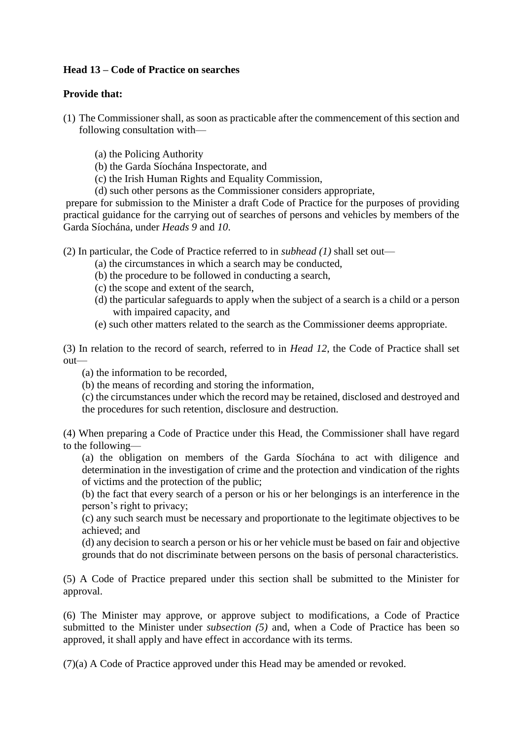**Head 13 – Code of Practice on searches**

**Provide that:**

(1) The Commissioner shall, as soon as practicable after the commencement of this section and following consultation with—

(a) the Policing Authority
(b) the Garda Síochána Inspectorate, and
(c) the Irish Human Rights and Equality Commission,
(d) such other persons as the Commissioner considers appropriate,

prepare for submission to the Minister a draft Code of Practice for the purposes of providing practical guidance for the carrying out of searches of persons and vehicles by members of the Garda Síochána, under *Heads 9* and *10*.

(2) In particular, the Code of Practice referred to in *subhead (1)* shall set out—

(a) the circumstances in which a search may be conducted,
(b) the procedure to be followed in conducting a search,
(c) the scope and extent of the search,
(d) the particular safeguards to apply when the subject of a search is a child or a person with impaired capacity, and
(e) such other matters related to the search as the Commissioner deems appropriate.

(3) In relation to the record of search, referred to in *Head 12*, the Code of Practice shall set out—

(a) the information to be recorded,
(b) the means of recording and storing the information,
(c) the circumstances under which the record may be retained, disclosed and destroyed and the procedures for such retention, disclosure and destruction.

(4) When preparing a Code of Practice under this Head, the Commissioner shall have regard to the following—

(a) the obligation on members of the Garda Síochána to act with diligence and determination in the investigation of crime and the protection and vindication of the rights of victims and the protection of the public;
(b) the fact that every search of a person or his or her belongings is an interference in the person's right to privacy;
(c) any such search must be necessary and proportionate to the legitimate objectives to be achieved; and
(d) any decision to search a person or his or her vehicle must be based on fair and objective grounds that do not discriminate between persons on the basis of personal characteristics.

(5) A Code of Practice prepared under this section shall be submitted to the Minister for approval.

(6) The Minister may approve, or approve subject to modifications, a Code of Practice submitted to the Minister under *subsection (5)* and, when a Code of Practice has been so approved, it shall apply and have effect in accordance with its terms.

(7)(a) A Code of Practice approved under this Head may be amended or revoked.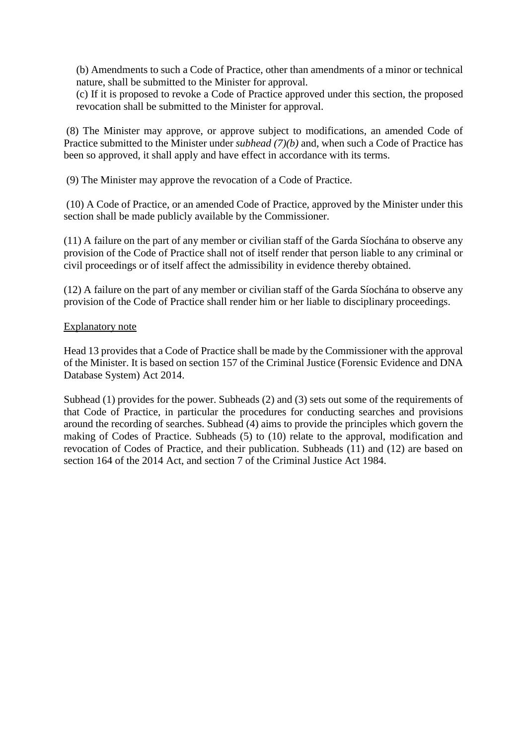(b) Amendments to such a Code of Practice, other than amendments of a minor or technical nature, shall be submitted to the Minister for approval.

(c) If it is proposed to revoke a Code of Practice approved under this section, the proposed revocation shall be submitted to the Minister for approval.

(8) The Minister may approve, or approve subject to modifications, an amended Code of Practice submitted to the Minister under *subhead (7)(b)* and, when such a Code of Practice has been so approved, it shall apply and have effect in accordance with its terms.

(9) The Minister may approve the revocation of a Code of Practice.

(10) A Code of Practice, or an amended Code of Practice, approved by the Minister under this section shall be made publicly available by the Commissioner.

(11) A failure on the part of any member or civilian staff of the Garda Síochána to observe any provision of the Code of Practice shall not of itself render that person liable to any criminal or civil proceedings or of itself affect the admissibility in evidence thereby obtained.

(12) A failure on the part of any member or civilian staff of the Garda Síochána to observe any provision of the Code of Practice shall render him or her liable to disciplinary proceedings.

Explanatory note

Head 13 provides that a Code of Practice shall be made by the Commissioner with the approval of the Minister. It is based on section 157 of the Criminal Justice (Forensic Evidence and DNA Database System) Act 2014.

Subhead (1) provides for the power. Subheads (2) and (3) sets out some of the requirements of that Code of Practice, in particular the procedures for conducting searches and provisions around the recording of searches. Subhead (4) aims to provide the principles which govern the making of Codes of Practice. Subheads (5) to (10) relate to the approval, modification and revocation of Codes of Practice, and their publication. Subheads (11) and (12) are based on section 164 of the 2014 Act, and section 7 of the Criminal Justice Act 1984.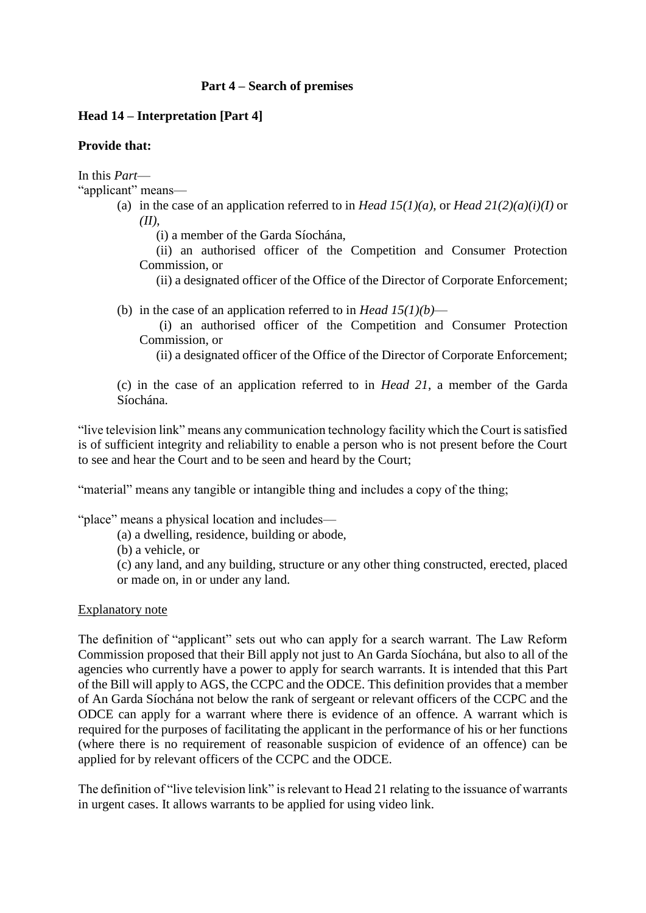## Part 4 – Search of premises

### Head 14 – Interpretation [Part 4]

**Provide that:**

In this *Part*—

"applicant" means—

(a) in the case of an application referred to in *Head 15(1)(a)*, or *Head 21(2)(a)(i)(I)* or *(II)*,

(i) a member of the Garda Síochána,

(ii) an authorised officer of the Competition and Consumer Protection Commission, or

(ii) a designated officer of the Office of the Director of Corporate Enforcement;

(b) in the case of an application referred to in *Head 15(1)(b)*—

(i) an authorised officer of the Competition and Consumer Protection Commission, or

(ii) a designated officer of the Office of the Director of Corporate Enforcement;

(c) in the case of an application referred to in *Head 21*, a member of the Garda Síochána.

"live television link" means any communication technology facility which the Court is satisfied is of sufficient integrity and reliability to enable a person who is not present before the Court to see and hear the Court and to be seen and heard by the Court;

"material" means any tangible or intangible thing and includes a copy of the thing;

"place" means a physical location and includes—

(a) a dwelling, residence, building or abode,

(b) a vehicle, or

(c) any land, and any building, structure or any other thing constructed, erected, placed or made on, in or under any land.

Explanatory note

The definition of "applicant" sets out who can apply for a search warrant. The Law Reform Commission proposed that their Bill apply not just to An Garda Síochána, but also to all of the agencies who currently have a power to apply for search warrants. It is intended that this Part of the Bill will apply to AGS, the CCPC and the ODCE. This definition provides that a member of An Garda Síochána not below the rank of sergeant or relevant officers of the CCPC and the ODCE can apply for a warrant where there is evidence of an offence. A warrant which is required for the purposes of facilitating the applicant in the performance of his or her functions (where there is no requirement of reasonable suspicion of evidence of an offence) can be applied for by relevant officers of the CCPC and the ODCE.

The definition of "live television link" is relevant to Head 21 relating to the issuance of warrants in urgent cases. It allows warrants to be applied for using video link.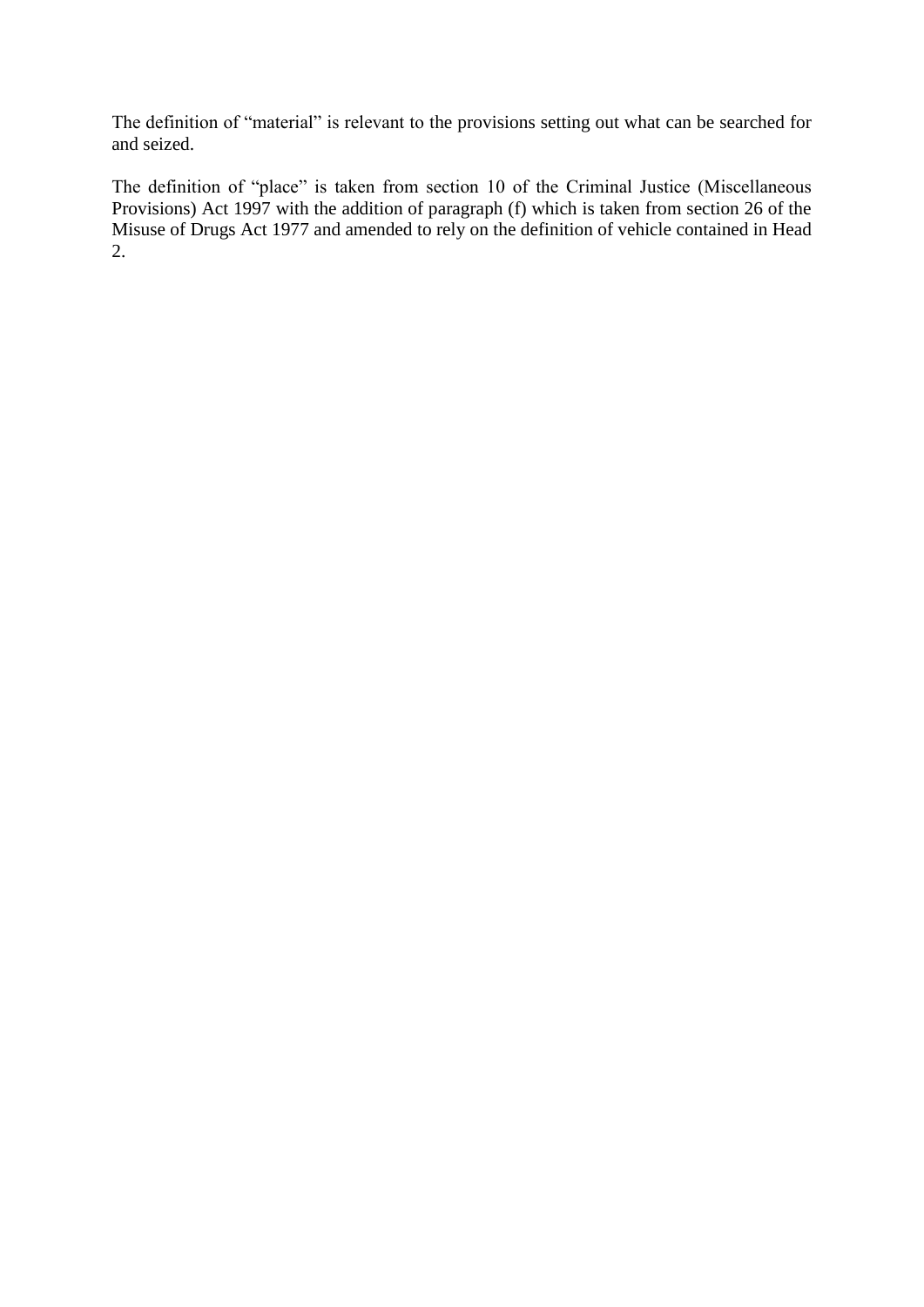The definition of “material” is relevant to the provisions setting out what can be searched for and seized.

The definition of “place” is taken from section 10 of the Criminal Justice (Miscellaneous Provisions) Act 1997 with the addition of paragraph (f) which is taken from section 26 of the Misuse of Drugs Act 1977 and amended to rely on the definition of vehicle contained in Head 2.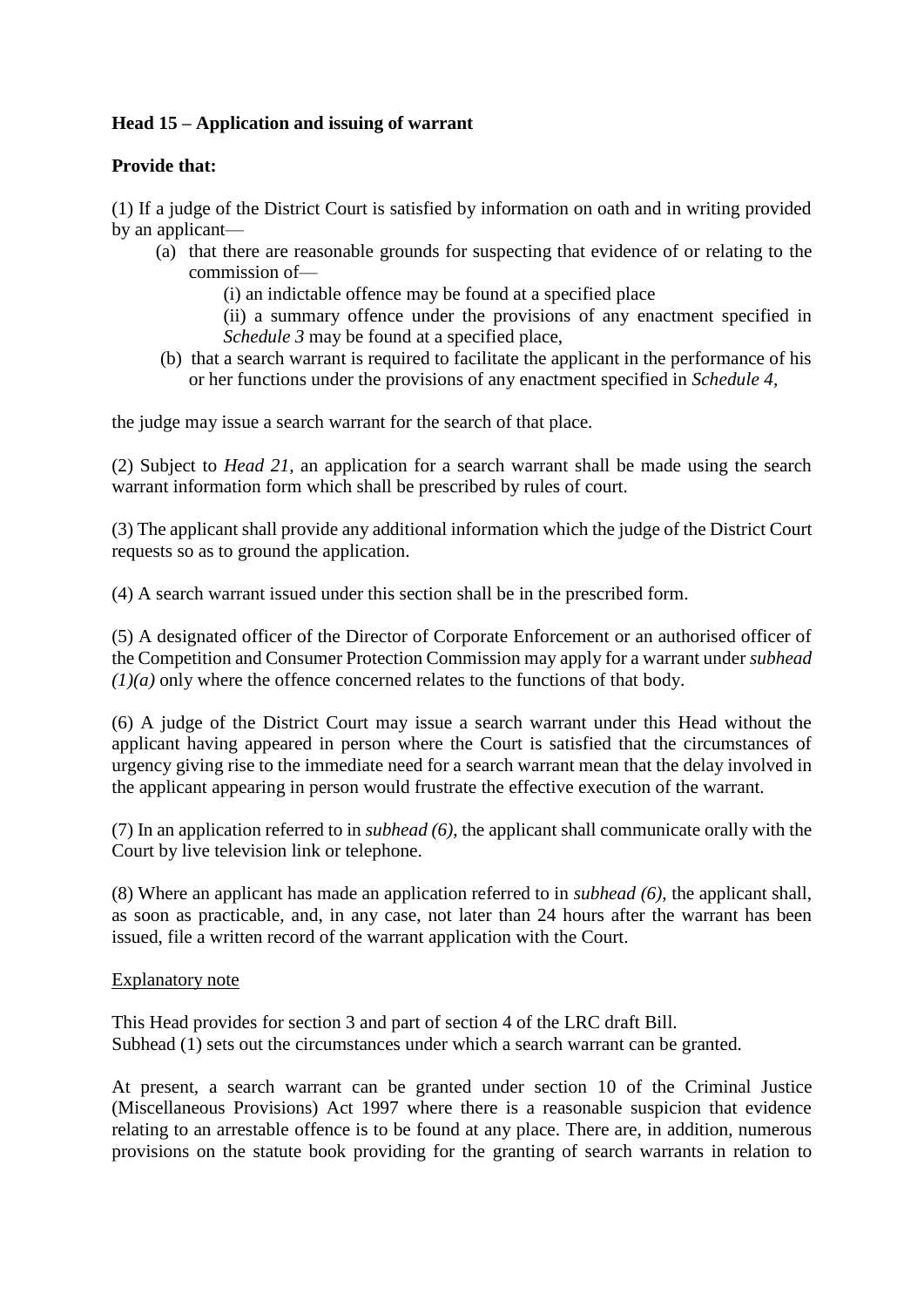**Head 15 – Application and issuing of warrant**

**Provide that:**

(1) If a judge of the District Court is satisfied by information on oath and in writing provided by an applicant—

(a) that there are reasonable grounds for suspecting that evidence of or relating to the commission of—

(i) an indictable offence may be found at a specified place

(ii) a summary offence under the provisions of any enactment specified in *Schedule 3* may be found at a specified place,

(b) that a search warrant is required to facilitate the applicant in the performance of his or her functions under the provisions of any enactment specified in *Schedule 4*,

the judge may issue a search warrant for the search of that place.

(2) Subject to *Head 21*, an application for a search warrant shall be made using the search warrant information form which shall be prescribed by rules of court.

(3) The applicant shall provide any additional information which the judge of the District Court requests so as to ground the application.

(4) A search warrant issued under this section shall be in the prescribed form.

(5) A designated officer of the Director of Corporate Enforcement or an authorised officer of the Competition and Consumer Protection Commission may apply for a warrant under *subhead (1)(a)* only where the offence concerned relates to the functions of that body.

(6) A judge of the District Court may issue a search warrant under this Head without the applicant having appeared in person where the Court is satisfied that the circumstances of urgency giving rise to the immediate need for a search warrant mean that the delay involved in the applicant appearing in person would frustrate the effective execution of the warrant.

(7) In an application referred to in *subhead (6)*, the applicant shall communicate orally with the Court by live television link or telephone.

(8) Where an applicant has made an application referred to in *subhead (6)*, the applicant shall, as soon as practicable, and, in any case, not later than 24 hours after the warrant has been issued, file a written record of the warrant application with the Court.

<u>Explanatory note</u>

This Head provides for section 3 and part of section 4 of the LRC draft Bill.
Subhead (1) sets out the circumstances under which a search warrant can be granted.

At present, a search warrant can be granted under section 10 of the Criminal Justice (Miscellaneous Provisions) Act 1997 where there is a reasonable suspicion that evidence relating to an arrestable offence is to be found at any place. There are, in addition, numerous provisions on the statute book providing for the granting of search warrants in relation to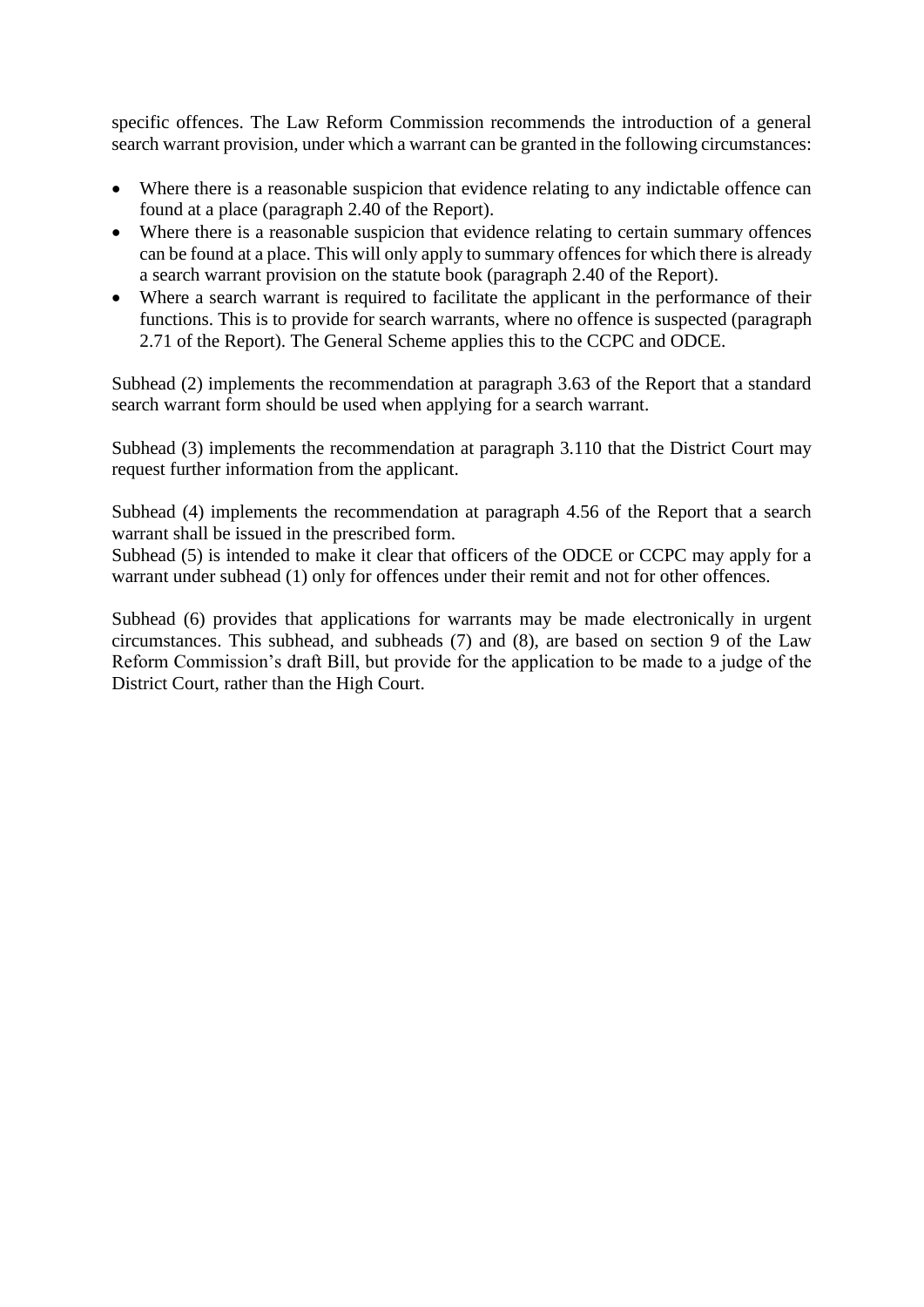specific offences. The Law Reform Commission recommends the introduction of a general search warrant provision, under which a warrant can be granted in the following circumstances:

- Where there is a reasonable suspicion that evidence relating to any indictable offence can found at a place (paragraph 2.40 of the Report).
- Where there is a reasonable suspicion that evidence relating to certain summary offences can be found at a place. This will only apply to summary offences for which there is already a search warrant provision on the statute book (paragraph 2.40 of the Report).
- Where a search warrant is required to facilitate the applicant in the performance of their functions. This is to provide for search warrants, where no offence is suspected (paragraph 2.71 of the Report). The General Scheme applies this to the CCPC and ODCE.

Subhead (2) implements the recommendation at paragraph 3.63 of the Report that a standard search warrant form should be used when applying for a search warrant.

Subhead (3) implements the recommendation at paragraph 3.110 that the District Court may request further information from the applicant.

Subhead (4) implements the recommendation at paragraph 4.56 of the Report that a search warrant shall be issued in the prescribed form.
Subhead (5) is intended to make it clear that officers of the ODCE or CCPC may apply for a warrant under subhead (1) only for offences under their remit and not for other offences.

Subhead (6) provides that applications for warrants may be made electronically in urgent circumstances. This subhead, and subheads (7) and (8), are based on section 9 of the Law Reform Commission's draft Bill, but provide for the application to be made to a judge of the District Court, rather than the High Court.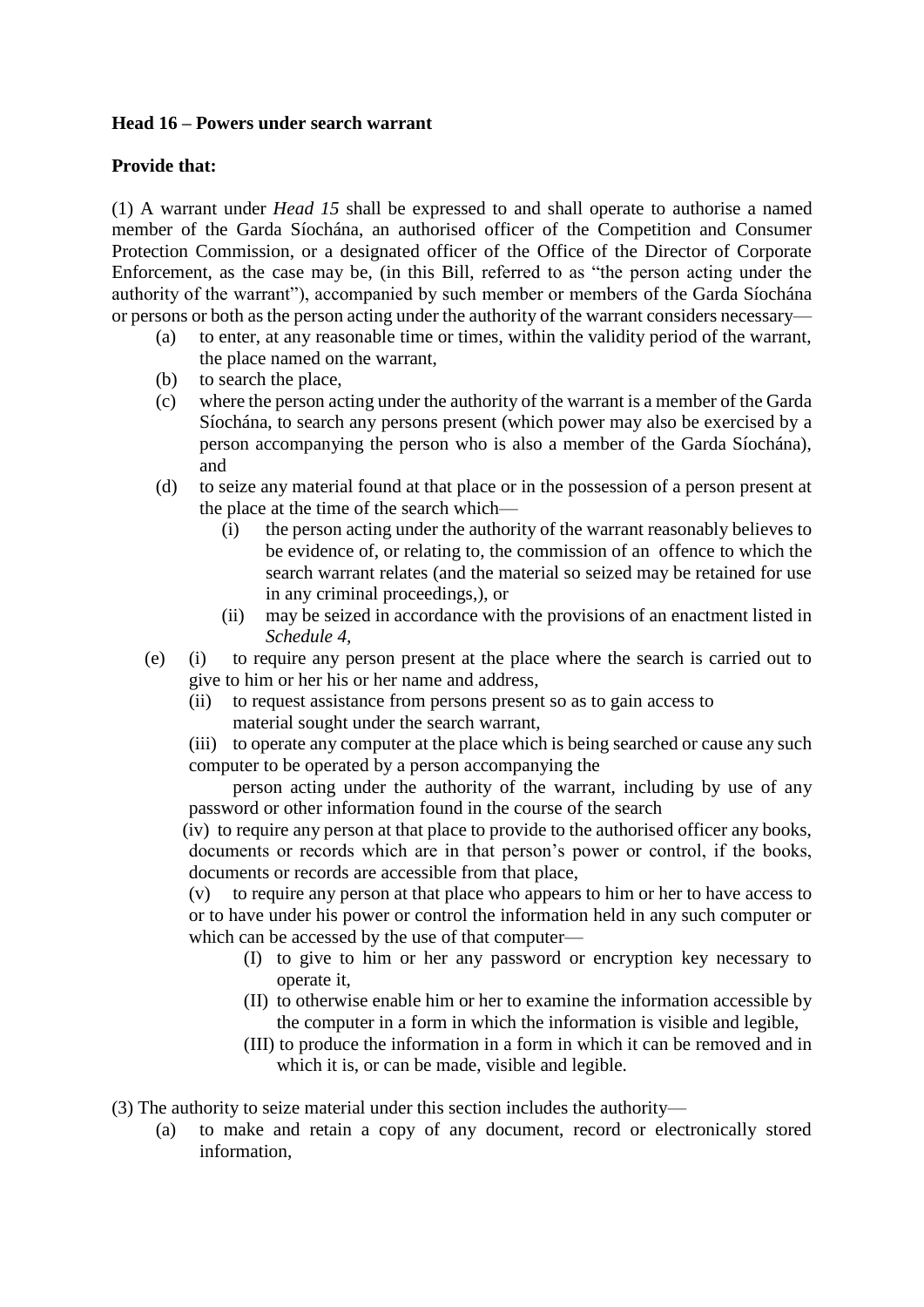**Head 16 – Powers under search warrant**

**Provide that:**

(1) A warrant under *Head 15* shall be expressed to and shall operate to authorise a named member of the Garda Síochána, an authorised officer of the Competition and Consumer Protection Commission, or a designated officer of the Office of the Director of Corporate Enforcement, as the case may be, (in this Bill, referred to as "the person acting under the authority of the warrant"), accompanied by such member or members of the Garda Síochána or persons or both as the person acting under the authority of the warrant considers necessary—

- (a) to enter, at any reasonable time or times, within the validity period of the warrant, the place named on the warrant,
- (b) to search the place,
- (c) where the person acting under the authority of the warrant is a member of the Garda Síochána, to search any persons present (which power may also be exercised by a person accompanying the person who is also a member of the Garda Síochána), and
- (d) to seize any material found at that place or in the possession of a person present at the place at the time of the search which—
  - (i) the person acting under the authority of the warrant reasonably believes to be evidence of, or relating to, the commission of an offence to which the search warrant relates (and the material so seized may be retained for use in any criminal proceedings,), or
  - (ii) may be seized in accordance with the provisions of an enactment listed in *Schedule 4,*
- (e) (i) to require any person present at the place where the search is carried out to give to him or her his or her name and address,
  - (ii) to request assistance from persons present so as to gain access to material sought under the search warrant,
  - (iii) to operate any computer at the place which is being searched or cause any such computer to be operated by a person accompanying the person acting under the authority of the warrant, including by use of any password or other information found in the course of the search
  - (iv) to require any person at that place to provide to the authorised officer any books, documents or records which are in that person's power or control, if the books, documents or records are accessible from that place,
  - (v) to require any person at that place who appears to him or her to have access to or to have under his power or control the information held in any such computer or which can be accessed by the use of that computer—
    - (I) to give to him or her any password or encryption key necessary to operate it,
    - (II) to otherwise enable him or her to examine the information accessible by the computer in a form in which the information is visible and legible,
    - (III) to produce the information in a form in which it can be removed and in which it is, or can be made, visible and legible.

(3) The authority to seize material under this section includes the authority—

- (a) to make and retain a copy of any document, record or electronically stored information,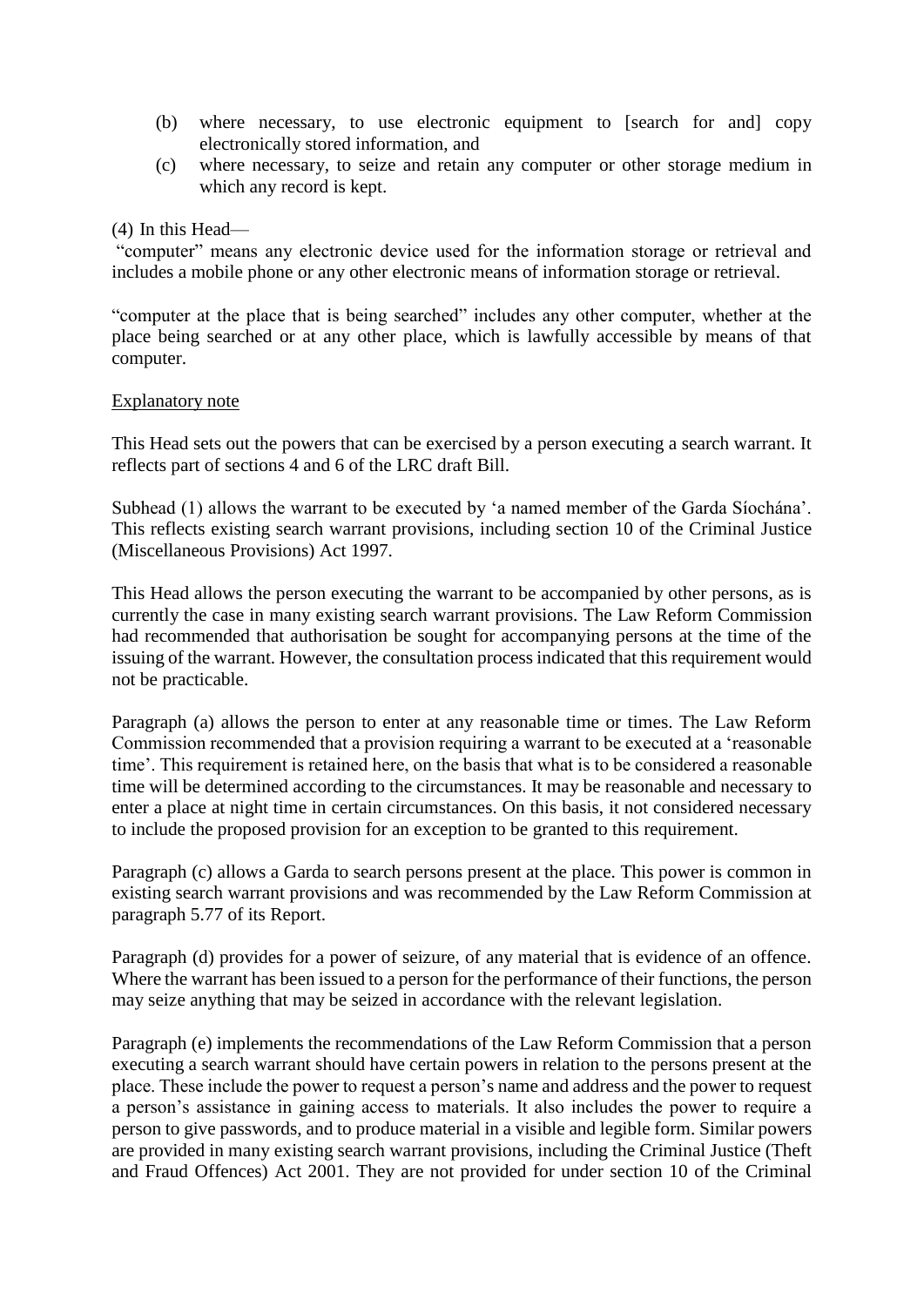(b) where necessary, to use electronic equipment to [search for and] copy electronically stored information, and

(c) where necessary, to seize and retain any computer or other storage medium in which any record is kept.

(4) In this Head—

"computer" means any electronic device used for the information storage or retrieval and includes a mobile phone or any other electronic means of information storage or retrieval.

"computer at the place that is being searched" includes any other computer, whether at the place being searched or at any other place, which is lawfully accessible by means of that computer.

<u>Explanatory note</u>

This Head sets out the powers that can be exercised by a person executing a search warrant. It reflects part of sections 4 and 6 of the LRC draft Bill.

Subhead (1) allows the warrant to be executed by 'a named member of the Garda Síochána'. This reflects existing search warrant provisions, including section 10 of the Criminal Justice (Miscellaneous Provisions) Act 1997.

This Head allows the person executing the warrant to be accompanied by other persons, as is currently the case in many existing search warrant provisions. The Law Reform Commission had recommended that authorisation be sought for accompanying persons at the time of the issuing of the warrant. However, the consultation process indicated that this requirement would not be practicable.

Paragraph (a) allows the person to enter at any reasonable time or times. The Law Reform Commission recommended that a provision requiring a warrant to be executed at a 'reasonable time'. This requirement is retained here, on the basis that what is to be considered a reasonable time will be determined according to the circumstances. It may be reasonable and necessary to enter a place at night time in certain circumstances. On this basis, it not considered necessary to include the proposed provision for an exception to be granted to this requirement.

Paragraph (c) allows a Garda to search persons present at the place. This power is common in existing search warrant provisions and was recommended by the Law Reform Commission at paragraph 5.77 of its Report.

Paragraph (d) provides for a power of seizure, of any material that is evidence of an offence. Where the warrant has been issued to a person for the performance of their functions, the person may seize anything that may be seized in accordance with the relevant legislation.

Paragraph (e) implements the recommendations of the Law Reform Commission that a person executing a search warrant should have certain powers in relation to the persons present at the place. These include the power to request a person's name and address and the power to request a person's assistance in gaining access to materials. It also includes the power to require a person to give passwords, and to produce material in a visible and legible form. Similar powers are provided in many existing search warrant provisions, including the Criminal Justice (Theft and Fraud Offences) Act 2001. They are not provided for under section 10 of the Criminal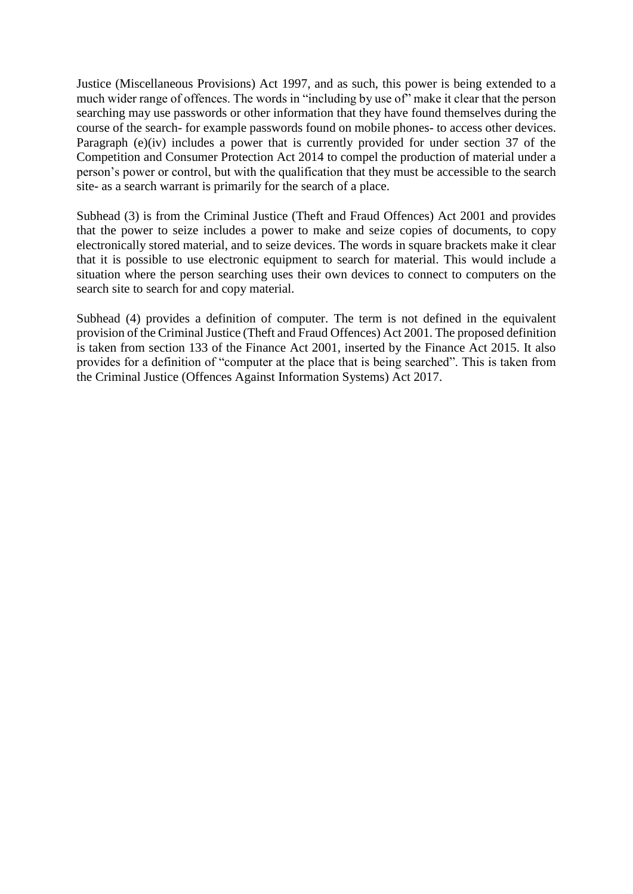Justice (Miscellaneous Provisions) Act 1997, and as such, this power is being extended to a much wider range of offences. The words in "including by use of" make it clear that the person searching may use passwords or other information that they have found themselves during the course of the search- for example passwords found on mobile phones- to access other devices. Paragraph (e)(iv) includes a power that is currently provided for under section 37 of the Competition and Consumer Protection Act 2014 to compel the production of material under a person's power or control, but with the qualification that they must be accessible to the search site- as a search warrant is primarily for the search of a place.

Subhead (3) is from the Criminal Justice (Theft and Fraud Offences) Act 2001 and provides that the power to seize includes a power to make and seize copies of documents, to copy electronically stored material, and to seize devices. The words in square brackets make it clear that it is possible to use electronic equipment to search for material. This would include a situation where the person searching uses their own devices to connect to computers on the search site to search for and copy material.

Subhead (4) provides a definition of computer. The term is not defined in the equivalent provision of the Criminal Justice (Theft and Fraud Offences) Act 2001. The proposed definition is taken from section 133 of the Finance Act 2001, inserted by the Finance Act 2015. It also provides for a definition of "computer at the place that is being searched". This is taken from the Criminal Justice (Offences Against Information Systems) Act 2017.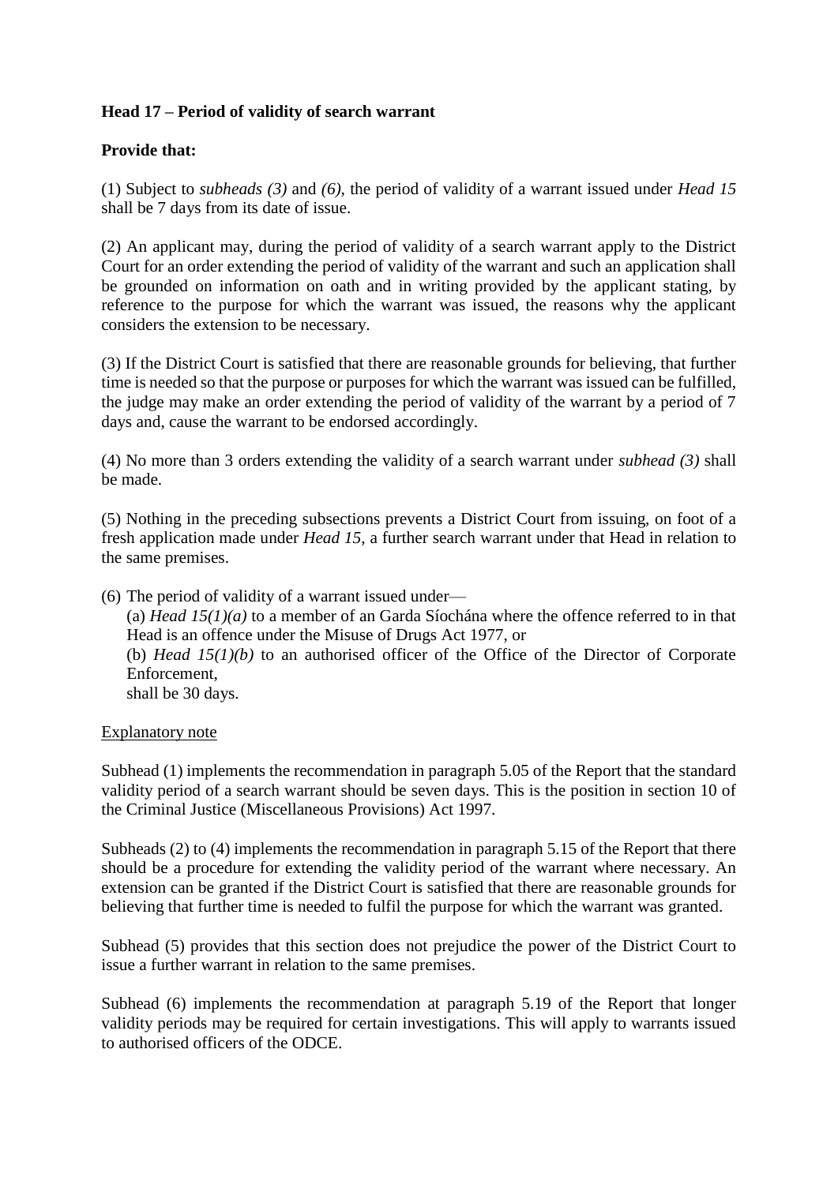**Head 17 – Period of validity of search warrant**

**Provide that:**

(1) Subject to *subheads (3)* and *(6)*, the period of validity of a warrant issued under *Head 15* shall be 7 days from its date of issue.

(2) An applicant may, during the period of validity of a search warrant apply to the District Court for an order extending the period of validity of the warrant and such an application shall be grounded on information on oath and in writing provided by the applicant stating, by reference to the purpose for which the warrant was issued, the reasons why the applicant considers the extension to be necessary.

(3) If the District Court is satisfied that there are reasonable grounds for believing, that further time is needed so that the purpose or purposes for which the warrant was issued can be fulfilled, the judge may make an order extending the period of validity of the warrant by a period of 7 days and, cause the warrant to be endorsed accordingly.

(4) No more than 3 orders extending the validity of a search warrant under *subhead (3)* shall be made.

(5) Nothing in the preceding subsections prevents a District Court from issuing, on foot of a fresh application made under *Head 15*, a further search warrant under that Head in relation to the same premises.

(6) The period of validity of a warrant issued under—

(a) *Head 15(1)(a)* to a member of an Garda Síochána where the offence referred to in that Head is an offence under the Misuse of Drugs Act 1977, or

(b) *Head 15(1)(b)* to an authorised officer of the Office of the Director of Corporate Enforcement,

shall be 30 days.

Explanatory note

Subhead (1) implements the recommendation in paragraph 5.05 of the Report that the standard validity period of a search warrant should be seven days. This is the position in section 10 of the Criminal Justice (Miscellaneous Provisions) Act 1997.

Subheads (2) to (4) implements the recommendation in paragraph 5.15 of the Report that there should be a procedure for extending the validity period of the warrant where necessary. An extension can be granted if the District Court is satisfied that there are reasonable grounds for believing that further time is needed to fulfil the purpose for which the warrant was granted.

Subhead (5) provides that this section does not prejudice the power of the District Court to issue a further warrant in relation to the same premises.

Subhead (6) implements the recommendation at paragraph 5.19 of the Report that longer validity periods may be required for certain investigations. This will apply to warrants issued to authorised officers of the ODCE.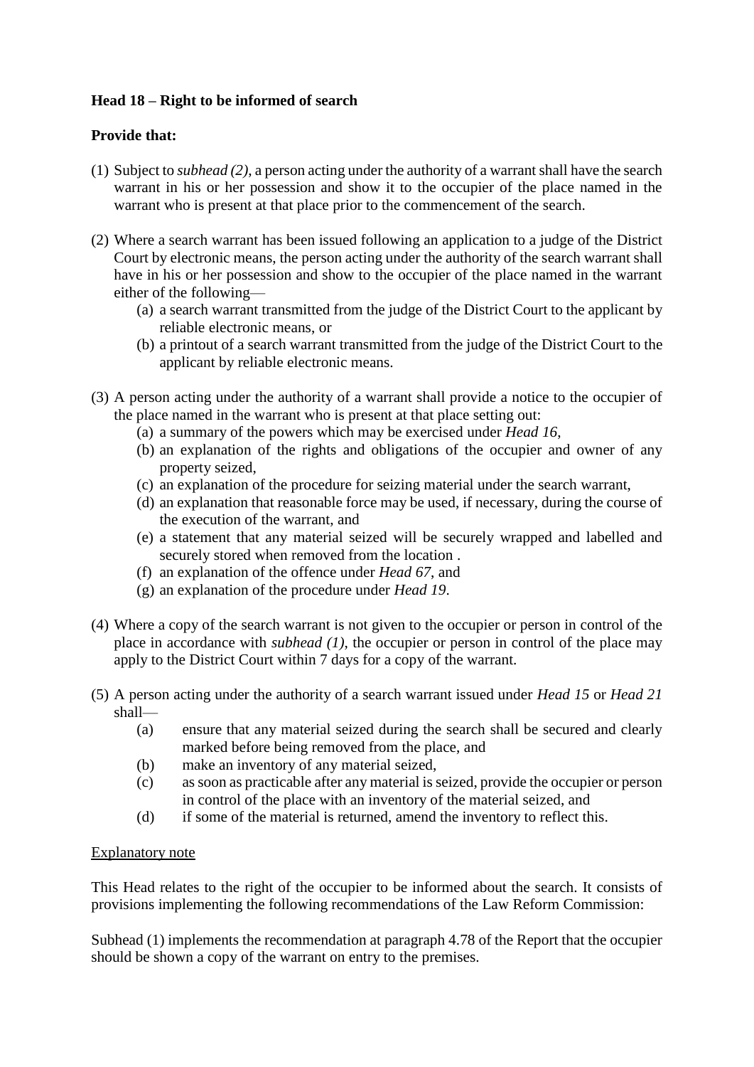**Head 18 – Right to be informed of search**

**Provide that:**

(1) Subject to *subhead (2)*, a person acting under the authority of a warrant shall have the search warrant in his or her possession and show it to the occupier of the place named in the warrant who is present at that place prior to the commencement of the search.

(2) Where a search warrant has been issued following an application to a judge of the District Court by electronic means, the person acting under the authority of the search warrant shall have in his or her possession and show to the occupier of the place named in the warrant either of the following—

   (a) a search warrant transmitted from the judge of the District Court to the applicant by reliable electronic means, or

   (b) a printout of a search warrant transmitted from the judge of the District Court to the applicant by reliable electronic means.

(3) A person acting under the authority of a warrant shall provide a notice to the occupier of the place named in the warrant who is present at that place setting out:

   (a) a summary of the powers which may be exercised under *Head 16*,

   (b) an explanation of the rights and obligations of the occupier and owner of any property seized,

   (c) an explanation of the procedure for seizing material under the search warrant,

   (d) an explanation that reasonable force may be used, if necessary, during the course of the execution of the warrant, and

   (e) a statement that any material seized will be securely wrapped and labelled and securely stored when removed from the location .

   (f) an explanation of the offence under *Head 67*, and

   (g) an explanation of the procedure under *Head 19*.

(4) Where a copy of the search warrant is not given to the occupier or person in control of the place in accordance with *subhead (1)*, the occupier or person in control of the place may apply to the District Court within 7 days for a copy of the warrant.

(5) A person acting under the authority of a search warrant issued under *Head 15* or *Head 21* shall—

   (a) ensure that any material seized during the search shall be secured and clearly marked before being removed from the place, and

   (b) make an inventory of any material seized,

   (c) as soon as practicable after any material is seized, provide the occupier or person in control of the place with an inventory of the material seized, and

   (d) if some of the material is returned, amend the inventory to reflect this.

<u>Explanatory note</u>

This Head relates to the right of the occupier to be informed about the search. It consists of provisions implementing the following recommendations of the Law Reform Commission:

Subhead (1) implements the recommendation at paragraph 4.78 of the Report that the occupier should be shown a copy of the warrant on entry to the premises.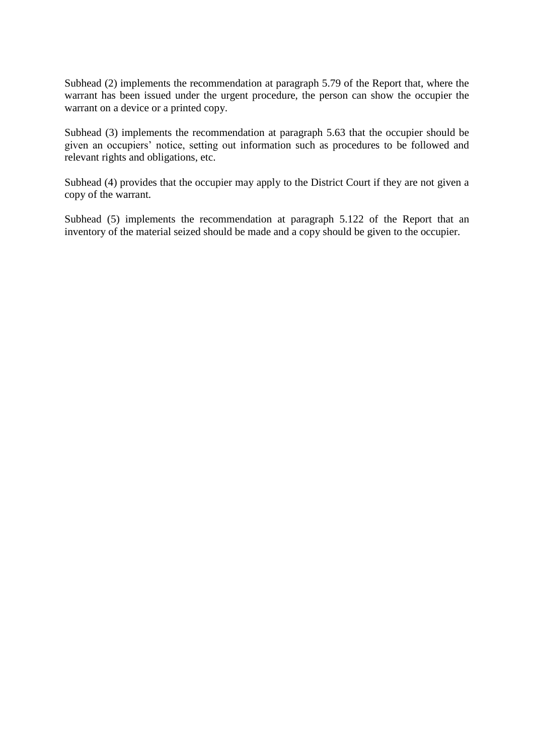Subhead (2) implements the recommendation at paragraph 5.79 of the Report that, where the warrant has been issued under the urgent procedure, the person can show the occupier the warrant on a device or a printed copy.

Subhead (3) implements the recommendation at paragraph 5.63 that the occupier should be given an occupiers' notice, setting out information such as procedures to be followed and relevant rights and obligations, etc.

Subhead (4) provides that the occupier may apply to the District Court if they are not given a copy of the warrant.

Subhead (5) implements the recommendation at paragraph 5.122 of the Report that an inventory of the material seized should be made and a copy should be given to the occupier.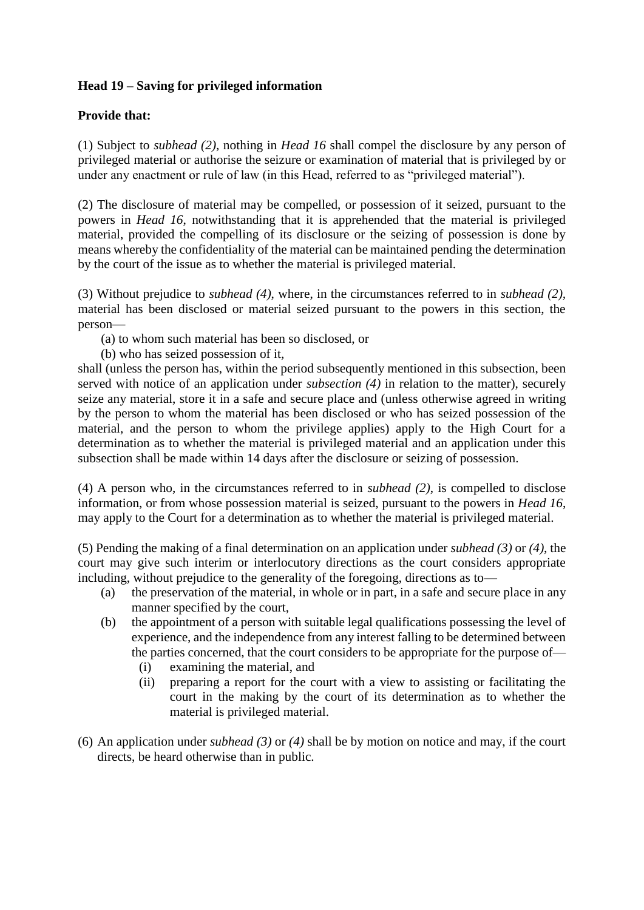**Head 19 – Saving for privileged information**

**Provide that:**

(1) Subject to *subhead (2)*, nothing in *Head 16* shall compel the disclosure by any person of privileged material or authorise the seizure or examination of material that is privileged by or under any enactment or rule of law (in this Head, referred to as "privileged material").

(2) The disclosure of material may be compelled, or possession of it seized, pursuant to the powers in *Head 16*, notwithstanding that it is apprehended that the material is privileged material, provided the compelling of its disclosure or the seizing of possession is done by means whereby the confidentiality of the material can be maintained pending the determination by the court of the issue as to whether the material is privileged material.

(3) Without prejudice to *subhead (4)*, where, in the circumstances referred to in *subhead (2)*, material has been disclosed or material seized pursuant to the powers in this section, the person—

(a) to whom such material has been so disclosed, or

(b) who has seized possession of it,

shall (unless the person has, within the period subsequently mentioned in this subsection, been served with notice of an application under *subsection (4)* in relation to the matter), securely seize any material, store it in a safe and secure place and (unless otherwise agreed in writing by the person to whom the material has been disclosed or who has seized possession of the material, and the person to whom the privilege applies) apply to the High Court for a determination as to whether the material is privileged material and an application under this subsection shall be made within 14 days after the disclosure or seizing of possession.

(4) A person who, in the circumstances referred to in *subhead (2)*, is compelled to disclose information, or from whose possession material is seized, pursuant to the powers in *Head 16*, may apply to the Court for a determination as to whether the material is privileged material.

(5) Pending the making of a final determination on an application under *subhead (3)* or *(4)*, the court may give such interim or interlocutory directions as the court considers appropriate including, without prejudice to the generality of the foregoing, directions as to—

(a) the preservation of the material, in whole or in part, in a safe and secure place in any manner specified by the court,

(b) the appointment of a person with suitable legal qualifications possessing the level of experience, and the independence from any interest falling to be determined between the parties concerned, that the court considers to be appropriate for the purpose of—

(i) examining the material, and

(ii) preparing a report for the court with a view to assisting or facilitating the court in the making by the court of its determination as to whether the material is privileged material.

(6) An application under *subhead (3)* or *(4)* shall be by motion on notice and may, if the court directs, be heard otherwise than in public.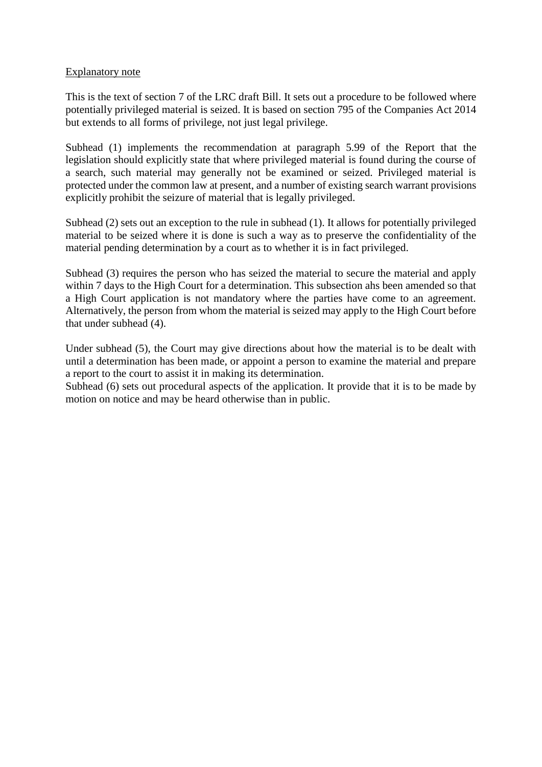<u>Explanatory note</u>

This is the text of section 7 of the LRC draft Bill. It sets out a procedure to be followed where potentially privileged material is seized. It is based on section 795 of the Companies Act 2014 but extends to all forms of privilege, not just legal privilege.

Subhead (1) implements the recommendation at paragraph 5.99 of the Report that the legislation should explicitly state that where privileged material is found during the course of a search, such material may generally not be examined or seized. Privileged material is protected under the common law at present, and a number of existing search warrant provisions explicitly prohibit the seizure of material that is legally privileged.

Subhead (2) sets out an exception to the rule in subhead (1). It allows for potentially privileged material to be seized where it is done is such a way as to preserve the confidentiality of the material pending determination by a court as to whether it is in fact privileged.

Subhead (3) requires the person who has seized the material to secure the material and apply within 7 days to the High Court for a determination. This subsection ahs been amended so that a High Court application is not mandatory where the parties have come to an agreement. Alternatively, the person from whom the material is seized may apply to the High Court before that under subhead (4).

Under subhead (5), the Court may give directions about how the material is to be dealt with until a determination has been made, or appoint a person to examine the material and prepare a report to the court to assist it in making its determination.

Subhead (6) sets out procedural aspects of the application. It provide that it is to be made by motion on notice and may be heard otherwise than in public.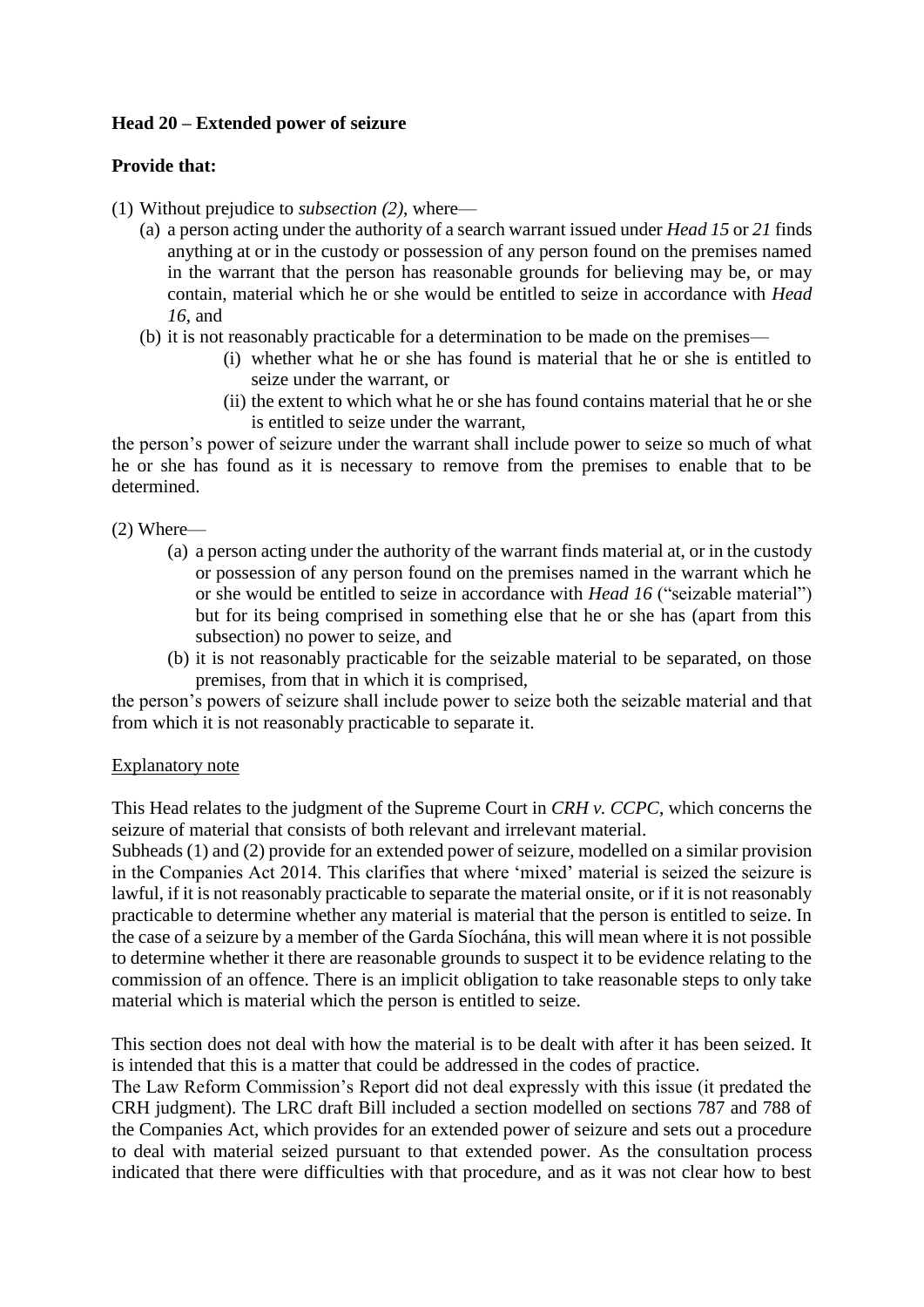**Head 20 – Extended power of seizure**

**Provide that:**

(1) Without prejudice to *subsection (2)*, where—

   (a) a person acting under the authority of a search warrant issued under *Head 15* or *21* finds anything at or in the custody or possession of any person found on the premises named in the warrant that the person has reasonable grounds for believing may be, or may contain, material which he or she would be entitled to seize in accordance with *Head 16*, and

   (b) it is not reasonably practicable for a determination to be made on the premises—

      (i) whether what he or she has found is material that he or she is entitled to seize under the warrant, or

      (ii) the extent to which what he or she has found contains material that he or she is entitled to seize under the warrant,

the person's power of seizure under the warrant shall include power to seize so much of what he or she has found as it is necessary to remove from the premises to enable that to be determined.

(2) Where—

   (a) a person acting under the authority of the warrant finds material at, or in the custody or possession of any person found on the premises named in the warrant which he or she would be entitled to seize in accordance with *Head 16* ("seizable material") but for its being comprised in something else that he or she has (apart from this subsection) no power to seize, and

   (b) it is not reasonably practicable for the seizable material to be separated, on those premises, from that in which it is comprised,

the person's powers of seizure shall include power to seize both the seizable material and that from which it is not reasonably practicable to separate it.

Explanatory note

This Head relates to the judgment of the Supreme Court in *CRH v. CCPC*, which concerns the seizure of material that consists of both relevant and irrelevant material.
Subheads (1) and (2) provide for an extended power of seizure, modelled on a similar provision in the Companies Act 2014. This clarifies that where 'mixed' material is seized the seizure is lawful, if it is not reasonably practicable to separate the material onsite, or if it is not reasonably practicable to determine whether any material is material that the person is entitled to seize. In the case of a seizure by a member of the Garda Síochána, this will mean where it is not possible to determine whether it there are reasonable grounds to suspect it to be evidence relating to the commission of an offence. There is an implicit obligation to take reasonable steps to only take material which is material which the person is entitled to seize.

This section does not deal with how the material is to be dealt with after it has been seized. It is intended that this is a matter that could be addressed in the codes of practice.
The Law Reform Commission's Report did not deal expressly with this issue (it predated the CRH judgment). The LRC draft Bill included a section modelled on sections 787 and 788 of the Companies Act, which provides for an extended power of seizure and sets out a procedure to deal with material seized pursuant to that extended power. As the consultation process indicated that there were difficulties with that procedure, and as it was not clear how to best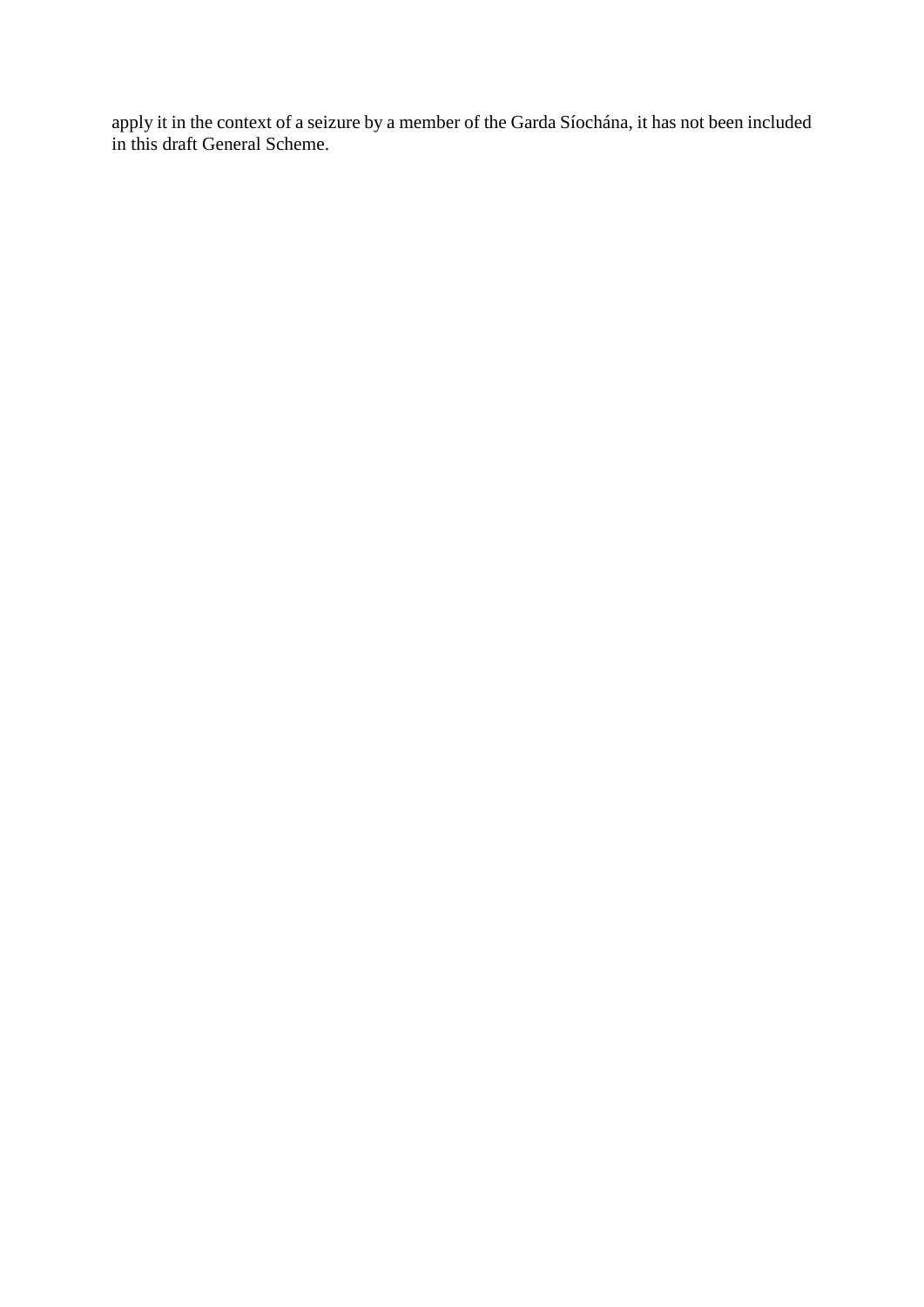apply it in the context of a seizure by a member of the Garda Síochána, it has not been included in this draft General Scheme.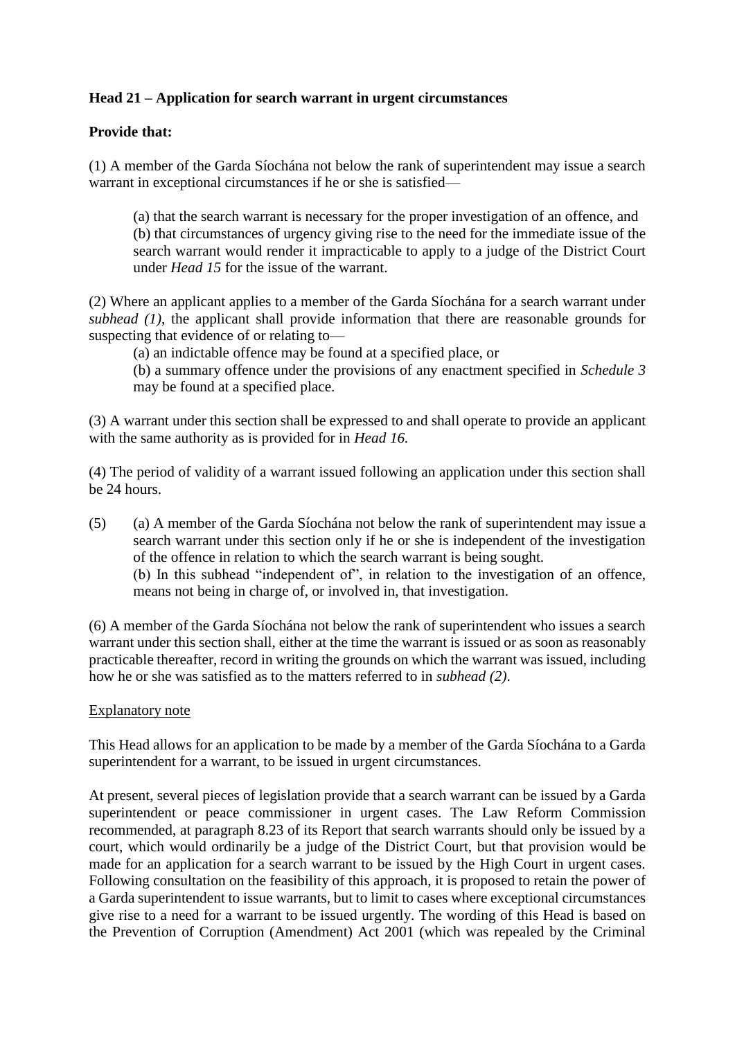**Head 21 – Application for search warrant in urgent circumstances**

**Provide that:**

(1) A member of the Garda Síochána not below the rank of superintendent may issue a search warrant in exceptional circumstances if he or she is satisfied—

(a) that the search warrant is necessary for the proper investigation of an offence, and
(b) that circumstances of urgency giving rise to the need for the immediate issue of the search warrant would render it impracticable to apply to a judge of the District Court under *Head 15* for the issue of the warrant.

(2) Where an applicant applies to a member of the Garda Síochána for a search warrant under *subhead (1)*, the applicant shall provide information that there are reasonable grounds for suspecting that evidence of or relating to—

(a) an indictable offence may be found at a specified place, or
(b) a summary offence under the provisions of any enactment specified in *Schedule 3* may be found at a specified place.

(3) A warrant under this section shall be expressed to and shall operate to provide an applicant with the same authority as is provided for in *Head 16.*

(4) The period of validity of a warrant issued following an application under this section shall be 24 hours.

(5) (a) A member of the Garda Síochána not below the rank of superintendent may issue a search warrant under this section only if he or she is independent of the investigation of the offence in relation to which the search warrant is being sought.
(b) In this subhead "independent of", in relation to the investigation of an offence, means not being in charge of, or involved in, that investigation.

(6) A member of the Garda Síochána not below the rank of superintendent who issues a search warrant under this section shall, either at the time the warrant is issued or as soon as reasonably practicable thereafter, record in writing the grounds on which the warrant was issued, including how he or she was satisfied as to the matters referred to in *subhead (2).*

Explanatory note

This Head allows for an application to be made by a member of the Garda Síochána to a Garda superintendent for a warrant, to be issued in urgent circumstances.

At present, several pieces of legislation provide that a search warrant can be issued by a Garda superintendent or peace commissioner in urgent cases. The Law Reform Commission recommended, at paragraph 8.23 of its Report that search warrants should only be issued by a court, which would ordinarily be a judge of the District Court, but that provision would be made for an application for a search warrant to be issued by the High Court in urgent cases. Following consultation on the feasibility of this approach, it is proposed to retain the power of a Garda superintendent to issue warrants, but to limit to cases where exceptional circumstances give rise to a need for a warrant to be issued urgently. The wording of this Head is based on the Prevention of Corruption (Amendment) Act 2001 (which was repealed by the Criminal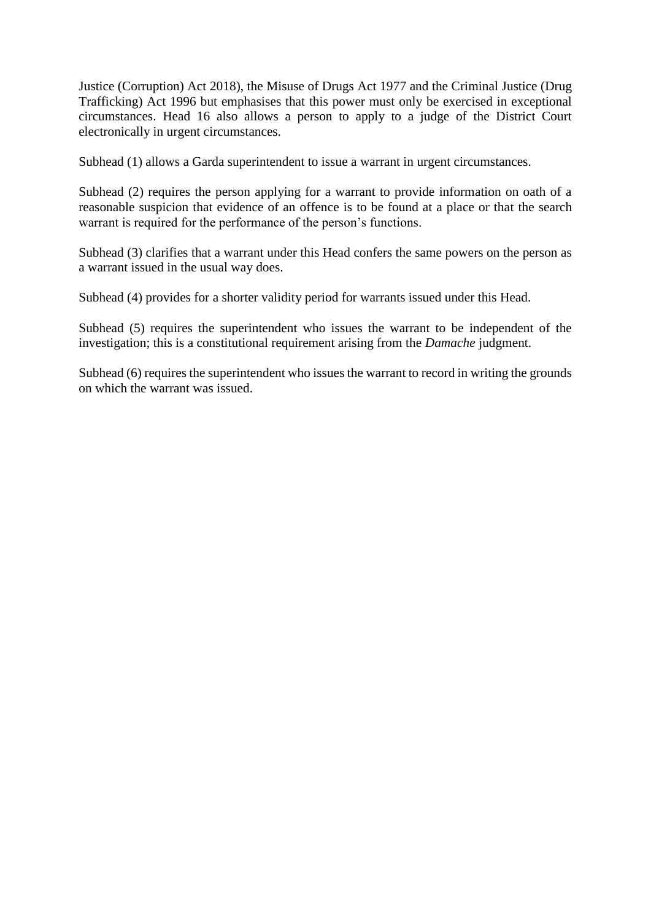Justice (Corruption) Act 2018), the Misuse of Drugs Act 1977 and the Criminal Justice (Drug Trafficking) Act 1996 but emphasises that this power must only be exercised in exceptional circumstances. Head 16 also allows a person to apply to a judge of the District Court electronically in urgent circumstances.

Subhead (1) allows a Garda superintendent to issue a warrant in urgent circumstances.

Subhead (2) requires the person applying for a warrant to provide information on oath of a reasonable suspicion that evidence of an offence is to be found at a place or that the search warrant is required for the performance of the person's functions.

Subhead (3) clarifies that a warrant under this Head confers the same powers on the person as a warrant issued in the usual way does.

Subhead (4) provides for a shorter validity period for warrants issued under this Head.

Subhead (5) requires the superintendent who issues the warrant to be independent of the investigation; this is a constitutional requirement arising from the *Damache* judgment.

Subhead (6) requires the superintendent who issues the warrant to record in writing the grounds on which the warrant was issued.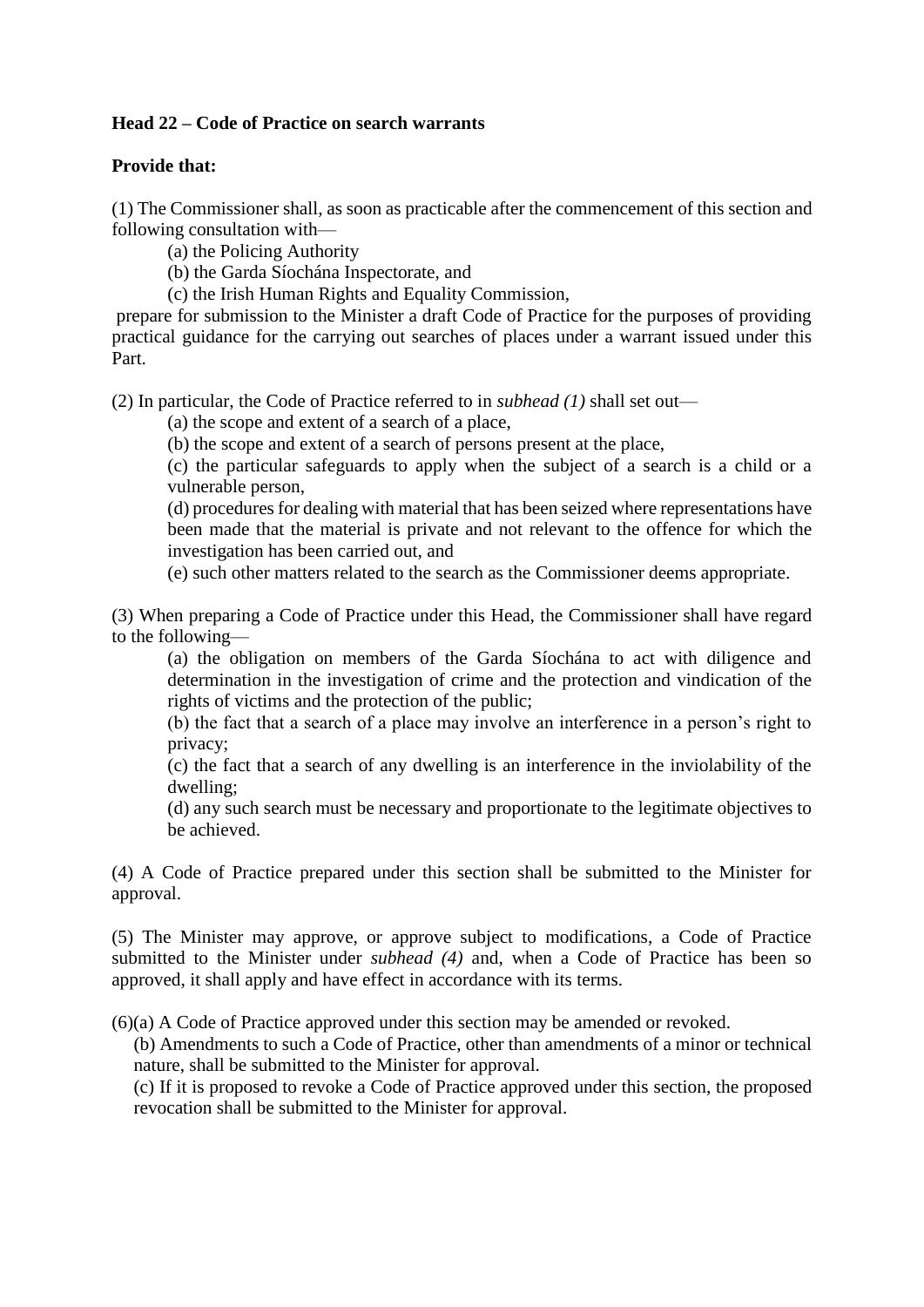**Head 22 – Code of Practice on search warrants**

**Provide that:**

(1) The Commissioner shall, as soon as practicable after the commencement of this section and following consultation with—

(a) the Policing Authority

(b) the Garda Síochána Inspectorate, and

(c) the Irish Human Rights and Equality Commission,

prepare for submission to the Minister a draft Code of Practice for the purposes of providing practical guidance for the carrying out searches of places under a warrant issued under this Part.

(2) In particular, the Code of Practice referred to in *subhead (1)* shall set out—

(a) the scope and extent of a search of a place,

(b) the scope and extent of a search of persons present at the place,

(c) the particular safeguards to apply when the subject of a search is a child or a vulnerable person,

(d) procedures for dealing with material that has been seized where representations have been made that the material is private and not relevant to the offence for which the investigation has been carried out, and

(e) such other matters related to the search as the Commissioner deems appropriate.

(3) When preparing a Code of Practice under this Head, the Commissioner shall have regard to the following—

(a) the obligation on members of the Garda Síochána to act with diligence and determination in the investigation of crime and the protection and vindication of the rights of victims and the protection of the public;

(b) the fact that a search of a place may involve an interference in a person's right to privacy;

(c) the fact that a search of any dwelling is an interference in the inviolability of the dwelling;

(d) any such search must be necessary and proportionate to the legitimate objectives to be achieved.

(4) A Code of Practice prepared under this section shall be submitted to the Minister for approval.

(5) The Minister may approve, or approve subject to modifications, a Code of Practice submitted to the Minister under *subhead (4)* and, when a Code of Practice has been so approved, it shall apply and have effect in accordance with its terms.

(6)(a) A Code of Practice approved under this section may be amended or revoked.

(b) Amendments to such a Code of Practice, other than amendments of a minor or technical nature, shall be submitted to the Minister for approval.

(c) If it is proposed to revoke a Code of Practice approved under this section, the proposed revocation shall be submitted to the Minister for approval.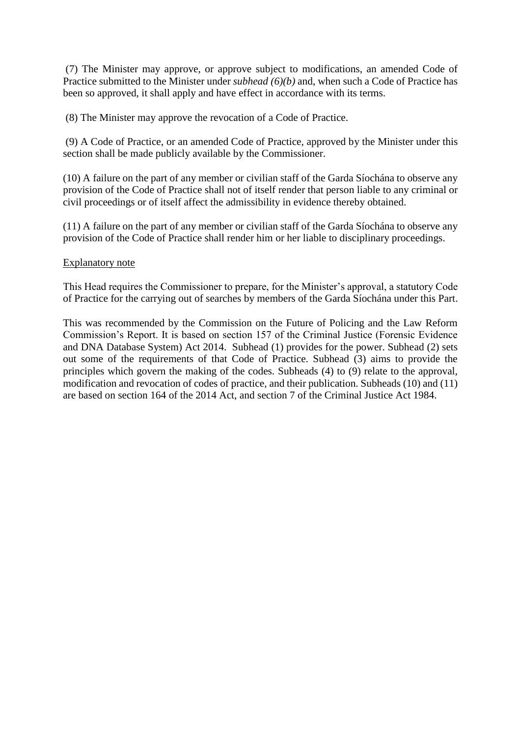(7) The Minister may approve, or approve subject to modifications, an amended Code of Practice submitted to the Minister under *subhead (6)(b)* and, when such a Code of Practice has been so approved, it shall apply and have effect in accordance with its terms.

(8) The Minister may approve the revocation of a Code of Practice.

(9) A Code of Practice, or an amended Code of Practice, approved by the Minister under this section shall be made publicly available by the Commissioner.

(10) A failure on the part of any member or civilian staff of the Garda Síochána to observe any provision of the Code of Practice shall not of itself render that person liable to any criminal or civil proceedings or of itself affect the admissibility in evidence thereby obtained.

(11) A failure on the part of any member or civilian staff of the Garda Síochána to observe any provision of the Code of Practice shall render him or her liable to disciplinary proceedings.

Explanatory note

This Head requires the Commissioner to prepare, for the Minister's approval, a statutory Code of Practice for the carrying out of searches by members of the Garda Síochána under this Part.

This was recommended by the Commission on the Future of Policing and the Law Reform Commission's Report. It is based on section 157 of the Criminal Justice (Forensic Evidence and DNA Database System) Act 2014. Subhead (1) provides for the power. Subhead (2) sets out some of the requirements of that Code of Practice. Subhead (3) aims to provide the principles which govern the making of the codes. Subheads (4) to (9) relate to the approval, modification and revocation of codes of practice, and their publication. Subheads (10) and (11) are based on section 164 of the 2014 Act, and section 7 of the Criminal Justice Act 1984.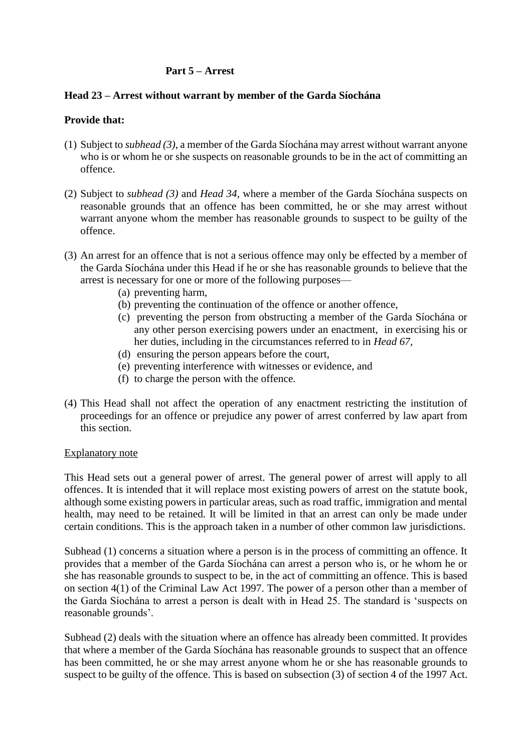## Part 5 – Arrest

### Head 23 – Arrest without warrant by member of the Garda Síochána

**Provide that:**

(1) Subject to *subhead (3)*, a member of the Garda Síochána may arrest without warrant anyone who is or whom he or she suspects on reasonable grounds to be in the act of committing an offence.

(2) Subject to *subhead (3)* and *Head 34*, where a member of the Garda Síochána suspects on reasonable grounds that an offence has been committed, he or she may arrest without warrant anyone whom the member has reasonable grounds to suspect to be guilty of the offence.

(3) An arrest for an offence that is not a serious offence may only be effected by a member of the Garda Síochána under this Head if he or she has reasonable grounds to believe that the arrest is necessary for one or more of the following purposes—

- (a) preventing harm,
- (b) preventing the continuation of the offence or another offence,
- (c) preventing the person from obstructing a member of the Garda Síochána or any other person exercising powers under an enactment, in exercising his or her duties, including in the circumstances referred to in *Head 67*,
- (d) ensuring the person appears before the court,
- (e) preventing interference with witnesses or evidence, and
- (f) to charge the person with the offence.

(4) This Head shall not affect the operation of any enactment restricting the institution of proceedings for an offence or prejudice any power of arrest conferred by law apart from this section.

Explanatory note

This Head sets out a general power of arrest. The general power of arrest will apply to all offences. It is intended that it will replace most existing powers of arrest on the statute book, although some existing powers in particular areas, such as road traffic, immigration and mental health, may need to be retained. It will be limited in that an arrest can only be made under certain conditions. This is the approach taken in a number of other common law jurisdictions.

Subhead (1) concerns a situation where a person is in the process of committing an offence. It provides that a member of the Garda Síochána can arrest a person who is, or he whom he or she has reasonable grounds to suspect to be, in the act of committing an offence. This is based on section 4(1) of the Criminal Law Act 1997. The power of a person other than a member of the Garda Síochána to arrest a person is dealt with in Head 25. The standard is 'suspects on reasonable grounds'.

Subhead (2) deals with the situation where an offence has already been committed. It provides that where a member of the Garda Síochána has reasonable grounds to suspect that an offence has been committed, he or she may arrest anyone whom he or she has reasonable grounds to suspect to be guilty of the offence. This is based on subsection (3) of section 4 of the 1997 Act.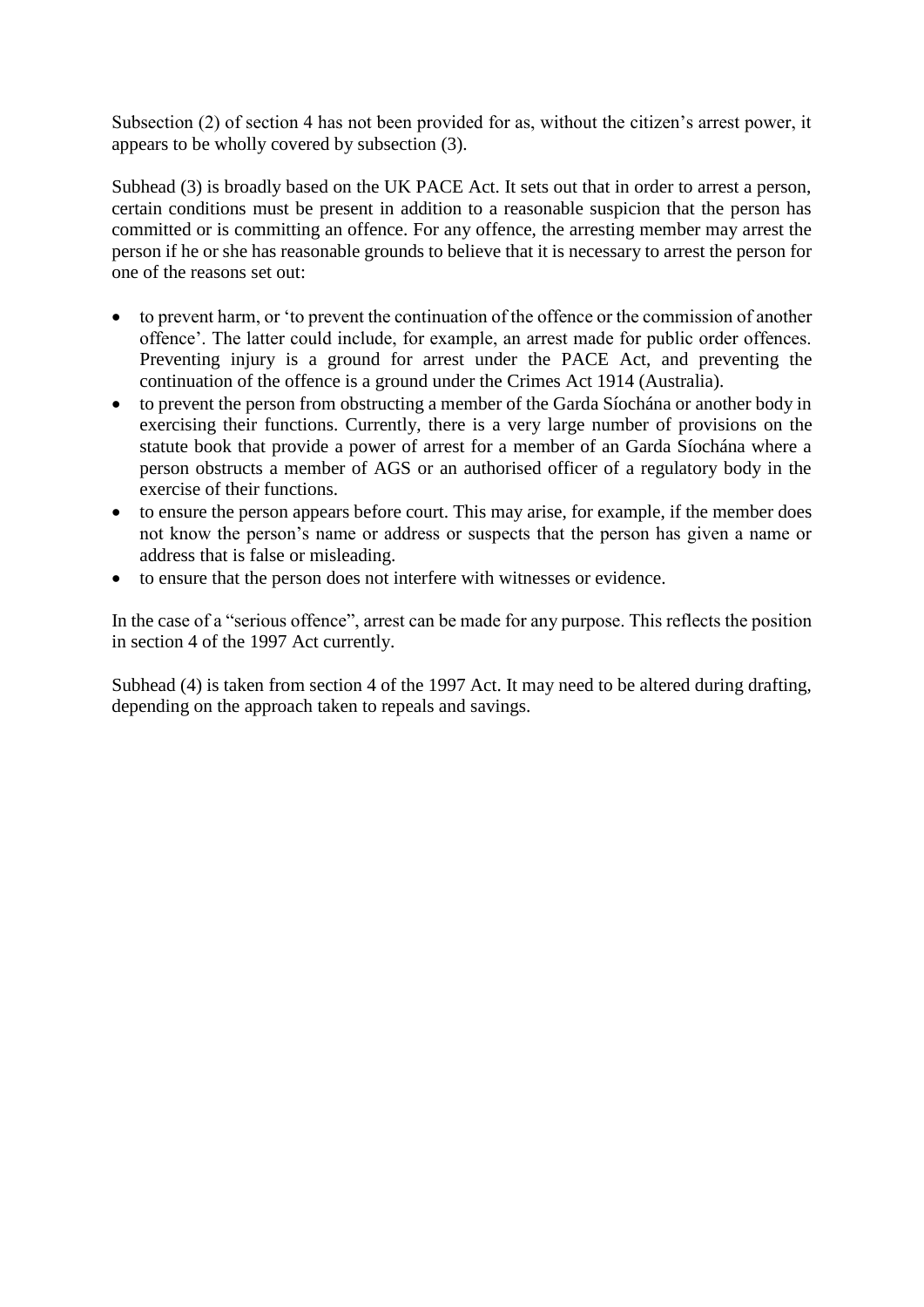Subsection (2) of section 4 has not been provided for as, without the citizen's arrest power, it appears to be wholly covered by subsection (3).

Subhead (3) is broadly based on the UK PACE Act. It sets out that in order to arrest a person, certain conditions must be present in addition to a reasonable suspicion that the person has committed or is committing an offence. For any offence, the arresting member may arrest the person if he or she has reasonable grounds to believe that it is necessary to arrest the person for one of the reasons set out:

- to prevent harm, or 'to prevent the continuation of the offence or the commission of another offence'. The latter could include, for example, an arrest made for public order offences. Preventing injury is a ground for arrest under the PACE Act, and preventing the continuation of the offence is a ground under the Crimes Act 1914 (Australia).
- to prevent the person from obstructing a member of the Garda Síochána or another body in exercising their functions. Currently, there is a very large number of provisions on the statute book that provide a power of arrest for a member of an Garda Síochána where a person obstructs a member of AGS or an authorised officer of a regulatory body in the exercise of their functions.
- to ensure the person appears before court. This may arise, for example, if the member does not know the person's name or address or suspects that the person has given a name or address that is false or misleading.
- to ensure that the person does not interfere with witnesses or evidence.

In the case of a "serious offence", arrest can be made for any purpose. This reflects the position in section 4 of the 1997 Act currently.

Subhead (4) is taken from section 4 of the 1997 Act. It may need to be altered during drafting, depending on the approach taken to repeals and savings.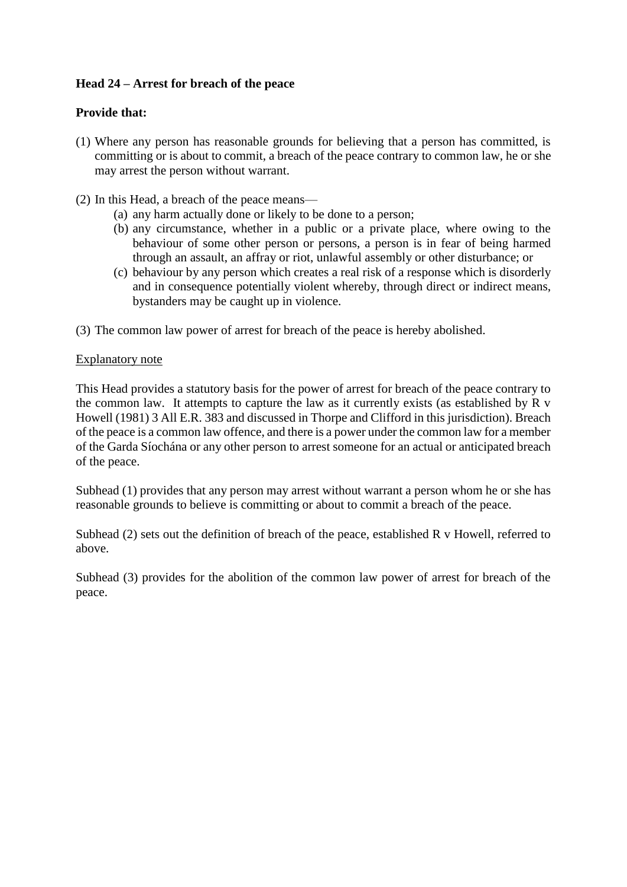**Head 24 – Arrest for breach of the peace**

**Provide that:**

(1) Where any person has reasonable grounds for believing that a person has committed, is committing or is about to commit, a breach of the peace contrary to common law, he or she may arrest the person without warrant.

(2) In this Head, a breach of the peace means—
   - (a) any harm actually done or likely to be done to a person;
   - (b) any circumstance, whether in a public or a private place, where owing to the behaviour of some other person or persons, a person is in fear of being harmed through an assault, an affray or riot, unlawful assembly or other disturbance; or
   - (c) behaviour by any person which creates a real risk of a response which is disorderly and in consequence potentially violent whereby, through direct or indirect means, bystanders may be caught up in violence.

(3) The common law power of arrest for breach of the peace is hereby abolished.

Explanatory note

This Head provides a statutory basis for the power of arrest for breach of the peace contrary to the common law. It attempts to capture the law as it currently exists (as established by R v Howell (1981) 3 All E.R. 383 and discussed in Thorpe and Clifford in this jurisdiction). Breach of the peace is a common law offence, and there is a power under the common law for a member of the Garda Síochána or any other person to arrest someone for an actual or anticipated breach of the peace.

Subhead (1) provides that any person may arrest without warrant a person whom he or she has reasonable grounds to believe is committing or about to commit a breach of the peace.

Subhead (2) sets out the definition of breach of the peace, established R v Howell, referred to above.

Subhead (3) provides for the abolition of the common law power of arrest for breach of the peace.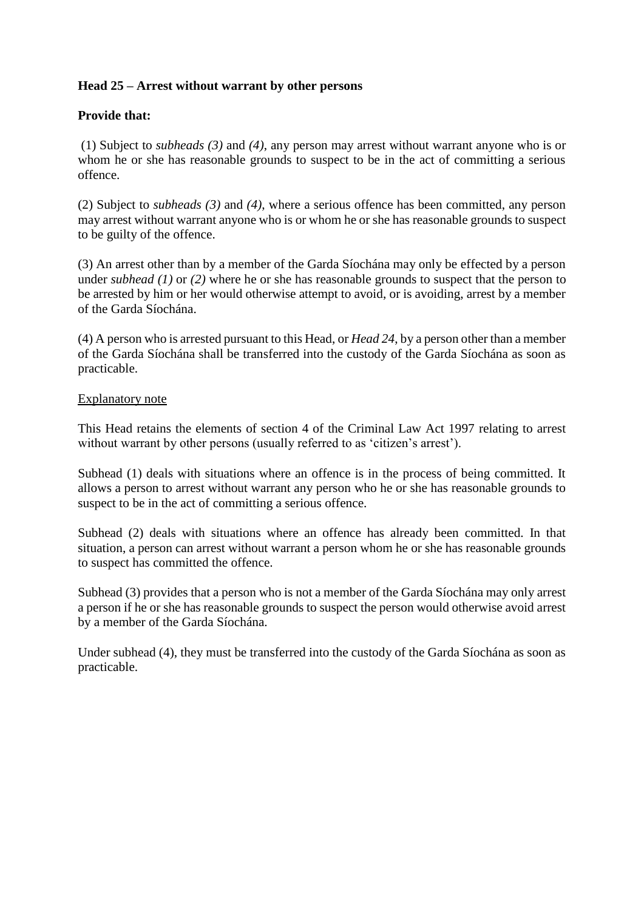**Head 25 – Arrest without warrant by other persons**

**Provide that:**

(1) Subject to *subheads (3)* and *(4)*, any person may arrest without warrant anyone who is or whom he or she has reasonable grounds to suspect to be in the act of committing a serious offence.

(2) Subject to *subheads (3)* and *(4)*, where a serious offence has been committed, any person may arrest without warrant anyone who is or whom he or she has reasonable grounds to suspect to be guilty of the offence.

(3) An arrest other than by a member of the Garda Síochána may only be effected by a person under *subhead (1)* or *(2)* where he or she has reasonable grounds to suspect that the person to be arrested by him or her would otherwise attempt to avoid, or is avoiding, arrest by a member of the Garda Síochána.

(4) A person who is arrested pursuant to this Head, or *Head 24*, by a person other than a member of the Garda Síochána shall be transferred into the custody of the Garda Síochána as soon as practicable.

<u>Explanatory note</u>

This Head retains the elements of section 4 of the Criminal Law Act 1997 relating to arrest without warrant by other persons (usually referred to as 'citizen's arrest').

Subhead (1) deals with situations where an offence is in the process of being committed. It allows a person to arrest without warrant any person who he or she has reasonable grounds to suspect to be in the act of committing a serious offence.

Subhead (2) deals with situations where an offence has already been committed. In that situation, a person can arrest without warrant a person whom he or she has reasonable grounds to suspect has committed the offence.

Subhead (3) provides that a person who is not a member of the Garda Síochána may only arrest a person if he or she has reasonable grounds to suspect the person would otherwise avoid arrest by a member of the Garda Síochána.

Under subhead (4), they must be transferred into the custody of the Garda Síochána as soon as practicable.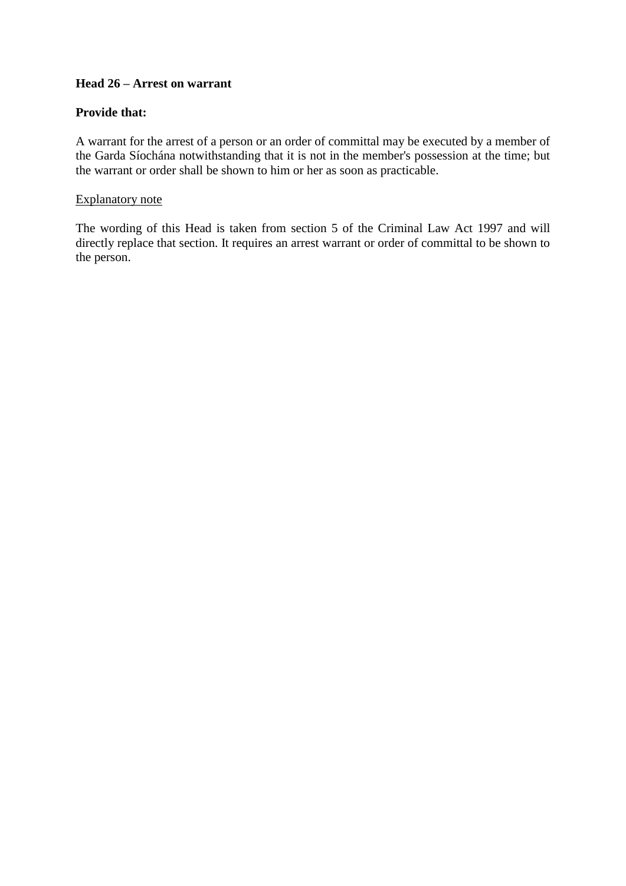**Head 26 – Arrest on warrant**

**Provide that:**

A warrant for the arrest of a person or an order of committal may be executed by a member of the Garda Síochána notwithstanding that it is not in the member's possession at the time; but the warrant or order shall be shown to him or her as soon as practicable.

<u>Explanatory note</u>

The wording of this Head is taken from section 5 of the Criminal Law Act 1997 and will directly replace that section. It requires an arrest warrant or order of committal to be shown to the person.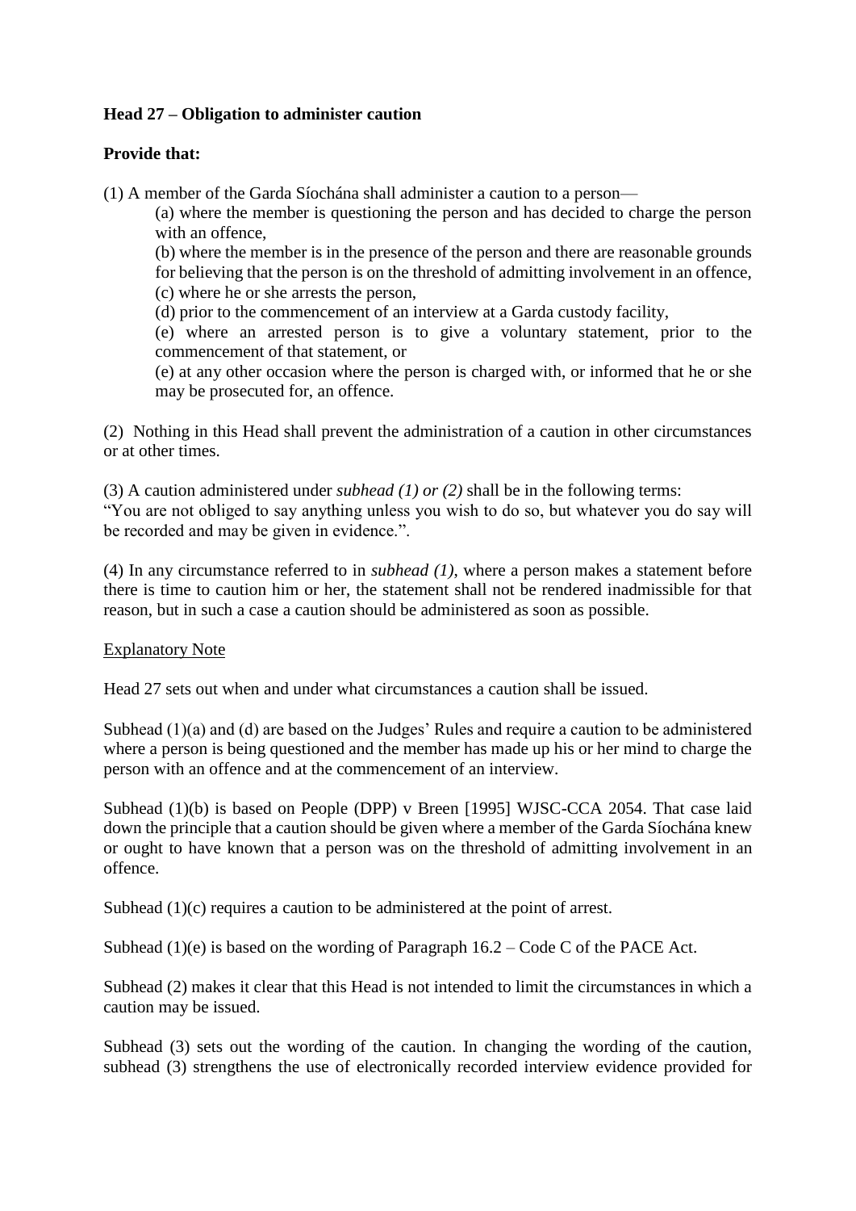**Head 27 – Obligation to administer caution**

**Provide that:**

(1) A member of the Garda Síochána shall administer a caution to a person—

(a) where the member is questioning the person and has decided to charge the person with an offence,

(b) where the member is in the presence of the person and there are reasonable grounds for believing that the person is on the threshold of admitting involvement in an offence,

(c) where he or she arrests the person,

(d) prior to the commencement of an interview at a Garda custody facility,

(e) where an arrested person is to give a voluntary statement, prior to the commencement of that statement, or

(e) at any other occasion where the person is charged with, or informed that he or she may be prosecuted for, an offence.

(2) Nothing in this Head shall prevent the administration of a caution in other circumstances or at other times.

(3) A caution administered under *subhead (1) or (2)* shall be in the following terms:
"You are not obliged to say anything unless you wish to do so, but whatever you do say will be recorded and may be given in evidence.".

(4) In any circumstance referred to in *subhead (1)*, where a person makes a statement before there is time to caution him or her, the statement shall not be rendered inadmissible for that reason, but in such a case a caution should be administered as soon as possible.

Explanatory Note

Head 27 sets out when and under what circumstances a caution shall be issued.

Subhead (1)(a) and (d) are based on the Judges' Rules and require a caution to be administered where a person is being questioned and the member has made up his or her mind to charge the person with an offence and at the commencement of an interview.

Subhead (1)(b) is based on People (DPP) v Breen [1995] WJSC-CCA 2054. That case laid down the principle that a caution should be given where a member of the Garda Síochána knew or ought to have known that a person was on the threshold of admitting involvement in an offence.

Subhead (1)(c) requires a caution to be administered at the point of arrest.

Subhead (1)(e) is based on the wording of Paragraph 16.2 – Code C of the PACE Act.

Subhead (2) makes it clear that this Head is not intended to limit the circumstances in which a caution may be issued.

Subhead (3) sets out the wording of the caution. In changing the wording of the caution, subhead (3) strengthens the use of electronically recorded interview evidence provided for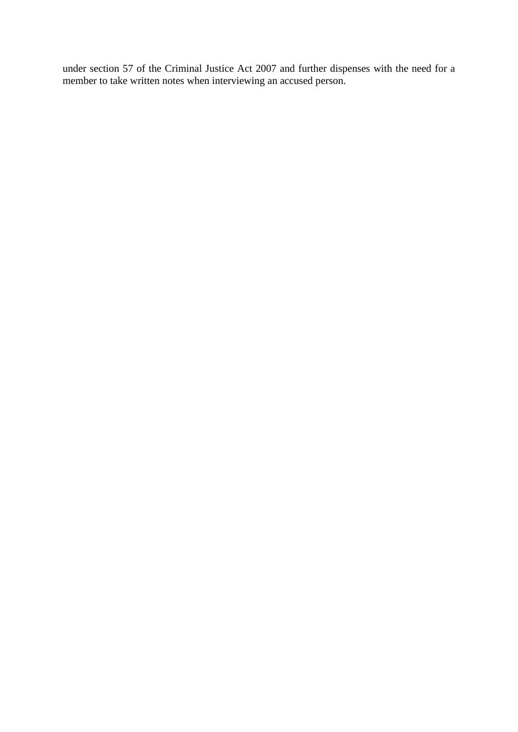under section 57 of the Criminal Justice Act 2007 and further dispenses with the need for a member to take written notes when interviewing an accused person.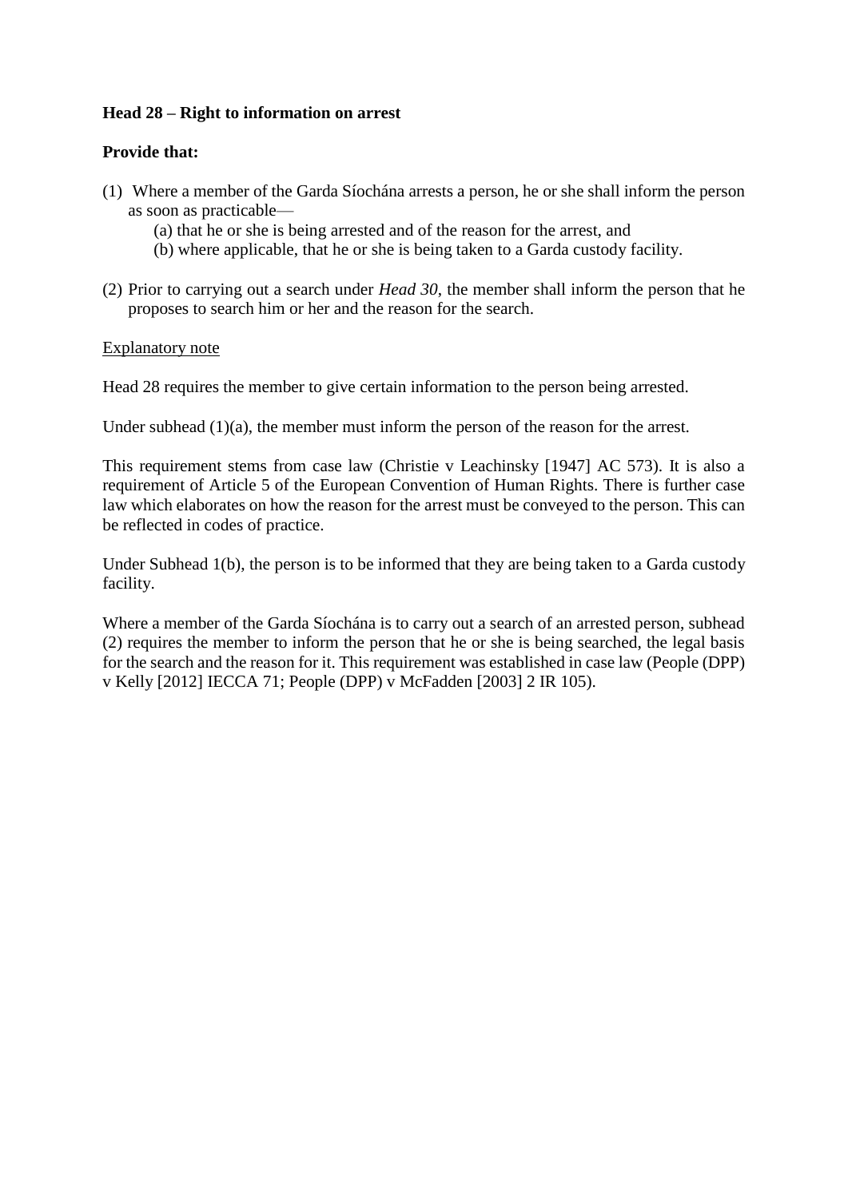**Head 28 – Right to information on arrest**

**Provide that:**

(1) Where a member of the Garda Síochána arrests a person, he or she shall inform the person as soon as practicable—

  (a) that he or she is being arrested and of the reason for the arrest, and

  (b) where applicable, that he or she is being taken to a Garda custody facility.

(2) Prior to carrying out a search under *Head 30*, the member shall inform the person that he proposes to search him or her and the reason for the search.

<u>Explanatory note</u>

Head 28 requires the member to give certain information to the person being arrested.

Under subhead (1)(a), the member must inform the person of the reason for the arrest.

This requirement stems from case law (Christie v Leachinsky [1947] AC 573). It is also a requirement of Article 5 of the European Convention of Human Rights. There is further case law which elaborates on how the reason for the arrest must be conveyed to the person. This can be reflected in codes of practice.

Under Subhead 1(b), the person is to be informed that they are being taken to a Garda custody facility.

Where a member of the Garda Síochána is to carry out a search of an arrested person, subhead (2) requires the member to inform the person that he or she is being searched, the legal basis for the search and the reason for it. This requirement was established in case law (People (DPP) v Kelly [2012] IECCA 71; People (DPP) v McFadden [2003] 2 IR 105).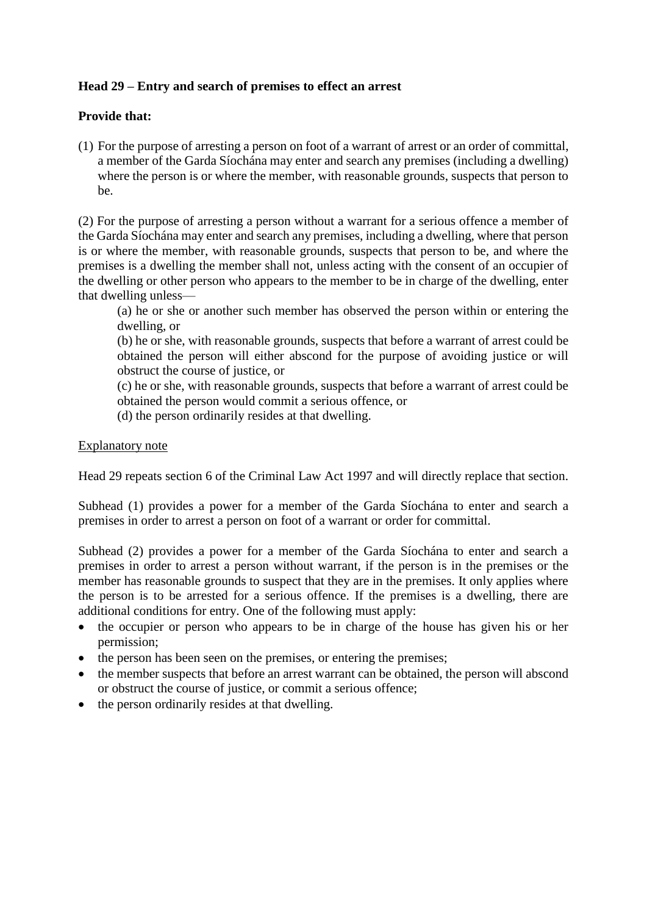**Head 29 – Entry and search of premises to effect an arrest**

**Provide that:**

(1) For the purpose of arresting a person on foot of a warrant of arrest or an order of committal, a member of the Garda Síochána may enter and search any premises (including a dwelling) where the person is or where the member, with reasonable grounds, suspects that person to be.

(2) For the purpose of arresting a person without a warrant for a serious offence a member of the Garda Síochána may enter and search any premises, including a dwelling, where that person is or where the member, with reasonable grounds, suspects that person to be, and where the premises is a dwelling the member shall not, unless acting with the consent of an occupier of the dwelling or other person who appears to the member to be in charge of the dwelling, enter that dwelling unless—

(a) he or she or another such member has observed the person within or entering the dwelling, or

(b) he or she, with reasonable grounds, suspects that before a warrant of arrest could be obtained the person will either abscond for the purpose of avoiding justice or will obstruct the course of justice, or

(c) he or she, with reasonable grounds, suspects that before a warrant of arrest could be obtained the person would commit a serious offence, or

(d) the person ordinarily resides at that dwelling.

<u>Explanatory note</u>

Head 29 repeats section 6 of the Criminal Law Act 1997 and will directly replace that section.

Subhead (1) provides a power for a member of the Garda Síochána to enter and search a premises in order to arrest a person on foot of a warrant or order for committal.

Subhead (2) provides a power for a member of the Garda Síochána to enter and search a premises in order to arrest a person without warrant, if the person is in the premises or the member has reasonable grounds to suspect that they are in the premises. It only applies where the person is to be arrested for a serious offence. If the premises is a dwelling, there are additional conditions for entry. One of the following must apply:

- the occupier or person who appears to be in charge of the house has given his or her permission;
- the person has been seen on the premises, or entering the premises;
- the member suspects that before an arrest warrant can be obtained, the person will abscond or obstruct the course of justice, or commit a serious offence;
- the person ordinarily resides at that dwelling.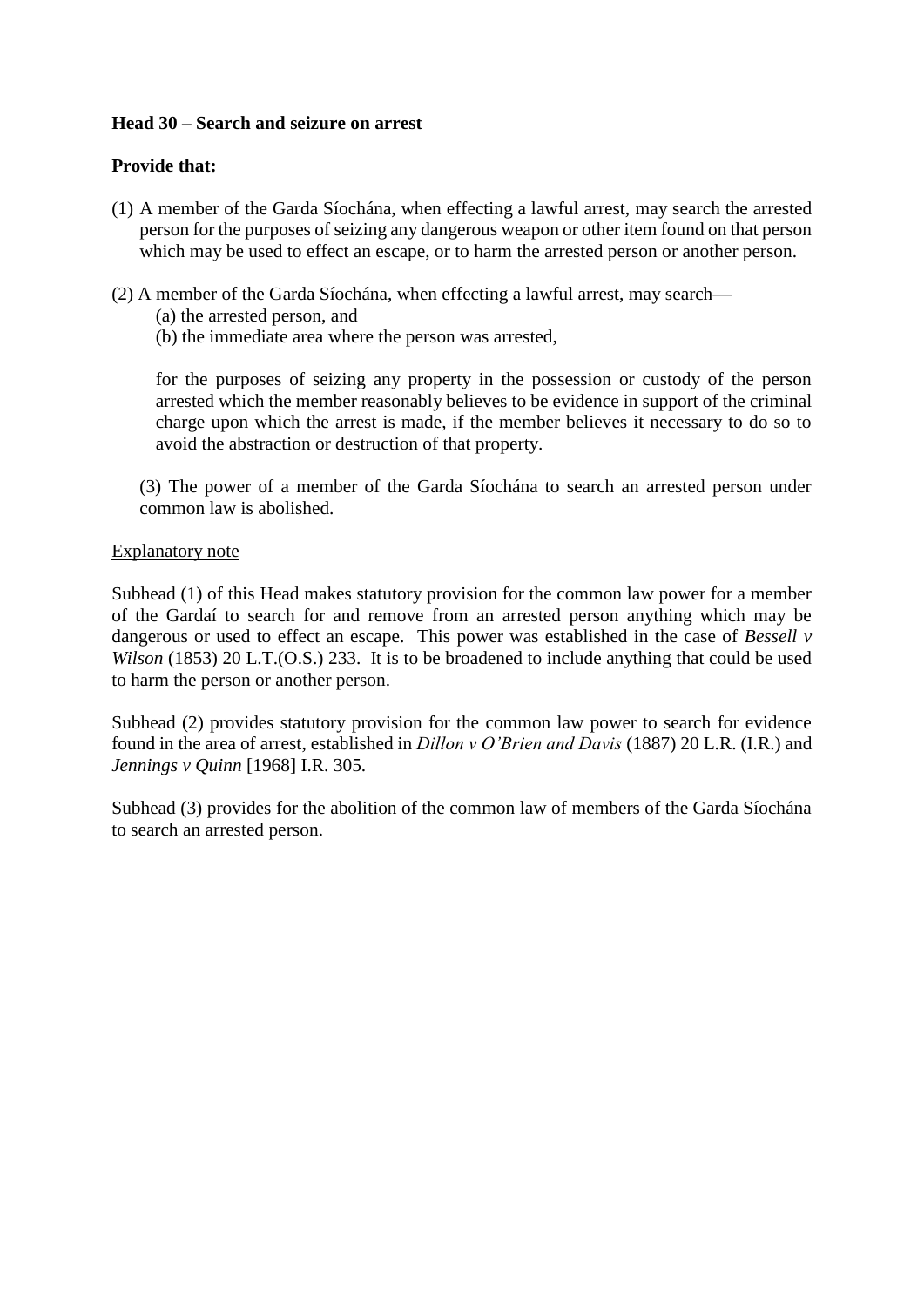**Head 30 – Search and seizure on arrest**

**Provide that:**

(1) A member of the Garda Síochána, when effecting a lawful arrest, may search the arrested person for the purposes of seizing any dangerous weapon or other item found on that person which may be used to effect an escape, or to harm the arrested person or another person.

(2) A member of the Garda Síochána, when effecting a lawful arrest, may search—

(a) the arrested person, and

(b) the immediate area where the person was arrested,

for the purposes of seizing any property in the possession or custody of the person arrested which the member reasonably believes to be evidence in support of the criminal charge upon which the arrest is made, if the member believes it necessary to do so to avoid the abstraction or destruction of that property.

(3) The power of a member of the Garda Síochána to search an arrested person under common law is abolished.

Explanatory note

Subhead (1) of this Head makes statutory provision for the common law power for a member of the Gardaí to search for and remove from an arrested person anything which may be dangerous or used to effect an escape. This power was established in the case of *Bessell v Wilson* (1853) 20 L.T.(O.S.) 233. It is to be broadened to include anything that could be used to harm the person or another person.

Subhead (2) provides statutory provision for the common law power to search for evidence found in the area of arrest, established in *Dillon v O'Brien and Davis* (1887) 20 L.R. (I.R.) and *Jennings v Quinn* [1968] I.R. 305.

Subhead (3) provides for the abolition of the common law of members of the Garda Síochána to search an arrested person.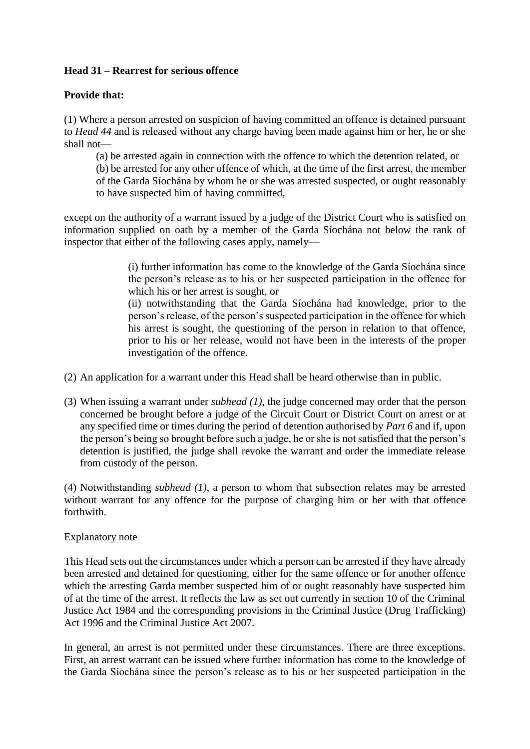**Head 31 – Rearrest for serious offence**

**Provide that:**

(1) Where a person arrested on suspicion of having committed an offence is detained pursuant to *Head 44* and is released without any charge having been made against him or her, he or she shall not—

> (a) be arrested again in connection with the offence to which the detention related, or
>
> (b) be arrested for any other offence of which, at the time of the first arrest, the member of the Garda Síochána by whom he or she was arrested suspected, or ought reasonably to have suspected him of having committed,

except on the authority of a warrant issued by a judge of the District Court who is satisfied on information supplied on oath by a member of the Garda Síochána not below the rank of inspector that either of the following cases apply, namely—

> (i) further information has come to the knowledge of the Garda Síochána since the person's release as to his or her suspected participation in the offence for which his or her arrest is sought, or
>
> (ii) notwithstanding that the Garda Síochána had knowledge, prior to the person's release, of the person's suspected participation in the offence for which his arrest is sought, the questioning of the person in relation to that offence, prior to his or her release, would not have been in the interests of the proper investigation of the offence.

(2) An application for a warrant under this Head shall be heard otherwise than in public.

(3) When issuing a warrant under *subhead (1)*, the judge concerned may order that the person concerned be brought before a judge of the Circuit Court or District Court on arrest or at any specified time or times during the period of detention authorised by *Part 6* and if, upon the person's being so brought before such a judge, he or she is not satisfied that the person's detention is justified, the judge shall revoke the warrant and order the immediate release from custody of the person.

(4) Notwithstanding *subhead (1)*, a person to whom that subsection relates may be arrested without warrant for any offence for the purpose of charging him or her with that offence forthwith.

<u>Explanatory note</u>

This Head sets out the circumstances under which a person can be arrested if they have already been arrested and detained for questioning, either for the same offence or for another offence which the arresting Garda member suspected him of or ought reasonably have suspected him of at the time of the arrest. It reflects the law as set out currently in section 10 of the Criminal Justice Act 1984 and the corresponding provisions in the Criminal Justice (Drug Trafficking) Act 1996 and the Criminal Justice Act 2007.

In general, an arrest is not permitted under these circumstances. There are three exceptions. First, an arrest warrant can be issued where further information has come to the knowledge of the Garda Síochána since the person's release as to his or her suspected participation in the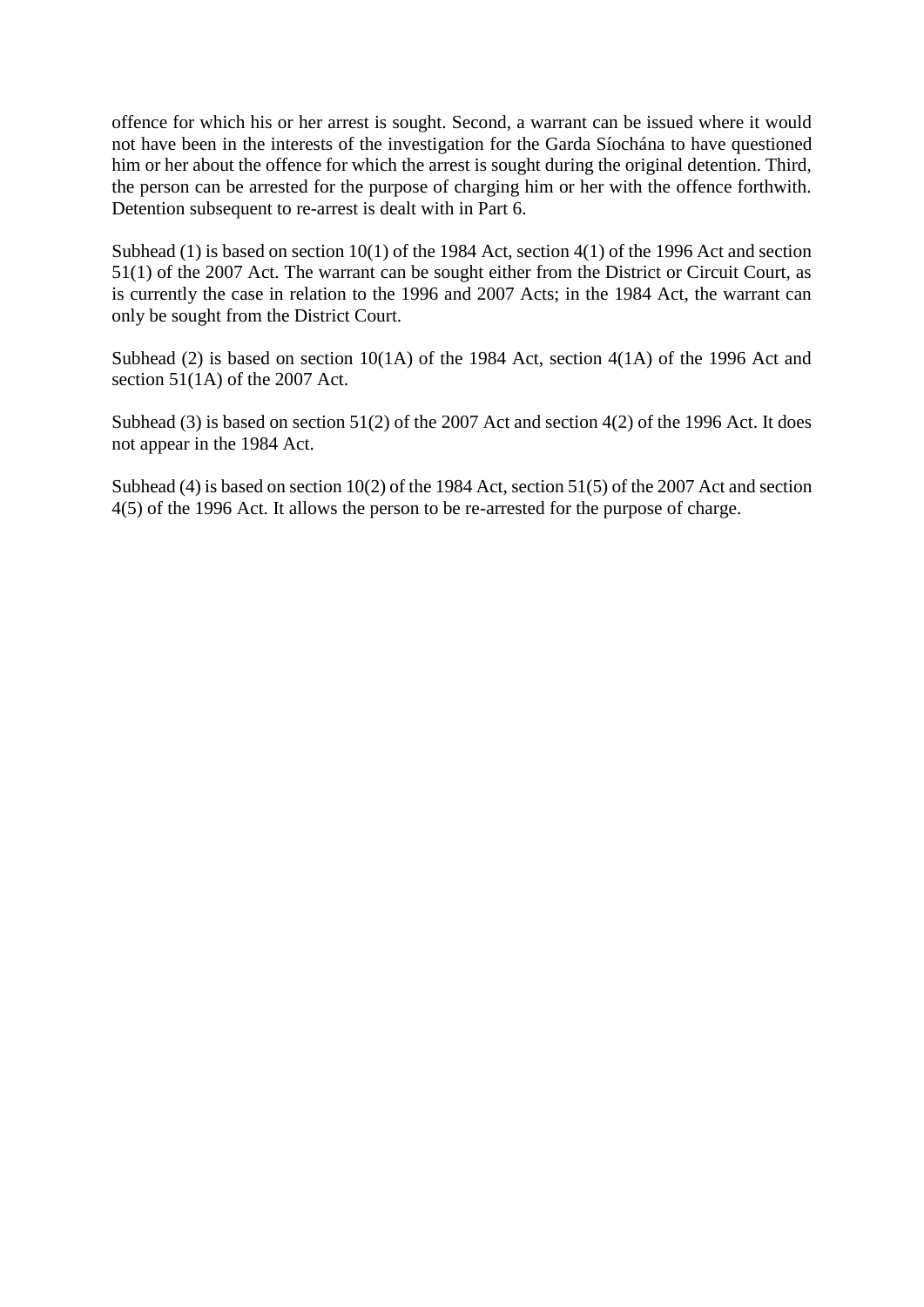offence for which his or her arrest is sought. Second, a warrant can be issued where it would not have been in the interests of the investigation for the Garda Síochána to have questioned him or her about the offence for which the arrest is sought during the original detention. Third, the person can be arrested for the purpose of charging him or her with the offence forthwith. Detention subsequent to re-arrest is dealt with in Part 6.

Subhead (1) is based on section 10(1) of the 1984 Act, section 4(1) of the 1996 Act and section 51(1) of the 2007 Act. The warrant can be sought either from the District or Circuit Court, as is currently the case in relation to the 1996 and 2007 Acts; in the 1984 Act, the warrant can only be sought from the District Court.

Subhead (2) is based on section 10(1A) of the 1984 Act, section 4(1A) of the 1996 Act and section 51(1A) of the 2007 Act.

Subhead (3) is based on section 51(2) of the 2007 Act and section 4(2) of the 1996 Act. It does not appear in the 1984 Act.

Subhead (4) is based on section 10(2) of the 1984 Act, section 51(5) of the 2007 Act and section 4(5) of the 1996 Act. It allows the person to be re-arrested for the purpose of charge.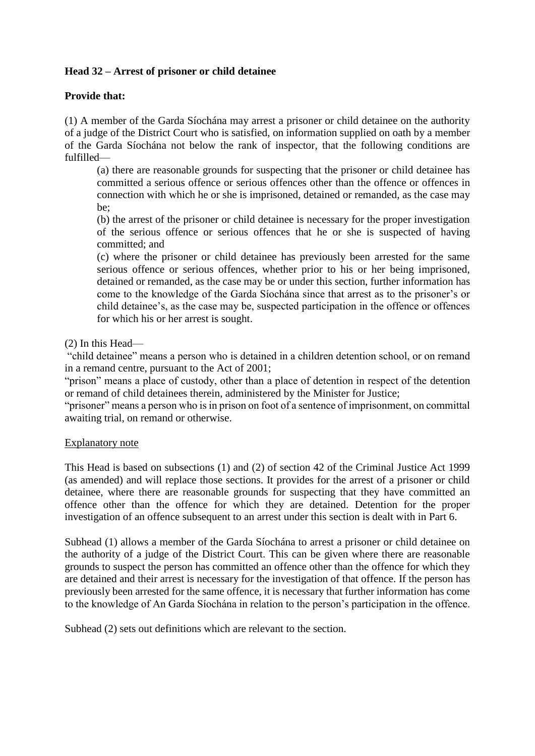**Head 32 – Arrest of prisoner or child detainee**

**Provide that:**

(1) A member of the Garda Síochána may arrest a prisoner or child detainee on the authority of a judge of the District Court who is satisfied, on information supplied on oath by a member of the Garda Síochána not below the rank of inspector, that the following conditions are fulfilled—

(a) there are reasonable grounds for suspecting that the prisoner or child detainee has committed a serious offence or serious offences other than the offence or offences in connection with which he or she is imprisoned, detained or remanded, as the case may be;

(b) the arrest of the prisoner or child detainee is necessary for the proper investigation of the serious offence or serious offences that he or she is suspected of having committed; and

(c) where the prisoner or child detainee has previously been arrested for the same serious offence or serious offences, whether prior to his or her being imprisoned, detained or remanded, as the case may be or under this section, further information has come to the knowledge of the Garda Síochána since that arrest as to the prisoner's or child detainee's, as the case may be, suspected participation in the offence or offences for which his or her arrest is sought.

(2) In this Head—

"child detainee" means a person who is detained in a children detention school, or on remand in a remand centre, pursuant to the Act of 2001;

"prison" means a place of custody, other than a place of detention in respect of the detention or remand of child detainees therein, administered by the Minister for Justice;

"prisoner" means a person who is in prison on foot of a sentence of imprisonment, on committal awaiting trial, on remand or otherwise.

Explanatory note

This Head is based on subsections (1) and (2) of section 42 of the Criminal Justice Act 1999 (as amended) and will replace those sections. It provides for the arrest of a prisoner or child detainee, where there are reasonable grounds for suspecting that they have committed an offence other than the offence for which they are detained. Detention for the proper investigation of an offence subsequent to an arrest under this section is dealt with in Part 6.

Subhead (1) allows a member of the Garda Síochána to arrest a prisoner or child detainee on the authority of a judge of the District Court. This can be given where there are reasonable grounds to suspect the person has committed an offence other than the offence for which they are detained and their arrest is necessary for the investigation of that offence. If the person has previously been arrested for the same offence, it is necessary that further information has come to the knowledge of An Garda Síochána in relation to the person's participation in the offence.

Subhead (2) sets out definitions which are relevant to the section.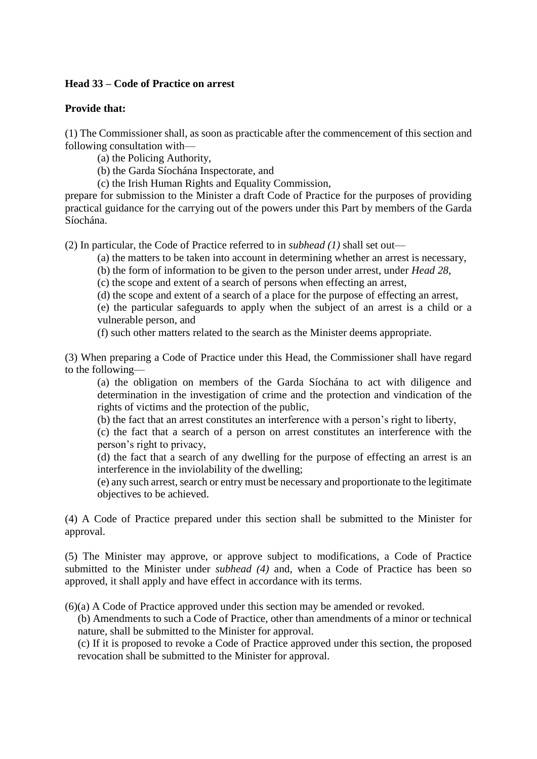**Head 33 – Code of Practice on arrest**

**Provide that:**

(1) The Commissioner shall, as soon as practicable after the commencement of this section and following consultation with—

(a) the Policing Authority,

(b) the Garda Síochána Inspectorate, and

(c) the Irish Human Rights and Equality Commission,

prepare for submission to the Minister a draft Code of Practice for the purposes of providing practical guidance for the carrying out of the powers under this Part by members of the Garda Síochána.

(2) In particular, the Code of Practice referred to in *subhead (1)* shall set out—

(a) the matters to be taken into account in determining whether an arrest is necessary,

(b) the form of information to be given to the person under arrest, under *Head 28*,

(c) the scope and extent of a search of persons when effecting an arrest,

(d) the scope and extent of a search of a place for the purpose of effecting an arrest,

(e) the particular safeguards to apply when the subject of an arrest is a child or a vulnerable person, and

(f) such other matters related to the search as the Minister deems appropriate.

(3) When preparing a Code of Practice under this Head, the Commissioner shall have regard to the following—

(a) the obligation on members of the Garda Síochána to act with diligence and determination in the investigation of crime and the protection and vindication of the rights of victims and the protection of the public,

(b) the fact that an arrest constitutes an interference with a person's right to liberty,

(c) the fact that a search of a person on arrest constitutes an interference with the person's right to privacy,

(d) the fact that a search of any dwelling for the purpose of effecting an arrest is an interference in the inviolability of the dwelling;

(e) any such arrest, search or entry must be necessary and proportionate to the legitimate objectives to be achieved.

(4) A Code of Practice prepared under this section shall be submitted to the Minister for approval.

(5) The Minister may approve, or approve subject to modifications, a Code of Practice submitted to the Minister under *subhead (4)* and, when a Code of Practice has been so approved, it shall apply and have effect in accordance with its terms.

(6)(a) A Code of Practice approved under this section may be amended or revoked.

(b) Amendments to such a Code of Practice, other than amendments of a minor or technical nature, shall be submitted to the Minister for approval.

(c) If it is proposed to revoke a Code of Practice approved under this section, the proposed revocation shall be submitted to the Minister for approval.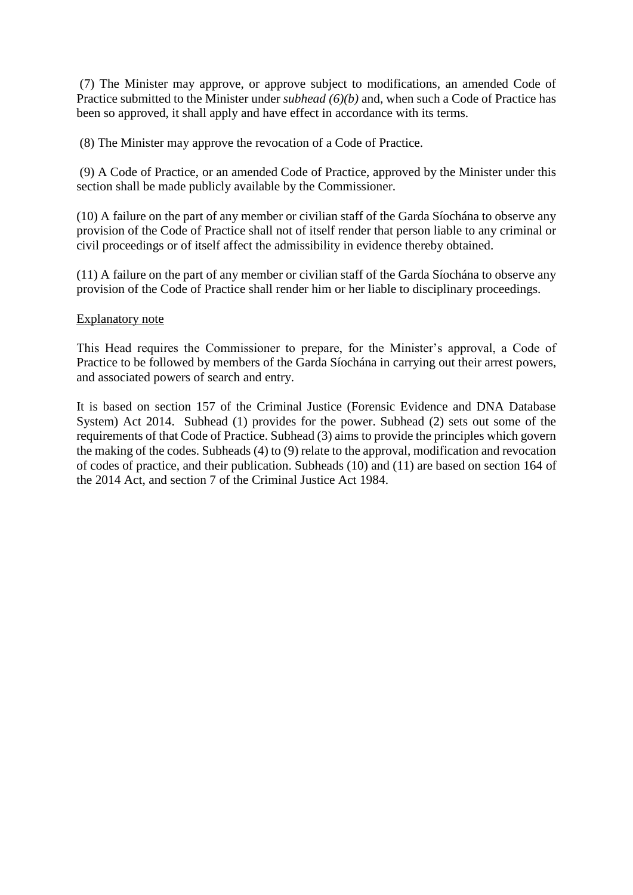(7) The Minister may approve, or approve subject to modifications, an amended Code of Practice submitted to the Minister under *subhead (6)(b)* and, when such a Code of Practice has been so approved, it shall apply and have effect in accordance with its terms.

(8) The Minister may approve the revocation of a Code of Practice.

(9) A Code of Practice, or an amended Code of Practice, approved by the Minister under this section shall be made publicly available by the Commissioner.

(10) A failure on the part of any member or civilian staff of the Garda Síochána to observe any provision of the Code of Practice shall not of itself render that person liable to any criminal or civil proceedings or of itself affect the admissibility in evidence thereby obtained.

(11) A failure on the part of any member or civilian staff of the Garda Síochána to observe any provision of the Code of Practice shall render him or her liable to disciplinary proceedings.

Explanatory note

This Head requires the Commissioner to prepare, for the Minister's approval, a Code of Practice to be followed by members of the Garda Síochána in carrying out their arrest powers, and associated powers of search and entry.

It is based on section 157 of the Criminal Justice (Forensic Evidence and DNA Database System) Act 2014. Subhead (1) provides for the power. Subhead (2) sets out some of the requirements of that Code of Practice. Subhead (3) aims to provide the principles which govern the making of the codes. Subheads (4) to (9) relate to the approval, modification and revocation of codes of practice, and their publication. Subheads (10) and (11) are based on section 164 of the 2014 Act, and section 7 of the Criminal Justice Act 1984.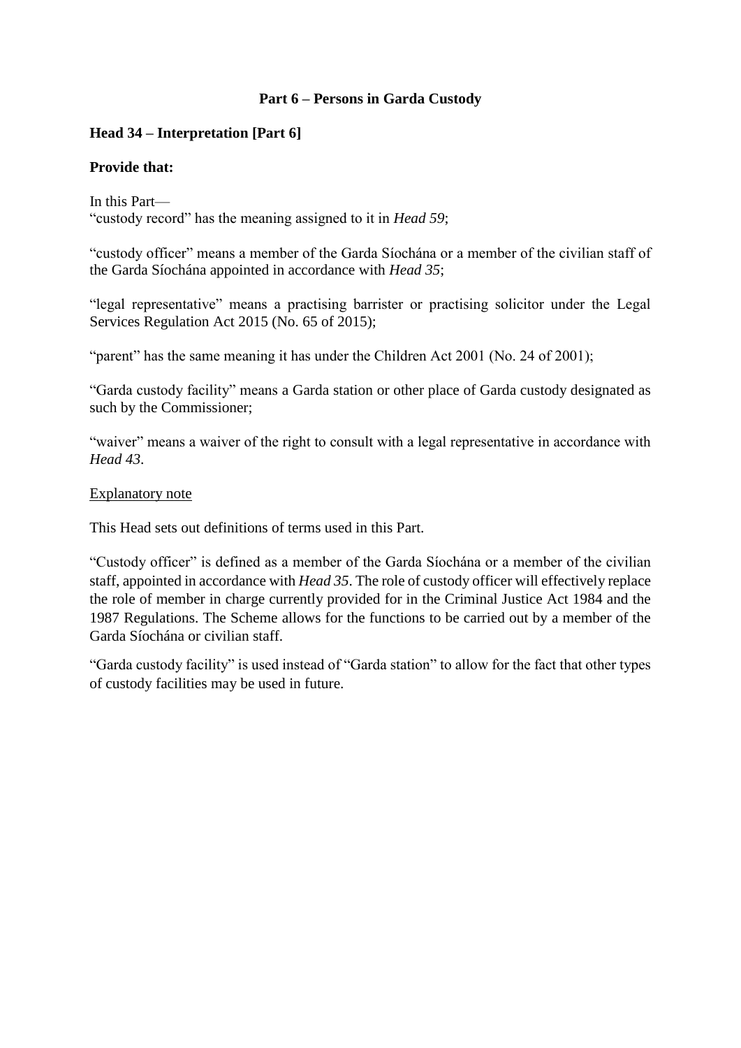## Part 6 – Persons in Garda Custody

### Head 34 – Interpretation [Part 6]

**Provide that:**

In this Part—
"custody record" has the meaning assigned to it in *Head 59*;

"custody officer" means a member of the Garda Síochána or a member of the civilian staff of the Garda Síochána appointed in accordance with *Head 35*;

"legal representative" means a practising barrister or practising solicitor under the Legal Services Regulation Act 2015 (No. 65 of 2015);

"parent" has the same meaning it has under the Children Act 2001 (No. 24 of 2001);

"Garda custody facility" means a Garda station or other place of Garda custody designated as such by the Commissioner;

"waiver" means a waiver of the right to consult with a legal representative in accordance with *Head 43*.

<u>Explanatory note</u>

This Head sets out definitions of terms used in this Part.

"Custody officer" is defined as a member of the Garda Síochána or a member of the civilian staff, appointed in accordance with *Head 35*. The role of custody officer will effectively replace the role of member in charge currently provided for in the Criminal Justice Act 1984 and the 1987 Regulations. The Scheme allows for the functions to be carried out by a member of the Garda Síochána or civilian staff.

"Garda custody facility" is used instead of "Garda station" to allow for the fact that other types of custody facilities may be used in future.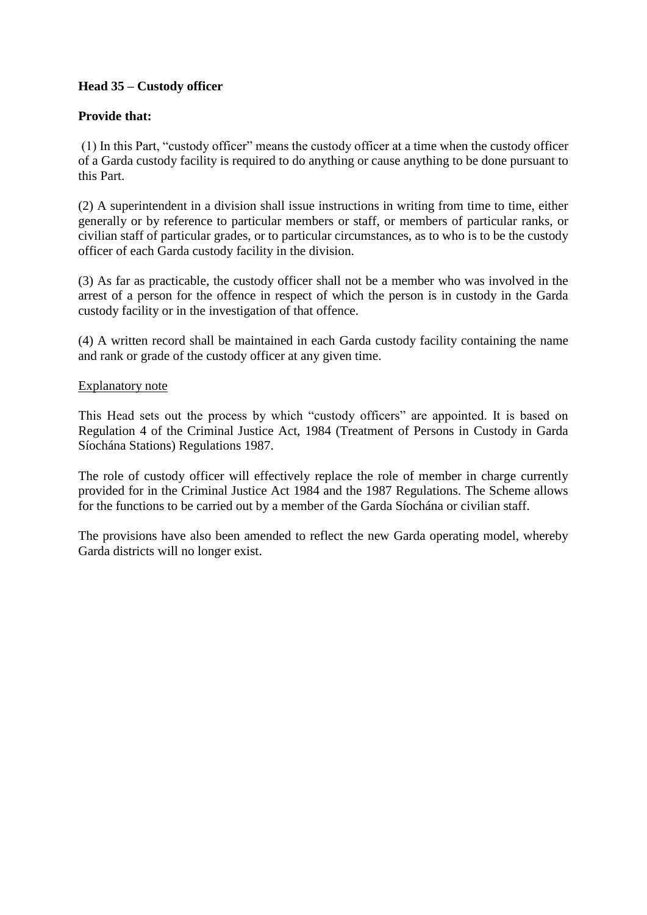**Head 35 – Custody officer**

**Provide that:**

(1) In this Part, "custody officer" means the custody officer at a time when the custody officer of a Garda custody facility is required to do anything or cause anything to be done pursuant to this Part.

(2) A superintendent in a division shall issue instructions in writing from time to time, either generally or by reference to particular members or staff, or members of particular ranks, or civilian staff of particular grades, or to particular circumstances, as to who is to be the custody officer of each Garda custody facility in the division.

(3) As far as practicable, the custody officer shall not be a member who was involved in the arrest of a person for the offence in respect of which the person is in custody in the Garda custody facility or in the investigation of that offence.

(4) A written record shall be maintained in each Garda custody facility containing the name and rank or grade of the custody officer at any given time.

Explanatory note

This Head sets out the process by which "custody officers" are appointed. It is based on Regulation 4 of the Criminal Justice Act, 1984 (Treatment of Persons in Custody in Garda Síochána Stations) Regulations 1987.

The role of custody officer will effectively replace the role of member in charge currently provided for in the Criminal Justice Act 1984 and the 1987 Regulations. The Scheme allows for the functions to be carried out by a member of the Garda Síochána or civilian staff.

The provisions have also been amended to reflect the new Garda operating model, whereby Garda districts will no longer exist.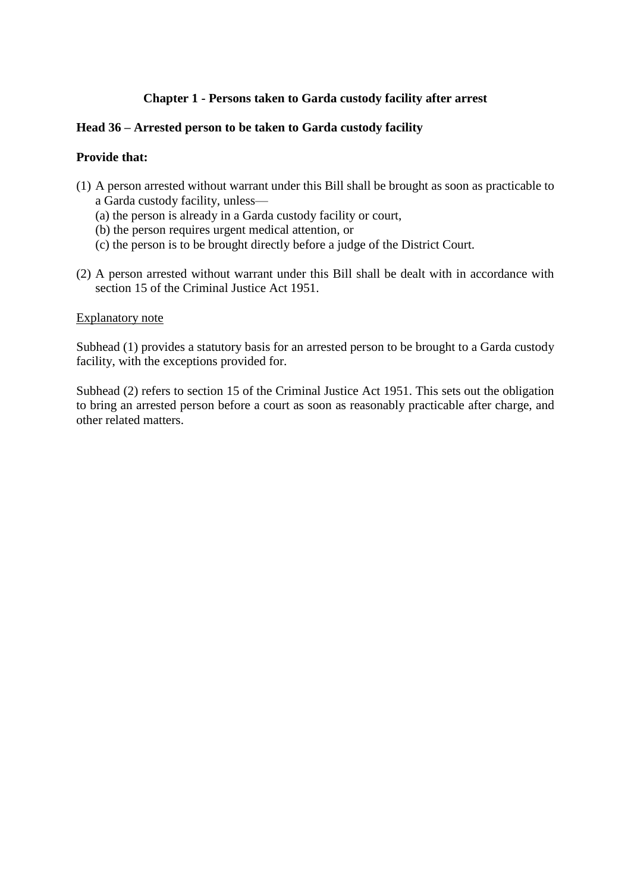## Chapter 1 - Persons taken to Garda custody facility after arrest

### Head 36 – Arrested person to be taken to Garda custody facility

**Provide that:**

(1) A person arrested without warrant under this Bill shall be brought as soon as practicable to a Garda custody facility, unless—
   (a) the person is already in a Garda custody facility or court,
   (b) the person requires urgent medical attention, or
   (c) the person is to be brought directly before a judge of the District Court.

(2) A person arrested without warrant under this Bill shall be dealt with in accordance with section 15 of the Criminal Justice Act 1951.

<u>Explanatory note</u>

Subhead (1) provides a statutory basis for an arrested person to be brought to a Garda custody facility, with the exceptions provided for.

Subhead (2) refers to section 15 of the Criminal Justice Act 1951. This sets out the obligation to bring an arrested person before a court as soon as reasonably practicable after charge, and other related matters.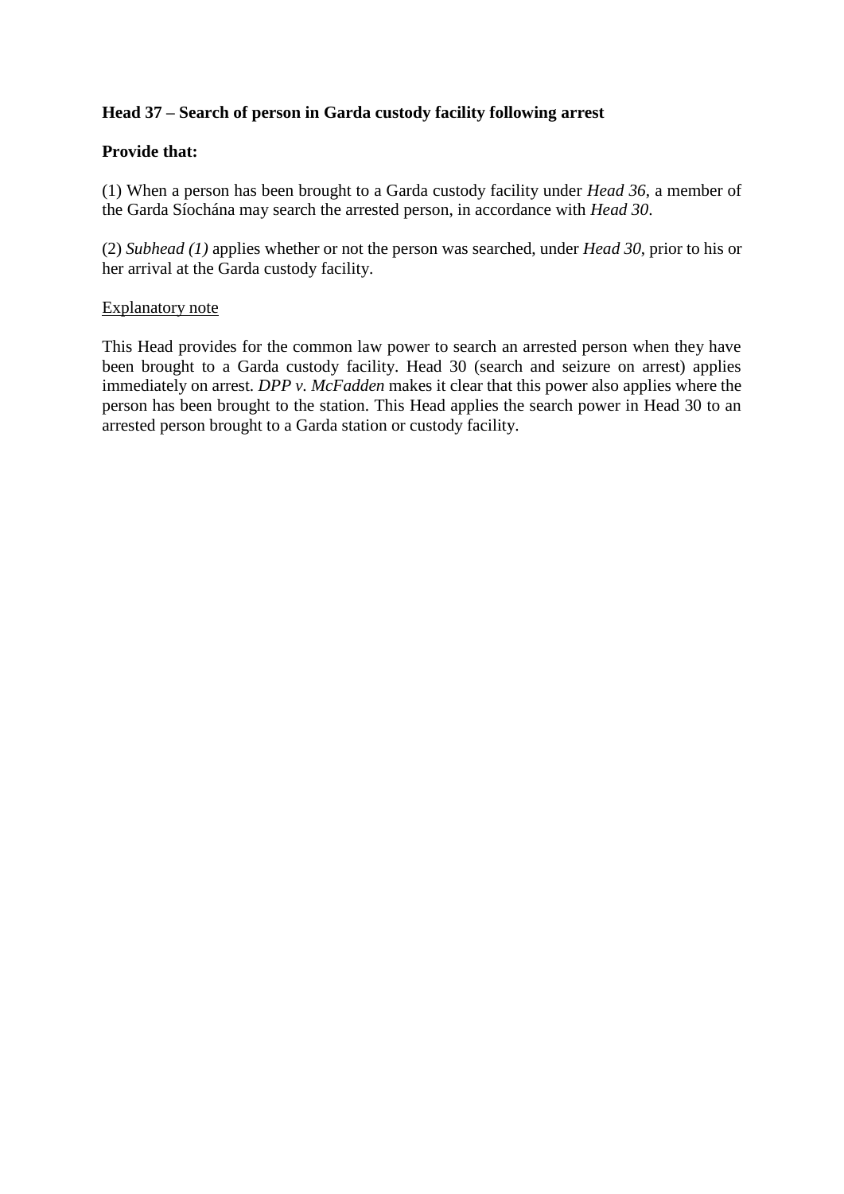**Head 37 – Search of person in Garda custody facility following arrest**

**Provide that:**

(1) When a person has been brought to a Garda custody facility under *Head 36*, a member of the Garda Síochána may search the arrested person, in accordance with *Head 30*.

(2) *Subhead (1)* applies whether or not the person was searched, under *Head 30*, prior to his or her arrival at the Garda custody facility.

Explanatory note

This Head provides for the common law power to search an arrested person when they have been brought to a Garda custody facility. Head 30 (search and seizure on arrest) applies immediately on arrest. *DPP v. McFadden* makes it clear that this power also applies where the person has been brought to the station. This Head applies the search power in Head 30 to an arrested person brought to a Garda station or custody facility.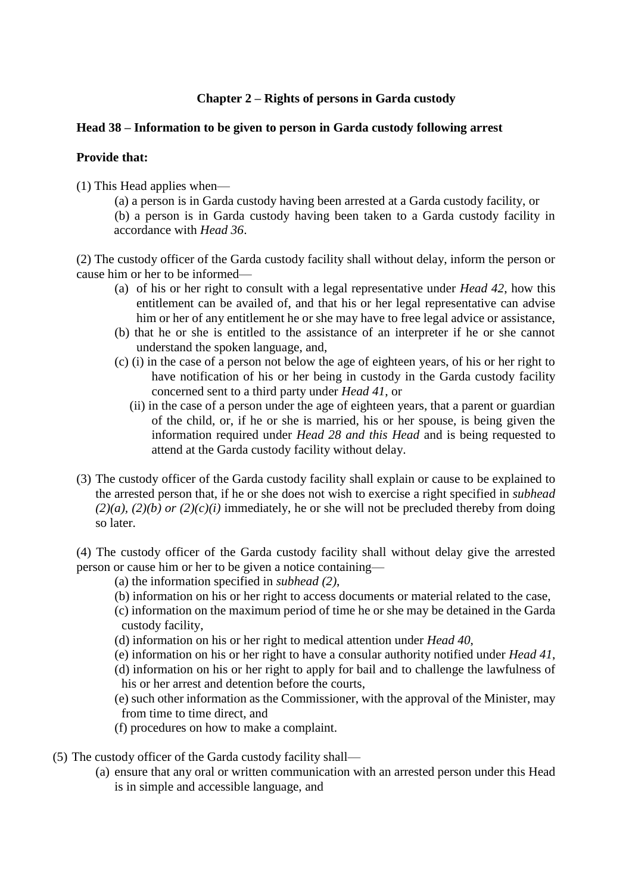## Chapter 2 – Rights of persons in Garda custody

### Head 38 – Information to be given to person in Garda custody following arrest

**Provide that:**

(1) This Head applies when—

(a) a person is in Garda custody having been arrested at a Garda custody facility, or

(b) a person is in Garda custody having been taken to a Garda custody facility in accordance with *Head 36*.

(2) The custody officer of the Garda custody facility shall without delay, inform the person or cause him or her to be informed—

(a) of his or her right to consult with a legal representative under *Head 42*, how this entitlement can be availed of, and that his or her legal representative can advise him or her of any entitlement he or she may have to free legal advice or assistance,

(b) that he or she is entitled to the assistance of an interpreter if he or she cannot understand the spoken language, and,

(c) (i) in the case of a person not below the age of eighteen years, of his or her right to have notification of his or her being in custody in the Garda custody facility concerned sent to a third party under *Head 41*, or

(ii) in the case of a person under the age of eighteen years, that a parent or guardian of the child, or, if he or she is married, his or her spouse, is being given the information required under *Head 28 and this Head* and is being requested to attend at the Garda custody facility without delay.

(3) The custody officer of the Garda custody facility shall explain or cause to be explained to the arrested person that, if he or she does not wish to exercise a right specified in *subhead (2)(a), (2)(b) or (2)(c)(i)* immediately, he or she will not be precluded thereby from doing so later.

(4) The custody officer of the Garda custody facility shall without delay give the arrested person or cause him or her to be given a notice containing—

(a) the information specified in *subhead (2)*,

(b) information on his or her right to access documents or material related to the case,

(c) information on the maximum period of time he or she may be detained in the Garda custody facility,

(d) information on his or her right to medical attention under *Head 40*,

(e) information on his or her right to have a consular authority notified under *Head 41*,

(d) information on his or her right to apply for bail and to challenge the lawfulness of his or her arrest and detention before the courts,

(e) such other information as the Commissioner, with the approval of the Minister, may from time to time direct, and

(f) procedures on how to make a complaint.

(5) The custody officer of the Garda custody facility shall—

(a) ensure that any oral or written communication with an arrested person under this Head is in simple and accessible language, and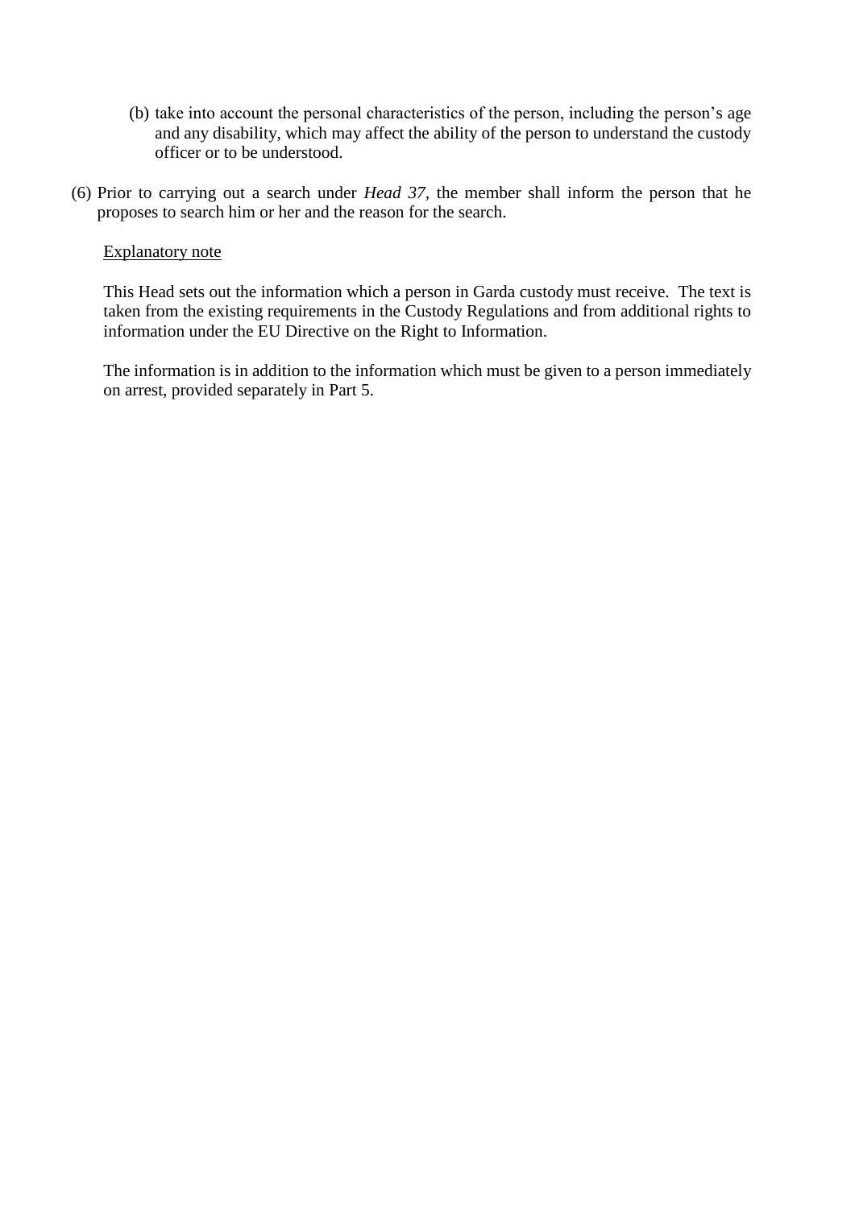(b) take into account the personal characteristics of the person, including the person's age and any disability, which may affect the ability of the person to understand the custody officer or to be understood.

(6) Prior to carrying out a search under *Head 37*, the member shall inform the person that he proposes to search him or her and the reason for the search.

<u>Explanatory note</u>

This Head sets out the information which a person in Garda custody must receive. The text is taken from the existing requirements in the Custody Regulations and from additional rights to information under the EU Directive on the Right to Information.

The information is in addition to the information which must be given to a person immediately on arrest, provided separately in Part 5.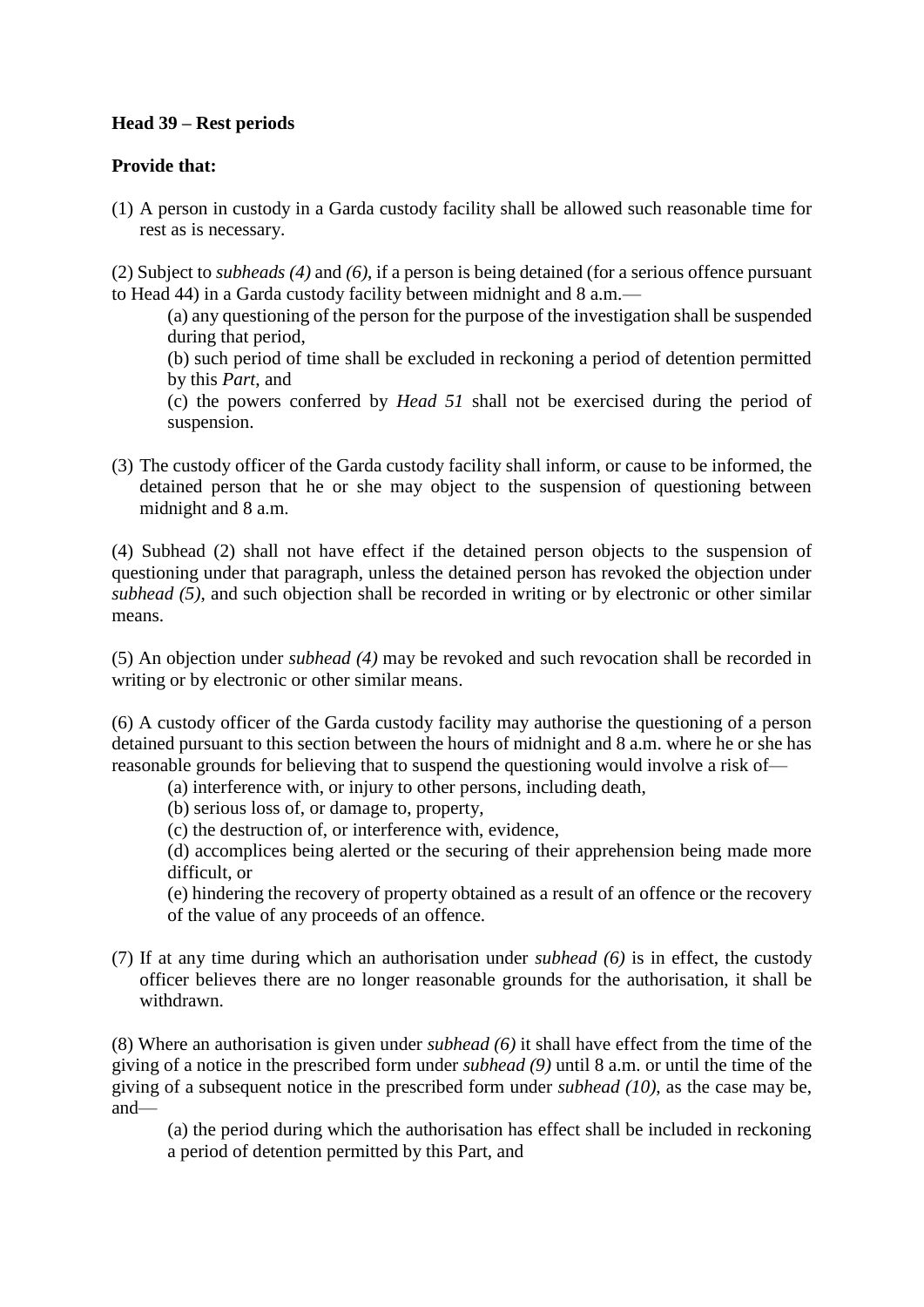**Head 39 – Rest periods**

**Provide that:**

(1) A person in custody in a Garda custody facility shall be allowed such reasonable time for rest as is necessary.

(2) Subject to *subheads (4)* and *(6)*, if a person is being detained (for a serious offence pursuant to Head 44) in a Garda custody facility between midnight and 8 a.m.—

(a) any questioning of the person for the purpose of the investigation shall be suspended during that period,

(b) such period of time shall be excluded in reckoning a period of detention permitted by this *Part*, and

(c) the powers conferred by *Head 51* shall not be exercised during the period of suspension.

(3) The custody officer of the Garda custody facility shall inform, or cause to be informed, the detained person that he or she may object to the suspension of questioning between midnight and 8 a.m.

(4) Subhead (2) shall not have effect if the detained person objects to the suspension of questioning under that paragraph, unless the detained person has revoked the objection under *subhead (5)*, and such objection shall be recorded in writing or by electronic or other similar means.

(5) An objection under *subhead (4)* may be revoked and such revocation shall be recorded in writing or by electronic or other similar means.

(6) A custody officer of the Garda custody facility may authorise the questioning of a person detained pursuant to this section between the hours of midnight and 8 a.m. where he or she has reasonable grounds for believing that to suspend the questioning would involve a risk of—

(a) interference with, or injury to other persons, including death,

(b) serious loss of, or damage to, property,

(c) the destruction of, or interference with, evidence,

(d) accomplices being alerted or the securing of their apprehension being made more difficult, or

(e) hindering the recovery of property obtained as a result of an offence or the recovery of the value of any proceeds of an offence.

(7) If at any time during which an authorisation under *subhead (6)* is in effect, the custody officer believes there are no longer reasonable grounds for the authorisation, it shall be withdrawn.

(8) Where an authorisation is given under *subhead (6)* it shall have effect from the time of the giving of a notice in the prescribed form under *subhead (9)* until 8 a.m. or until the time of the giving of a subsequent notice in the prescribed form under *subhead (10)*, as the case may be, and—

(a) the period during which the authorisation has effect shall be included in reckoning a period of detention permitted by this Part, and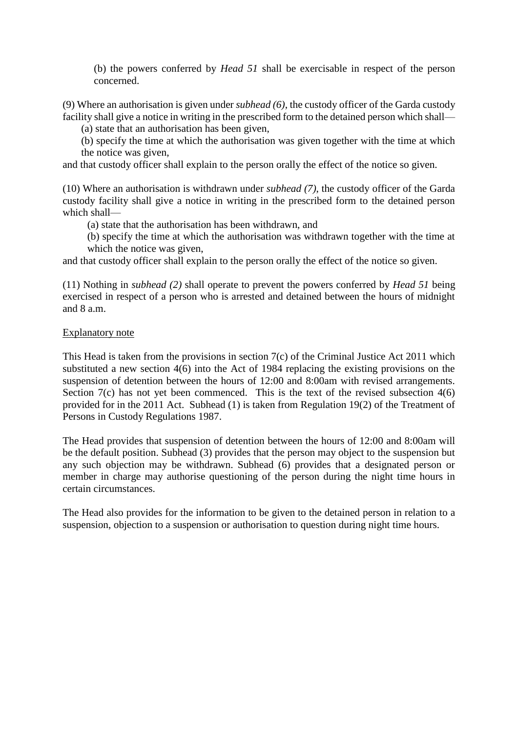(b) the powers conferred by *Head 51* shall be exercisable in respect of the person concerned.

(9) Where an authorisation is given under *subhead (6)*, the custody officer of the Garda custody facility shall give a notice in writing in the prescribed form to the detained person which shall—

(a) state that an authorisation has been given,

(b) specify the time at which the authorisation was given together with the time at which the notice was given,

and that custody officer shall explain to the person orally the effect of the notice so given.

(10) Where an authorisation is withdrawn under *subhead (7)*, the custody officer of the Garda custody facility shall give a notice in writing in the prescribed form to the detained person which shall—

(a) state that the authorisation has been withdrawn, and

(b) specify the time at which the authorisation was withdrawn together with the time at which the notice was given,

and that custody officer shall explain to the person orally the effect of the notice so given.

(11) Nothing in *subhead (2)* shall operate to prevent the powers conferred by *Head 51* being exercised in respect of a person who is arrested and detained between the hours of midnight and 8 a.m.

Explanatory note

This Head is taken from the provisions in section 7(c) of the Criminal Justice Act 2011 which substituted a new section 4(6) into the Act of 1984 replacing the existing provisions on the suspension of detention between the hours of 12:00 and 8:00am with revised arrangements. Section 7(c) has not yet been commenced. This is the text of the revised subsection 4(6) provided for in the 2011 Act. Subhead (1) is taken from Regulation 19(2) of the Treatment of Persons in Custody Regulations 1987.

The Head provides that suspension of detention between the hours of 12:00 and 8:00am will be the default position. Subhead (3) provides that the person may object to the suspension but any such objection may be withdrawn. Subhead (6) provides that a designated person or member in charge may authorise questioning of the person during the night time hours in certain circumstances.

The Head also provides for the information to be given to the detained person in relation to a suspension, objection to a suspension or authorisation to question during night time hours.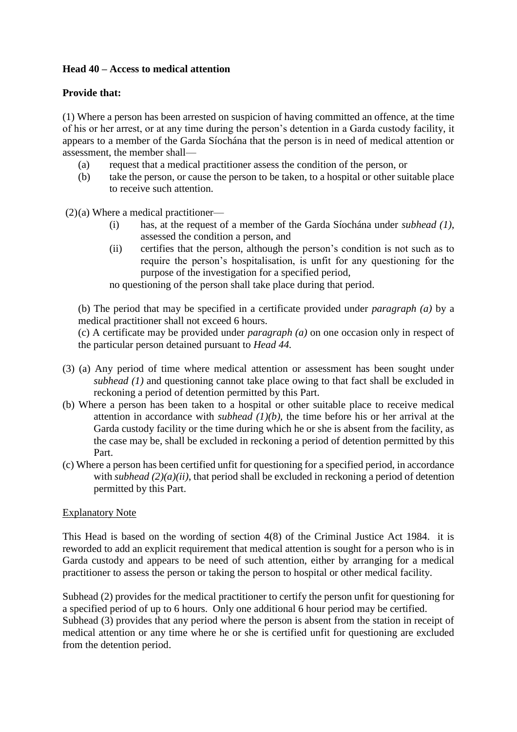**Head 40 – Access to medical attention**

**Provide that:**

(1) Where a person has been arrested on suspicion of having committed an offence, at the time of his or her arrest, or at any time during the person's detention in a Garda custody facility, it appears to a member of the Garda Síochána that the person is in need of medical attention or assessment, the member shall—

- (a) request that a medical practitioner assess the condition of the person, or
- (b) take the person, or cause the person to be taken, to a hospital or other suitable place to receive such attention.

(2)(a) Where a medical practitioner—

- (i) has, at the request of a member of the Garda Síochána under *subhead (1)*, assessed the condition a person, and
- (ii) certifies that the person, although the person's condition is not such as to require the person's hospitalisation, is unfit for any questioning for the purpose of the investigation for a specified period,

no questioning of the person shall take place during that period.

(b) The period that may be specified in a certificate provided under *paragraph (a)* by a medical practitioner shall not exceed 6 hours.

(c) A certificate may be provided under *paragraph (a)* on one occasion only in respect of the particular person detained pursuant to *Head 44.*

(3) (a) Any period of time where medical attention or assessment has been sought under *subhead (1)* and questioning cannot take place owing to that fact shall be excluded in reckoning a period of detention permitted by this Part.

(b) Where a person has been taken to a hospital or other suitable place to receive medical attention in accordance with *subhead (1)(b)*, the time before his or her arrival at the Garda custody facility or the time during which he or she is absent from the facility, as the case may be, shall be excluded in reckoning a period of detention permitted by this Part.

(c) Where a person has been certified unfit for questioning for a specified period, in accordance with *subhead (2)(a)(ii)*, that period shall be excluded in reckoning a period of detention permitted by this Part.

<u>Explanatory Note</u>

This Head is based on the wording of section 4(8) of the Criminal Justice Act 1984. it is reworded to add an explicit requirement that medical attention is sought for a person who is in Garda custody and appears to be need of such attention, either by arranging for a medical practitioner to assess the person or taking the person to hospital or other medical facility.

Subhead (2) provides for the medical practitioner to certify the person unfit for questioning for a specified period of up to 6 hours. Only one additional 6 hour period may be certified.
Subhead (3) provides that any period where the person is absent from the station in receipt of medical attention or any time where he or she is certified unfit for questioning are excluded from the detention period.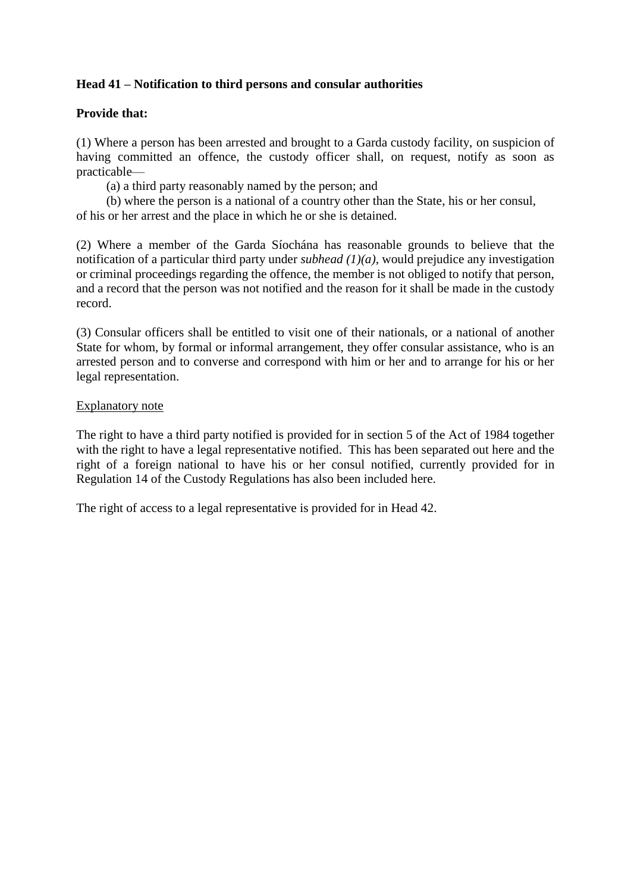**Head 41 – Notification to third persons and consular authorities**

**Provide that:**

(1) Where a person has been arrested and brought to a Garda custody facility, on suspicion of having committed an offence, the custody officer shall, on request, notify as soon as practicable—

(a) a third party reasonably named by the person; and

(b) where the person is a national of a country other than the State, his or her consul,

of his or her arrest and the place in which he or she is detained.

(2) Where a member of the Garda Síochána has reasonable grounds to believe that the notification of a particular third party under *subhead (1)(a)*, would prejudice any investigation or criminal proceedings regarding the offence, the member is not obliged to notify that person, and a record that the person was not notified and the reason for it shall be made in the custody record.

(3) Consular officers shall be entitled to visit one of their nationals, or a national of another State for whom, by formal or informal arrangement, they offer consular assistance, who is an arrested person and to converse and correspond with him or her and to arrange for his or her legal representation.

<u>Explanatory note</u>

The right to have a third party notified is provided for in section 5 of the Act of 1984 together with the right to have a legal representative notified. This has been separated out here and the right of a foreign national to have his or her consul notified, currently provided for in Regulation 14 of the Custody Regulations has also been included here.

The right of access to a legal representative is provided for in Head 42.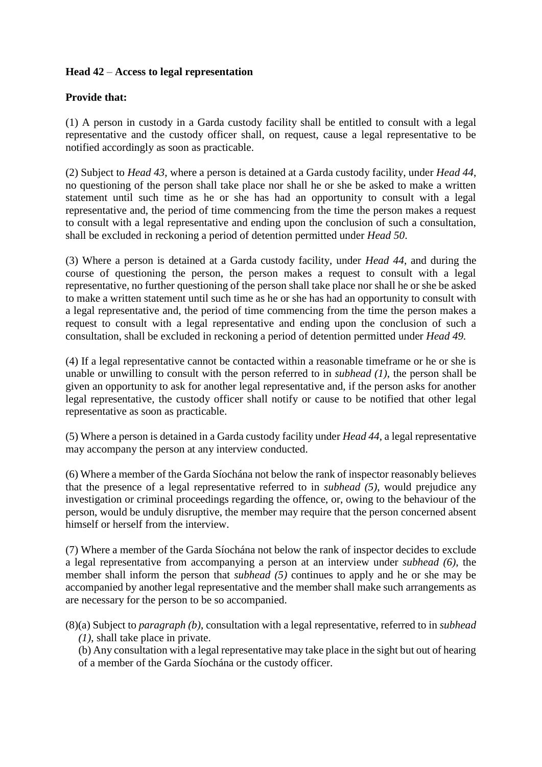**Head 42** – **Access to legal representation**

**Provide that:**

(1) A person in custody in a Garda custody facility shall be entitled to consult with a legal representative and the custody officer shall, on request, cause a legal representative to be notified accordingly as soon as practicable.

(2) Subject to *Head 43*, where a person is detained at a Garda custody facility, under *Head 44*, no questioning of the person shall take place nor shall he or she be asked to make a written statement until such time as he or she has had an opportunity to consult with a legal representative and, the period of time commencing from the time the person makes a request to consult with a legal representative and ending upon the conclusion of such a consultation, shall be excluded in reckoning a period of detention permitted under *Head 50*.

(3) Where a person is detained at a Garda custody facility, under *Head 44*, and during the course of questioning the person, the person makes a request to consult with a legal representative, no further questioning of the person shall take place nor shall he or she be asked to make a written statement until such time as he or she has had an opportunity to consult with a legal representative and, the period of time commencing from the time the person makes a request to consult with a legal representative and ending upon the conclusion of such a consultation, shall be excluded in reckoning a period of detention permitted under *Head 49.*

(4) If a legal representative cannot be contacted within a reasonable timeframe or he or she is unable or unwilling to consult with the person referred to in *subhead (1)*, the person shall be given an opportunity to ask for another legal representative and, if the person asks for another legal representative, the custody officer shall notify or cause to be notified that other legal representative as soon as practicable.

(5) Where a person is detained in a Garda custody facility under *Head 44*, a legal representative may accompany the person at any interview conducted.

(6) Where a member of the Garda Síochána not below the rank of inspector reasonably believes that the presence of a legal representative referred to in *subhead (5)*, would prejudice any investigation or criminal proceedings regarding the offence, or, owing to the behaviour of the person, would be unduly disruptive, the member may require that the person concerned absent himself or herself from the interview.

(7) Where a member of the Garda Síochána not below the rank of inspector decides to exclude a legal representative from accompanying a person at an interview under *subhead (6)*, the member shall inform the person that *subhead (5)* continues to apply and he or she may be accompanied by another legal representative and the member shall make such arrangements as are necessary for the person to be so accompanied.

(8)(a) Subject to *paragraph (b)*, consultation with a legal representative, referred to in *subhead (1)*, shall take place in private.

(b) Any consultation with a legal representative may take place in the sight but out of hearing of a member of the Garda Síochána or the custody officer.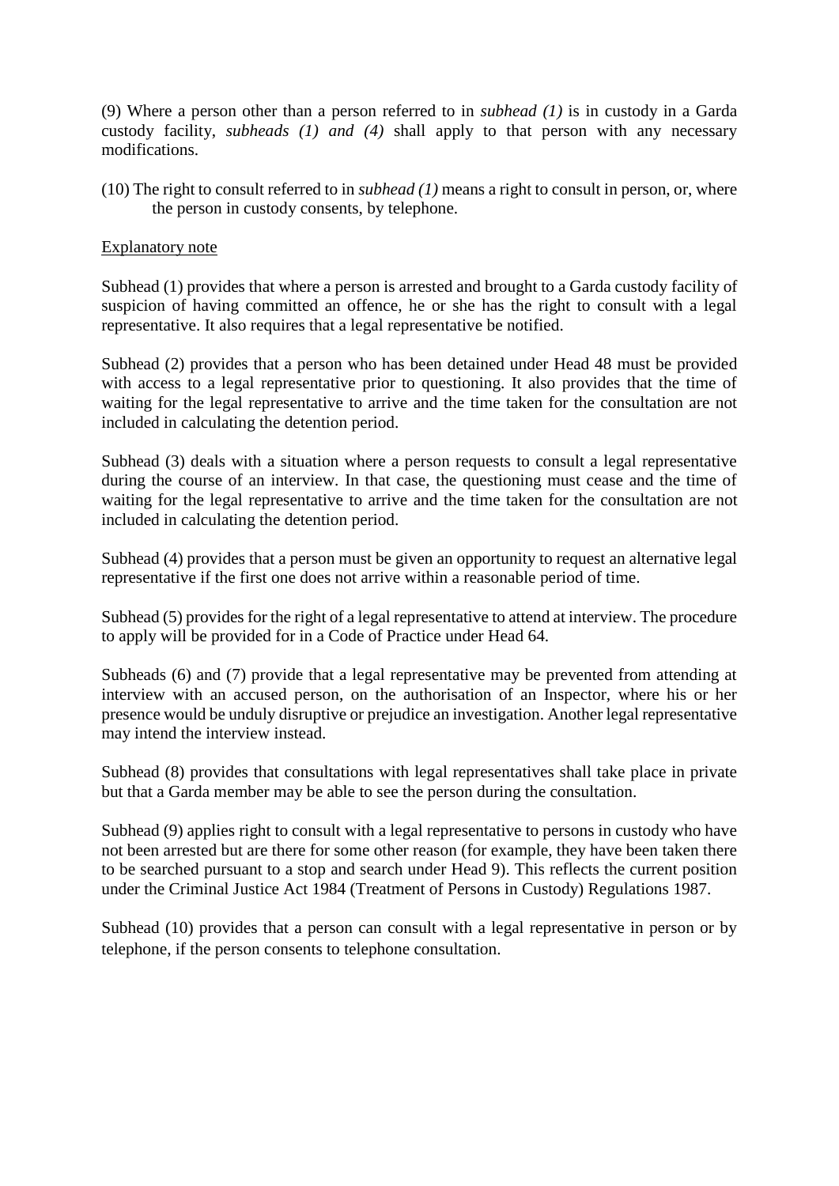(9) Where a person other than a person referred to in *subhead (1)* is in custody in a Garda custody facility, *subheads (1) and (4)* shall apply to that person with any necessary modifications.

(10) The right to consult referred to in *subhead (1)* means a right to consult in person, or, where the person in custody consents, by telephone.

Explanatory note

Subhead (1) provides that where a person is arrested and brought to a Garda custody facility of suspicion of having committed an offence, he or she has the right to consult with a legal representative. It also requires that a legal representative be notified.

Subhead (2) provides that a person who has been detained under Head 48 must be provided with access to a legal representative prior to questioning. It also provides that the time of waiting for the legal representative to arrive and the time taken for the consultation are not included in calculating the detention period.

Subhead (3) deals with a situation where a person requests to consult a legal representative during the course of an interview. In that case, the questioning must cease and the time of waiting for the legal representative to arrive and the time taken for the consultation are not included in calculating the detention period.

Subhead (4) provides that a person must be given an opportunity to request an alternative legal representative if the first one does not arrive within a reasonable period of time.

Subhead (5) provides for the right of a legal representative to attend at interview. The procedure to apply will be provided for in a Code of Practice under Head 64.

Subheads (6) and (7) provide that a legal representative may be prevented from attending at interview with an accused person, on the authorisation of an Inspector, where his or her presence would be unduly disruptive or prejudice an investigation. Another legal representative may intend the interview instead.

Subhead (8) provides that consultations with legal representatives shall take place in private but that a Garda member may be able to see the person during the consultation.

Subhead (9) applies right to consult with a legal representative to persons in custody who have not been arrested but are there for some other reason (for example, they have been taken there to be searched pursuant to a stop and search under Head 9). This reflects the current position under the Criminal Justice Act 1984 (Treatment of Persons in Custody) Regulations 1987.

Subhead (10) provides that a person can consult with a legal representative in person or by telephone, if the person consents to telephone consultation.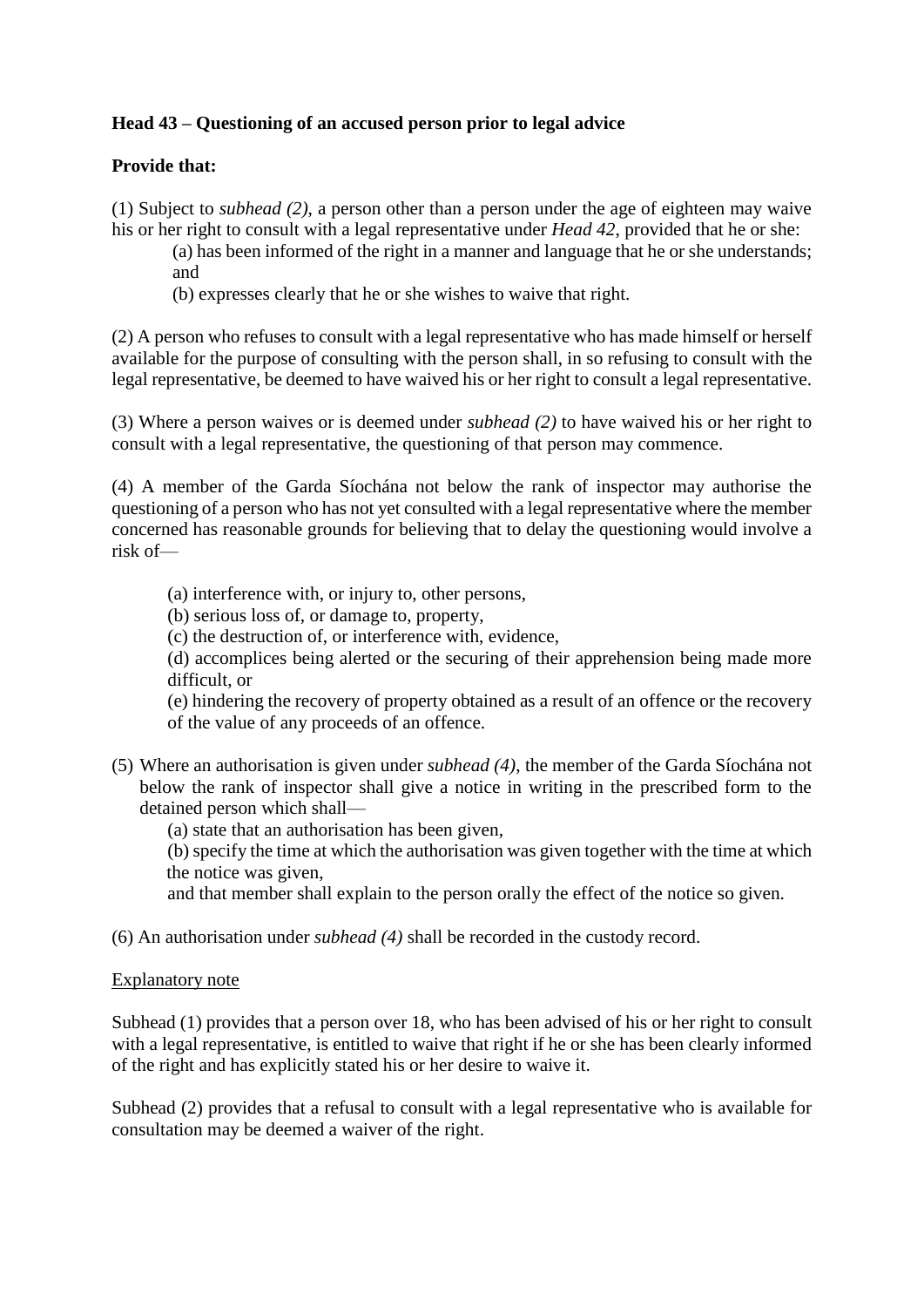**Head 43 – Questioning of an accused person prior to legal advice**

**Provide that:**

(1) Subject to *subhead (2)*, a person other than a person under the age of eighteen may waive his or her right to consult with a legal representative under *Head 42*, provided that he or she:

(a) has been informed of the right in a manner and language that he or she understands; and

(b) expresses clearly that he or she wishes to waive that right.

(2) A person who refuses to consult with a legal representative who has made himself or herself available for the purpose of consulting with the person shall, in so refusing to consult with the legal representative, be deemed to have waived his or her right to consult a legal representative.

(3) Where a person waives or is deemed under *subhead (2)* to have waived his or her right to consult with a legal representative, the questioning of that person may commence.

(4) A member of the Garda Síochána not below the rank of inspector may authorise the questioning of a person who has not yet consulted with a legal representative where the member concerned has reasonable grounds for believing that to delay the questioning would involve a risk of—

(a) interference with, or injury to, other persons,

(b) serious loss of, or damage to, property,

(c) the destruction of, or interference with, evidence,

(d) accomplices being alerted or the securing of their apprehension being made more difficult, or

(e) hindering the recovery of property obtained as a result of an offence or the recovery of the value of any proceeds of an offence.

(5) Where an authorisation is given under *subhead (4)*, the member of the Garda Síochána not below the rank of inspector shall give a notice in writing in the prescribed form to the detained person which shall—

(a) state that an authorisation has been given,

(b) specify the time at which the authorisation was given together with the time at which the notice was given,

and that member shall explain to the person orally the effect of the notice so given.

(6) An authorisation under *subhead (4)* shall be recorded in the custody record.

Explanatory note

Subhead (1) provides that a person over 18, who has been advised of his or her right to consult with a legal representative, is entitled to waive that right if he or she has been clearly informed of the right and has explicitly stated his or her desire to waive it.

Subhead (2) provides that a refusal to consult with a legal representative who is available for consultation may be deemed a waiver of the right.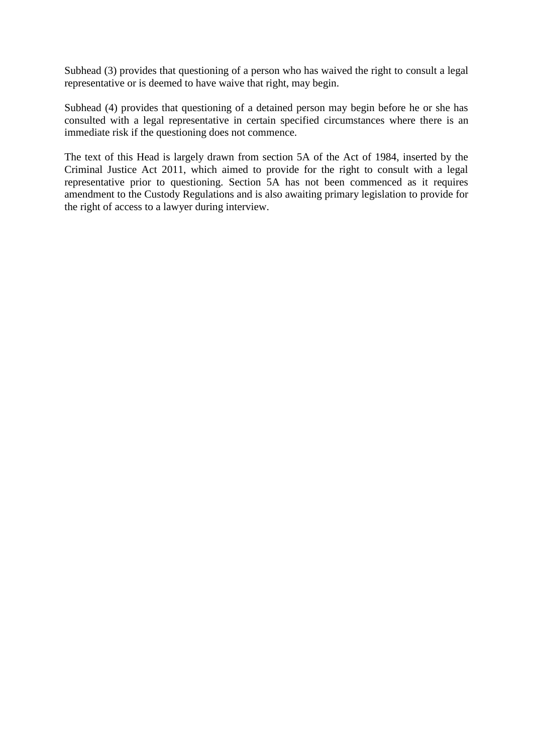Subhead (3) provides that questioning of a person who has waived the right to consult a legal representative or is deemed to have waive that right, may begin.

Subhead (4) provides that questioning of a detained person may begin before he or she has consulted with a legal representative in certain specified circumstances where there is an immediate risk if the questioning does not commence.

The text of this Head is largely drawn from section 5A of the Act of 1984, inserted by the Criminal Justice Act 2011, which aimed to provide for the right to consult with a legal representative prior to questioning. Section 5A has not been commenced as it requires amendment to the Custody Regulations and is also awaiting primary legislation to provide for the right of access to a lawyer during interview.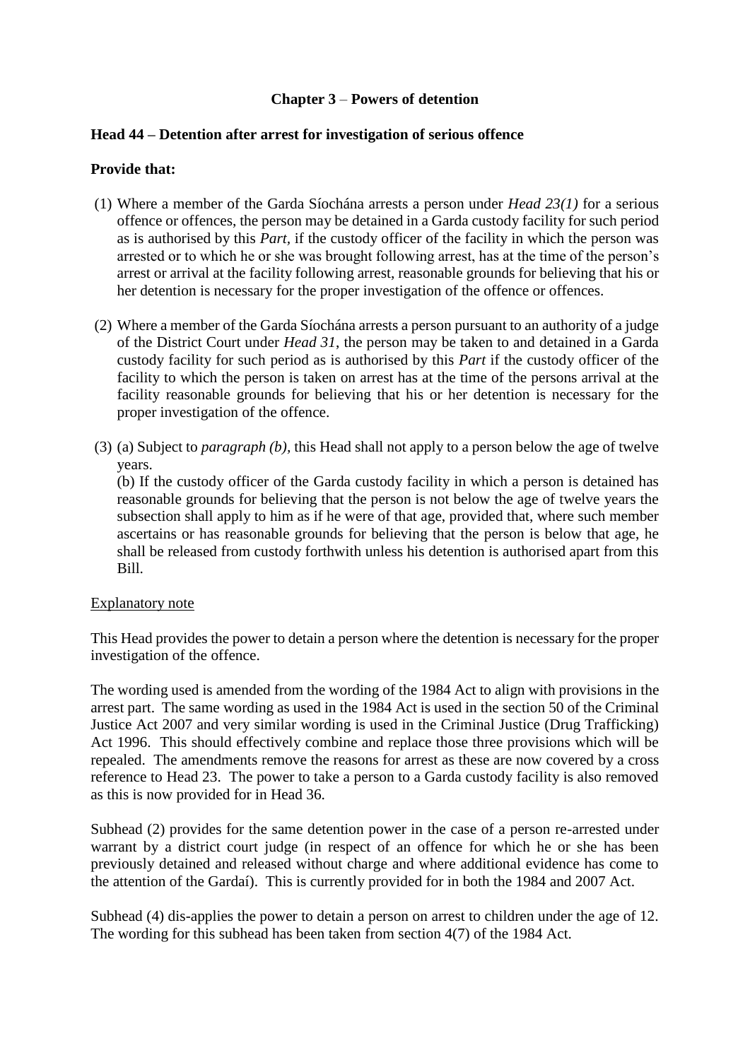## Chapter 3 – Powers of detention

### Head 44 – Detention after arrest for investigation of serious offence

**Provide that:**

(1) Where a member of the Garda Síochána arrests a person under *Head 23(1)* for a serious offence or offences, the person may be detained in a Garda custody facility for such period as is authorised by this *Part*, if the custody officer of the facility in which the person was arrested or to which he or she was brought following arrest, has at the time of the person's arrest or arrival at the facility following arrest, reasonable grounds for believing that his or her detention is necessary for the proper investigation of the offence or offences.

(2) Where a member of the Garda Síochána arrests a person pursuant to an authority of a judge of the District Court under *Head 31*, the person may be taken to and detained in a Garda custody facility for such period as is authorised by this *Part* if the custody officer of the facility to which the person is taken on arrest has at the time of the persons arrival at the facility reasonable grounds for believing that his or her detention is necessary for the proper investigation of the offence.

(3) (a) Subject to *paragraph (b)*, this Head shall not apply to a person below the age of twelve years.

(b) If the custody officer of the Garda custody facility in which a person is detained has reasonable grounds for believing that the person is not below the age of twelve years the subsection shall apply to him as if he were of that age, provided that, where such member ascertains or has reasonable grounds for believing that the person is below that age, he shall be released from custody forthwith unless his detention is authorised apart from this Bill.

<u>Explanatory note</u>

This Head provides the power to detain a person where the detention is necessary for the proper investigation of the offence.

The wording used is amended from the wording of the 1984 Act to align with provisions in the arrest part. The same wording as used in the 1984 Act is used in the section 50 of the Criminal Justice Act 2007 and very similar wording is used in the Criminal Justice (Drug Trafficking) Act 1996. This should effectively combine and replace those three provisions which will be repealed. The amendments remove the reasons for arrest as these are now covered by a cross reference to Head 23. The power to take a person to a Garda custody facility is also removed as this is now provided for in Head 36.

Subhead (2) provides for the same detention power in the case of a person re-arrested under warrant by a district court judge (in respect of an offence for which he or she has been previously detained and released without charge and where additional evidence has come to the attention of the Gardaí). This is currently provided for in both the 1984 and 2007 Act.

Subhead (4) dis-applies the power to detain a person on arrest to children under the age of 12. The wording for this subhead has been taken from section 4(7) of the 1984 Act.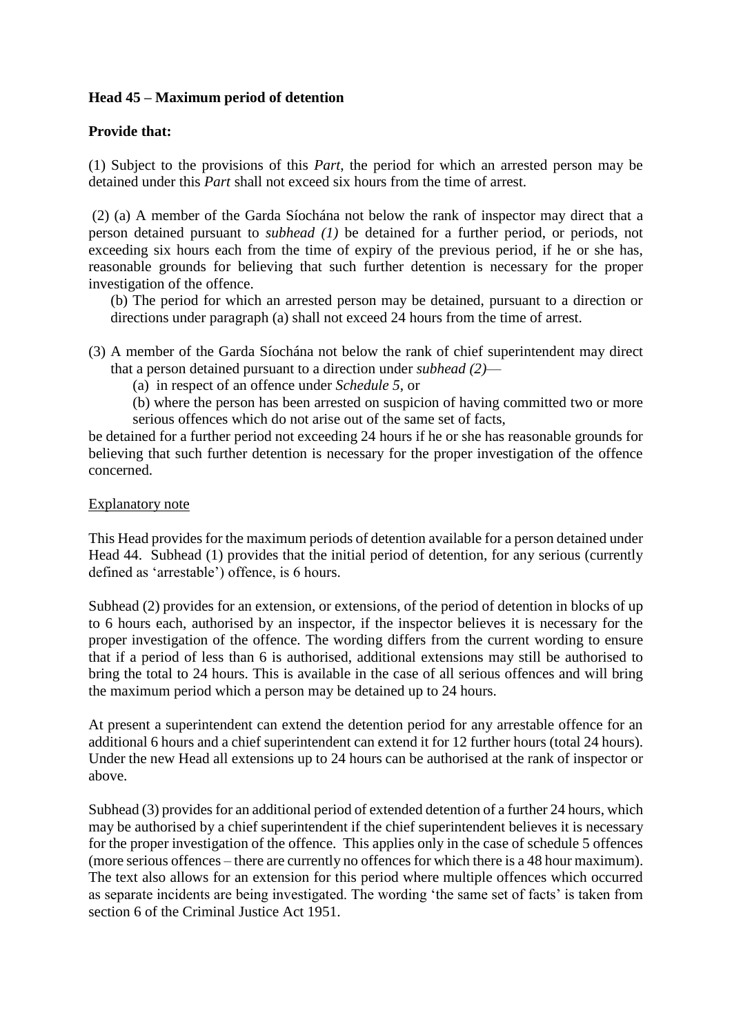**Head 45 – Maximum period of detention**

**Provide that:**

(1) Subject to the provisions of this *Part*, the period for which an arrested person may be detained under this *Part* shall not exceed six hours from the time of arrest.

(2) (a) A member of the Garda Síochána not below the rank of inspector may direct that a person detained pursuant to *subhead (1)* be detained for a further period, or periods, not exceeding six hours each from the time of expiry of the previous period, if he or she has, reasonable grounds for believing that such further detention is necessary for the proper investigation of the offence.

(b) The period for which an arrested person may be detained, pursuant to a direction or directions under paragraph (a) shall not exceed 24 hours from the time of arrest.

(3) A member of the Garda Síochána not below the rank of chief superintendent may direct that a person detained pursuant to a direction under *subhead (2)*—

(a) in respect of an offence under *Schedule 5*, or

(b) where the person has been arrested on suspicion of having committed two or more serious offences which do not arise out of the same set of facts,

be detained for a further period not exceeding 24 hours if he or she has reasonable grounds for believing that such further detention is necessary for the proper investigation of the offence concerned.

Explanatory note

This Head provides for the maximum periods of detention available for a person detained under Head 44. Subhead (1) provides that the initial period of detention, for any serious (currently defined as 'arrestable') offence, is 6 hours.

Subhead (2) provides for an extension, or extensions, of the period of detention in blocks of up to 6 hours each, authorised by an inspector, if the inspector believes it is necessary for the proper investigation of the offence. The wording differs from the current wording to ensure that if a period of less than 6 is authorised, additional extensions may still be authorised to bring the total to 24 hours. This is available in the case of all serious offences and will bring the maximum period which a person may be detained up to 24 hours.

At present a superintendent can extend the detention period for any arrestable offence for an additional 6 hours and a chief superintendent can extend it for 12 further hours (total 24 hours). Under the new Head all extensions up to 24 hours can be authorised at the rank of inspector or above.

Subhead (3) provides for an additional period of extended detention of a further 24 hours, which may be authorised by a chief superintendent if the chief superintendent believes it is necessary for the proper investigation of the offence. This applies only in the case of schedule 5 offences (more serious offences – there are currently no offences for which there is a 48 hour maximum). The text also allows for an extension for this period where multiple offences which occurred as separate incidents are being investigated. The wording 'the same set of facts' is taken from section 6 of the Criminal Justice Act 1951.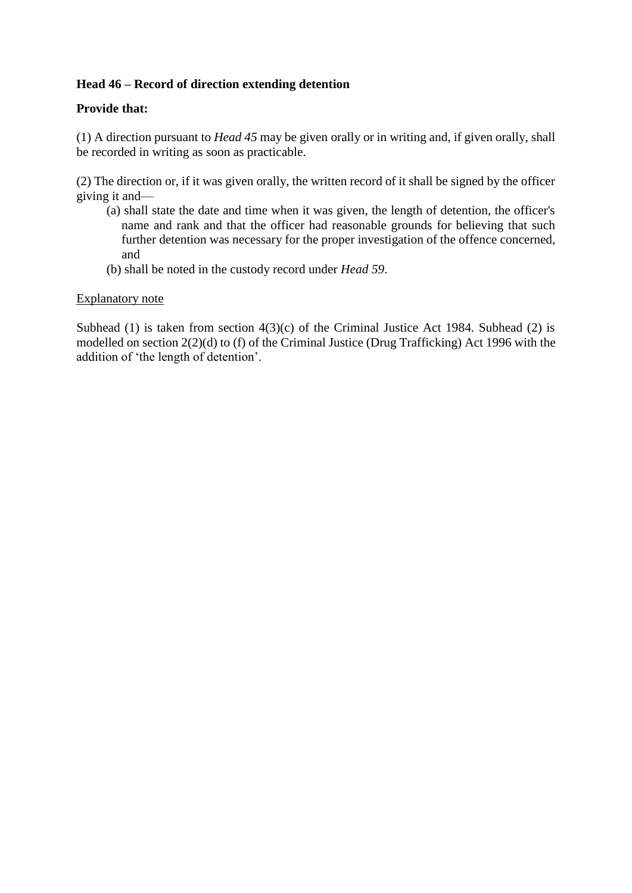**Head 46 – Record of direction extending detention**

**Provide that:**

(1) A direction pursuant to *Head 45* may be given orally or in writing and, if given orally, shall be recorded in writing as soon as practicable.

(2) The direction or, if it was given orally, the written record of it shall be signed by the officer giving it and—

- (a) shall state the date and time when it was given, the length of detention, the officer's name and rank and that the officer had reasonable grounds for believing that such further detention was necessary for the proper investigation of the offence concerned, and
- (b) shall be noted in the custody record under *Head 59*.

<u>Explanatory note</u>

Subhead (1) is taken from section 4(3)(c) of the Criminal Justice Act 1984. Subhead (2) is modelled on section 2(2)(d) to (f) of the Criminal Justice (Drug Trafficking) Act 1996 with the addition of 'the length of detention'.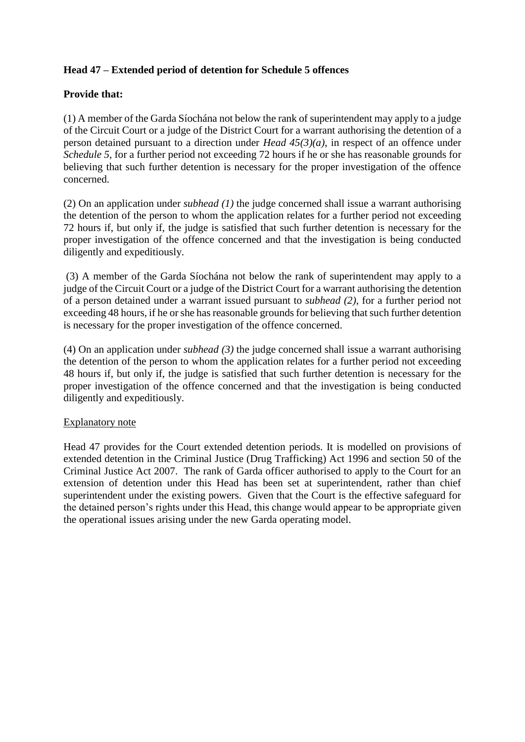**Head 47 – Extended period of detention for Schedule 5 offences**

**Provide that:**

(1) A member of the Garda Síochána not below the rank of superintendent may apply to a judge of the Circuit Court or a judge of the District Court for a warrant authorising the detention of a person detained pursuant to a direction under *Head 45(3)(a)*, in respect of an offence under *Schedule 5*, for a further period not exceeding 72 hours if he or she has reasonable grounds for believing that such further detention is necessary for the proper investigation of the offence concerned.

(2) On an application under *subhead (1)* the judge concerned shall issue a warrant authorising the detention of the person to whom the application relates for a further period not exceeding 72 hours if, but only if, the judge is satisfied that such further detention is necessary for the proper investigation of the offence concerned and that the investigation is being conducted diligently and expeditiously.

(3) A member of the Garda Síochána not below the rank of superintendent may apply to a judge of the Circuit Court or a judge of the District Court for a warrant authorising the detention of a person detained under a warrant issued pursuant to *subhead (2)*, for a further period not exceeding 48 hours, if he or she has reasonable grounds for believing that such further detention is necessary for the proper investigation of the offence concerned.

(4) On an application under *subhead (3)* the judge concerned shall issue a warrant authorising the detention of the person to whom the application relates for a further period not exceeding 48 hours if, but only if, the judge is satisfied that such further detention is necessary for the proper investigation of the offence concerned and that the investigation is being conducted diligently and expeditiously.

Explanatory note

Head 47 provides for the Court extended detention periods. It is modelled on provisions of extended detention in the Criminal Justice (Drug Trafficking) Act 1996 and section 50 of the Criminal Justice Act 2007. The rank of Garda officer authorised to apply to the Court for an extension of detention under this Head has been set at superintendent, rather than chief superintendent under the existing powers. Given that the Court is the effective safeguard for the detained person's rights under this Head, this change would appear to be appropriate given the operational issues arising under the new Garda operating model.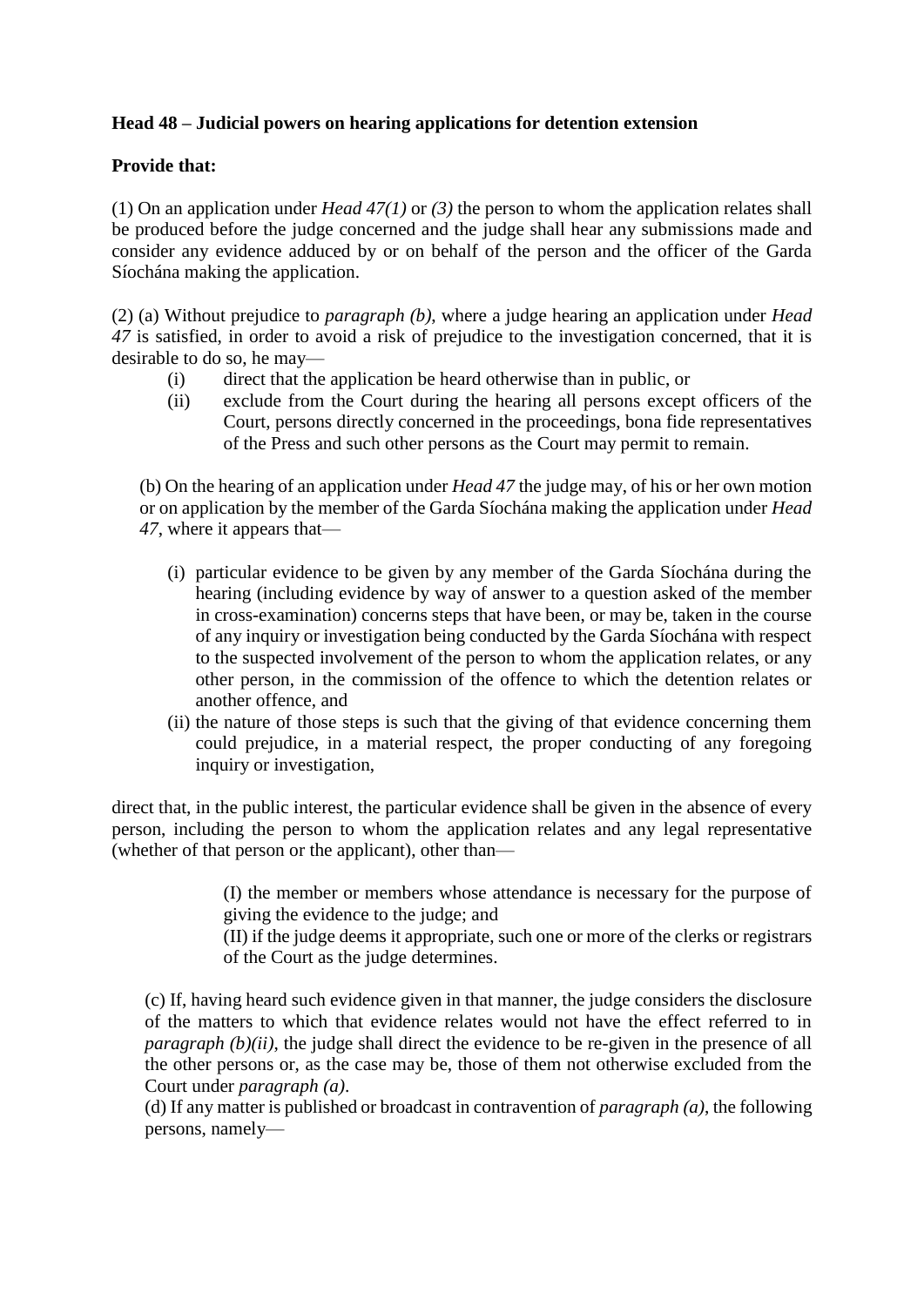**Head 48 – Judicial powers on hearing applications for detention extension**

**Provide that:**

(1) On an application under *Head 47(1)* or *(3)* the person to whom the application relates shall be produced before the judge concerned and the judge shall hear any submissions made and consider any evidence adduced by or on behalf of the person and the officer of the Garda Síochána making the application.

(2) (a) Without prejudice to *paragraph (b)*, where a judge hearing an application under *Head 47* is satisfied, in order to avoid a risk of prejudice to the investigation concerned, that it is desirable to do so, he may—

- (i) direct that the application be heard otherwise than in public, or
- (ii) exclude from the Court during the hearing all persons except officers of the Court, persons directly concerned in the proceedings, bona fide representatives of the Press and such other persons as the Court may permit to remain.

(b) On the hearing of an application under *Head 47* the judge may, of his or her own motion or on application by the member of the Garda Síochána making the application under *Head 47*, where it appears that—

- (i) particular evidence to be given by any member of the Garda Síochána during the hearing (including evidence by way of answer to a question asked of the member in cross-examination) concerns steps that have been, or may be, taken in the course of any inquiry or investigation being conducted by the Garda Síochána with respect to the suspected involvement of the person to whom the application relates, or any other person, in the commission of the offence to which the detention relates or another offence, and
- (ii) the nature of those steps is such that the giving of that evidence concerning them could prejudice, in a material respect, the proper conducting of any foregoing inquiry or investigation,

direct that, in the public interest, the particular evidence shall be given in the absence of every person, including the person to whom the application relates and any legal representative (whether of that person or the applicant), other than—

(I) the member or members whose attendance is necessary for the purpose of giving the evidence to the judge; and

(II) if the judge deems it appropriate, such one or more of the clerks or registrars of the Court as the judge determines.

(c) If, having heard such evidence given in that manner, the judge considers the disclosure of the matters to which that evidence relates would not have the effect referred to in *paragraph (b)(ii)*, the judge shall direct the evidence to be re-given in the presence of all the other persons or, as the case may be, those of them not otherwise excluded from the Court under *paragraph (a)*.

(d) If any matter is published or broadcast in contravention of *paragraph (a)*, the following persons, namely—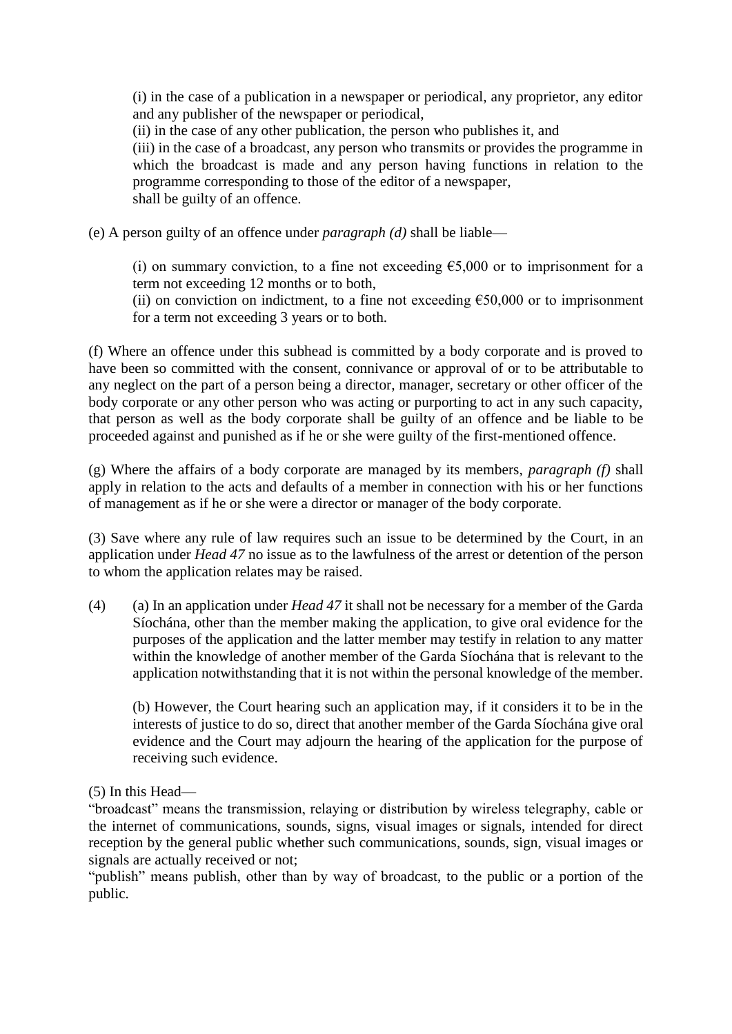(i) in the case of a publication in a newspaper or periodical, any proprietor, any editor and any publisher of the newspaper or periodical,

(ii) in the case of any other publication, the person who publishes it, and

(iii) in the case of a broadcast, any person who transmits or provides the programme in which the broadcast is made and any person having functions in relation to the programme corresponding to those of the editor of a newspaper,

shall be guilty of an offence.

(e) A person guilty of an offence under *paragraph (d)* shall be liable—

(i) on summary conviction, to a fine not exceeding €5,000 or to imprisonment for a term not exceeding 12 months or to both,

(ii) on conviction on indictment, to a fine not exceeding €50,000 or to imprisonment for a term not exceeding 3 years or to both.

(f) Where an offence under this subhead is committed by a body corporate and is proved to have been so committed with the consent, connivance or approval of or to be attributable to any neglect on the part of a person being a director, manager, secretary or other officer of the body corporate or any other person who was acting or purporting to act in any such capacity, that person as well as the body corporate shall be guilty of an offence and be liable to be proceeded against and punished as if he or she were guilty of the first-mentioned offence.

(g) Where the affairs of a body corporate are managed by its members, *paragraph (f)* shall apply in relation to the acts and defaults of a member in connection with his or her functions of management as if he or she were a director or manager of the body corporate.

(3) Save where any rule of law requires such an issue to be determined by the Court, in an application under *Head 47* no issue as to the lawfulness of the arrest or detention of the person to whom the application relates may be raised.

(4) (a) In an application under *Head 47* it shall not be necessary for a member of the Garda Síochána, other than the member making the application, to give oral evidence for the purposes of the application and the latter member may testify in relation to any matter within the knowledge of another member of the Garda Síochána that is relevant to the application notwithstanding that it is not within the personal knowledge of the member.

(b) However, the Court hearing such an application may, if it considers it to be in the interests of justice to do so, direct that another member of the Garda Síochána give oral evidence and the Court may adjourn the hearing of the application for the purpose of receiving such evidence.

(5) In this Head—

"broadcast" means the transmission, relaying or distribution by wireless telegraphy, cable or the internet of communications, sounds, signs, visual images or signals, intended for direct reception by the general public whether such communications, sounds, sign, visual images or signals are actually received or not;

"publish" means publish, other than by way of broadcast, to the public or a portion of the public.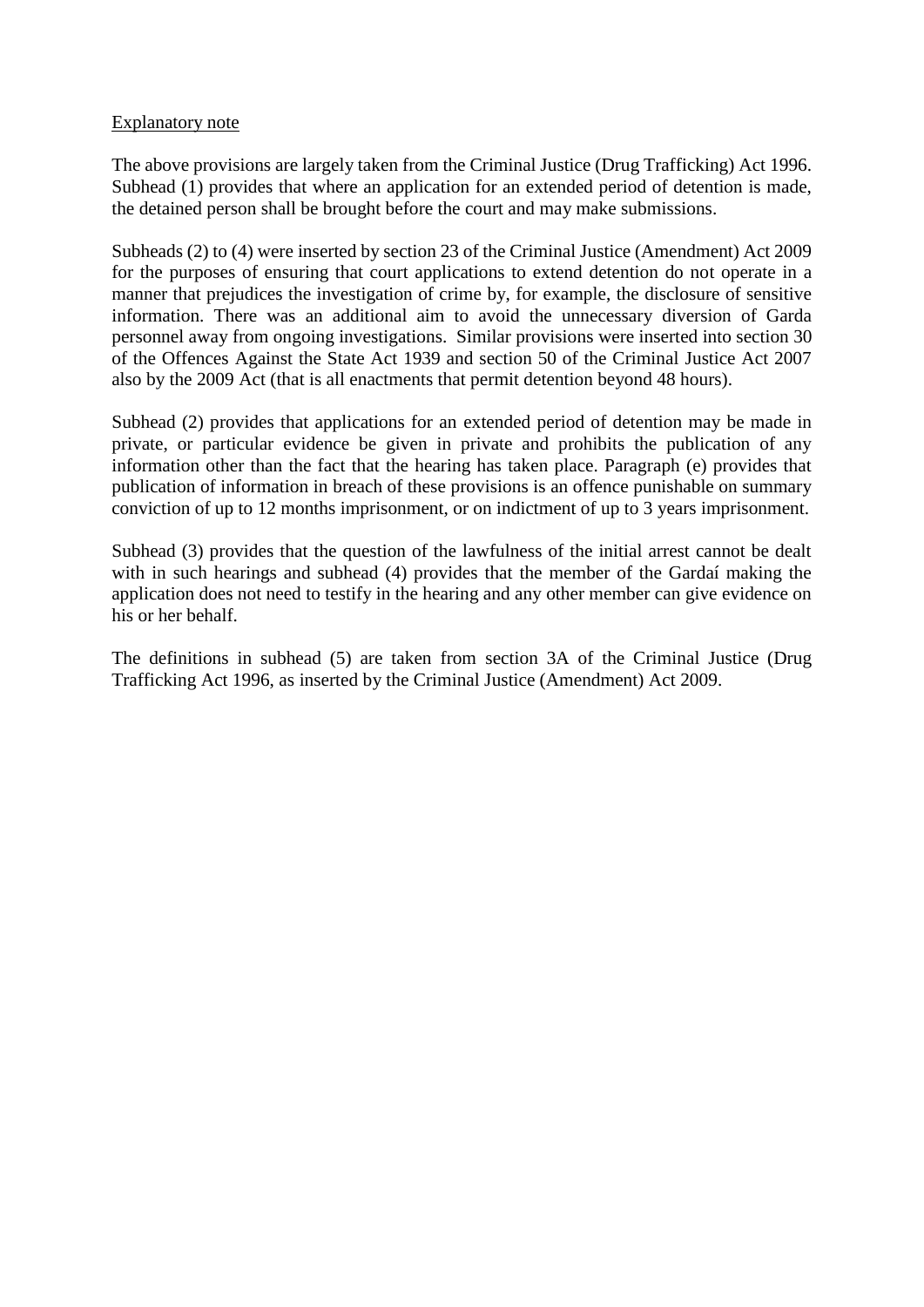Explanatory note

The above provisions are largely taken from the Criminal Justice (Drug Trafficking) Act 1996. Subhead (1) provides that where an application for an extended period of detention is made, the detained person shall be brought before the court and may make submissions.

Subheads (2) to (4) were inserted by section 23 of the Criminal Justice (Amendment) Act 2009 for the purposes of ensuring that court applications to extend detention do not operate in a manner that prejudices the investigation of crime by, for example, the disclosure of sensitive information. There was an additional aim to avoid the unnecessary diversion of Garda personnel away from ongoing investigations. Similar provisions were inserted into section 30 of the Offences Against the State Act 1939 and section 50 of the Criminal Justice Act 2007 also by the 2009 Act (that is all enactments that permit detention beyond 48 hours).

Subhead (2) provides that applications for an extended period of detention may be made in private, or particular evidence be given in private and prohibits the publication of any information other than the fact that the hearing has taken place. Paragraph (e) provides that publication of information in breach of these provisions is an offence punishable on summary conviction of up to 12 months imprisonment, or on indictment of up to 3 years imprisonment.

Subhead (3) provides that the question of the lawfulness of the initial arrest cannot be dealt with in such hearings and subhead (4) provides that the member of the Gardaí making the application does not need to testify in the hearing and any other member can give evidence on his or her behalf.

The definitions in subhead (5) are taken from section 3A of the Criminal Justice (Drug Trafficking Act 1996, as inserted by the Criminal Justice (Amendment) Act 2009.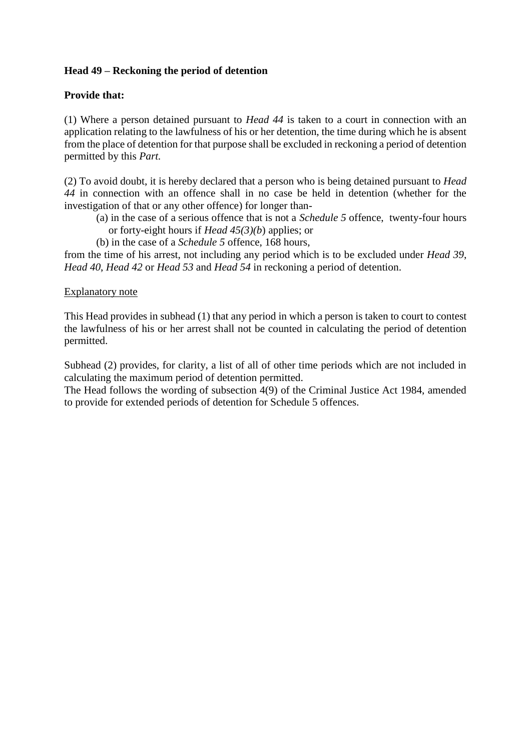**Head 49 – Reckoning the period of detention**

**Provide that:**

(1) Where a person detained pursuant to *Head 44* is taken to a court in connection with an application relating to the lawfulness of his or her detention, the time during which he is absent from the place of detention for that purpose shall be excluded in reckoning a period of detention permitted by this *Part.*

(2) To avoid doubt, it is hereby declared that a person who is being detained pursuant to *Head 44* in connection with an offence shall in no case be held in detention (whether for the investigation of that or any other offence) for longer than-

> (a) in the case of a serious offence that is not a *Schedule 5* offence, twenty-four hours or forty-eight hours if *Head 45(3)(b*) applies; or
>
> (b) in the case of a *Schedule 5* offence, 168 hours,

from the time of his arrest, not including any period which is to be excluded under *Head 39*, *Head 40*, *Head 42* or *Head 53* and *Head 54* in reckoning a period of detention.

<u>Explanatory note</u>

This Head provides in subhead (1) that any period in which a person is taken to court to contest the lawfulness of his or her arrest shall not be counted in calculating the period of detention permitted.

Subhead (2) provides, for clarity, a list of all of other time periods which are not included in calculating the maximum period of detention permitted.
The Head follows the wording of subsection 4(9) of the Criminal Justice Act 1984, amended to provide for extended periods of detention for Schedule 5 offences.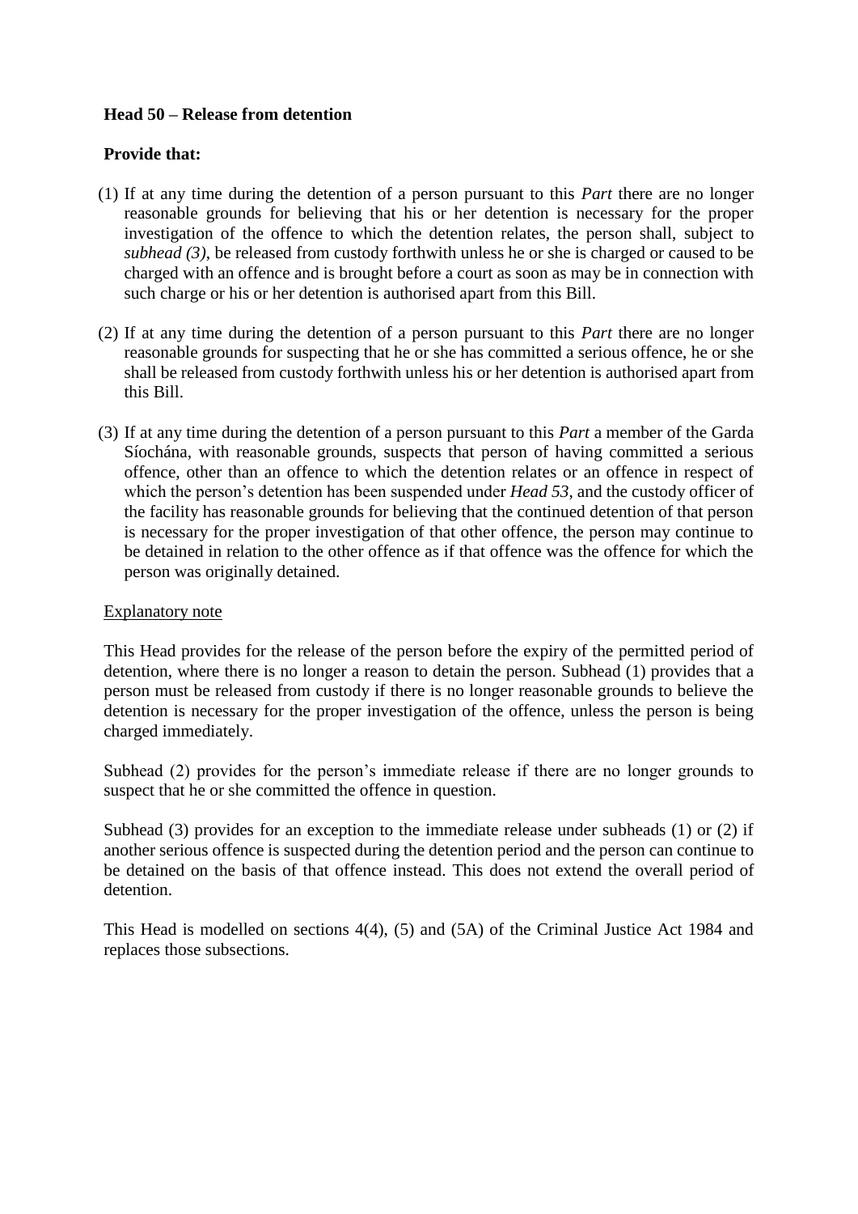**Head 50 – Release from detention**

**Provide that:**

(1) If at any time during the detention of a person pursuant to this *Part* there are no longer reasonable grounds for believing that his or her detention is necessary for the proper investigation of the offence to which the detention relates, the person shall, subject to *subhead (3)*, be released from custody forthwith unless he or she is charged or caused to be charged with an offence and is brought before a court as soon as may be in connection with such charge or his or her detention is authorised apart from this Bill.

(2) If at any time during the detention of a person pursuant to this *Part* there are no longer reasonable grounds for suspecting that he or she has committed a serious offence, he or she shall be released from custody forthwith unless his or her detention is authorised apart from this Bill.

(3) If at any time during the detention of a person pursuant to this *Part* a member of the Garda Síochána, with reasonable grounds, suspects that person of having committed a serious offence, other than an offence to which the detention relates or an offence in respect of which the person's detention has been suspended under *Head 53*, and the custody officer of the facility has reasonable grounds for believing that the continued detention of that person is necessary for the proper investigation of that other offence, the person may continue to be detained in relation to the other offence as if that offence was the offence for which the person was originally detained.

Explanatory note

This Head provides for the release of the person before the expiry of the permitted period of detention, where there is no longer a reason to detain the person. Subhead (1) provides that a person must be released from custody if there is no longer reasonable grounds to believe the detention is necessary for the proper investigation of the offence, unless the person is being charged immediately.

Subhead (2) provides for the person's immediate release if there are no longer grounds to suspect that he or she committed the offence in question.

Subhead (3) provides for an exception to the immediate release under subheads (1) or (2) if another serious offence is suspected during the detention period and the person can continue to be detained on the basis of that offence instead. This does not extend the overall period of detention.

This Head is modelled on sections 4(4), (5) and (5A) of the Criminal Justice Act 1984 and replaces those subsections.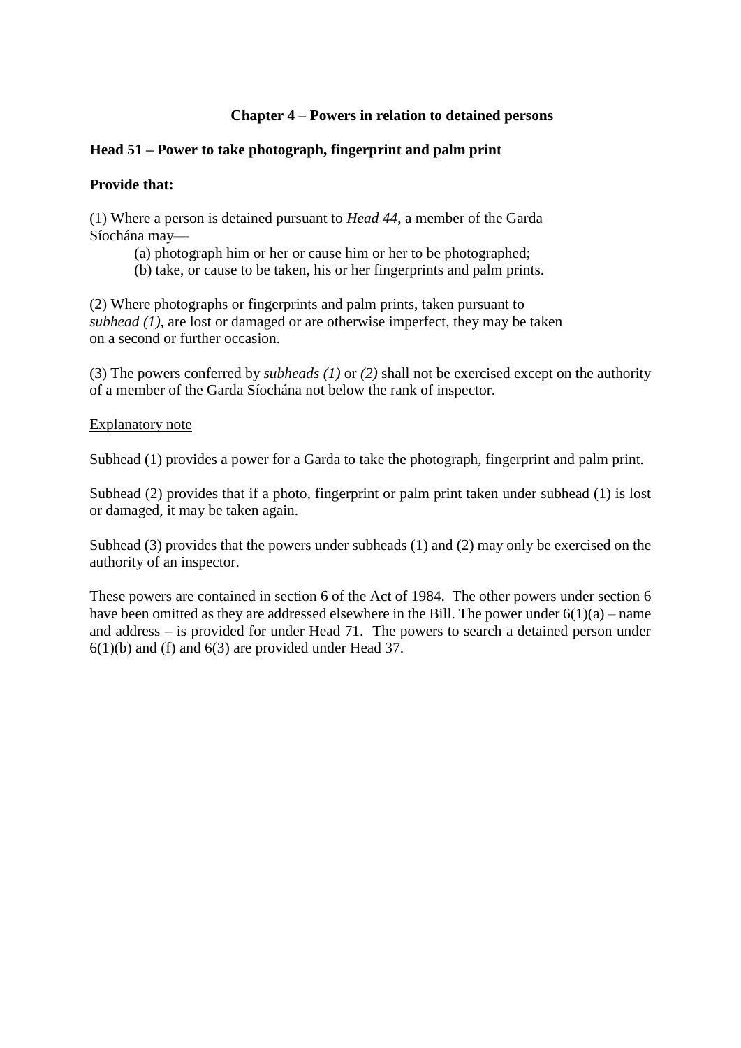## Chapter 4 – Powers in relation to detained persons

### Head 51 – Power to take photograph, fingerprint and palm print

**Provide that:**

(1) Where a person is detained pursuant to *Head 44*, a member of the Garda Síochána may—

(a) photograph him or her or cause him or her to be photographed;

(b) take, or cause to be taken, his or her fingerprints and palm prints.

(2) Where photographs or fingerprints and palm prints, taken pursuant to *subhead (1)*, are lost or damaged or are otherwise imperfect, they may be taken on a second or further occasion.

(3) The powers conferred by *subheads (1)* or *(2)* shall not be exercised except on the authority of a member of the Garda Síochána not below the rank of inspector.

Explanatory note

Subhead (1) provides a power for a Garda to take the photograph, fingerprint and palm print.

Subhead (2) provides that if a photo, fingerprint or palm print taken under subhead (1) is lost or damaged, it may be taken again.

Subhead (3) provides that the powers under subheads (1) and (2) may only be exercised on the authority of an inspector.

These powers are contained in section 6 of the Act of 1984. The other powers under section 6 have been omitted as they are addressed elsewhere in the Bill. The power under 6(1)(a) – name and address – is provided for under Head 71. The powers to search a detained person under 6(1)(b) and (f) and 6(3) are provided under Head 37.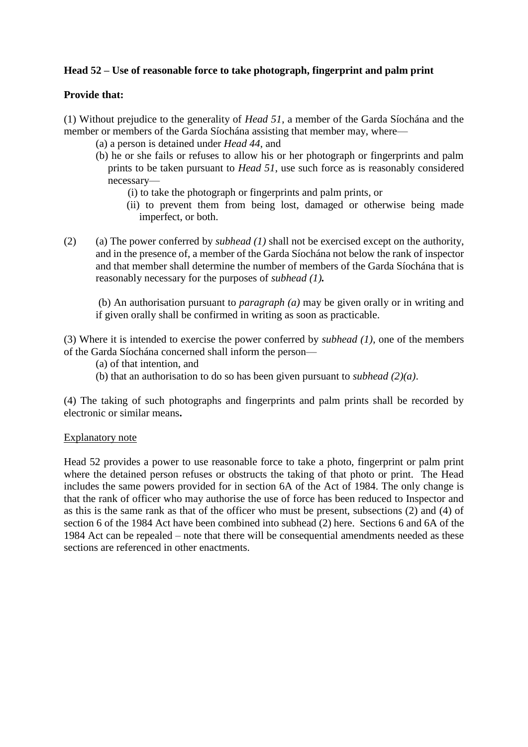**Head 52 – Use of reasonable force to take photograph, fingerprint and palm print**

**Provide that:**

(1) Without prejudice to the generality of *Head 51*, a member of the Garda Síochána and the member or members of the Garda Síochána assisting that member may, where—

(a) a person is detained under *Head 44*, and

(b) he or she fails or refuses to allow his or her photograph or fingerprints and palm prints to be taken pursuant to *Head 51*, use such force as is reasonably considered necessary—

(i) to take the photograph or fingerprints and palm prints, or

(ii) to prevent them from being lost, damaged or otherwise being made imperfect, or both.

(2) (a) The power conferred by *subhead (1)* shall not be exercised except on the authority, and in the presence of, a member of the Garda Síochána not below the rank of inspector and that member shall determine the number of members of the Garda Síochána that is reasonably necessary for the purposes of ***subhead (1).***

(b) An authorisation pursuant to *paragraph (a)* may be given orally or in writing and if given orally shall be confirmed in writing as soon as practicable.

(3) Where it is intended to exercise the power conferred by *subhead (1)*, one of the members of the Garda Síochána concerned shall inform the person—

(a) of that intention, and

(b) that an authorisation to do so has been given pursuant to *subhead (2)(a)*.

(4) The taking of such photographs and fingerprints and palm prints shall be recorded by electronic or similar means**.**

Explanatory note

Head 52 provides a power to use reasonable force to take a photo, fingerprint or palm print where the detained person refuses or obstructs the taking of that photo or print. The Head includes the same powers provided for in section 6A of the Act of 1984. The only change is that the rank of officer who may authorise the use of force has been reduced to Inspector and as this is the same rank as that of the officer who must be present, subsections (2) and (4) of section 6 of the 1984 Act have been combined into subhead (2) here. Sections 6 and 6A of the 1984 Act can be repealed – note that there will be consequential amendments needed as these sections are referenced in other enactments.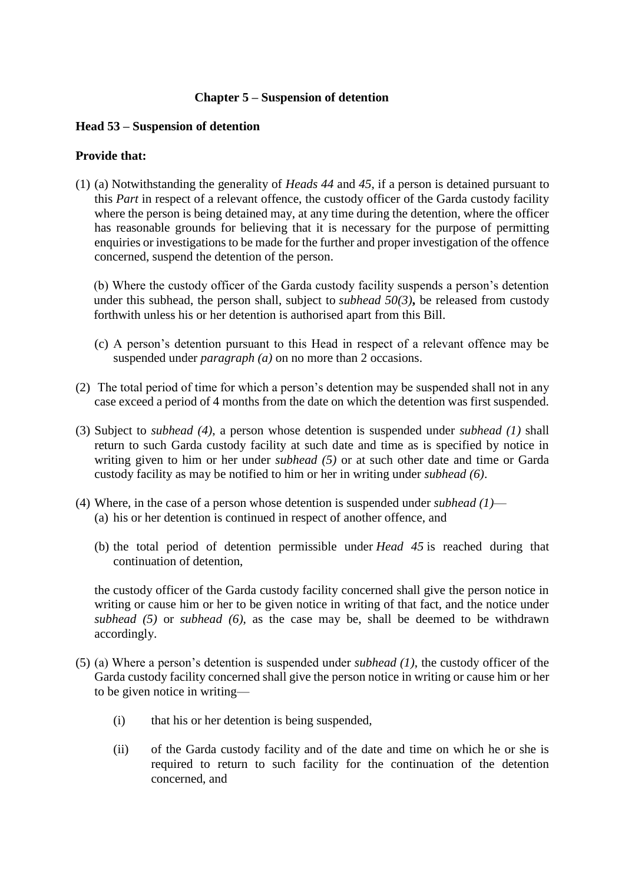## Chapter 5 – Suspension of detention

### Head 53 – Suspension of detention

**Provide that:**

(1) (a) Notwithstanding the generality of *Heads 44* and *45*, if a person is detained pursuant to this *Part* in respect of a relevant offence, the custody officer of the Garda custody facility where the person is being detained may, at any time during the detention, where the officer has reasonable grounds for believing that it is necessary for the purpose of permitting enquiries or investigations to be made for the further and proper investigation of the offence concerned, suspend the detention of the person.

(b) Where the custody officer of the Garda custody facility suspends a person's detention under this subhead, the person shall, subject to *subhead 50(3)***,** be released from custody forthwith unless his or her detention is authorised apart from this Bill.

(c) A person's detention pursuant to this Head in respect of a relevant offence may be suspended under *paragraph (a)* on no more than 2 occasions.

(2) The total period of time for which a person's detention may be suspended shall not in any case exceed a period of 4 months from the date on which the detention was first suspended.

(3) Subject to *subhead (4)*, a person whose detention is suspended under *subhead (1)* shall return to such Garda custody facility at such date and time as is specified by notice in writing given to him or her under *subhead (5)* or at such other date and time or Garda custody facility as may be notified to him or her in writing under *subhead (6)*.

(4) Where, in the case of a person whose detention is suspended under *subhead (1)*—

(a) his or her detention is continued in respect of another offence, and

(b) the total period of detention permissible under *Head 45* is reached during that continuation of detention,

the custody officer of the Garda custody facility concerned shall give the person notice in writing or cause him or her to be given notice in writing of that fact, and the notice under *subhead (5)* or *subhead (6)*, as the case may be, shall be deemed to be withdrawn accordingly.

(5) (a) Where a person's detention is suspended under *subhead (1)*, the custody officer of the Garda custody facility concerned shall give the person notice in writing or cause him or her to be given notice in writing—

(i) that his or her detention is being suspended,

(ii) of the Garda custody facility and of the date and time on which he or she is required to return to such facility for the continuation of the detention concerned, and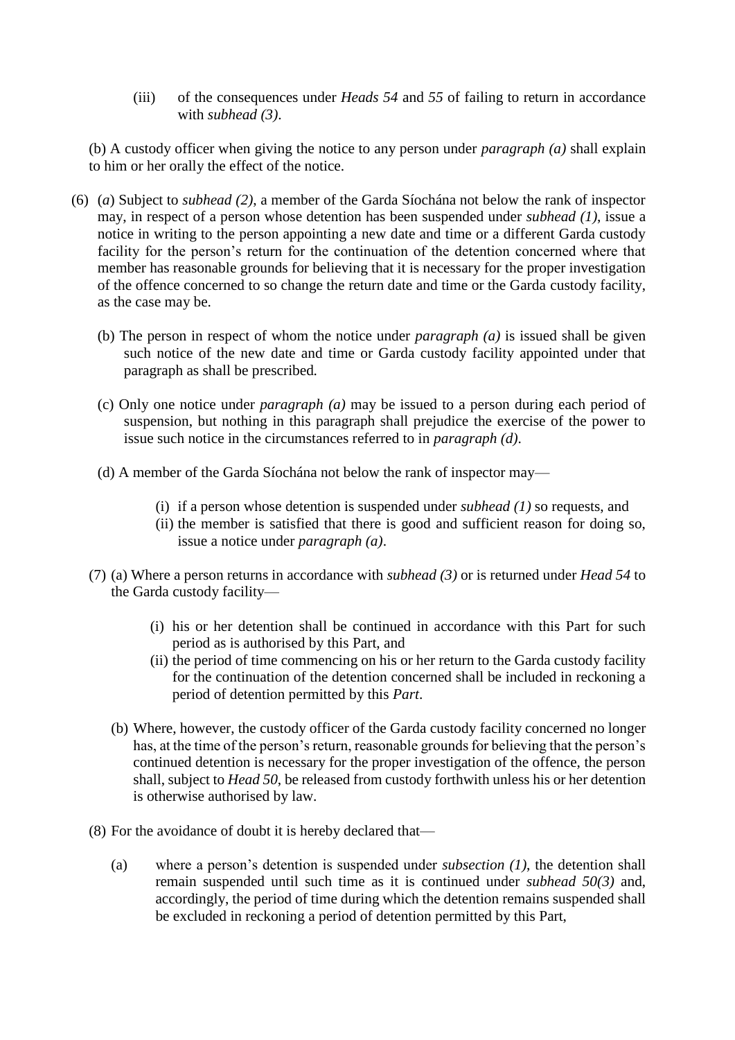(iii) of the consequences under *Heads 54* and *55* of failing to return in accordance with *subhead (3)*.

(b) A custody officer when giving the notice to any person under *paragraph (a)* shall explain to him or her orally the effect of the notice.

(6) (*a*) Subject to *subhead (2)*, a member of the Garda Síochána not below the rank of inspector may, in respect of a person whose detention has been suspended under *subhead (1)*, issue a notice in writing to the person appointing a new date and time or a different Garda custody facility for the person's return for the continuation of the detention concerned where that member has reasonable grounds for believing that it is necessary for the proper investigation of the offence concerned to so change the return date and time or the Garda custody facility, as the case may be.

(b) The person in respect of whom the notice under *paragraph (a)* is issued shall be given such notice of the new date and time or Garda custody facility appointed under that paragraph as shall be prescribed.

(c) Only one notice under *paragraph (a)* may be issued to a person during each period of suspension, but nothing in this paragraph shall prejudice the exercise of the power to issue such notice in the circumstances referred to in *paragraph (d)*.

(d) A member of the Garda Síochána not below the rank of inspector may—

(i) if a person whose detention is suspended under *subhead (1)* so requests, and
(ii) the member is satisfied that there is good and sufficient reason for doing so, issue a notice under *paragraph (a)*.

(7) (a) Where a person returns in accordance with *subhead (3)* or is returned under *Head 54* to the Garda custody facility—

(i) his or her detention shall be continued in accordance with this Part for such period as is authorised by this Part, and
(ii) the period of time commencing on his or her return to the Garda custody facility for the continuation of the detention concerned shall be included in reckoning a period of detention permitted by this *Part*.

(b) Where, however, the custody officer of the Garda custody facility concerned no longer has, at the time of the person's return, reasonable grounds for believing that the person's continued detention is necessary for the proper investigation of the offence, the person shall, subject to *Head 50*, be released from custody forthwith unless his or her detention is otherwise authorised by law.

(8) For the avoidance of doubt it is hereby declared that—

(a) where a person's detention is suspended under *subsection (1)*, the detention shall remain suspended until such time as it is continued under *subhead 50(3)* and, accordingly, the period of time during which the detention remains suspended shall be excluded in reckoning a period of detention permitted by this Part,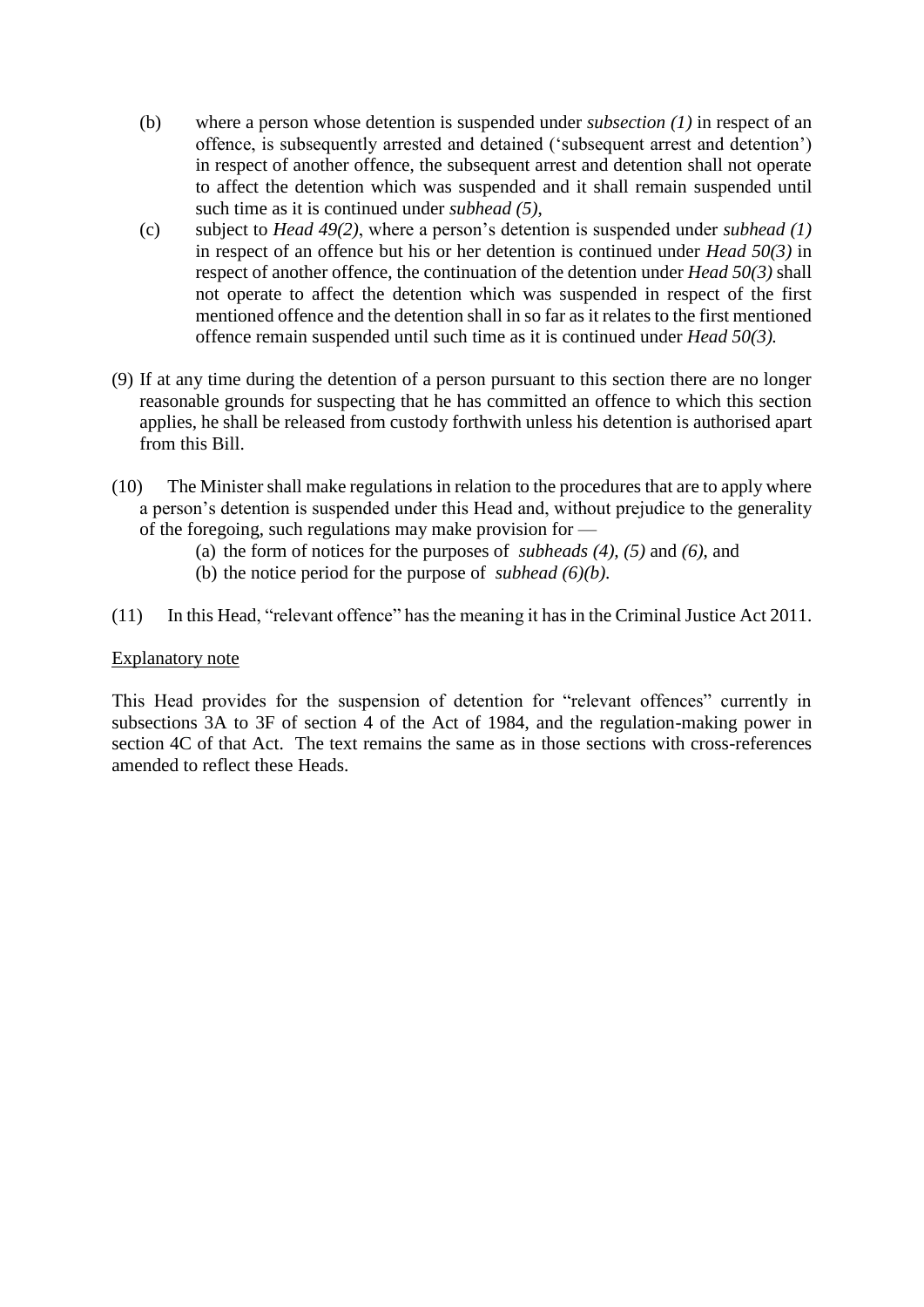(b) where a person whose detention is suspended under *subsection (1)* in respect of an offence, is subsequently arrested and detained ('subsequent arrest and detention') in respect of another offence, the subsequent arrest and detention shall not operate to affect the detention which was suspended and it shall remain suspended until such time as it is continued under *subhead (5)*,

(c) subject to *Head 49(2)*, where a person's detention is suspended under *subhead (1)* in respect of an offence but his or her detention is continued under *Head 50(3)* in respect of another offence, the continuation of the detention under *Head 50(3)* shall not operate to affect the detention which was suspended in respect of the first mentioned offence and the detention shall in so far as it relates to the first mentioned offence remain suspended until such time as it is continued under *Head 50(3).*

(9) If at any time during the detention of a person pursuant to this section there are no longer reasonable grounds for suspecting that he has committed an offence to which this section applies, he shall be released from custody forthwith unless his detention is authorised apart from this Bill.

(10) The Minister shall make regulations in relation to the procedures that are to apply where a person's detention is suspended under this Head and, without prejudice to the generality of the foregoing, such regulations may make provision for —

(a) the form of notices for the purposes of *subheads (4), (5)* and *(6)*, and

(b) the notice period for the purpose of *subhead (6)(b).*

(11) In this Head, "relevant offence" has the meaning it has in the Criminal Justice Act 2011.

Explanatory note

This Head provides for the suspension of detention for "relevant offences" currently in subsections 3A to 3F of section 4 of the Act of 1984, and the regulation-making power in section 4C of that Act. The text remains the same as in those sections with cross-references amended to reflect these Heads.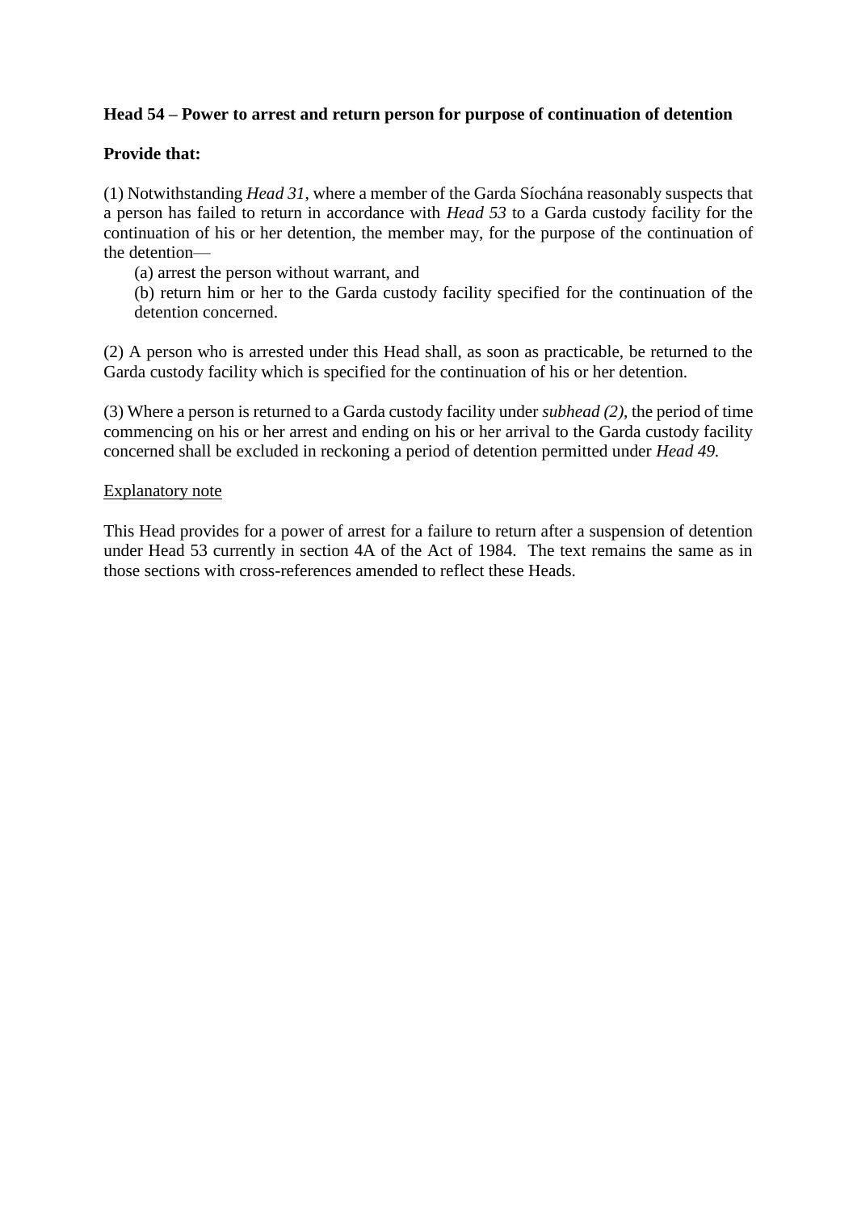**Head 54 – Power to arrest and return person for purpose of continuation of detention**

**Provide that:**

(1) Notwithstanding *Head 31*, where a member of the Garda Síochána reasonably suspects that a person has failed to return in accordance with *Head 53* to a Garda custody facility for the continuation of his or her detention, the member may, for the purpose of the continuation of the detention—

(a) arrest the person without warrant, and

(b) return him or her to the Garda custody facility specified for the continuation of the detention concerned.

(2) A person who is arrested under this Head shall, as soon as practicable, be returned to the Garda custody facility which is specified for the continuation of his or her detention.

(3) Where a person is returned to a Garda custody facility under *subhead (2)*, the period of time commencing on his or her arrest and ending on his or her arrival to the Garda custody facility concerned shall be excluded in reckoning a period of detention permitted under *Head 49.*

Explanatory note

This Head provides for a power of arrest for a failure to return after a suspension of detention under Head 53 currently in section 4A of the Act of 1984. The text remains the same as in those sections with cross-references amended to reflect these Heads.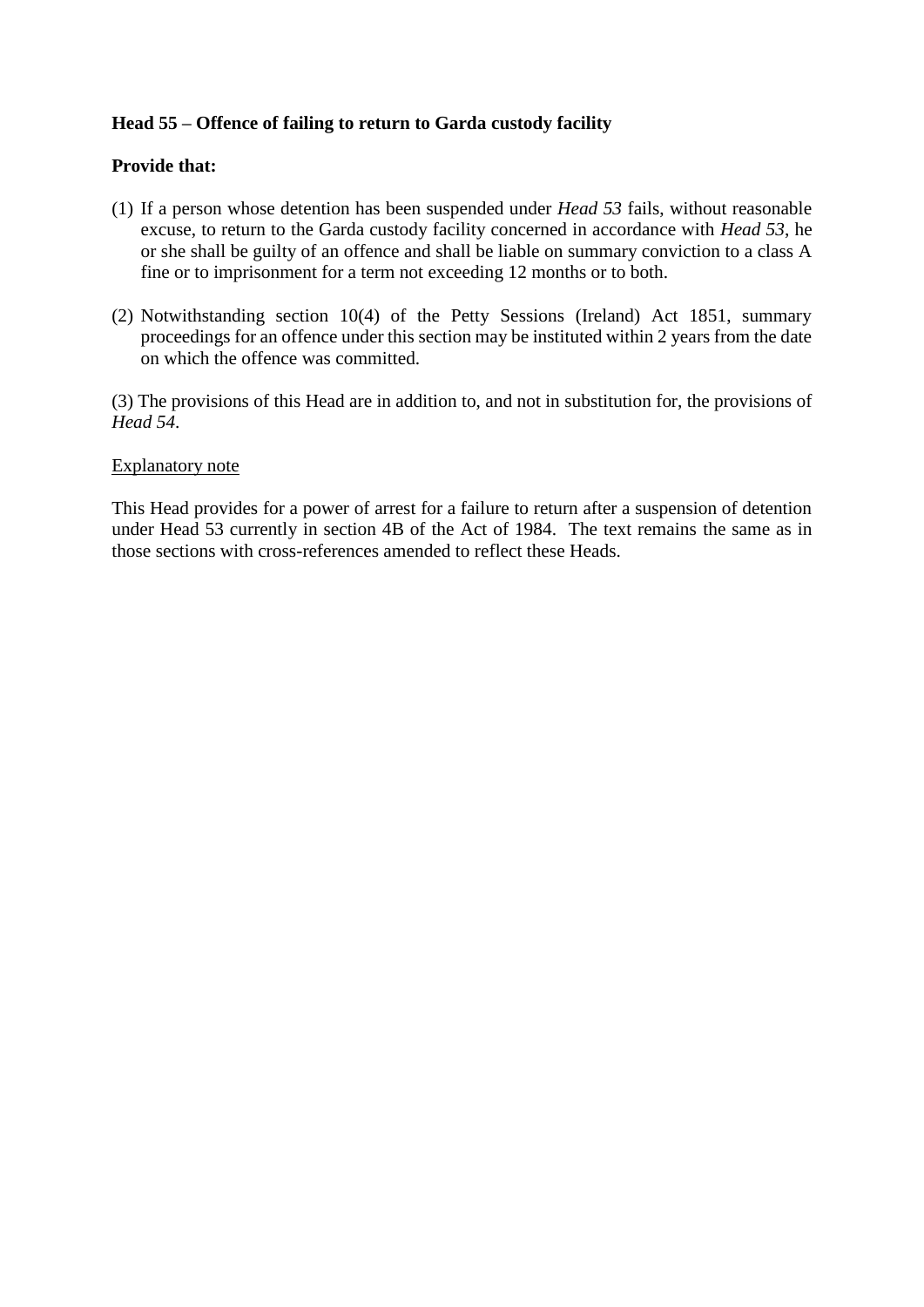**Head 55 – Offence of failing to return to Garda custody facility**

**Provide that:**

(1) If a person whose detention has been suspended under *Head 53* fails, without reasonable excuse, to return to the Garda custody facility concerned in accordance with *Head 53*, he or she shall be guilty of an offence and shall be liable on summary conviction to a class A fine or to imprisonment for a term not exceeding 12 months or to both.

(2) Notwithstanding section 10(4) of the Petty Sessions (Ireland) Act 1851, summary proceedings for an offence under this section may be instituted within 2 years from the date on which the offence was committed.

(3) The provisions of this Head are in addition to, and not in substitution for, the provisions of *Head 54*.

<u>Explanatory note</u>

This Head provides for a power of arrest for a failure to return after a suspension of detention under Head 53 currently in section 4B of the Act of 1984. The text remains the same as in those sections with cross-references amended to reflect these Heads.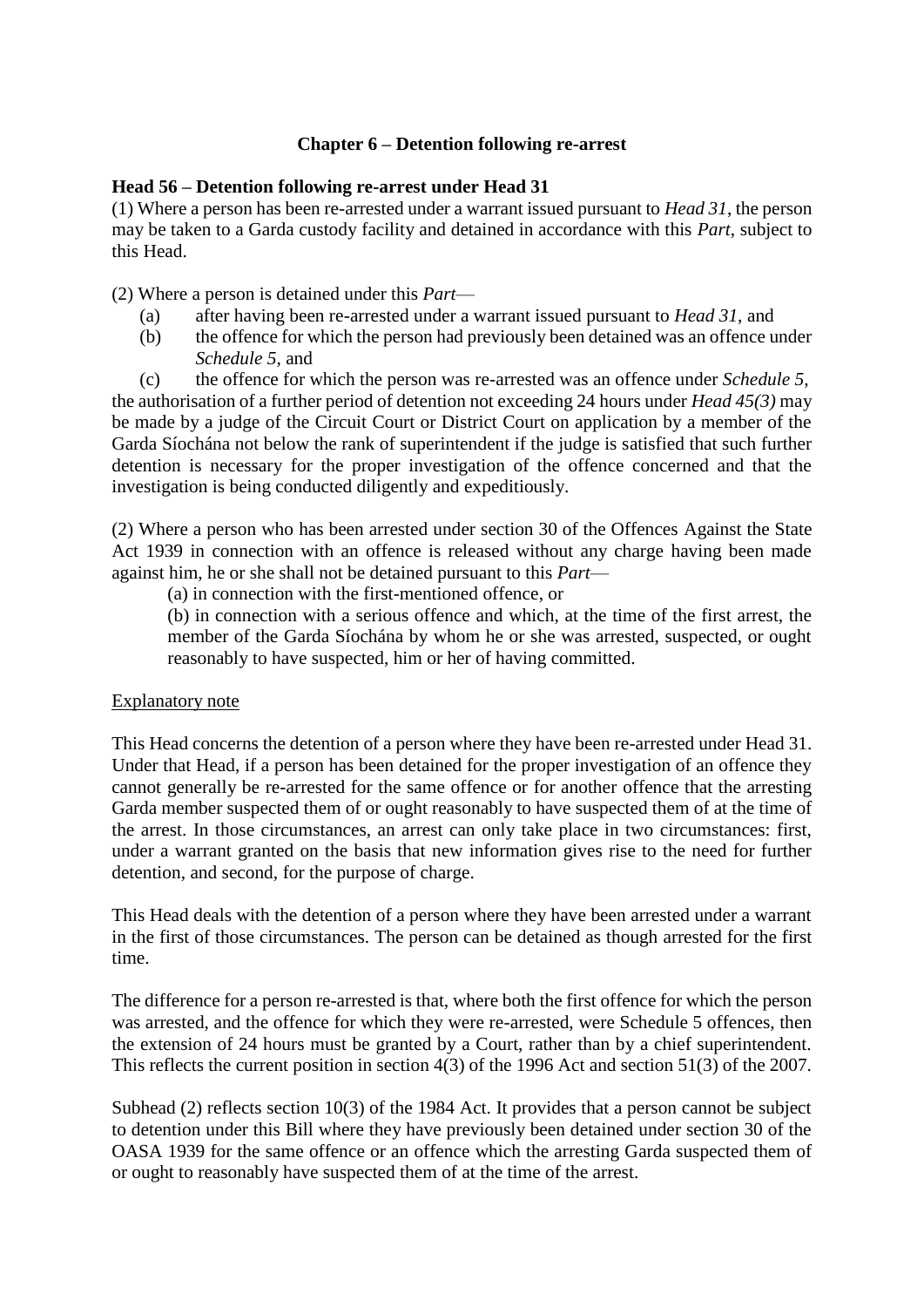## Chapter 6 – Detention following re-arrest

### Head 56 – Detention following re-arrest under Head 31

(1) Where a person has been re-arrested under a warrant issued pursuant to *Head 31*, the person may be taken to a Garda custody facility and detained in accordance with this *Part*, subject to this Head.

(2) Where a person is detained under this *Part*—

- (a) after having been re-arrested under a warrant issued pursuant to *Head 31*, and
- (b) the offence for which the person had previously been detained was an offence under *Schedule 5*, and
- (c) the offence for which the person was re-arrested was an offence under *Schedule 5*,

the authorisation of a further period of detention not exceeding 24 hours under *Head 45(3)* may be made by a judge of the Circuit Court or District Court on application by a member of the Garda Síochána not below the rank of superintendent if the judge is satisfied that such further detention is necessary for the proper investigation of the offence concerned and that the investigation is being conducted diligently and expeditiously.

(2) Where a person who has been arrested under section 30 of the Offences Against the State Act 1939 in connection with an offence is released without any charge having been made against him, he or she shall not be detained pursuant to this *Part*—

(a) in connection with the first-mentioned offence, or

(b) in connection with a serious offence and which, at the time of the first arrest, the member of the Garda Síochána by whom he or she was arrested, suspected, or ought reasonably to have suspected, him or her of having committed.

Explanatory note

This Head concerns the detention of a person where they have been re-arrested under Head 31. Under that Head, if a person has been detained for the proper investigation of an offence they cannot generally be re-arrested for the same offence or for another offence that the arresting Garda member suspected them of or ought reasonably to have suspected them of at the time of the arrest. In those circumstances, an arrest can only take place in two circumstances: first, under a warrant granted on the basis that new information gives rise to the need for further detention, and second, for the purpose of charge.

This Head deals with the detention of a person where they have been arrested under a warrant in the first of those circumstances. The person can be detained as though arrested for the first time.

The difference for a person re-arrested is that, where both the first offence for which the person was arrested, and the offence for which they were re-arrested, were Schedule 5 offences, then the extension of 24 hours must be granted by a Court, rather than by a chief superintendent. This reflects the current position in section 4(3) of the 1996 Act and section 51(3) of the 2007.

Subhead (2) reflects section 10(3) of the 1984 Act. It provides that a person cannot be subject to detention under this Bill where they have previously been detained under section 30 of the OASA 1939 for the same offence or an offence which the arresting Garda suspected them of or ought to reasonably have suspected them of at the time of the arrest.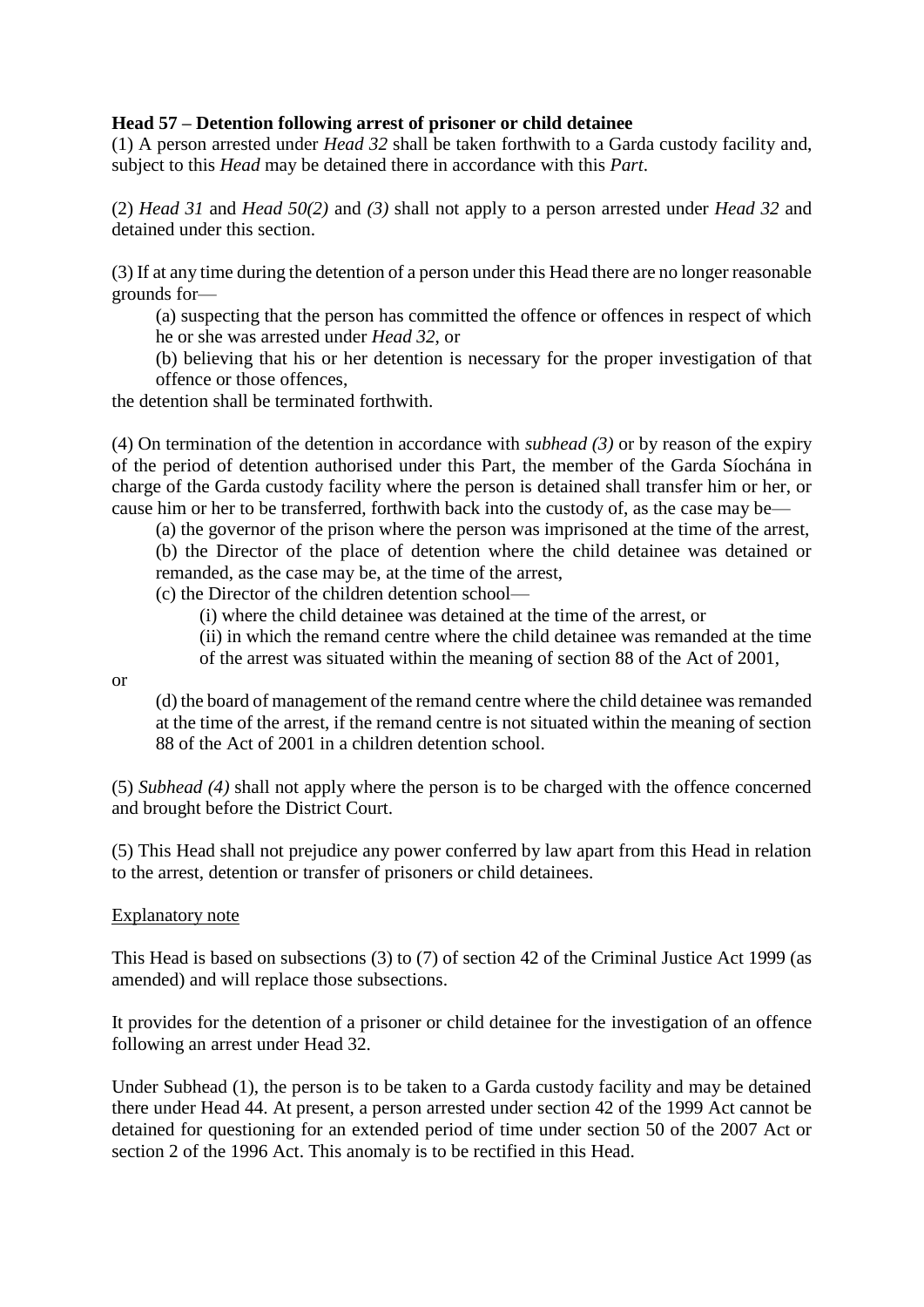**Head 57 – Detention following arrest of prisoner or child detainee**

(1) A person arrested under *Head 32* shall be taken forthwith to a Garda custody facility and, subject to this *Head* may be detained there in accordance with this *Part*.

(2) *Head 31* and *Head 50(2)* and *(3)* shall not apply to a person arrested under *Head 32* and detained under this section.

(3) If at any time during the detention of a person under this Head there are no longer reasonable grounds for—

(a) suspecting that the person has committed the offence or offences in respect of which he or she was arrested under *Head 32*, or

(b) believing that his or her detention is necessary for the proper investigation of that offence or those offences,

the detention shall be terminated forthwith.

(4) On termination of the detention in accordance with *subhead (3)* or by reason of the expiry of the period of detention authorised under this Part, the member of the Garda Síochána in charge of the Garda custody facility where the person is detained shall transfer him or her, or cause him or her to be transferred, forthwith back into the custody of, as the case may be—

(a) the governor of the prison where the person was imprisoned at the time of the arrest,

(b) the Director of the place of detention where the child detainee was detained or remanded, as the case may be, at the time of the arrest,

(c) the Director of the children detention school—

(i) where the child detainee was detained at the time of the arrest, or

(ii) in which the remand centre where the child detainee was remanded at the time of the arrest was situated within the meaning of section 88 of the Act of 2001,

or

(d) the board of management of the remand centre where the child detainee was remanded at the time of the arrest, if the remand centre is not situated within the meaning of section 88 of the Act of 2001 in a children detention school.

(5) *Subhead (4)* shall not apply where the person is to be charged with the offence concerned and brought before the District Court.

(5) This Head shall not prejudice any power conferred by law apart from this Head in relation to the arrest, detention or transfer of prisoners or child detainees.

Explanatory note

This Head is based on subsections (3) to (7) of section 42 of the Criminal Justice Act 1999 (as amended) and will replace those subsections.

It provides for the detention of a prisoner or child detainee for the investigation of an offence following an arrest under Head 32.

Under Subhead (1), the person is to be taken to a Garda custody facility and may be detained there under Head 44. At present, a person arrested under section 42 of the 1999 Act cannot be detained for questioning for an extended period of time under section 50 of the 2007 Act or section 2 of the 1996 Act. This anomaly is to be rectified in this Head.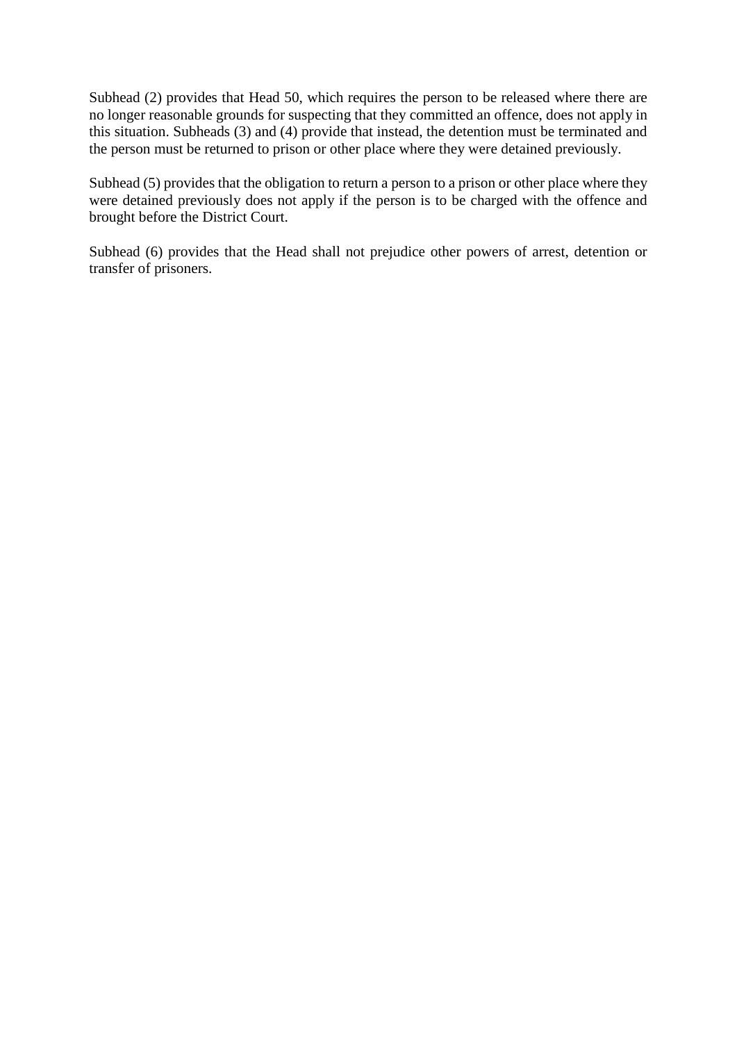Subhead (2) provides that Head 50, which requires the person to be released where there are no longer reasonable grounds for suspecting that they committed an offence, does not apply in this situation. Subheads (3) and (4) provide that instead, the detention must be terminated and the person must be returned to prison or other place where they were detained previously.

Subhead (5) provides that the obligation to return a person to a prison or other place where they were detained previously does not apply if the person is to be charged with the offence and brought before the District Court.

Subhead (6) provides that the Head shall not prejudice other powers of arrest, detention or transfer of prisoners.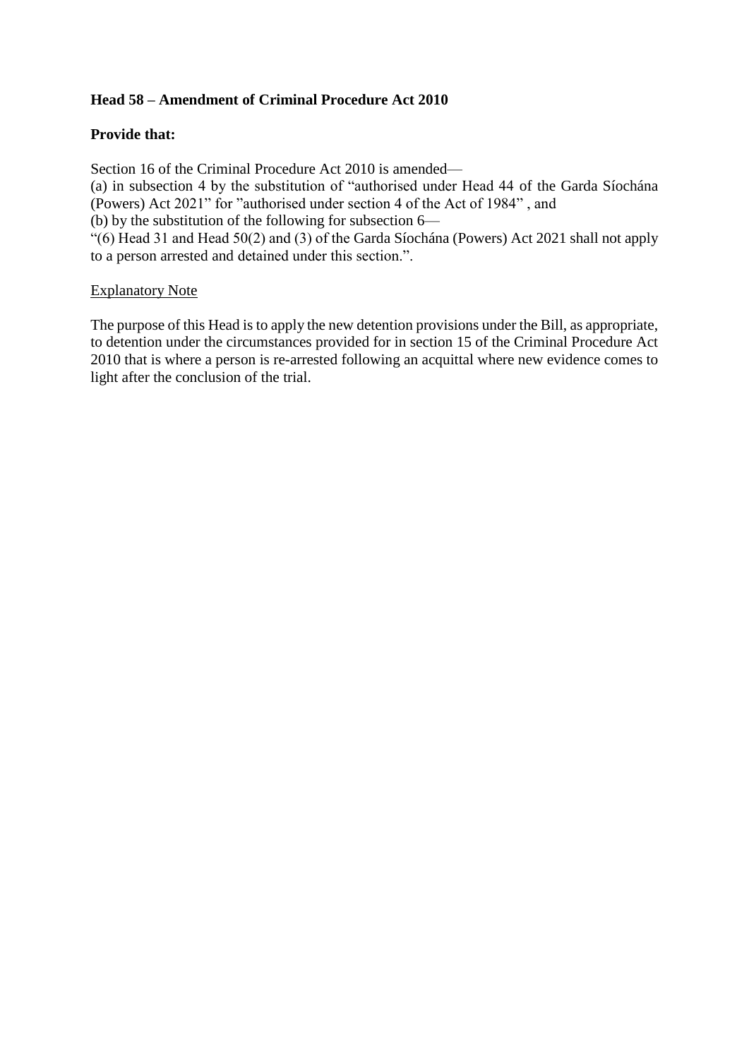**Head 58 – Amendment of Criminal Procedure Act 2010**

**Provide that:**

Section 16 of the Criminal Procedure Act 2010 is amended—

(a) in subsection 4 by the substitution of "authorised under Head 44 of the Garda Síochána (Powers) Act 2021" for "authorised under section 4 of the Act of 1984" , and

(b) by the substitution of the following for subsection 6—

"(6) Head 31 and Head 50(2) and (3) of the Garda Síochána (Powers) Act 2021 shall not apply to a person arrested and detained under this section.".

<u>Explanatory Note</u>

The purpose of this Head is to apply the new detention provisions under the Bill, as appropriate, to detention under the circumstances provided for in section 15 of the Criminal Procedure Act 2010 that is where a person is re-arrested following an acquittal where new evidence comes to light after the conclusion of the trial.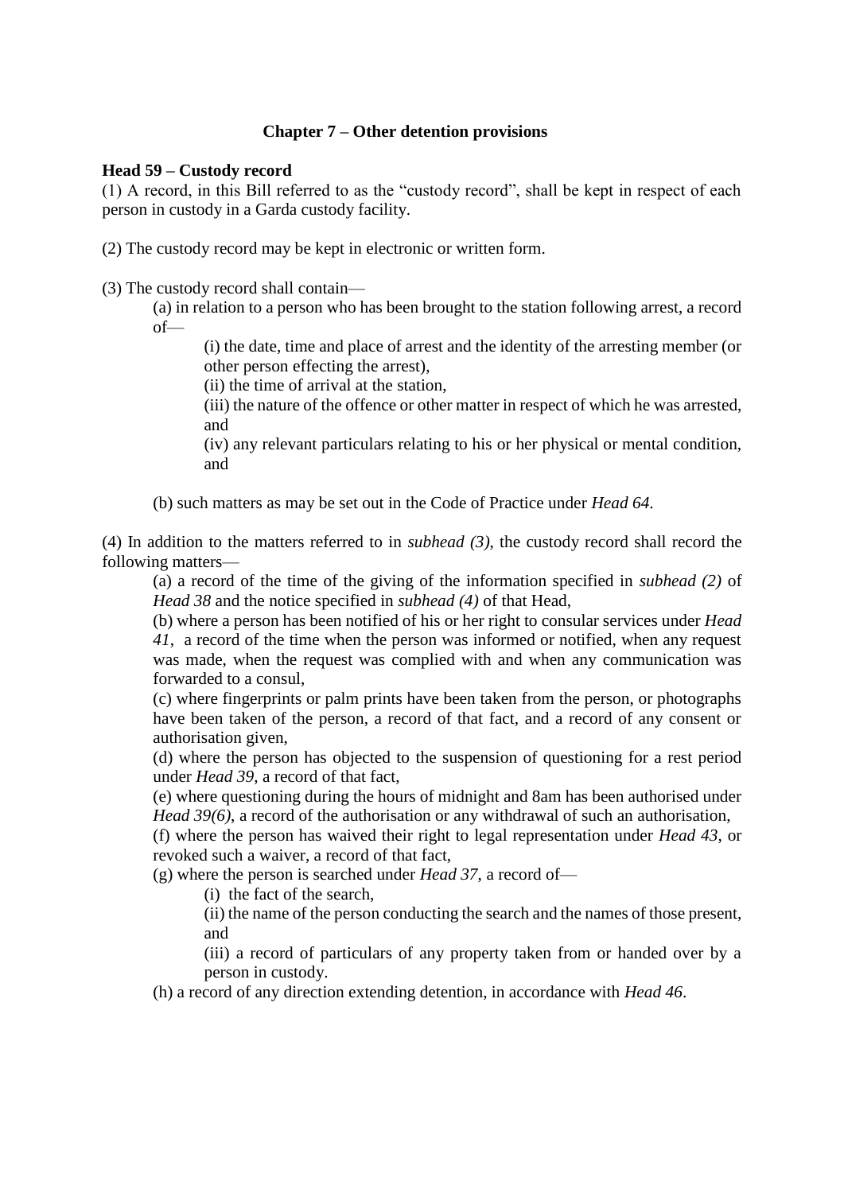## Chapter 7 – Other detention provisions

### Head 59 – Custody record

(1) A record, in this Bill referred to as the "custody record", shall be kept in respect of each person in custody in a Garda custody facility.

(2) The custody record may be kept in electronic or written form.

(3) The custody record shall contain—

(a) in relation to a person who has been brought to the station following arrest, a record of—

(i) the date, time and place of arrest and the identity of the arresting member (or other person effecting the arrest),

(ii) the time of arrival at the station,

(iii) the nature of the offence or other matter in respect of which he was arrested, and

(iv) any relevant particulars relating to his or her physical or mental condition, and

(b) such matters as may be set out in the Code of Practice under *Head 64*.

(4) In addition to the matters referred to in *subhead (3)*, the custody record shall record the following matters—

(a) a record of the time of the giving of the information specified in *subhead (2)* of *Head 38* and the notice specified in *subhead (4)* of that Head,

(b) where a person has been notified of his or her right to consular services under *Head 41*, a record of the time when the person was informed or notified, when any request was made, when the request was complied with and when any communication was forwarded to a consul,

(c) where fingerprints or palm prints have been taken from the person, or photographs have been taken of the person, a record of that fact, and a record of any consent or authorisation given,

(d) where the person has objected to the suspension of questioning for a rest period under *Head 39*, a record of that fact,

(e) where questioning during the hours of midnight and 8am has been authorised under *Head 39(6)*, a record of the authorisation or any withdrawal of such an authorisation,

(f) where the person has waived their right to legal representation under *Head 43*, or revoked such a waiver, a record of that fact,

(g) where the person is searched under *Head 37*, a record of—

(i) the fact of the search,

(ii) the name of the person conducting the search and the names of those present, and

(iii) a record of particulars of any property taken from or handed over by a person in custody.

(h) a record of any direction extending detention, in accordance with *Head 46*.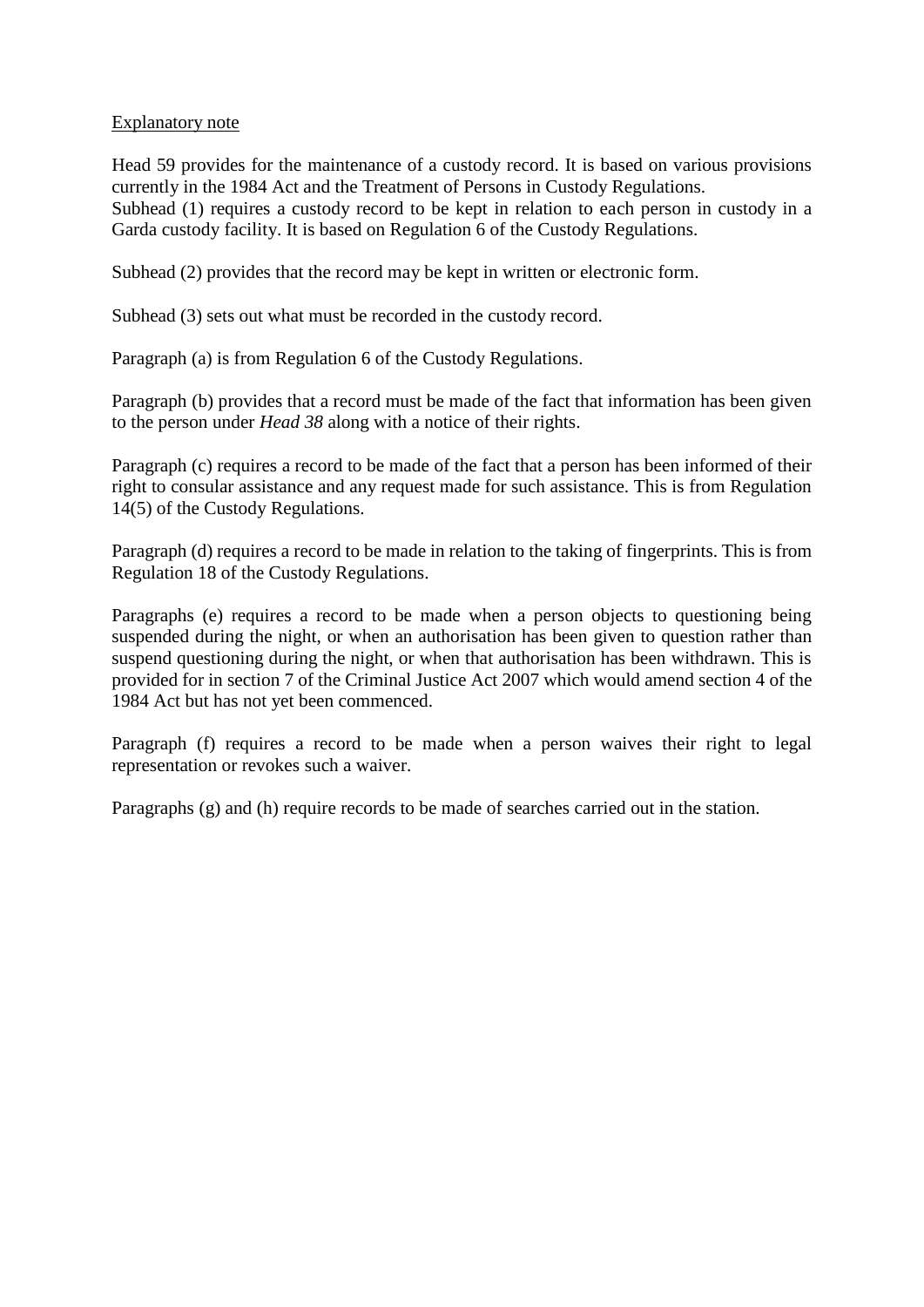Explanatory note

Head 59 provides for the maintenance of a custody record. It is based on various provisions currently in the 1984 Act and the Treatment of Persons in Custody Regulations.
Subhead (1) requires a custody record to be kept in relation to each person in custody in a Garda custody facility. It is based on Regulation 6 of the Custody Regulations.

Subhead (2) provides that the record may be kept in written or electronic form.

Subhead (3) sets out what must be recorded in the custody record.

Paragraph (a) is from Regulation 6 of the Custody Regulations.

Paragraph (b) provides that a record must be made of the fact that information has been given to the person under *Head 38* along with a notice of their rights.

Paragraph (c) requires a record to be made of the fact that a person has been informed of their right to consular assistance and any request made for such assistance. This is from Regulation 14(5) of the Custody Regulations.

Paragraph (d) requires a record to be made in relation to the taking of fingerprints. This is from Regulation 18 of the Custody Regulations.

Paragraphs (e) requires a record to be made when a person objects to questioning being suspended during the night, or when an authorisation has been given to question rather than suspend questioning during the night, or when that authorisation has been withdrawn. This is provided for in section 7 of the Criminal Justice Act 2007 which would amend section 4 of the 1984 Act but has not yet been commenced.

Paragraph (f) requires a record to be made when a person waives their right to legal representation or revokes such a waiver.

Paragraphs (g) and (h) require records to be made of searches carried out in the station.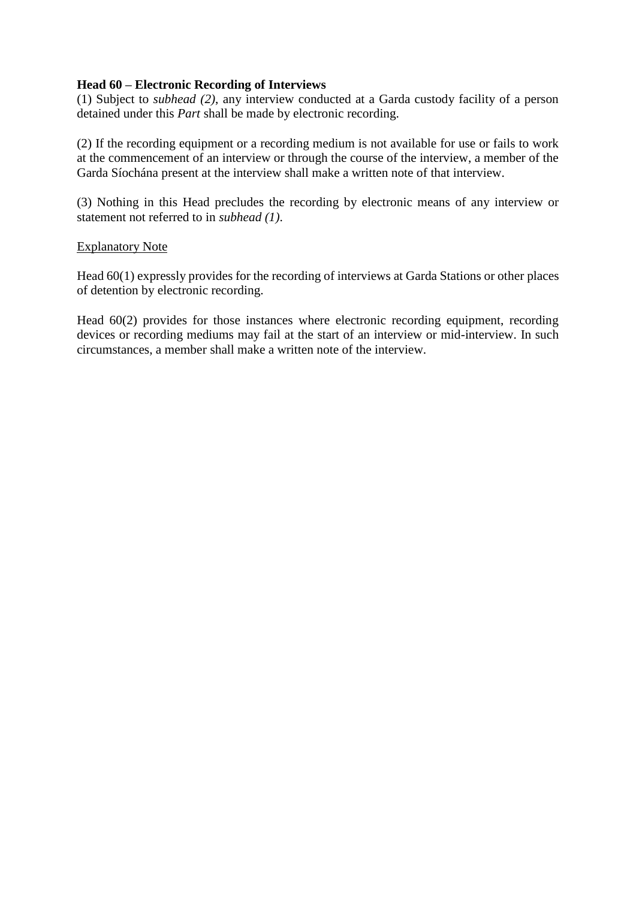**Head 60 – Electronic Recording of Interviews**

(1) Subject to *subhead (2)*, any interview conducted at a Garda custody facility of a person detained under this *Part* shall be made by electronic recording.

(2) If the recording equipment or a recording medium is not available for use or fails to work at the commencement of an interview or through the course of the interview, a member of the Garda Síochána present at the interview shall make a written note of that interview.

(3) Nothing in this Head precludes the recording by electronic means of any interview or statement not referred to in *subhead (1)*.

<u>Explanatory Note</u>

Head 60(1) expressly provides for the recording of interviews at Garda Stations or other places of detention by electronic recording.

Head 60(2) provides for those instances where electronic recording equipment, recording devices or recording mediums may fail at the start of an interview or mid-interview. In such circumstances, a member shall make a written note of the interview.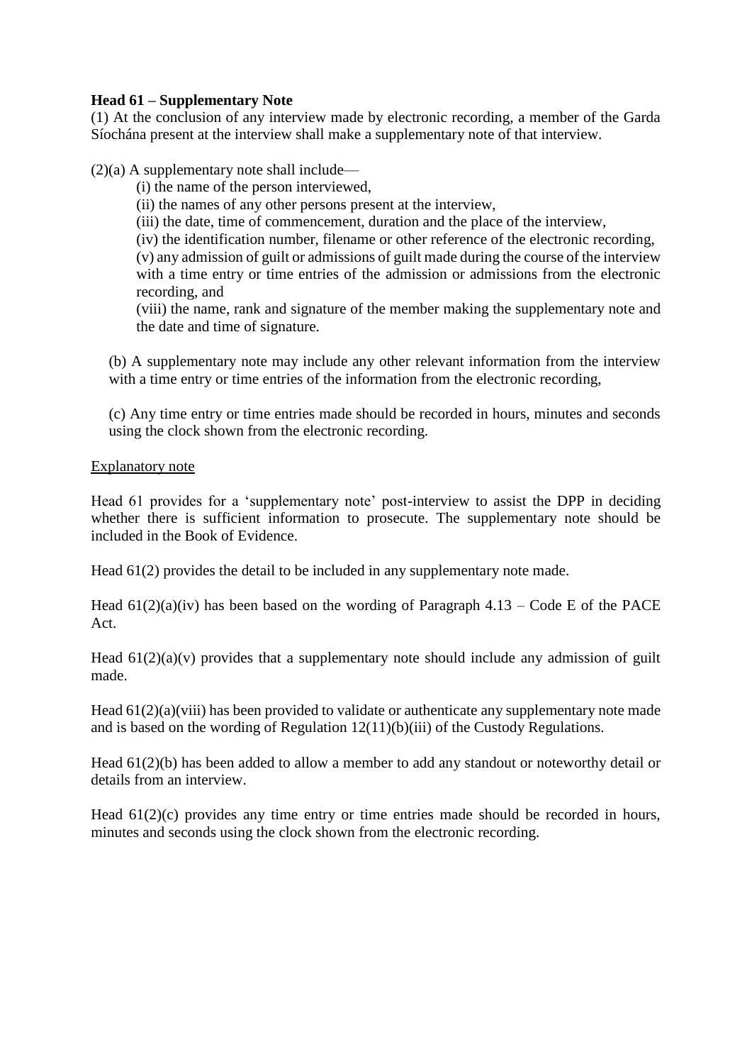**Head 61 – Supplementary Note**

(1) At the conclusion of any interview made by electronic recording, a member of the Garda Síochána present at the interview shall make a supplementary note of that interview.

(2)(a) A supplementary note shall include—

(i) the name of the person interviewed,

(ii) the names of any other persons present at the interview,

(iii) the date, time of commencement, duration and the place of the interview,

(iv) the identification number, filename or other reference of the electronic recording,

(v) any admission of guilt or admissions of guilt made during the course of the interview with a time entry or time entries of the admission or admissions from the electronic recording, and

(viii) the name, rank and signature of the member making the supplementary note and the date and time of signature.

(b) A supplementary note may include any other relevant information from the interview with a time entry or time entries of the information from the electronic recording,

(c) Any time entry or time entries made should be recorded in hours, minutes and seconds using the clock shown from the electronic recording.

<u>Explanatory note</u>

Head 61 provides for a 'supplementary note' post-interview to assist the DPP in deciding whether there is sufficient information to prosecute. The supplementary note should be included in the Book of Evidence.

Head 61(2) provides the detail to be included in any supplementary note made.

Head 61(2)(a)(iv) has been based on the wording of Paragraph 4.13 – Code E of the PACE Act.

Head 61(2)(a)(v) provides that a supplementary note should include any admission of guilt made.

Head 61(2)(a)(viii) has been provided to validate or authenticate any supplementary note made and is based on the wording of Regulation 12(11)(b)(iii) of the Custody Regulations.

Head 61(2)(b) has been added to allow a member to add any standout or noteworthy detail or details from an interview.

Head 61(2)(c) provides any time entry or time entries made should be recorded in hours, minutes and seconds using the clock shown from the electronic recording.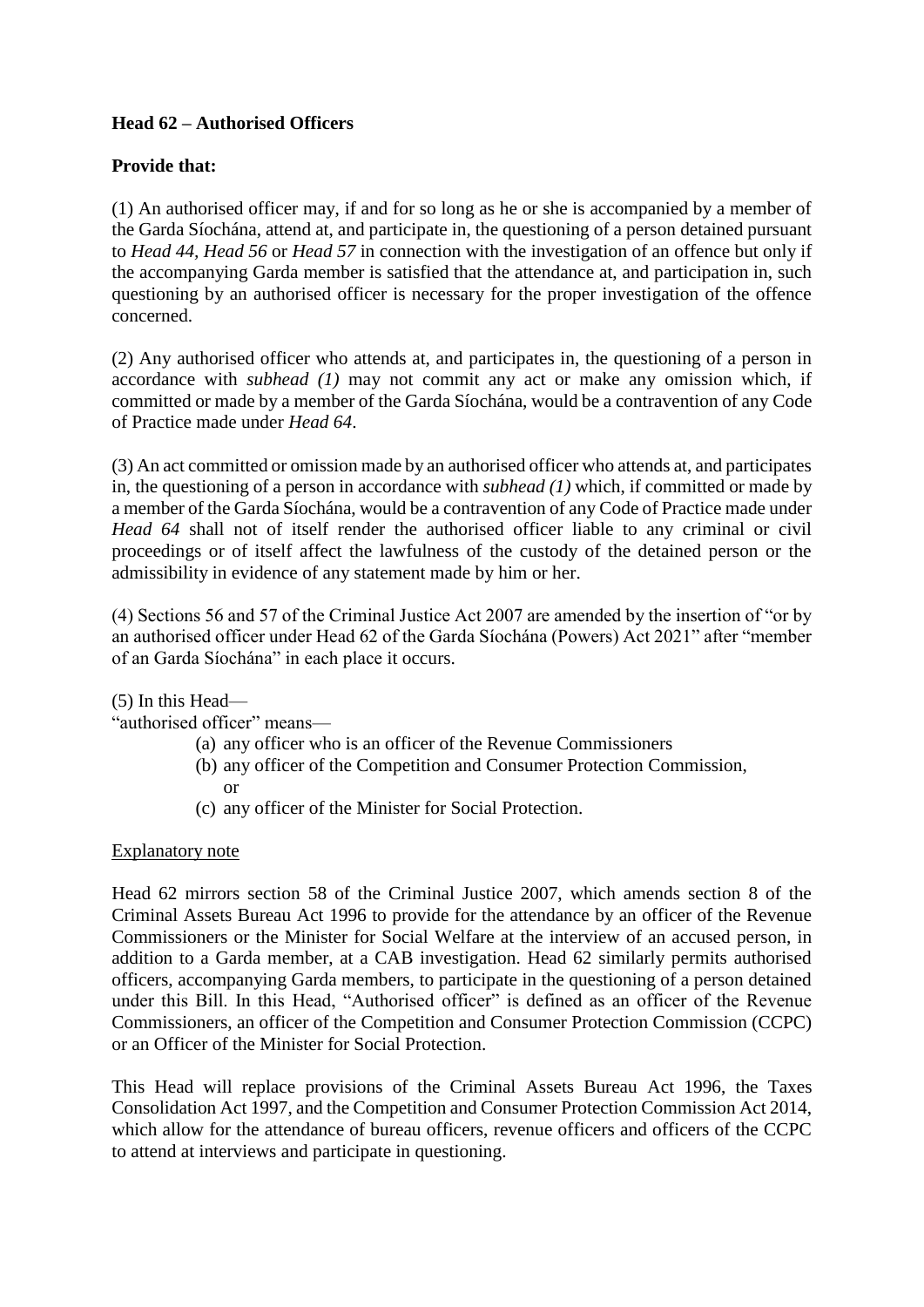**Head 62 – Authorised Officers**

**Provide that:**

(1) An authorised officer may, if and for so long as he or she is accompanied by a member of the Garda Síochána, attend at, and participate in, the questioning of a person detained pursuant to *Head 44, Head 56* or *Head 57* in connection with the investigation of an offence but only if the accompanying Garda member is satisfied that the attendance at, and participation in, such questioning by an authorised officer is necessary for the proper investigation of the offence concerned.

(2) Any authorised officer who attends at, and participates in, the questioning of a person in accordance with *subhead (1)* may not commit any act or make any omission which, if committed or made by a member of the Garda Síochána, would be a contravention of any Code of Practice made under *Head 64*.

(3) An act committed or omission made by an authorised officer who attends at, and participates in, the questioning of a person in accordance with *subhead (1)* which, if committed or made by a member of the Garda Síochána, would be a contravention of any Code of Practice made under *Head 64* shall not of itself render the authorised officer liable to any criminal or civil proceedings or of itself affect the lawfulness of the custody of the detained person or the admissibility in evidence of any statement made by him or her.

(4) Sections 56 and 57 of the Criminal Justice Act 2007 are amended by the insertion of "or by an authorised officer under Head 62 of the Garda Síochána (Powers) Act 2021" after "member of an Garda Síochána" in each place it occurs.

(5) In this Head—
"authorised officer" means—

- (a) any officer who is an officer of the Revenue Commissioners
- (b) any officer of the Competition and Consumer Protection Commission, or
- (c) any officer of the Minister for Social Protection.

Explanatory note

Head 62 mirrors section 58 of the Criminal Justice 2007, which amends section 8 of the Criminal Assets Bureau Act 1996 to provide for the attendance by an officer of the Revenue Commissioners or the Minister for Social Welfare at the interview of an accused person, in addition to a Garda member, at a CAB investigation. Head 62 similarly permits authorised officers, accompanying Garda members, to participate in the questioning of a person detained under this Bill. In this Head, "Authorised officer" is defined as an officer of the Revenue Commissioners, an officer of the Competition and Consumer Protection Commission (CCPC) or an Officer of the Minister for Social Protection.

This Head will replace provisions of the Criminal Assets Bureau Act 1996, the Taxes Consolidation Act 1997, and the Competition and Consumer Protection Commission Act 2014, which allow for the attendance of bureau officers, revenue officers and officers of the CCPC to attend at interviews and participate in questioning.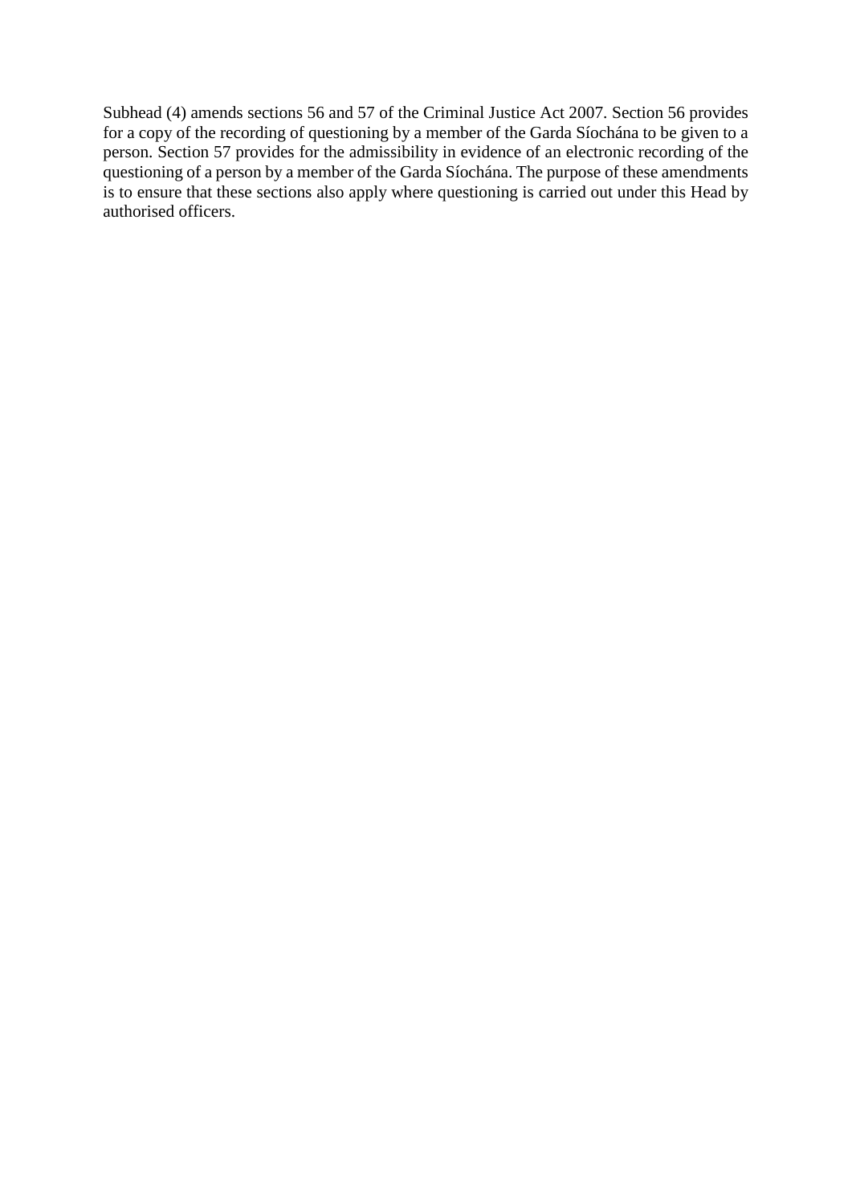Subhead (4) amends sections 56 and 57 of the Criminal Justice Act 2007. Section 56 provides for a copy of the recording of questioning by a member of the Garda Síochána to be given to a person. Section 57 provides for the admissibility in evidence of an electronic recording of the questioning of a person by a member of the Garda Síochána. The purpose of these amendments is to ensure that these sections also apply where questioning is carried out under this Head by authorised officers.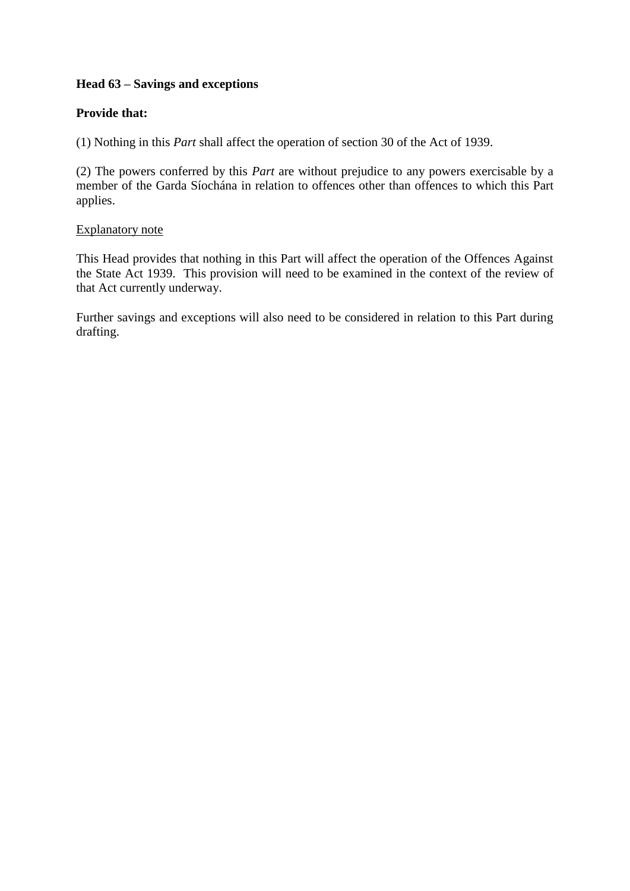**Head 63 – Savings and exceptions**

**Provide that:**

(1) Nothing in this *Part* shall affect the operation of section 30 of the Act of 1939.

(2) The powers conferred by this *Part* are without prejudice to any powers exercisable by a member of the Garda Síochána in relation to offences other than offences to which this Part applies.

<u>Explanatory note</u>

This Head provides that nothing in this Part will affect the operation of the Offences Against the State Act 1939. This provision will need to be examined in the context of the review of that Act currently underway.

Further savings and exceptions will also need to be considered in relation to this Part during drafting.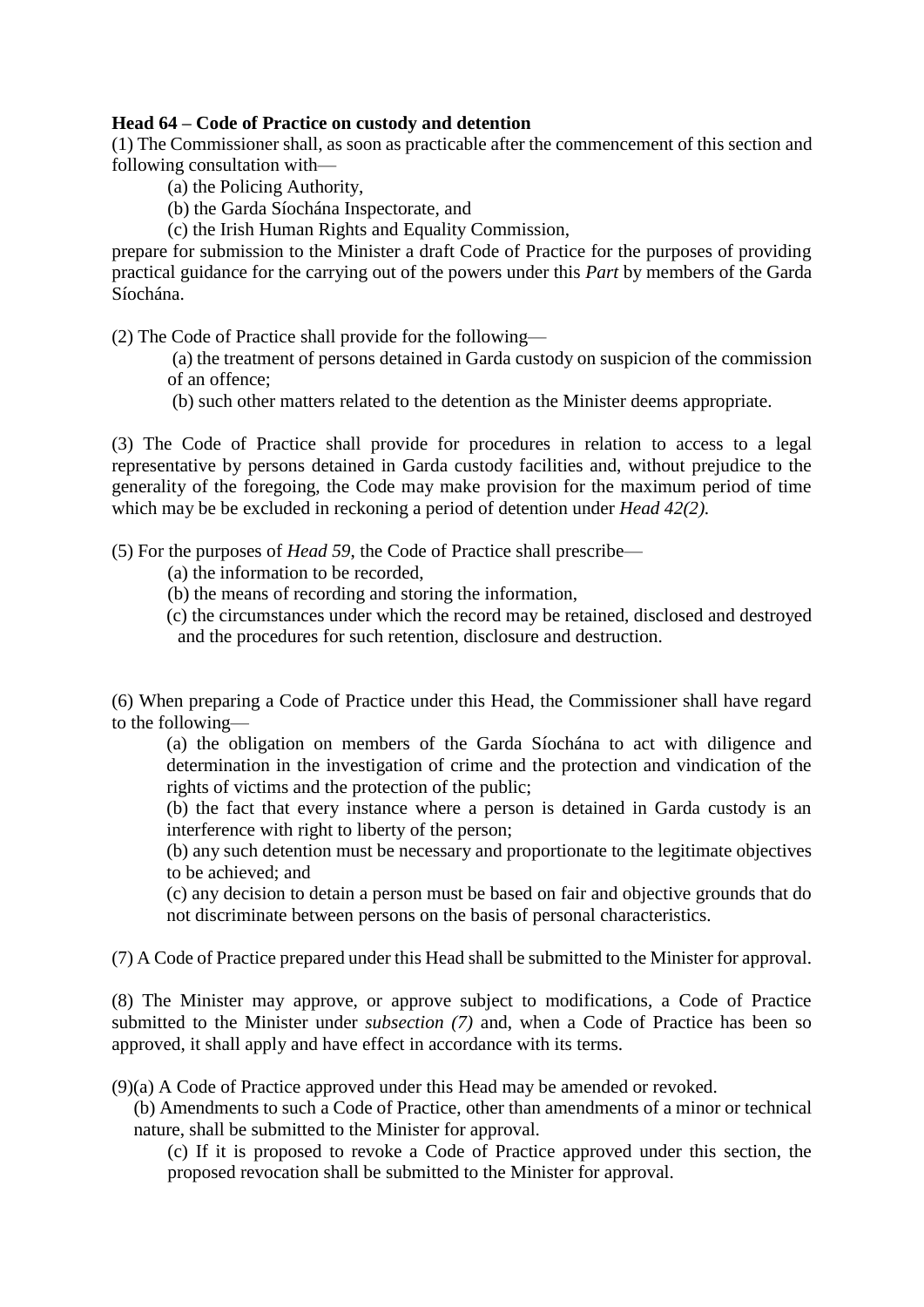**Head 64 – Code of Practice on custody and detention**

(1) The Commissioner shall, as soon as practicable after the commencement of this section and following consultation with—

(a) the Policing Authority,

(b) the Garda Síochána Inspectorate, and

(c) the Irish Human Rights and Equality Commission,

prepare for submission to the Minister a draft Code of Practice for the purposes of providing practical guidance for the carrying out of the powers under this *Part* by members of the Garda Síochána.

(2) The Code of Practice shall provide for the following—

(a) the treatment of persons detained in Garda custody on suspicion of the commission of an offence;

(b) such other matters related to the detention as the Minister deems appropriate.

(3) The Code of Practice shall provide for procedures in relation to access to a legal representative by persons detained in Garda custody facilities and, without prejudice to the generality of the foregoing, the Code may make provision for the maximum period of time which may be be excluded in reckoning a period of detention under *Head 42(2).*

(5) For the purposes of *Head 59*, the Code of Practice shall prescribe—

(a) the information to be recorded,

(b) the means of recording and storing the information,

(c) the circumstances under which the record may be retained, disclosed and destroyed and the procedures for such retention, disclosure and destruction.

(6) When preparing a Code of Practice under this Head, the Commissioner shall have regard to the following—

(a) the obligation on members of the Garda Síochána to act with diligence and determination in the investigation of crime and the protection and vindication of the rights of victims and the protection of the public;

(b) the fact that every instance where a person is detained in Garda custody is an interference with right to liberty of the person;

(b) any such detention must be necessary and proportionate to the legitimate objectives to be achieved; and

(c) any decision to detain a person must be based on fair and objective grounds that do not discriminate between persons on the basis of personal characteristics.

(7) A Code of Practice prepared under this Head shall be submitted to the Minister for approval.

(8) The Minister may approve, or approve subject to modifications, a Code of Practice submitted to the Minister under *subsection (7)* and, when a Code of Practice has been so approved, it shall apply and have effect in accordance with its terms.

(9)(a) A Code of Practice approved under this Head may be amended or revoked.

(b) Amendments to such a Code of Practice, other than amendments of a minor or technical nature, shall be submitted to the Minister for approval.

(c) If it is proposed to revoke a Code of Practice approved under this section, the proposed revocation shall be submitted to the Minister for approval.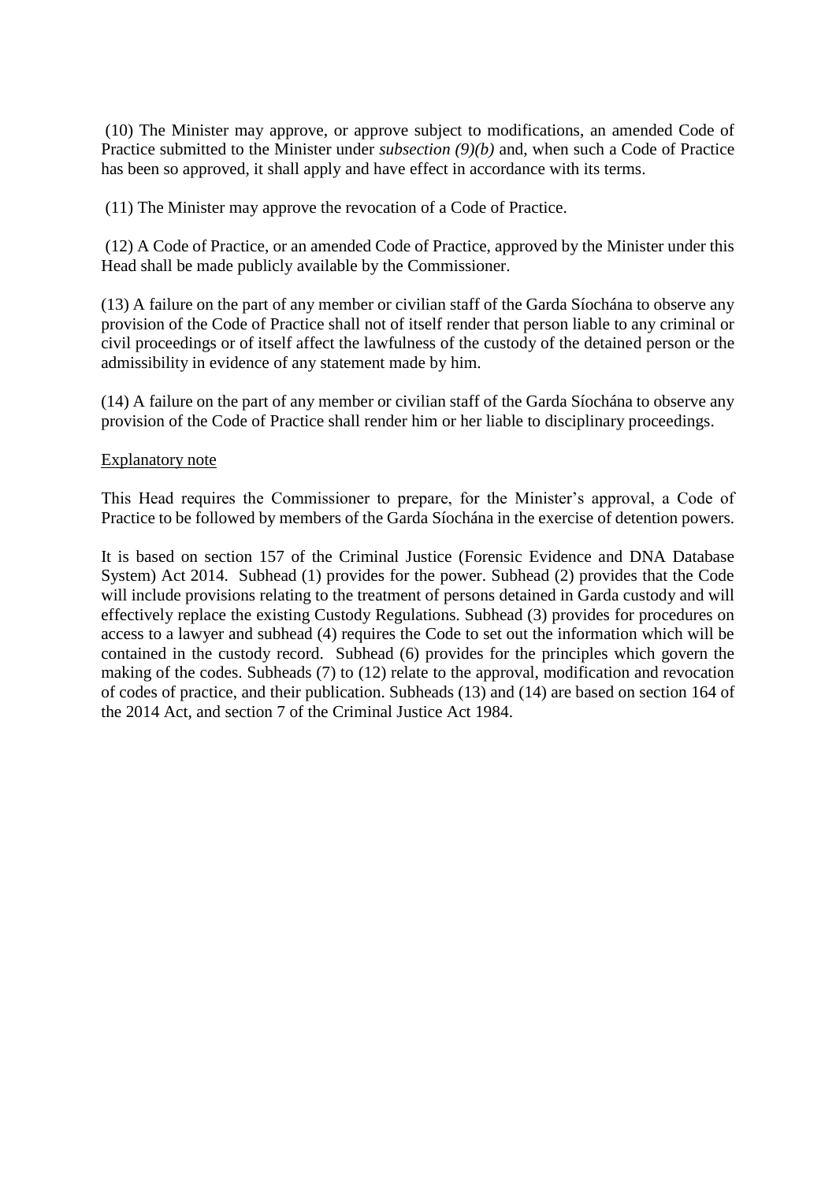(10) The Minister may approve, or approve subject to modifications, an amended Code of Practice submitted to the Minister under *subsection (9)(b)* and, when such a Code of Practice has been so approved, it shall apply and have effect in accordance with its terms.

(11) The Minister may approve the revocation of a Code of Practice.

(12) A Code of Practice, or an amended Code of Practice, approved by the Minister under this Head shall be made publicly available by the Commissioner.

(13) A failure on the part of any member or civilian staff of the Garda Síochána to observe any provision of the Code of Practice shall not of itself render that person liable to any criminal or civil proceedings or of itself affect the lawfulness of the custody of the detained person or the admissibility in evidence of any statement made by him.

(14) A failure on the part of any member or civilian staff of the Garda Síochána to observe any provision of the Code of Practice shall render him or her liable to disciplinary proceedings.

Explanatory note

This Head requires the Commissioner to prepare, for the Minister's approval, a Code of Practice to be followed by members of the Garda Síochána in the exercise of detention powers.

It is based on section 157 of the Criminal Justice (Forensic Evidence and DNA Database System) Act 2014. Subhead (1) provides for the power. Subhead (2) provides that the Code will include provisions relating to the treatment of persons detained in Garda custody and will effectively replace the existing Custody Regulations. Subhead (3) provides for procedures on access to a lawyer and subhead (4) requires the Code to set out the information which will be contained in the custody record. Subhead (6) provides for the principles which govern the making of the codes. Subheads (7) to (12) relate to the approval, modification and revocation of codes of practice, and their publication. Subheads (13) and (14) are based on section 164 of the 2014 Act, and section 7 of the Criminal Justice Act 1984.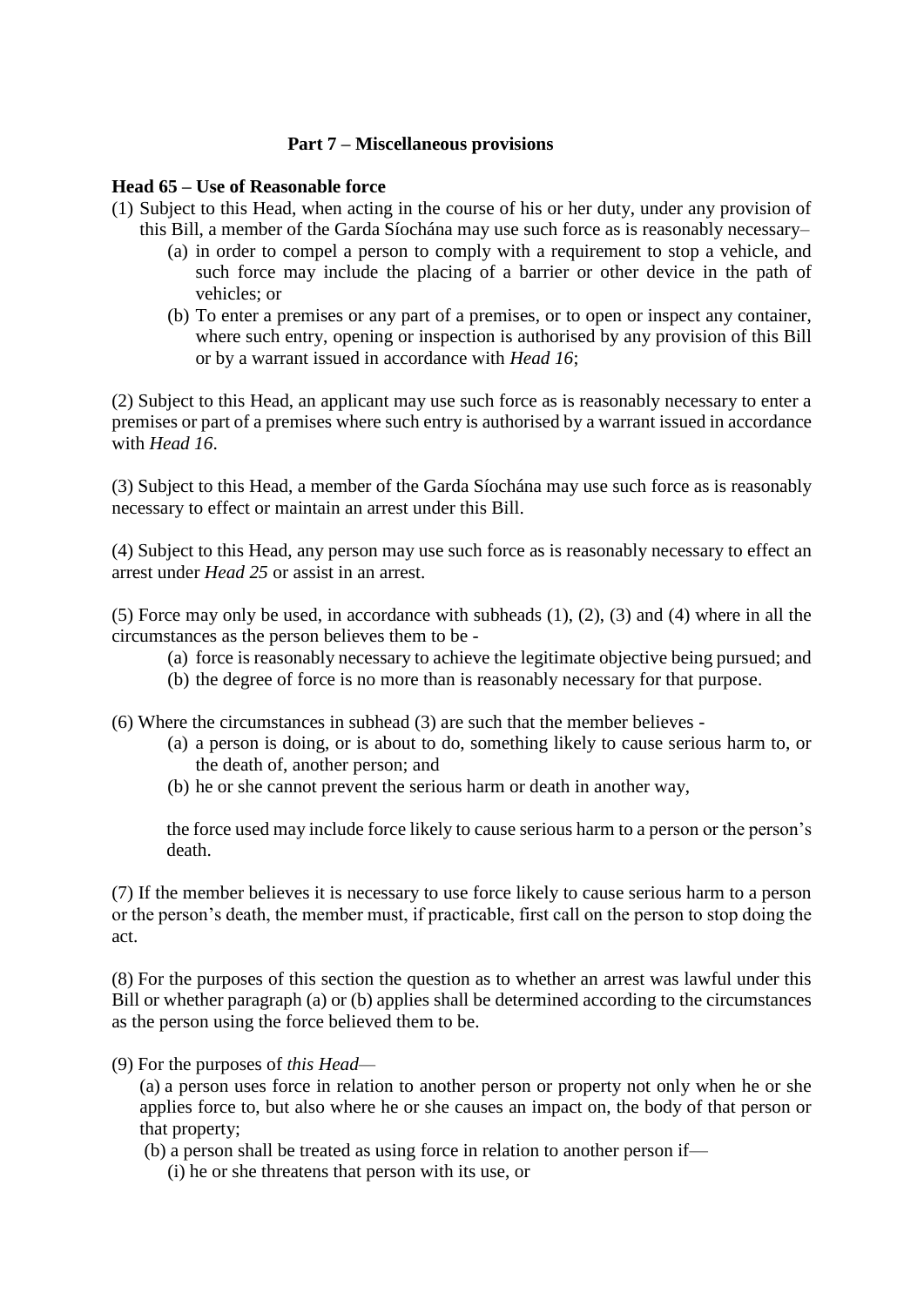## Part 7 – Miscellaneous provisions

### Head 65 – Use of Reasonable force

(1) Subject to this Head, when acting in the course of his or her duty, under any provision of this Bill, a member of the Garda Síochána may use such force as is reasonably necessary–

- (a) in order to compel a person to comply with a requirement to stop a vehicle, and such force may include the placing of a barrier or other device in the path of vehicles; or
- (b) To enter a premises or any part of a premises, or to open or inspect any container, where such entry, opening or inspection is authorised by any provision of this Bill or by a warrant issued in accordance with *Head 16*;

(2) Subject to this Head, an applicant may use such force as is reasonably necessary to enter a premises or part of a premises where such entry is authorised by a warrant issued in accordance with *Head 16*.

(3) Subject to this Head, a member of the Garda Síochána may use such force as is reasonably necessary to effect or maintain an arrest under this Bill.

(4) Subject to this Head, any person may use such force as is reasonably necessary to effect an arrest under *Head 25* or assist in an arrest.

(5) Force may only be used, in accordance with subheads (1), (2), (3) and (4) where in all the circumstances as the person believes them to be -

- (a) force is reasonably necessary to achieve the legitimate objective being pursued; and
- (b) the degree of force is no more than is reasonably necessary for that purpose.

(6) Where the circumstances in subhead (3) are such that the member believes -

- (a) a person is doing, or is about to do, something likely to cause serious harm to, or the death of, another person; and
- (b) he or she cannot prevent the serious harm or death in another way,

the force used may include force likely to cause serious harm to a person or the person's death.

(7) If the member believes it is necessary to use force likely to cause serious harm to a person or the person's death, the member must, if practicable, first call on the person to stop doing the act.

(8) For the purposes of this section the question as to whether an arrest was lawful under this Bill or whether paragraph (a) or (b) applies shall be determined according to the circumstances as the person using the force believed them to be.

(9) For the purposes of *this Head*—

(a) a person uses force in relation to another person or property not only when he or she applies force to, but also where he or she causes an impact on, the body of that person or that property;

(b) a person shall be treated as using force in relation to another person if—

(i) he or she threatens that person with its use, or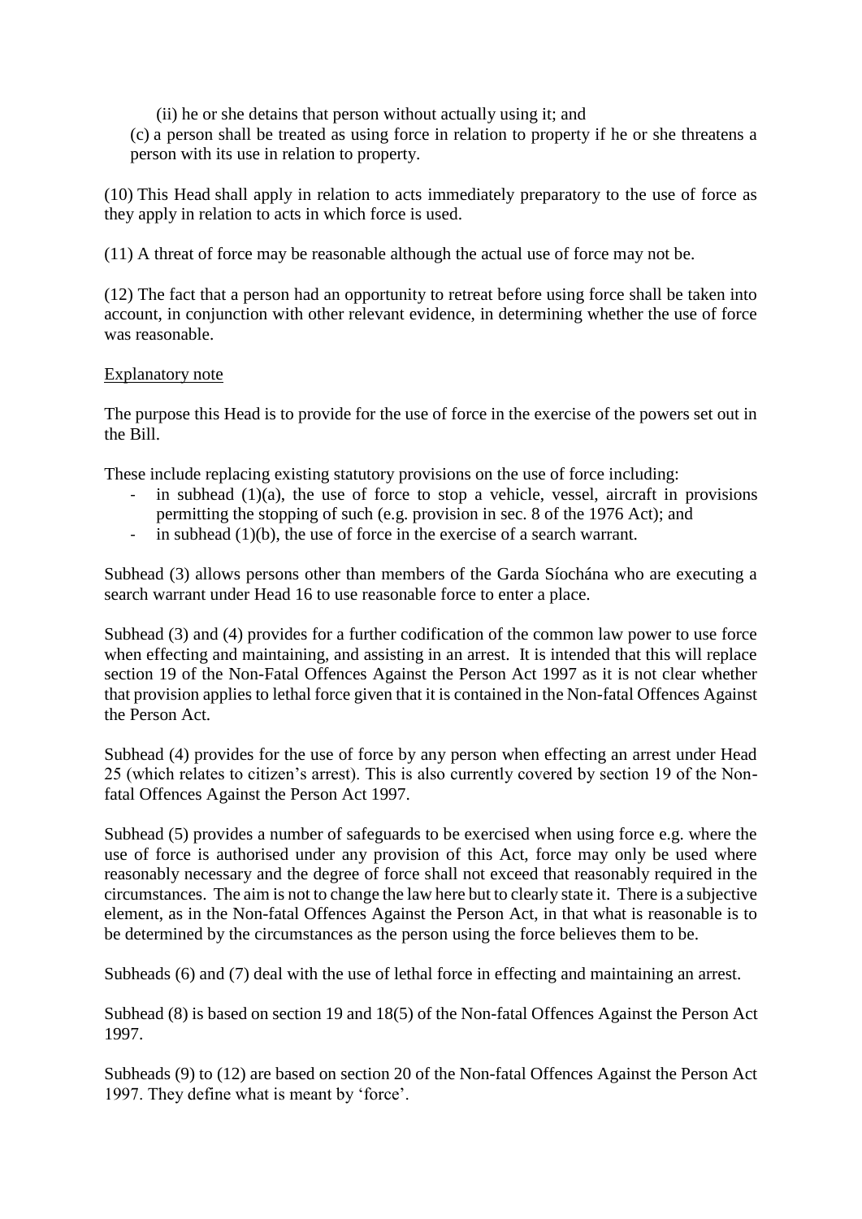(ii) he or she detains that person without actually using it; and

(c) a person shall be treated as using force in relation to property if he or she threatens a person with its use in relation to property.

(10) This Head shall apply in relation to acts immediately preparatory to the use of force as they apply in relation to acts in which force is used.

(11) A threat of force may be reasonable although the actual use of force may not be.

(12) The fact that a person had an opportunity to retreat before using force shall be taken into account, in conjunction with other relevant evidence, in determining whether the use of force was reasonable.

Explanatory note

The purpose this Head is to provide for the use of force in the exercise of the powers set out in the Bill.

These include replacing existing statutory provisions on the use of force including:

- in subhead (1)(a), the use of force to stop a vehicle, vessel, aircraft in provisions permitting the stopping of such (e.g. provision in sec. 8 of the 1976 Act); and
- in subhead (1)(b), the use of force in the exercise of a search warrant.

Subhead (3) allows persons other than members of the Garda Síochána who are executing a search warrant under Head 16 to use reasonable force to enter a place.

Subhead (3) and (4) provides for a further codification of the common law power to use force when effecting and maintaining, and assisting in an arrest. It is intended that this will replace section 19 of the Non-Fatal Offences Against the Person Act 1997 as it is not clear whether that provision applies to lethal force given that it is contained in the Non-fatal Offences Against the Person Act.

Subhead (4) provides for the use of force by any person when effecting an arrest under Head 25 (which relates to citizen's arrest). This is also currently covered by section 19 of the Non-fatal Offences Against the Person Act 1997.

Subhead (5) provides a number of safeguards to be exercised when using force e.g. where the use of force is authorised under any provision of this Act, force may only be used where reasonably necessary and the degree of force shall not exceed that reasonably required in the circumstances. The aim is not to change the law here but to clearly state it. There is a subjective element, as in the Non-fatal Offences Against the Person Act, in that what is reasonable is to be determined by the circumstances as the person using the force believes them to be.

Subheads (6) and (7) deal with the use of lethal force in effecting and maintaining an arrest.

Subhead (8) is based on section 19 and 18(5) of the Non-fatal Offences Against the Person Act 1997.

Subheads (9) to (12) are based on section 20 of the Non-fatal Offences Against the Person Act 1997. They define what is meant by 'force'.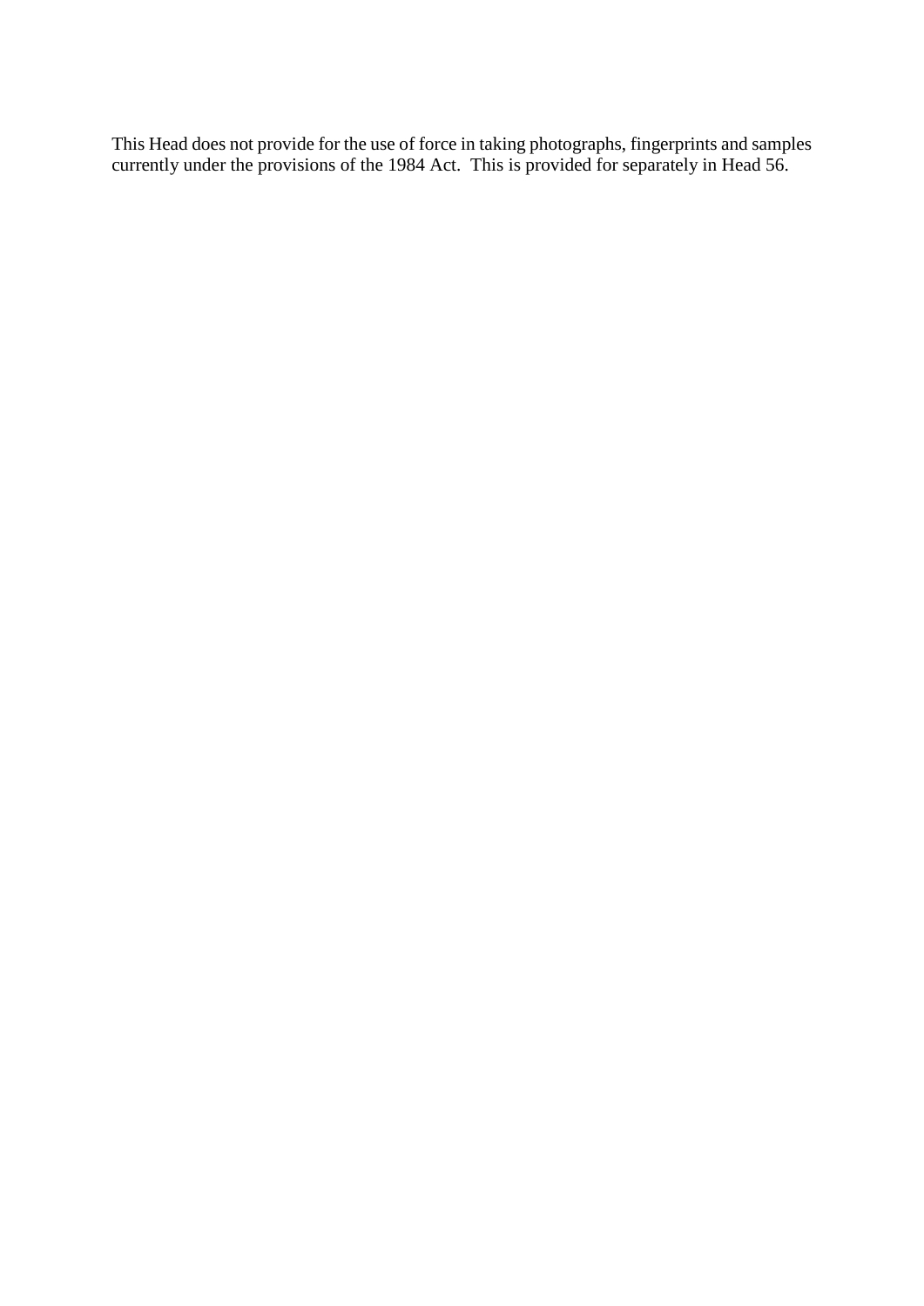This Head does not provide for the use of force in taking photographs, fingerprints and samples currently under the provisions of the 1984 Act. This is provided for separately in Head 56.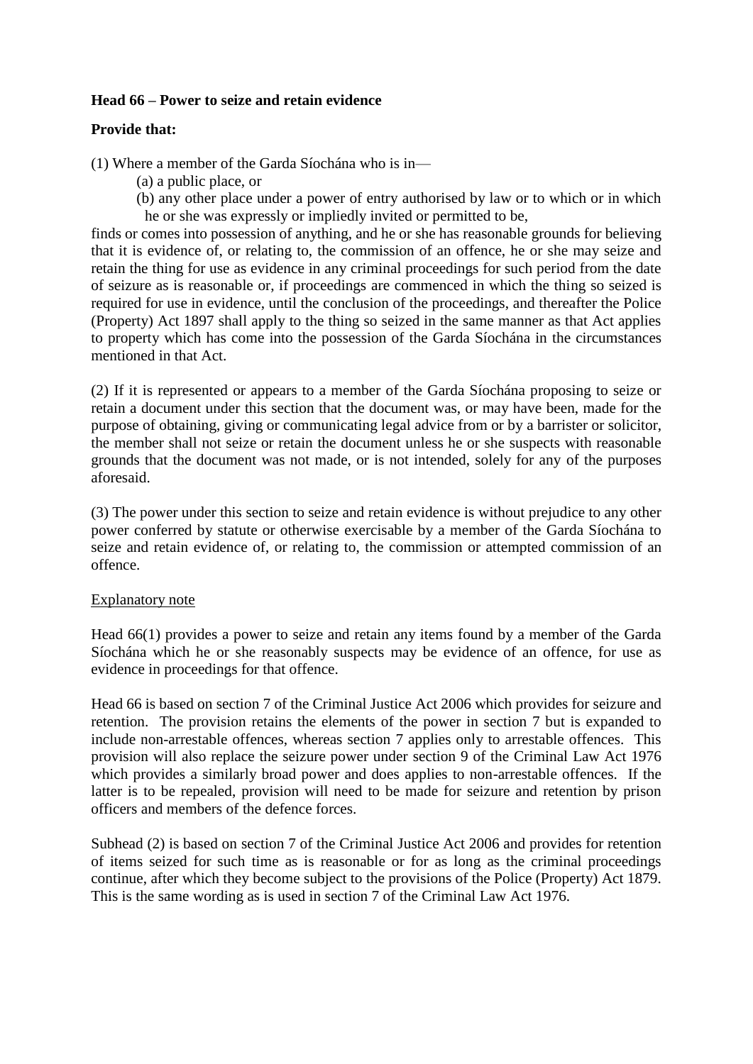**Head 66 – Power to seize and retain evidence**

**Provide that:**

(1) Where a member of the Garda Síochána who is in—

(a) a public place, or

(b) any other place under a power of entry authorised by law or to which or in which he or she was expressly or impliedly invited or permitted to be,

finds or comes into possession of anything, and he or she has reasonable grounds for believing that it is evidence of, or relating to, the commission of an offence, he or she may seize and retain the thing for use as evidence in any criminal proceedings for such period from the date of seizure as is reasonable or, if proceedings are commenced in which the thing so seized is required for use in evidence, until the conclusion of the proceedings, and thereafter the Police (Property) Act 1897 shall apply to the thing so seized in the same manner as that Act applies to property which has come into the possession of the Garda Síochána in the circumstances mentioned in that Act.

(2) If it is represented or appears to a member of the Garda Síochána proposing to seize or retain a document under this section that the document was, or may have been, made for the purpose of obtaining, giving or communicating legal advice from or by a barrister or solicitor, the member shall not seize or retain the document unless he or she suspects with reasonable grounds that the document was not made, or is not intended, solely for any of the purposes aforesaid.

(3) The power under this section to seize and retain evidence is without prejudice to any other power conferred by statute or otherwise exercisable by a member of the Garda Síochána to seize and retain evidence of, or relating to, the commission or attempted commission of an offence.

Explanatory note

Head 66(1) provides a power to seize and retain any items found by a member of the Garda Síochána which he or she reasonably suspects may be evidence of an offence, for use as evidence in proceedings for that offence.

Head 66 is based on section 7 of the Criminal Justice Act 2006 which provides for seizure and retention. The provision retains the elements of the power in section 7 but is expanded to include non-arrestable offences, whereas section 7 applies only to arrestable offences. This provision will also replace the seizure power under section 9 of the Criminal Law Act 1976 which provides a similarly broad power and does applies to non-arrestable offences. If the latter is to be repealed, provision will need to be made for seizure and retention by prison officers and members of the defence forces.

Subhead (2) is based on section 7 of the Criminal Justice Act 2006 and provides for retention of items seized for such time as is reasonable or for as long as the criminal proceedings continue, after which they become subject to the provisions of the Police (Property) Act 1879. This is the same wording as is used in section 7 of the Criminal Law Act 1976.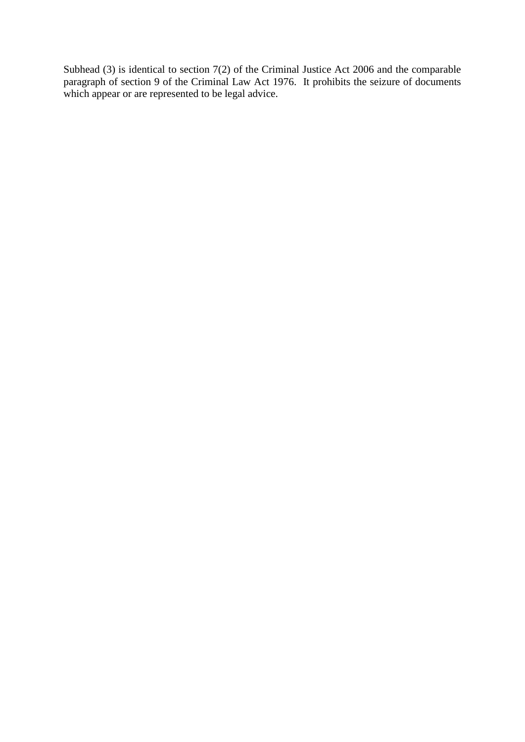Subhead (3) is identical to section 7(2) of the Criminal Justice Act 2006 and the comparable paragraph of section 9 of the Criminal Law Act 1976. It prohibits the seizure of documents which appear or are represented to be legal advice.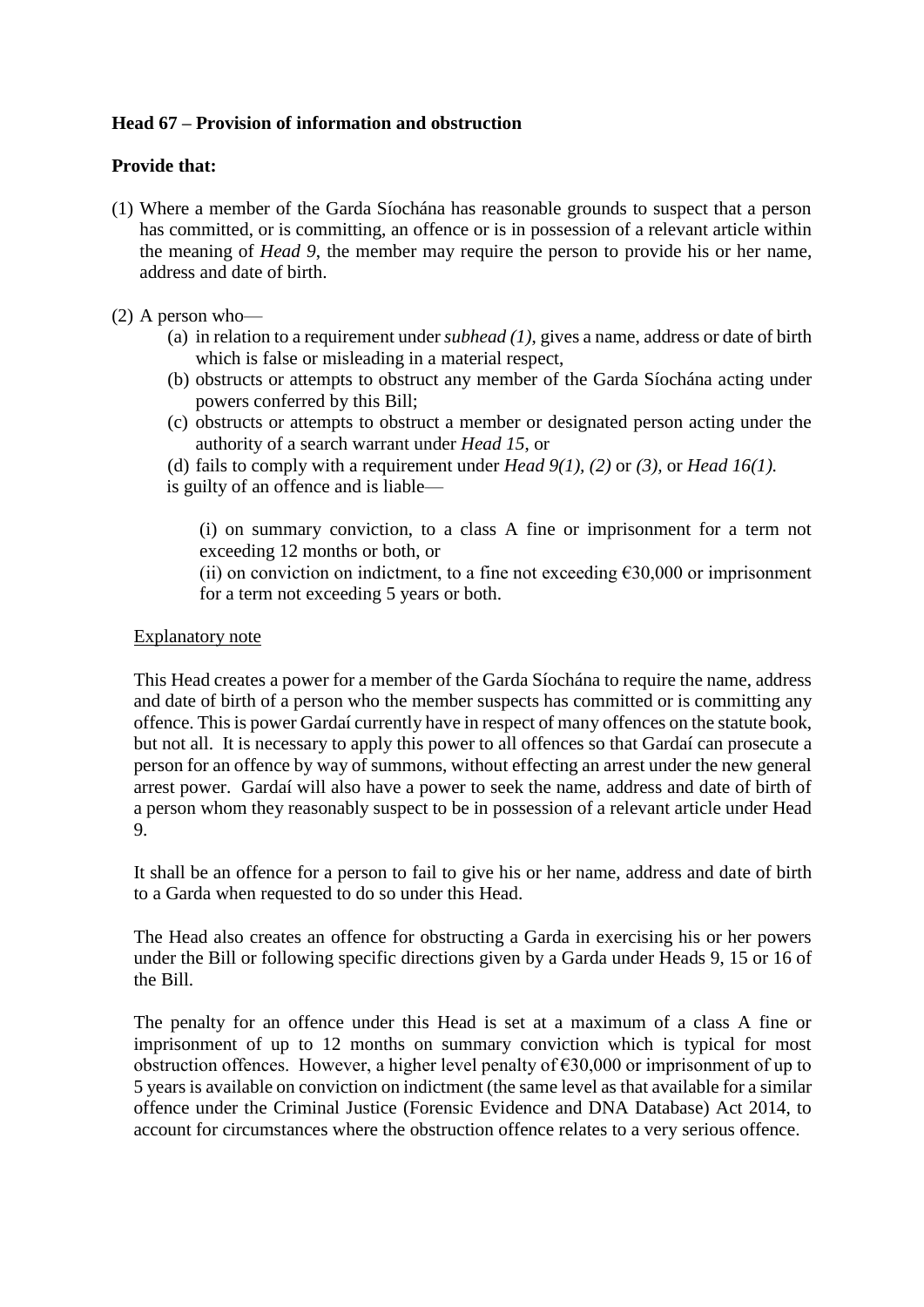**Head 67 – Provision of information and obstruction**

**Provide that:**

(1) Where a member of the Garda Síochána has reasonable grounds to suspect that a person has committed, or is committing, an offence or is in possession of a relevant article within the meaning of *Head 9*, the member may require the person to provide his or her name, address and date of birth.

(2) A person who—

- (a) in relation to a requirement under *subhead (1)*, gives a name, address or date of birth which is false or misleading in a material respect,
- (b) obstructs or attempts to obstruct any member of the Garda Síochána acting under powers conferred by this Bill;
- (c) obstructs or attempts to obstruct a member or designated person acting under the authority of a search warrant under *Head 15*, or
- (d) fails to comply with a requirement under *Head 9(1), (2)* or *(3)*, or *Head 16(1).*

is guilty of an offence and is liable—

(i) on summary conviction, to a class A fine or imprisonment for a term not exceeding 12 months or both, or

(ii) on conviction on indictment, to a fine not exceeding €30,000 or imprisonment for a term not exceeding 5 years or both.

Explanatory note

This Head creates a power for a member of the Garda Síochána to require the name, address and date of birth of a person who the member suspects has committed or is committing any offence. This is power Gardaí currently have in respect of many offences on the statute book, but not all. It is necessary to apply this power to all offences so that Gardaí can prosecute a person for an offence by way of summons, without effecting an arrest under the new general arrest power. Gardaí will also have a power to seek the name, address and date of birth of a person whom they reasonably suspect to be in possession of a relevant article under Head 9.

It shall be an offence for a person to fail to give his or her name, address and date of birth to a Garda when requested to do so under this Head.

The Head also creates an offence for obstructing a Garda in exercising his or her powers under the Bill or following specific directions given by a Garda under Heads 9, 15 or 16 of the Bill.

The penalty for an offence under this Head is set at a maximum of a class A fine or imprisonment of up to 12 months on summary conviction which is typical for most obstruction offences. However, a higher level penalty of €30,000 or imprisonment of up to 5 years is available on conviction on indictment (the same level as that available for a similar offence under the Criminal Justice (Forensic Evidence and DNA Database) Act 2014, to account for circumstances where the obstruction offence relates to a very serious offence.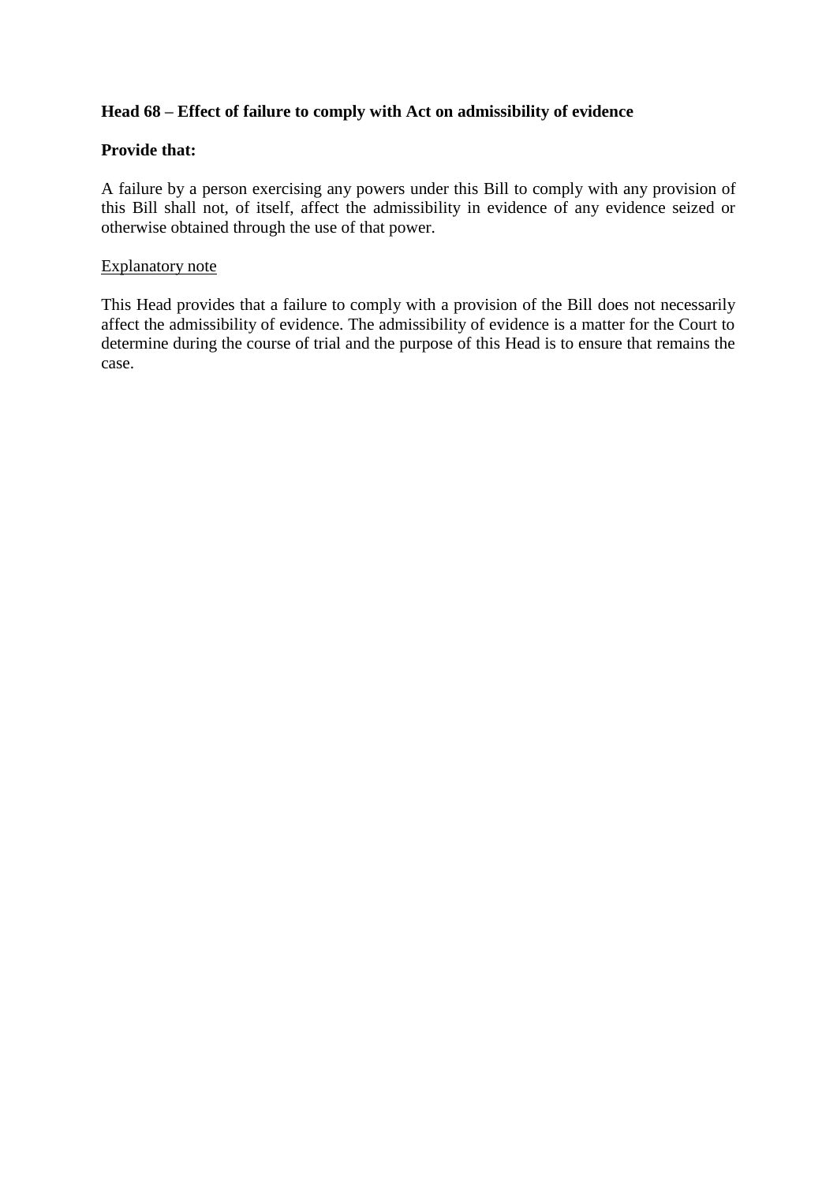**Head 68 – Effect of failure to comply with Act on admissibility of evidence**

**Provide that:**

A failure by a person exercising any powers under this Bill to comply with any provision of this Bill shall not, of itself, affect the admissibility in evidence of any evidence seized or otherwise obtained through the use of that power.

<u>Explanatory note</u>

This Head provides that a failure to comply with a provision of the Bill does not necessarily affect the admissibility of evidence. The admissibility of evidence is a matter for the Court to determine during the course of trial and the purpose of this Head is to ensure that remains the case.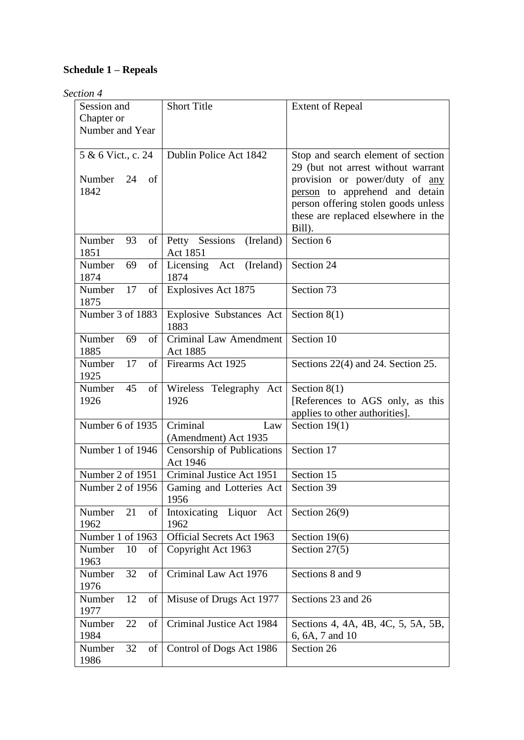**Schedule 1 – Repeals**

*Section 4*

| Session and Chapter or Number and Year | Short Title | Extent of Repeal |
|---|---|---|
| 5 & 6 Vict., c. 24<br><br>Number 24 of 1842 | Dublin Police Act 1842 | Stop and search element of section 29 (but not arrest without warrant provision or power/duty of <u>any person</u> to apprehend and detain person offering stolen goods unless these are replaced elsewhere in the Bill). |
| Number 93 of 1851 | Petty Sessions (Ireland) Act 1851 | Section 6 |
| Number 69 of 1874 | Licensing Act (Ireland) 1874 | Section 24 |
| Number 17 of 1875 | Explosives Act 1875 | Section 73 |
| Number 3 of 1883 | Explosive Substances Act 1883 | Section 8(1) |
| Number 69 of 1885 | Criminal Law Amendment Act 1885 | Section 10 |
| Number 17 of 1925 | Firearms Act 1925 | Sections 22(4) and 24. Section 25. |
| Number 45 of 1926 | Wireless Telegraphy Act 1926 | Section 8(1)<br>[References to AGS only, as this applies to other authorities]. |
| Number 6 of 1935 | Criminal Law (Amendment) Act 1935 | Section 19(1) |
| Number 1 of 1946 | Censorship of Publications Act 1946 | Section 17 |
| Number 2 of 1951 | Criminal Justice Act 1951 | Section 15 |
| Number 2 of 1956 | Gaming and Lotteries Act 1956 | Section 39 |
| Number 21 of 1962 | Intoxicating Liquor Act 1962 | Section 26(9) |
| Number 1 of 1963 | Official Secrets Act 1963 | Section 19(6) |
| Number 10 of 1963 | Copyright Act 1963 | Section 27(5) |
| Number 32 of 1976 | Criminal Law Act 1976 | Sections 8 and 9 |
| Number 12 of 1977 | Misuse of Drugs Act 1977 | Sections 23 and 26 |
| Number 22 of 1984 | Criminal Justice Act 1984 | Sections 4, 4A, 4B, 4C, 5, 5A, 5B, 6, 6A, 7 and 10 |
| Number 32 of 1986 | Control of Dogs Act 1986 | Section 26 |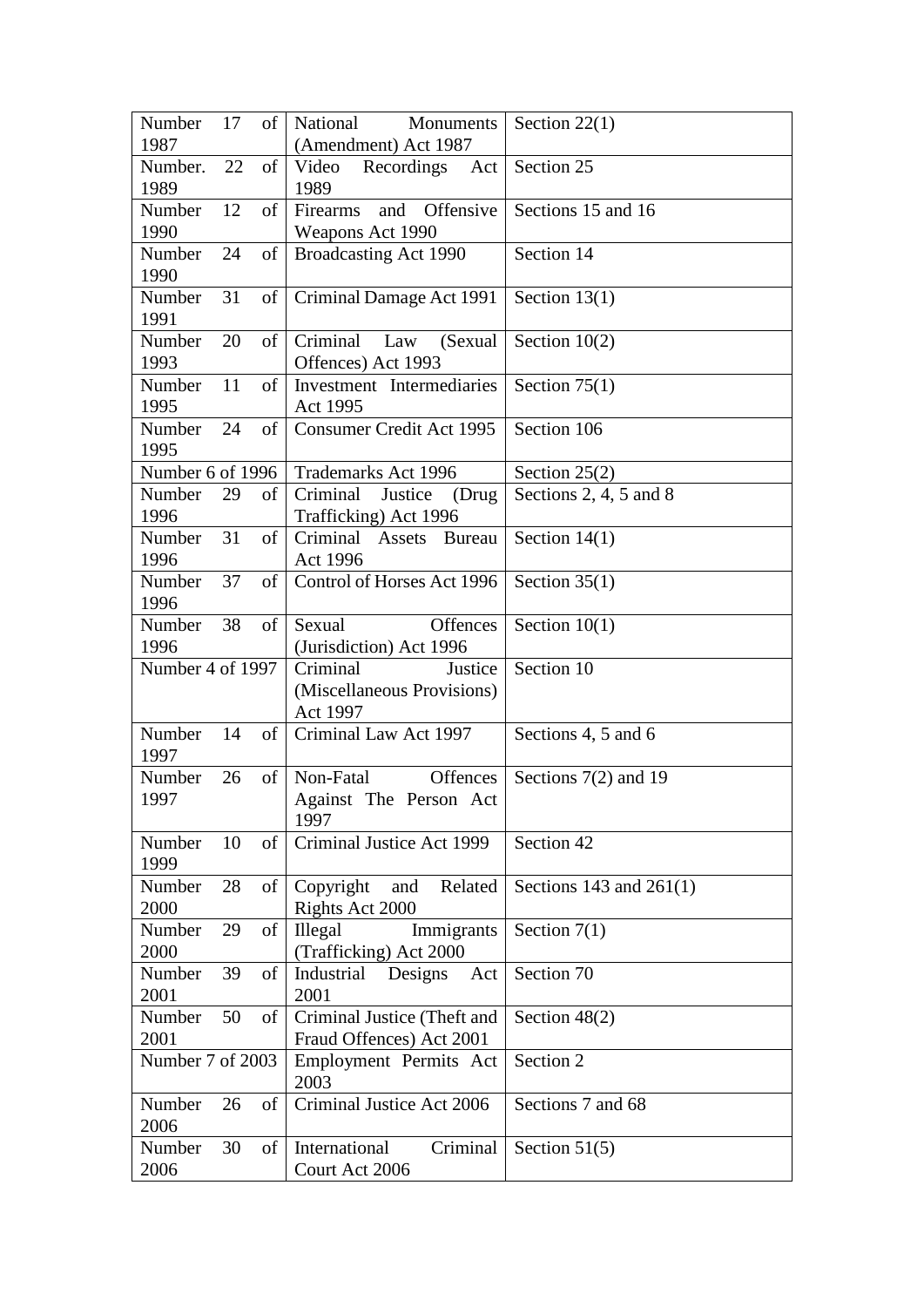| Number 17 of 1987 | National Monuments (Amendment) Act 1987 | Section 22(1) |
|---|---|---|
| Number. 22 of 1989 | Video Recordings Act 1989 | Section 25 |
| Number 12 of 1990 | Firearms and Offensive Weapons Act 1990 | Sections 15 and 16 |
| Number 24 of 1990 | Broadcasting Act 1990 | Section 14 |
| Number 31 of 1991 | Criminal Damage Act 1991 | Section 13(1) |
| Number 20 of 1993 | Criminal Law (Sexual Offences) Act 1993 | Section 10(2) |
| Number 11 of 1995 | Investment Intermediaries Act 1995 | Section 75(1) |
| Number 24 of 1995 | Consumer Credit Act 1995 | Section 106 |
| Number 6 of 1996 | Trademarks Act 1996 | Section 25(2) |
| Number 29 of 1996 | Criminal Justice (Drug Trafficking) Act 1996 | Sections 2, 4, 5 and 8 |
| Number 31 of 1996 | Criminal Assets Bureau Act 1996 | Section 14(1) |
| Number 37 of 1996 | Control of Horses Act 1996 | Section 35(1) |
| Number 38 of 1996 | Sexual Offences (Jurisdiction) Act 1996 | Section 10(1) |
| Number 4 of 1997 | Criminal Justice (Miscellaneous Provisions) Act 1997 | Section 10 |
| Number 14 of 1997 | Criminal Law Act 1997 | Sections 4, 5 and 6 |
| Number 26 of 1997 | Non-Fatal Offences Against The Person Act 1997 | Sections 7(2) and 19 |
| Number 10 of 1999 | Criminal Justice Act 1999 | Section 42 |
| Number 28 of 2000 | Copyright and Related Rights Act 2000 | Sections 143 and 261(1) |
| Number 29 of 2000 | Illegal Immigrants (Trafficking) Act 2000 | Section 7(1) |
| Number 39 of 2001 | Industrial Designs Act 2001 | Section 70 |
| Number 50 of 2001 | Criminal Justice (Theft and Fraud Offences) Act 2001 | Section 48(2) |
| Number 7 of 2003 | Employment Permits Act 2003 | Section 2 |
| Number 26 of 2006 | Criminal Justice Act 2006 | Sections 7 and 68 |
| Number 30 of 2006 | International Criminal Court Act 2006 | Section 51(5) |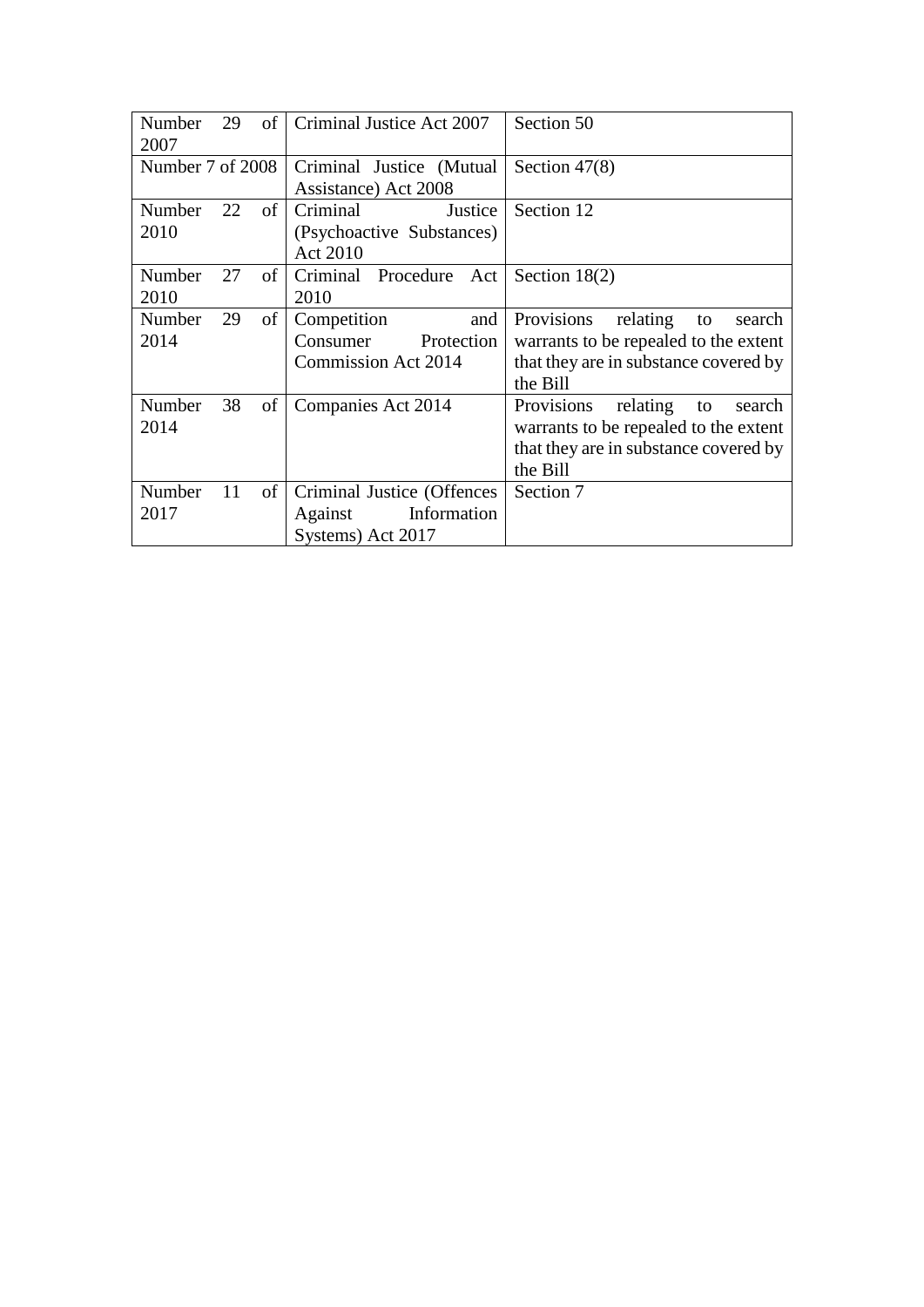| Number 29 of 2007 | Criminal Justice Act 2007 | Section 50 |
|---|---|---|
| Number 7 of 2008 | Criminal Justice (Mutual Assistance) Act 2008 | Section 47(8) |
| Number 22 of 2010 | Criminal Justice (Psychoactive Substances) Act 2010 | Section 12 |
| Number 27 of 2010 | Criminal Procedure Act 2010 | Section 18(2) |
| Number 29 of 2014 | Competition and Consumer Protection Commission Act 2014 | Provisions relating to search warrants to be repealed to the extent that they are in substance covered by the Bill |
| Number 38 of 2014 | Companies Act 2014 | Provisions relating to search warrants to be repealed to the extent that they are in substance covered by the Bill |
| Number 11 of 2017 | Criminal Justice (Offences Against Information Systems) Act 2017 | Section 7 |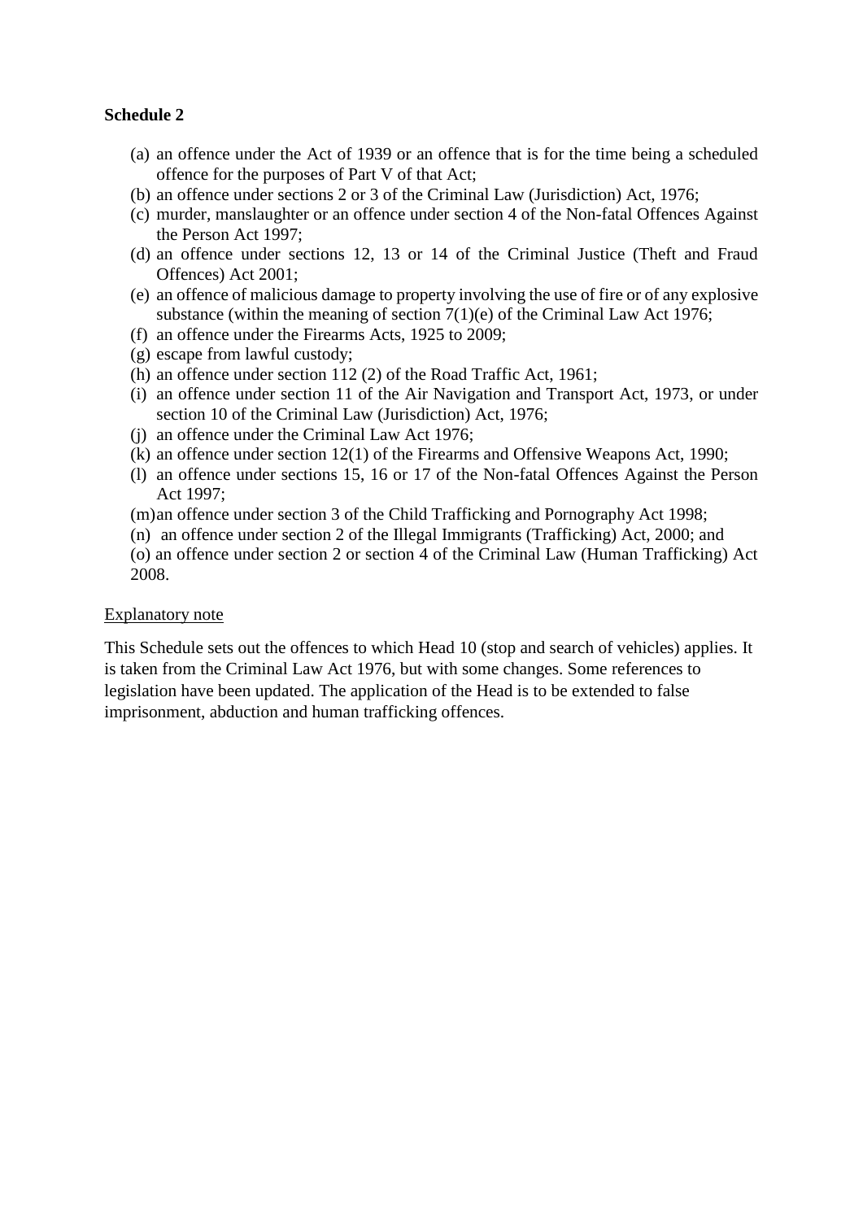**Schedule 2**

(a) an offence under the Act of 1939 or an offence that is for the time being a scheduled offence for the purposes of Part V of that Act;
(b) an offence under sections 2 or 3 of the Criminal Law (Jurisdiction) Act, 1976;
(c) murder, manslaughter or an offence under section 4 of the Non-fatal Offences Against the Person Act 1997;
(d) an offence under sections 12, 13 or 14 of the Criminal Justice (Theft and Fraud Offences) Act 2001;
(e) an offence of malicious damage to property involving the use of fire or of any explosive substance (within the meaning of section 7(1)(e) of the Criminal Law Act 1976;
(f) an offence under the Firearms Acts, 1925 to 2009;
(g) escape from lawful custody;
(h) an offence under section 112 (2) of the Road Traffic Act, 1961;
(i) an offence under section 11 of the Air Navigation and Transport Act, 1973, or under section 10 of the Criminal Law (Jurisdiction) Act, 1976;
(j) an offence under the Criminal Law Act 1976;
(k) an offence under section 12(1) of the Firearms and Offensive Weapons Act, 1990;
(l) an offence under sections 15, 16 or 17 of the Non-fatal Offences Against the Person Act 1997;
(m) an offence under section 3 of the Child Trafficking and Pornography Act 1998;
(n) an offence under section 2 of the Illegal Immigrants (Trafficking) Act, 2000; and
(o) an offence under section 2 or section 4 of the Criminal Law (Human Trafficking) Act 2008.

Explanatory note

This Schedule sets out the offences to which Head 10 (stop and search of vehicles) applies. It is taken from the Criminal Law Act 1976, but with some changes. Some references to legislation have been updated. The application of the Head is to be extended to false imprisonment, abduction and human trafficking offences.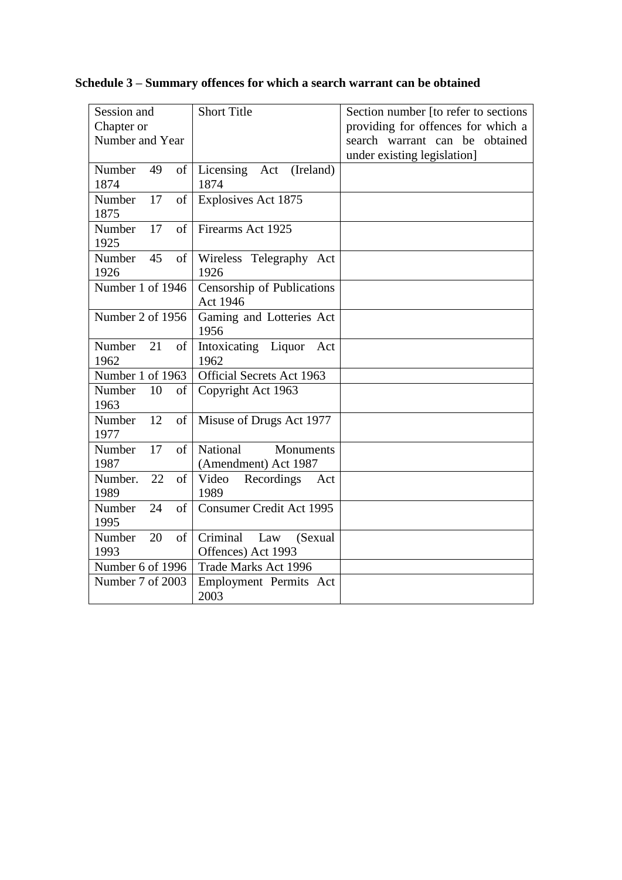**Schedule 3 – Summary offences for which a search warrant can be obtained**

| Session and Chapter or Number and Year | Short Title | Section number [to refer to sections providing for offences for which a search warrant can be obtained under existing legislation] |
|---|---|---|
| Number 49 of 1874 | Licensing Act (Ireland) 1874 | |
| Number 17 of 1875 | Explosives Act 1875 | |
| Number 17 of 1925 | Firearms Act 1925 | |
| Number 45 of 1926 | Wireless Telegraphy Act 1926 | |
| Number 1 of 1946 | Censorship of Publications Act 1946 | |
| Number 2 of 1956 | Gaming and Lotteries Act 1956 | |
| Number 21 of 1962 | Intoxicating Liquor Act 1962 | |
| Number 1 of 1963 | Official Secrets Act 1963 | |
| Number 10 of 1963 | Copyright Act 1963 | |
| Number 12 of 1977 | Misuse of Drugs Act 1977 | |
| Number 17 of 1987 | National Monuments (Amendment) Act 1987 | |
| Number. 22 of 1989 | Video Recordings Act 1989 | |
| Number 24 of 1995 | Consumer Credit Act 1995 | |
| Number 20 of 1993 | Criminal Law (Sexual Offences) Act 1993 | |
| Number 6 of 1996 | Trade Marks Act 1996 | |
| Number 7 of 2003 | Employment Permits Act 2003 | |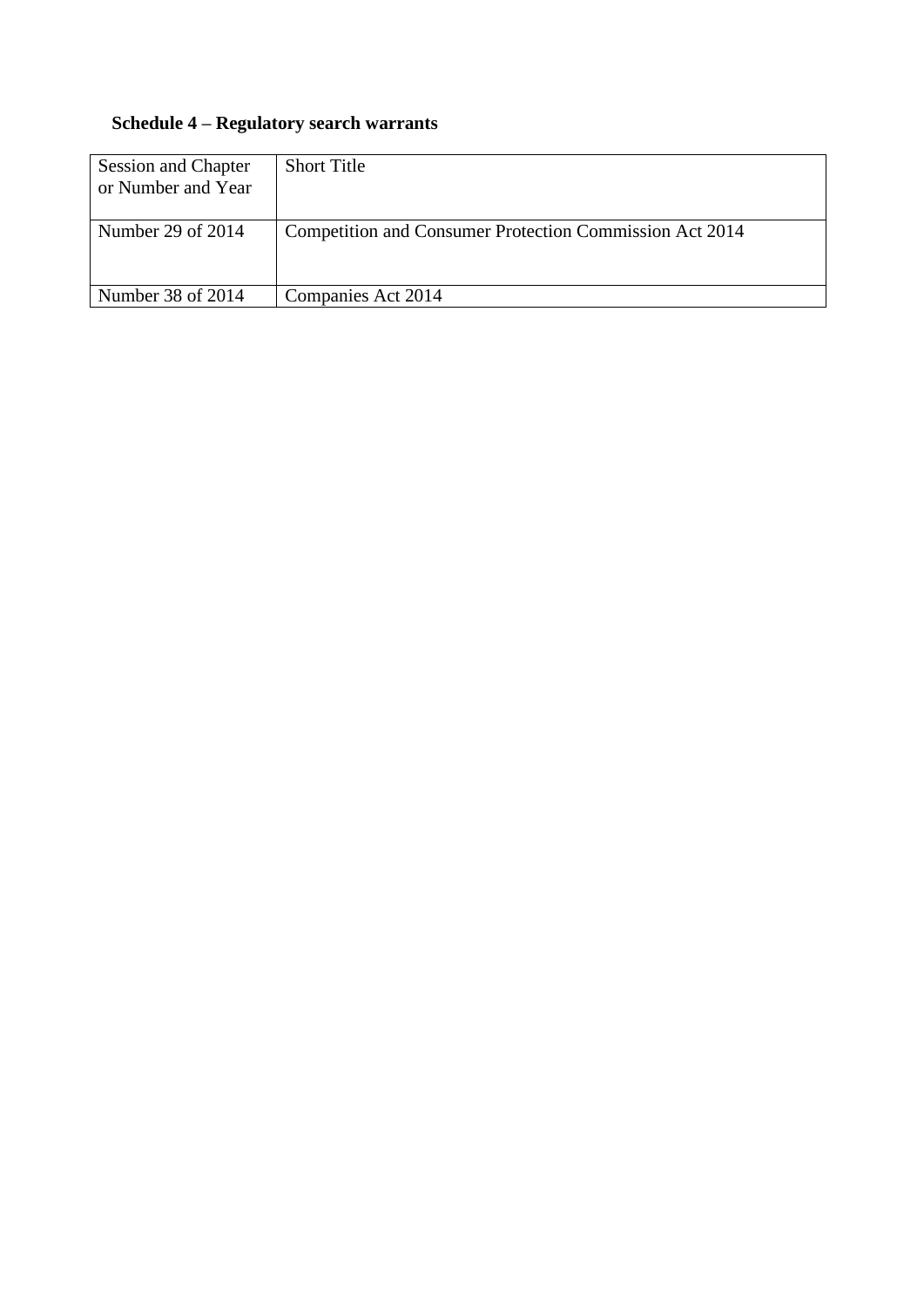## Schedule 4 – Regulatory search warrants

| Session and Chapter or Number and Year | Short Title |
| --- | --- |
| Number 29 of 2014 | Competition and Consumer Protection Commission Act 2014 |
| Number 38 of 2014 | Companies Act 2014 |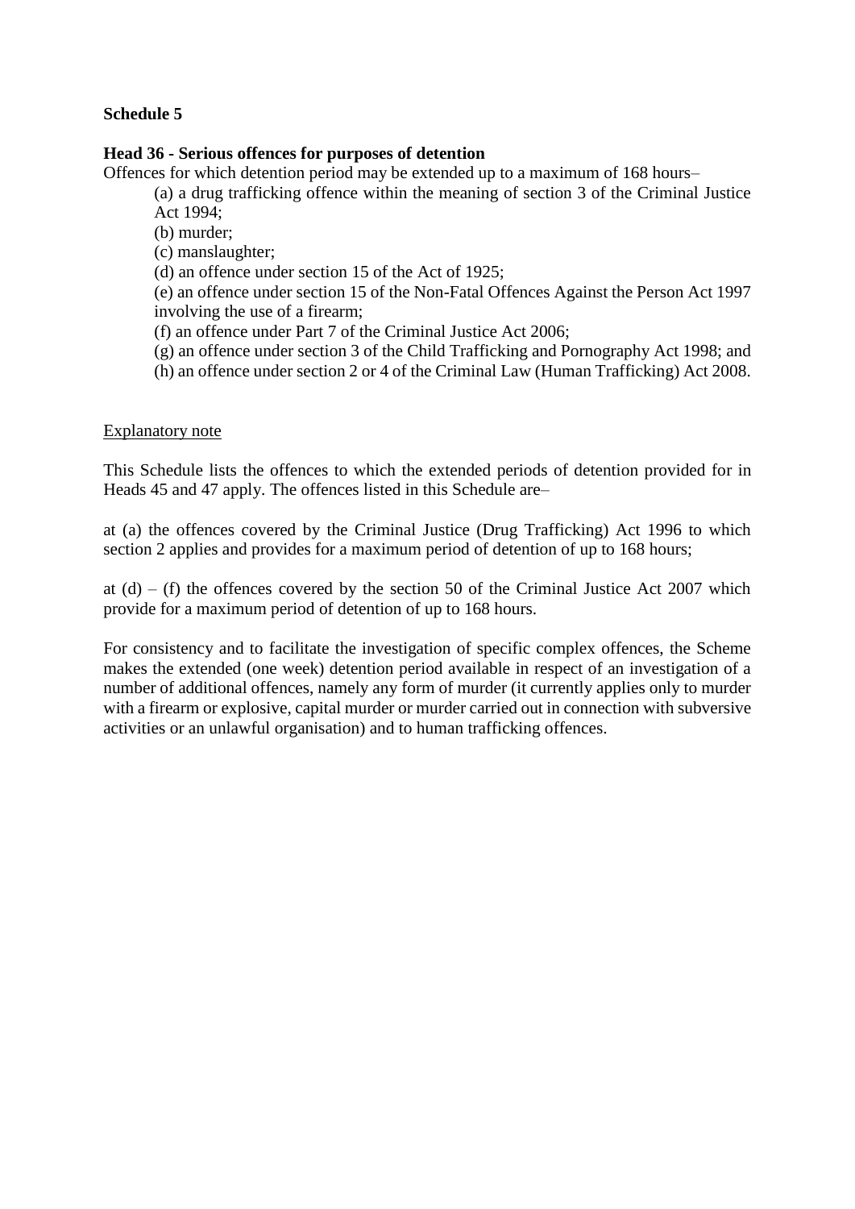**Schedule 5**

**Head 36 - Serious offences for purposes of detention**

Offences for which detention period may be extended up to a maximum of 168 hours–

(a) a drug trafficking offence within the meaning of section 3 of the Criminal Justice Act 1994;

(b) murder;

(c) manslaughter;

(d) an offence under section 15 of the Act of 1925;

(e) an offence under section 15 of the Non-Fatal Offences Against the Person Act 1997 involving the use of a firearm;

(f) an offence under Part 7 of the Criminal Justice Act 2006;

(g) an offence under section 3 of the Child Trafficking and Pornography Act 1998; and

(h) an offence under section 2 or 4 of the Criminal Law (Human Trafficking) Act 2008.

Explanatory note

This Schedule lists the offences to which the extended periods of detention provided for in Heads 45 and 47 apply. The offences listed in this Schedule are–

at (a) the offences covered by the Criminal Justice (Drug Trafficking) Act 1996 to which section 2 applies and provides for a maximum period of detention of up to 168 hours;

at (d) – (f) the offences covered by the section 50 of the Criminal Justice Act 2007 which provide for a maximum period of detention of up to 168 hours.

For consistency and to facilitate the investigation of specific complex offences, the Scheme makes the extended (one week) detention period available in respect of an investigation of a number of additional offences, namely any form of murder (it currently applies only to murder with a firearm or explosive, capital murder or murder carried out in connection with subversive activities or an unlawful organisation) and to human trafficking offences.